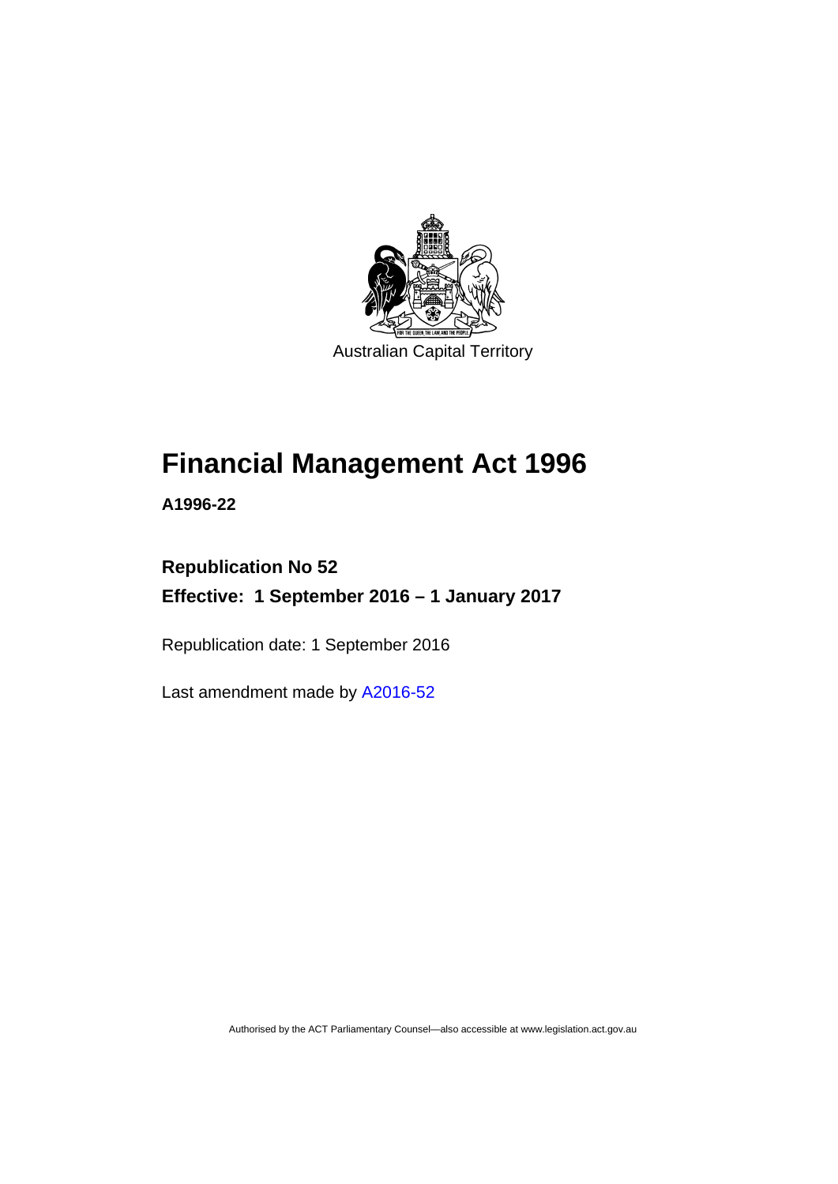Australian Capital Territory

# Financial Management Act 1996

**A1996-22**

**Republication No 52**

**Effective: 1 September 2016 – 1 January 2017**

Republication date: 1 September 2016

Last amendment made by A2016-52

Authorised by the ACT Parliamentary Counsel—also accessible at www.legislation.act.gov.au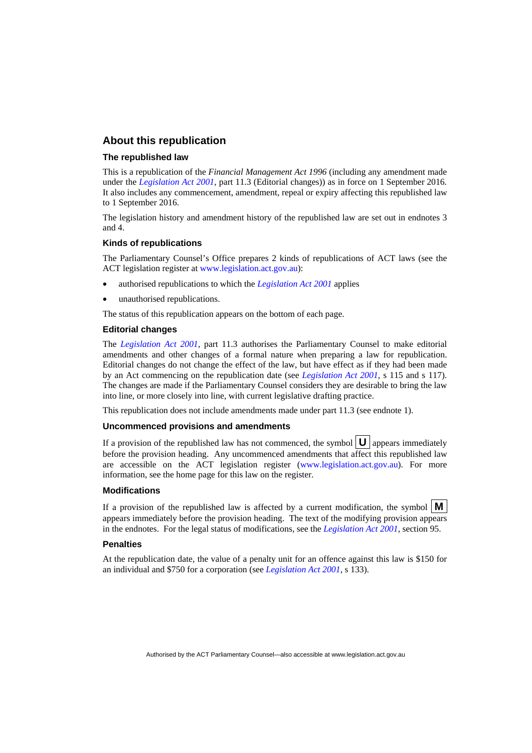## About this republication

### The republished law

This is a republication of the *Financial Management Act 1996* (including any amendment made under the *Legislation Act 2001*, part 11.3 (Editorial changes)) as in force on 1 September 2016. It also includes any commencement, amendment, repeal or expiry affecting this republished law to 1 September 2016.

The legislation history and amendment history of the republished law are set out in endnotes 3 and 4.

### Kinds of republications

The Parliamentary Counsel's Office prepares 2 kinds of republications of ACT laws (see the ACT legislation register at www.legislation.act.gov.au):

- authorised republications to which the *Legislation Act 2001* applies
- unauthorised republications.

The status of this republication appears on the bottom of each page.

### Editorial changes

The *Legislation Act 2001*, part 11.3 authorises the Parliamentary Counsel to make editorial amendments and other changes of a formal nature when preparing a law for republication. Editorial changes do not change the effect of the law, but have effect as if they had been made by an Act commencing on the republication date (see *Legislation Act 2001*, s 115 and s 117). The changes are made if the Parliamentary Counsel considers they are desirable to bring the law into line, or more closely into line, with current legislative drafting practice.

This republication does not include amendments made under part 11.3 (see endnote 1).

### Uncommenced provisions and amendments

If a provision of the republished law has not commenced, the symbol **U** appears immediately before the provision heading. Any uncommenced amendments that affect this republished law are accessible on the ACT legislation register (www.legislation.act.gov.au). For more information, see the home page for this law on the register.

### Modifications

If a provision of the republished law is affected by a current modification, the symbol **M** appears immediately before the provision heading. The text of the modifying provision appears in the endnotes. For the legal status of modifications, see the *Legislation Act 2001*, section 95.

### Penalties

At the republication date, the value of a penalty unit for an offence against this law is $150 for an individual and $750 for a corporation (see *Legislation Act 2001*, s 133).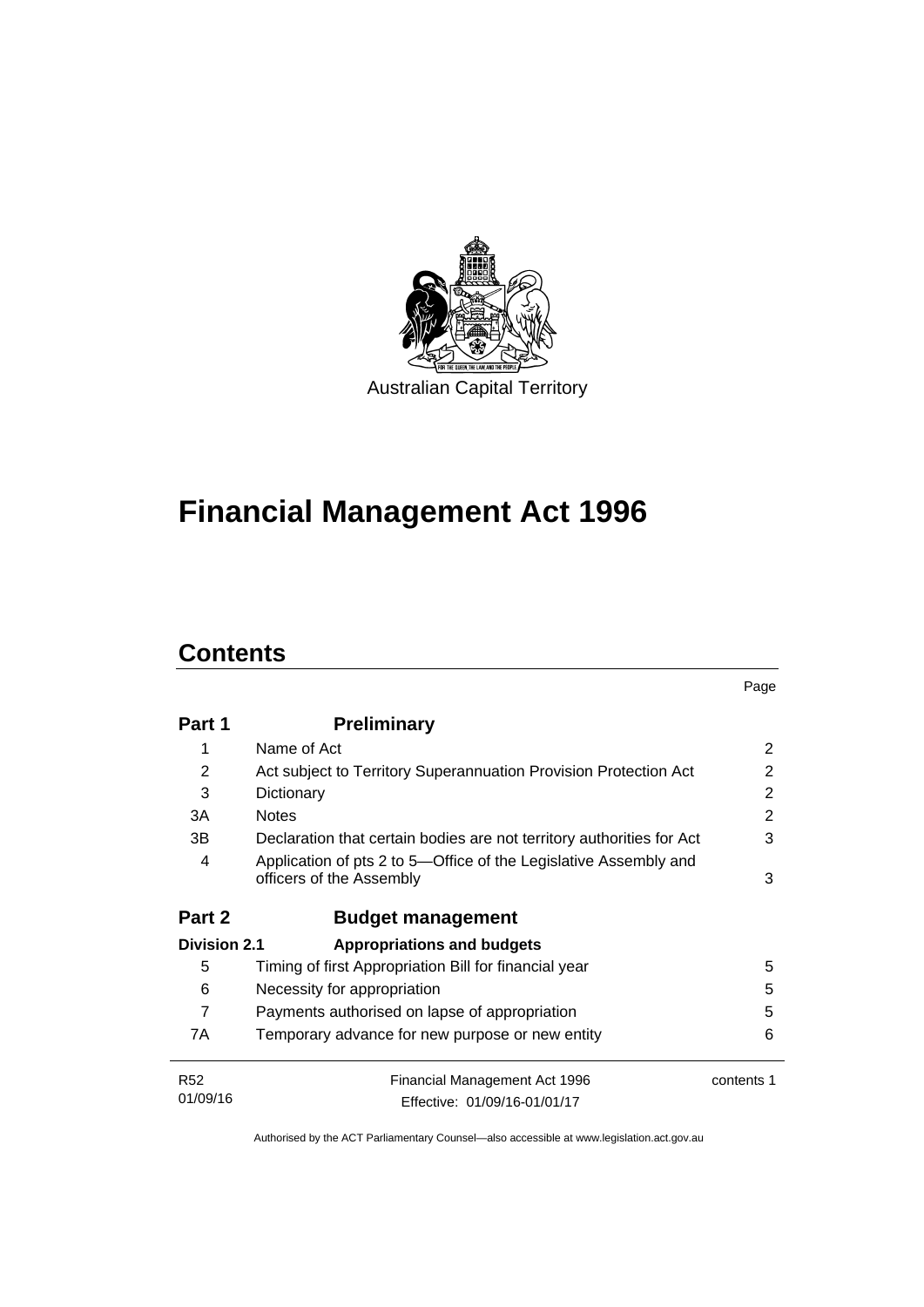Australian Capital Territory

# Financial Management Act 1996

## Contents

| | | Page |
|---|---|---|
| **Part 1** | **Preliminary** | |
| 1 | Name of Act | 2 |
| 2 | Act subject to Territory Superannuation Provision Protection Act | 2 |
| 3 | Dictionary | 2 |
| 3A | Notes | 2 |
| 3B | Declaration that certain bodies are not territory authorities for Act | 3 |
| 4 | Application of pts 2 to 5—Office of the Legislative Assembly and officers of the Assembly | 3 |
| **Part 2** | **Budget management** | |
| **Division 2.1** | **Appropriations and budgets** | |
| 5 | Timing of first Appropriation Bill for financial year | 5 |
| 6 | Necessity for appropriation | 5 |
| 7 | Payments authorised on lapse of appropriation | 5 |
| 7A | Temporary advance for new purpose or new entity | 6 |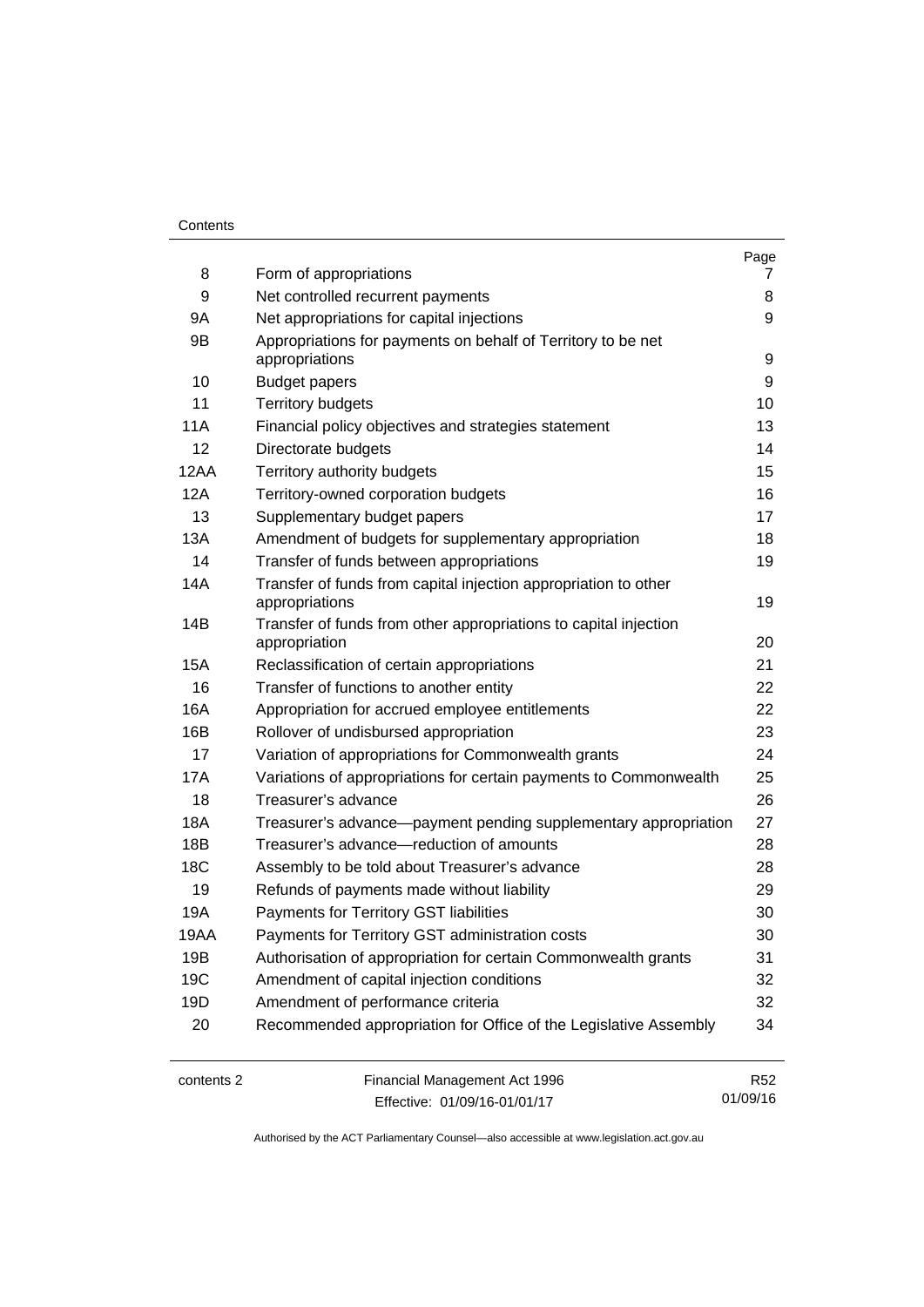| | | Page |
|---|---|---|
| 8 | Form of appropriations | 7 |
| 9 | Net controlled recurrent payments | 8 |
| 9A | Net appropriations for capital injections | 9 |
| 9B | Appropriations for payments on behalf of Territory to be net appropriations | 9 |
| 10 | Budget papers | 9 |
| 11 | Territory budgets | 10 |
| 11A | Financial policy objectives and strategies statement | 13 |
| 12 | Directorate budgets | 14 |
| 12AA | Territory authority budgets | 15 |
| 12A | Territory-owned corporation budgets | 16 |
| 13 | Supplementary budget papers | 17 |
| 13A | Amendment of budgets for supplementary appropriation | 18 |
| 14 | Transfer of funds between appropriations | 19 |
| 14A | Transfer of funds from capital injection appropriation to other appropriations | 19 |
| 14B | Transfer of funds from other appropriations to capital injection appropriation | 20 |
| 15A | Reclassification of certain appropriations | 21 |
| 16 | Transfer of functions to another entity | 22 |
| 16A | Appropriation for accrued employee entitlements | 22 |
| 16B | Rollover of undisbursed appropriation | 23 |
| 17 | Variation of appropriations for Commonwealth grants | 24 |
| 17A | Variations of appropriations for certain payments to Commonwealth | 25 |
| 18 | Treasurer's advance | 26 |
| 18A | Treasurer's advance—payment pending supplementary appropriation | 27 |
| 18B | Treasurer's advance—reduction of amounts | 28 |
| 18C | Assembly to be told about Treasurer's advance | 28 |
| 19 | Refunds of payments made without liability | 29 |
| 19A | Payments for Territory GST liabilities | 30 |
| 19AA | Payments for Territory GST administration costs | 30 |
| 19B | Authorisation of appropriation for certain Commonwealth grants | 31 |
| 19C | Amendment of capital injection conditions | 32 |
| 19D | Amendment of performance criteria | 32 |
| 20 | Recommended appropriation for Office of the Legislative Assembly | 34 |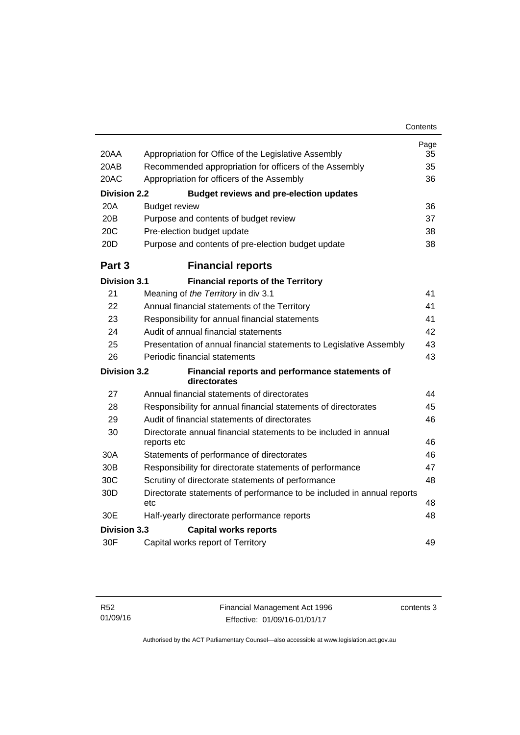| | | Page |
|---|---|---|
| 20AA | Appropriation for Office of the Legislative Assembly | 35 |
| 20AB | Recommended appropriation for officers of the Assembly | 35 |
| 20AC | Appropriation for officers of the Assembly | 36 |
| **Division 2.2** | **Budget reviews and pre-election updates** | |
| 20A | Budget review | 36 |
| 20B | Purpose and contents of budget review | 37 |
| 20C | Pre-election budget update | 38 |
| 20D | Purpose and contents of pre-election budget update | 38 |

## Part 3 Financial reports

| | | |
|---|---|---|
| **Division 3.1** | **Financial reports of the Territory** | |
| 21 | Meaning of *the Territory* in div 3.1 | 41 |
| 22 | Annual financial statements of the Territory | 41 |
| 23 | Responsibility for annual financial statements | 41 |
| 24 | Audit of annual financial statements | 42 |
| 25 | Presentation of annual financial statements to Legislative Assembly | 43 |
| 26 | Periodic financial statements | 43 |
| **Division 3.2** | **Financial reports and performance statements of directorates** | |
| 27 | Annual financial statements of directorates | 44 |
| 28 | Responsibility for annual financial statements of directorates | 45 |
| 29 | Audit of financial statements of directorates | 46 |
| 30 | Directorate annual financial statements to be included in annual reports etc | 46 |
| 30A | Statements of performance of directorates | 46 |
| 30B | Responsibility for directorate statements of performance | 47 |
| 30C | Scrutiny of directorate statements of performance | 48 |
| 30D | Directorate statements of performance to be included in annual reports etc | 48 |
| 30E | Half-yearly directorate performance reports | 48 |
| **Division 3.3** | **Capital works reports** | |
| 30F | Capital works report of Territory | 49 |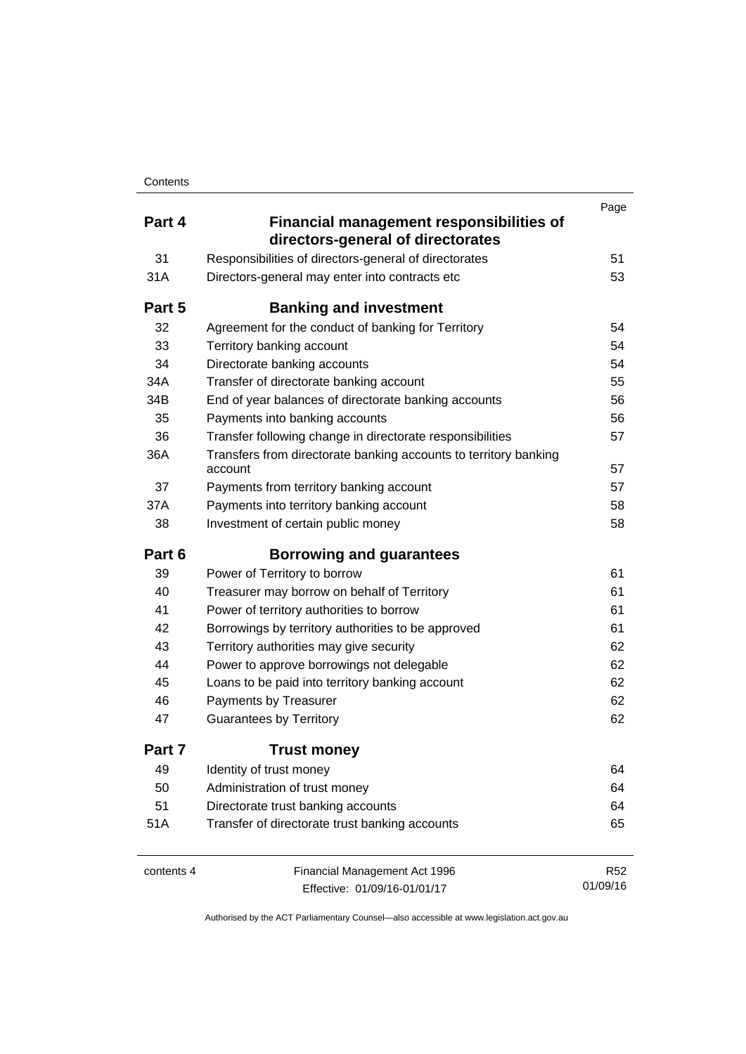| | | Page |
|---|---|---|
| **Part 4** | **Financial management responsibilities of directors-general of directorates** | |
| 31 | Responsibilities of directors-general of directorates | 51 |
| 31A | Directors-general may enter into contracts etc | 53 |
| **Part 5** | **Banking and investment** | |
| 32 | Agreement for the conduct of banking for Territory | 54 |
| 33 | Territory banking account | 54 |
| 34 | Directorate banking accounts | 54 |
| 34A | Transfer of directorate banking account | 55 |
| 34B | End of year balances of directorate banking accounts | 56 |
| 35 | Payments into banking accounts | 56 |
| 36 | Transfer following change in directorate responsibilities | 57 |
| 36A | Transfers from directorate banking accounts to territory banking account | 57 |
| 37 | Payments from territory banking account | 57 |
| 37A | Payments into territory banking account | 58 |
| 38 | Investment of certain public money | 58 |
| **Part 6** | **Borrowing and guarantees** | |
| 39 | Power of Territory to borrow | 61 |
| 40 | Treasurer may borrow on behalf of Territory | 61 |
| 41 | Power of territory authorities to borrow | 61 |
| 42 | Borrowings by territory authorities to be approved | 61 |
| 43 | Territory authorities may give security | 62 |
| 44 | Power to approve borrowings not delegable | 62 |
| 45 | Loans to be paid into territory banking account | 62 |
| 46 | Payments by Treasurer | 62 |
| 47 | Guarantees by Territory | 62 |
| **Part 7** | **Trust money** | |
| 49 | Identity of trust money | 64 |
| 50 | Administration of trust money | 64 |
| 51 | Directorate trust banking accounts | 64 |
| 51A | Transfer of directorate trust banking accounts | 65 |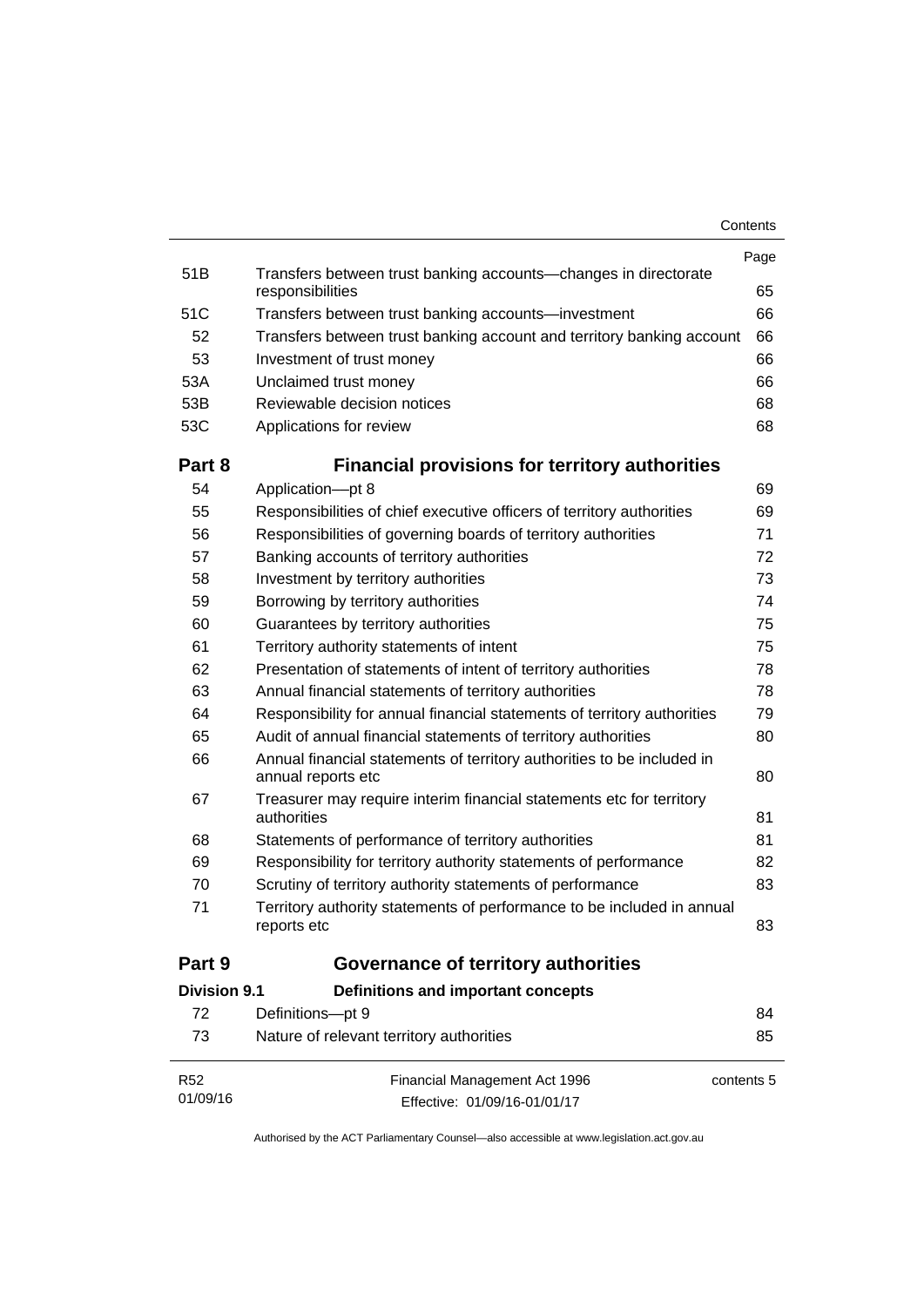| | | Page |
|---|---|---|
| 51B | Transfers between trust banking accounts—changes in directorate responsibilities | 65 |
| 51C | Transfers between trust banking accounts—investment | 66 |
| 52 | Transfers between trust banking account and territory banking account | 66 |
| 53 | Investment of trust money | 66 |
| 53A | Unclaimed trust money | 66 |
| 53B | Reviewable decision notices | 68 |
| 53C | Applications for review | 68 |

## Part 8 Financial provisions for territory authorities

| | | |
|---|---|---|
| 54 | Application—pt 8 | 69 |
| 55 | Responsibilities of chief executive officers of territory authorities | 69 |
| 56 | Responsibilities of governing boards of territory authorities | 71 |
| 57 | Banking accounts of territory authorities | 72 |
| 58 | Investment by territory authorities | 73 |
| 59 | Borrowing by territory authorities | 74 |
| 60 | Guarantees by territory authorities | 75 |
| 61 | Territory authority statements of intent | 75 |
| 62 | Presentation of statements of intent of territory authorities | 78 |
| 63 | Annual financial statements of territory authorities | 78 |
| 64 | Responsibility for annual financial statements of territory authorities | 79 |
| 65 | Audit of annual financial statements of territory authorities | 80 |
| 66 | Annual financial statements of territory authorities to be included in annual reports etc | 80 |
| 67 | Treasurer may require interim financial statements etc for territory authorities | 81 |
| 68 | Statements of performance of territory authorities | 81 |
| 69 | Responsibility for territory authority statements of performance | 82 |
| 70 | Scrutiny of territory authority statements of performance | 83 |
| 71 | Territory authority statements of performance to be included in annual reports etc | 83 |

## Part 9 Governance of territory authorities

### Division 9.1 Definitions and important concepts

| | | |
|---|---|---|
| 72 | Definitions—pt 9 | 84 |
| 73 | Nature of relevant territory authorities | 85 |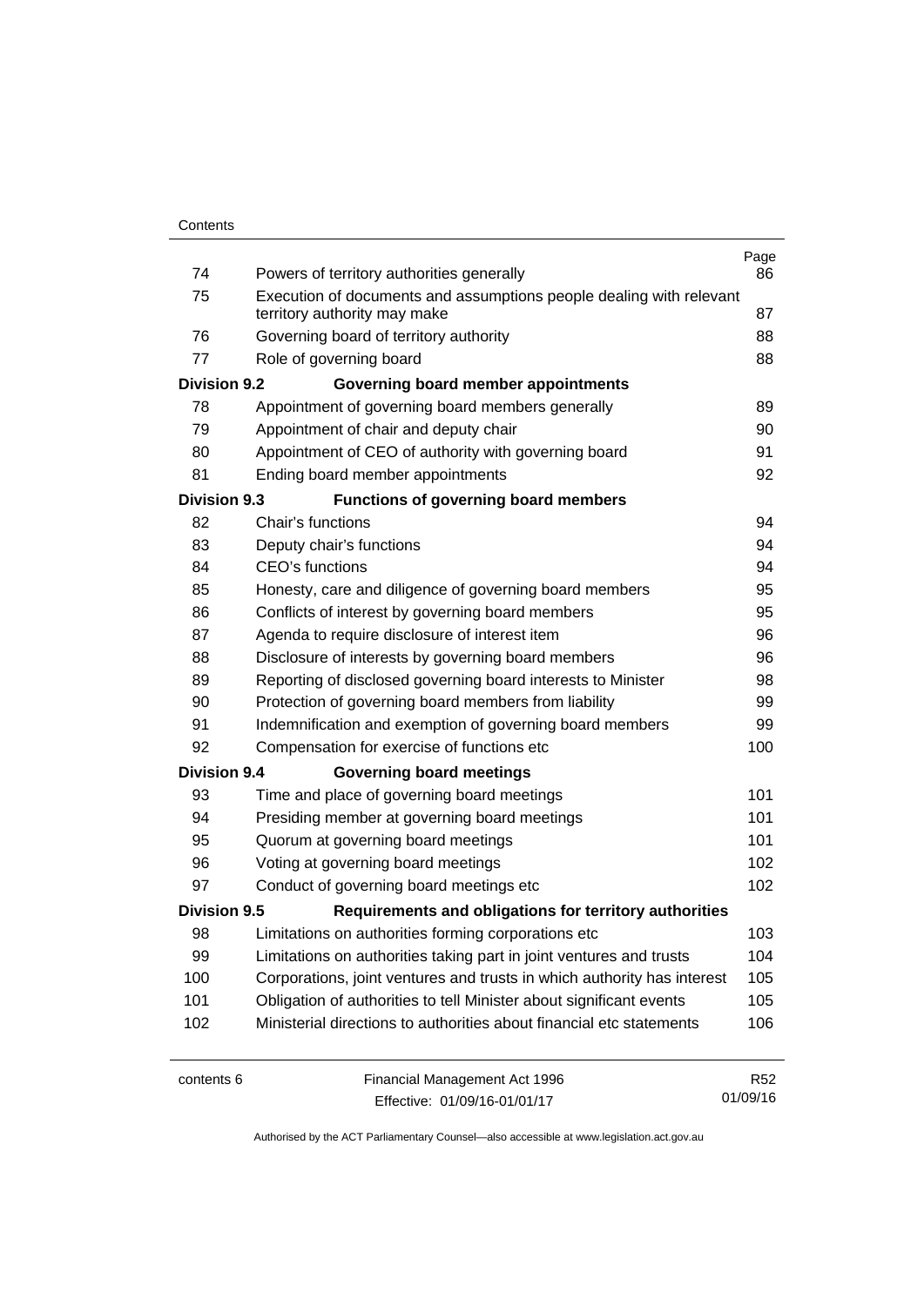| | | Page |
|---|---|---|
| 74 | Powers of territory authorities generally | 86 |
| 75 | Execution of documents and assumptions people dealing with relevant territory authority may make | 87 |
| 76 | Governing board of territory authority | 88 |
| 77 | Role of governing board | 88 |
| **Division 9.2** | **Governing board member appointments** | |
| 78 | Appointment of governing board members generally | 89 |
| 79 | Appointment of chair and deputy chair | 90 |
| 80 | Appointment of CEO of authority with governing board | 91 |
| 81 | Ending board member appointments | 92 |
| **Division 9.3** | **Functions of governing board members** | |
| 82 | Chair's functions | 94 |
| 83 | Deputy chair's functions | 94 |
| 84 | CEO's functions | 94 |
| 85 | Honesty, care and diligence of governing board members | 95 |
| 86 | Conflicts of interest by governing board members | 95 |
| 87 | Agenda to require disclosure of interest item | 96 |
| 88 | Disclosure of interests by governing board members | 96 |
| 89 | Reporting of disclosed governing board interests to Minister | 98 |
| 90 | Protection of governing board members from liability | 99 |
| 91 | Indemnification and exemption of governing board members | 99 |
| 92 | Compensation for exercise of functions etc | 100 |
| **Division 9.4** | **Governing board meetings** | |
| 93 | Time and place of governing board meetings | 101 |
| 94 | Presiding member at governing board meetings | 101 |
| 95 | Quorum at governing board meetings | 101 |
| 96 | Voting at governing board meetings | 102 |
| 97 | Conduct of governing board meetings etc | 102 |
| **Division 9.5** | **Requirements and obligations for territory authorities** | |
| 98 | Limitations on authorities forming corporations etc | 103 |
| 99 | Limitations on authorities taking part in joint ventures and trusts | 104 |
| 100 | Corporations, joint ventures and trusts in which authority has interest | 105 |
| 101 | Obligation of authorities to tell Minister about significant events | 105 |
| 102 | Ministerial directions to authorities about financial etc statements | 106 |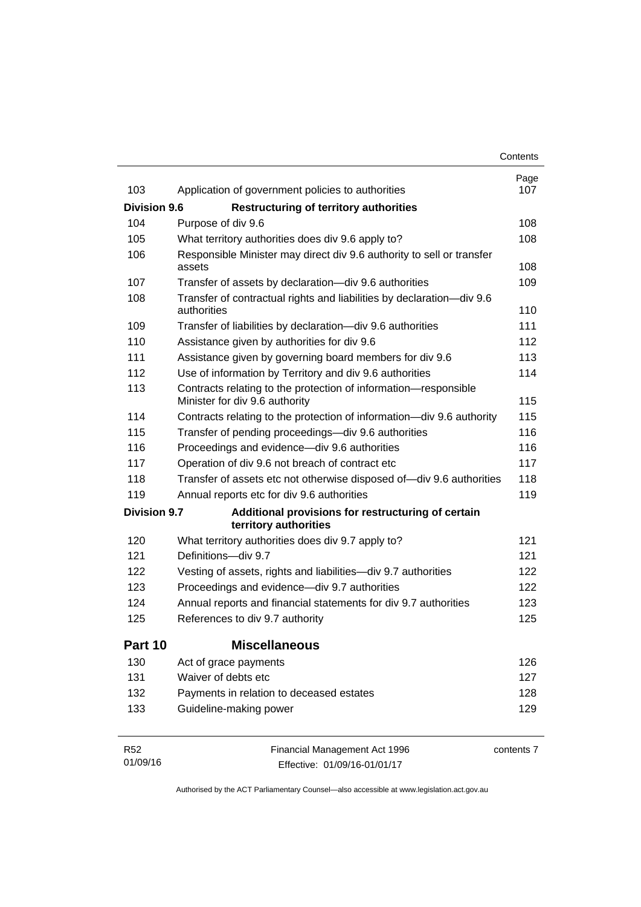| | | Page |
|---|---|---|
| 103 | Application of government policies to authorities | 107 |
| **Division 9.6** | **Restructuring of territory authorities** | |
| 104 | Purpose of div 9.6 | 108 |
| 105 | What territory authorities does div 9.6 apply to? | 108 |
| 106 | Responsible Minister may direct div 9.6 authority to sell or transfer assets | 108 |
| 107 | Transfer of assets by declaration—div 9.6 authorities | 109 |
| 108 | Transfer of contractual rights and liabilities by declaration—div 9.6 authorities | 110 |
| 109 | Transfer of liabilities by declaration—div 9.6 authorities | 111 |
| 110 | Assistance given by authorities for div 9.6 | 112 |
| 111 | Assistance given by governing board members for div 9.6 | 113 |
| 112 | Use of information by Territory and div 9.6 authorities | 114 |
| 113 | Contracts relating to the protection of information—responsible Minister for div 9.6 authority | 115 |
| 114 | Contracts relating to the protection of information—div 9.6 authority | 115 |
| 115 | Transfer of pending proceedings—div 9.6 authorities | 116 |
| 116 | Proceedings and evidence—div 9.6 authorities | 116 |
| 117 | Operation of div 9.6 not breach of contract etc | 117 |
| 118 | Transfer of assets etc not otherwise disposed of—div 9.6 authorities | 118 |
| 119 | Annual reports etc for div 9.6 authorities | 119 |
| **Division 9.7** | **Additional provisions for restructuring of certain territory authorities** | |
| 120 | What territory authorities does div 9.7 apply to? | 121 |
| 121 | Definitions—div 9.7 | 121 |
| 122 | Vesting of assets, rights and liabilities—div 9.7 authorities | 122 |
| 123 | Proceedings and evidence—div 9.7 authorities | 122 |
| 124 | Annual reports and financial statements for div 9.7 authorities | 123 |
| 125 | References to div 9.7 authority | 125 |
| **Part 10** | **Miscellaneous** | |
| 130 | Act of grace payments | 126 |
| 131 | Waiver of debts etc | 127 |
| 132 | Payments in relation to deceased estates | 128 |
| 133 | Guideline-making power | 129 |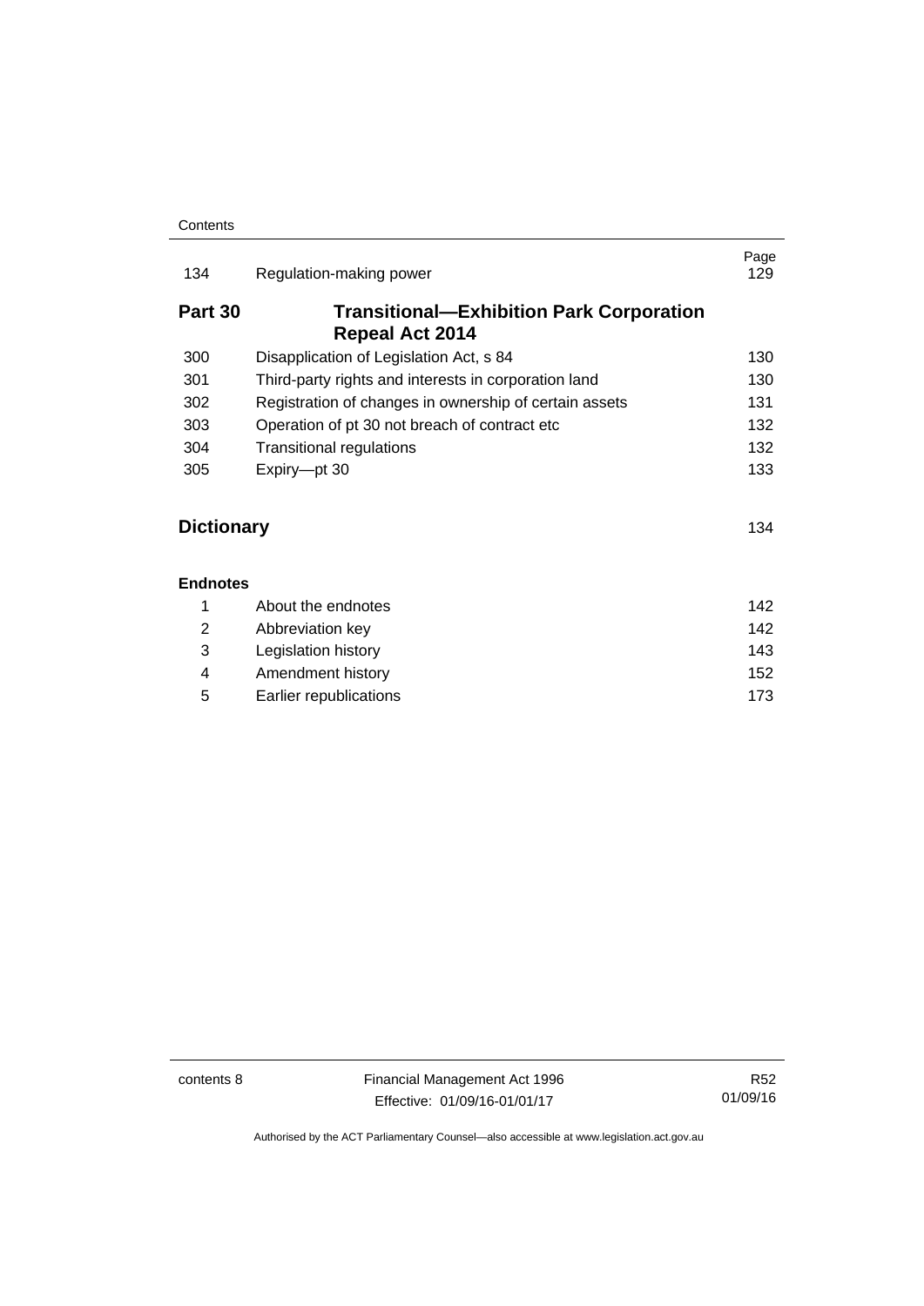| | | Page |
|---|---|---|
| 134 | Regulation-making power | 129 |

| **Part 30** | **Transitional—Exhibition Park Corporation Repeal Act 2014** | |
|---|---|---|
| 300 | Disapplication of Legislation Act, s 84 | 130 |
| 301 | Third-party rights and interests in corporation land | 130 |
| 302 | Registration of changes in ownership of certain assets | 131 |
| 303 | Operation of pt 30 not breach of contract etc | 132 |
| 304 | Transitional regulations | 132 |
| 305 | Expiry—pt 30 | 133 |

**Dictionary** 134

**Endnotes**

| | | |
|---|---|---|
| 1 | About the endnotes | 142 |
| 2 | Abbreviation key | 142 |
| 3 | Legislation history | 143 |
| 4 | Amendment history | 152 |
| 5 | Earlier republications | 173 |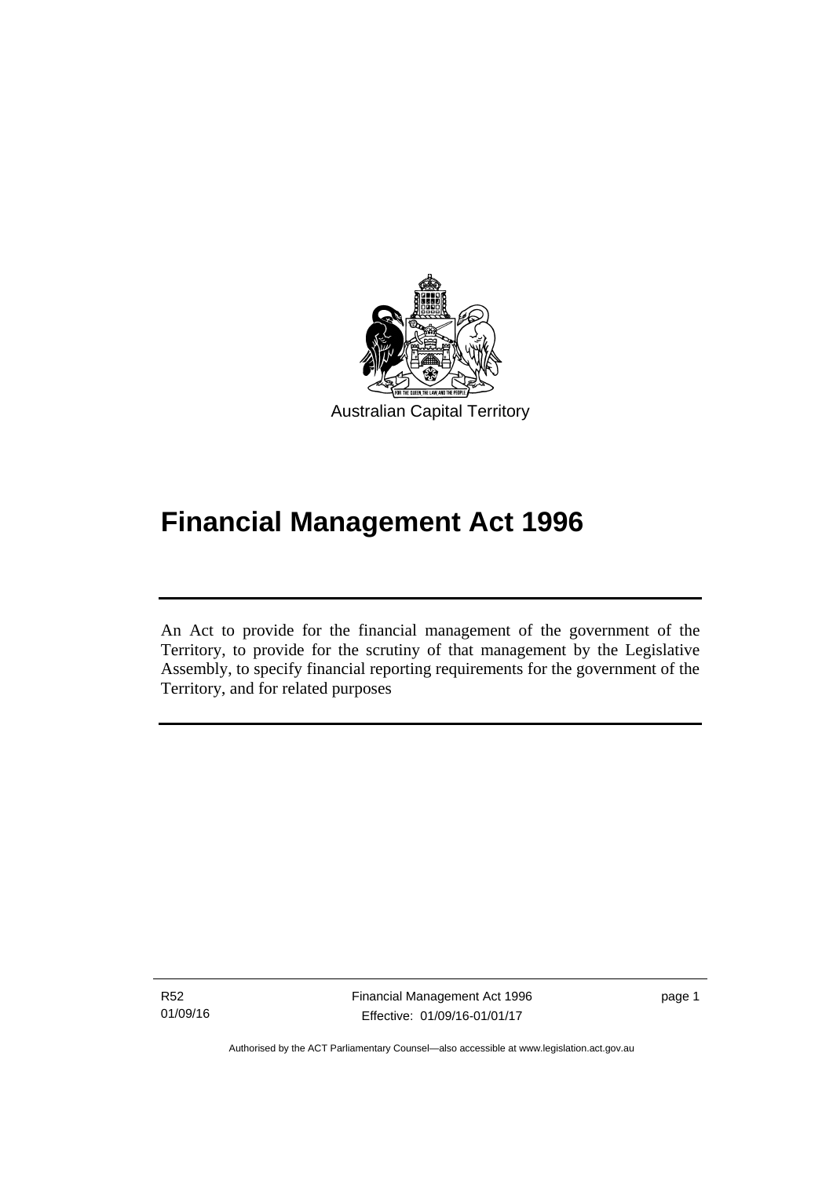Australian Capital Territory

# Financial Management Act 1996

An Act to provide for the financial management of the government of the Territory, to provide for the scrutiny of that management by the Legislative Assembly, to specify financial reporting requirements for the government of the Territory, and for related purposes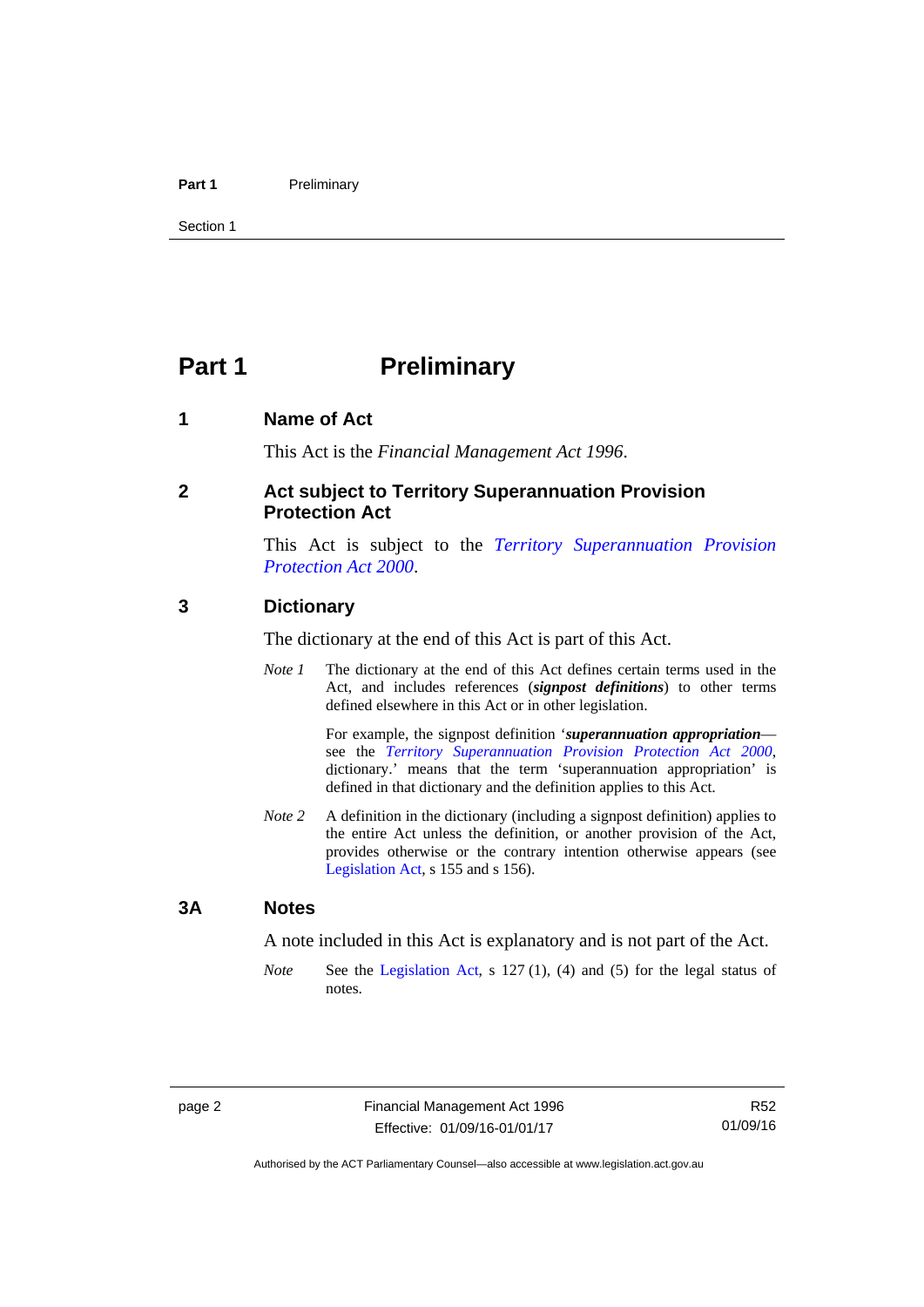# Part 1 Preliminary

## 1 Name of Act

This Act is the *Financial Management Act 1996*.

## 2 Act subject to Territory Superannuation Provision Protection Act

This Act is subject to the *Territory Superannuation Provision Protection Act 2000*.

## 3 Dictionary

The dictionary at the end of this Act is part of this Act.

*Note 1* The dictionary at the end of this Act defines certain terms used in the Act, and includes references (***signpost definitions***) to other terms defined elsewhere in this Act or in other legislation.

For example, the signpost definition '***superannuation appropriation***—see the *Territory Superannuation Provision Protection Act 2000*, dictionary.' means that the term 'superannuation appropriation' is defined in that dictionary and the definition applies to this Act.

*Note 2* A definition in the dictionary (including a signpost definition) applies to the entire Act unless the definition, or another provision of the Act, provides otherwise or the contrary intention otherwise appears (see Legislation Act, s 155 and s 156).

## 3A Notes

A note included in this Act is explanatory and is not part of the Act.

*Note* See the Legislation Act, s 127 (1), (4) and (5) for the legal status of notes.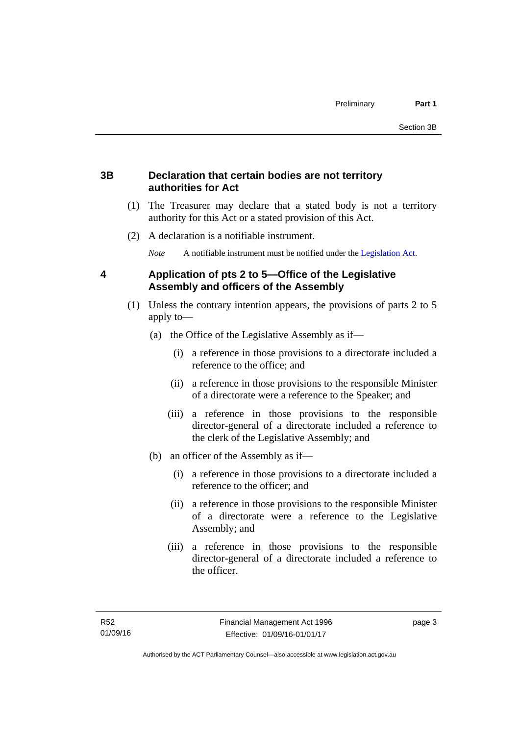## 3B Declaration that certain bodies are not territory authorities for Act

(1) The Treasurer may declare that a stated body is not a territory authority for this Act or a stated provision of this Act.

(2) A declaration is a notifiable instrument.

*Note* A notifiable instrument must be notified under the Legislation Act.

## 4 Application of pts 2 to 5—Office of the Legislative Assembly and officers of the Assembly

(1) Unless the contrary intention appears, the provisions of parts 2 to 5 apply to—

(a) the Office of the Legislative Assembly as if—

(i) a reference in those provisions to a directorate included a reference to the office; and

(ii) a reference in those provisions to the responsible Minister of a directorate were a reference to the Speaker; and

(iii) a reference in those provisions to the responsible director-general of a directorate included a reference to the clerk of the Legislative Assembly; and

(b) an officer of the Assembly as if—

(i) a reference in those provisions to a directorate included a reference to the officer; and

(ii) a reference in those provisions to the responsible Minister of a directorate were a reference to the Legislative Assembly; and

(iii) a reference in those provisions to the responsible director-general of a directorate included a reference to the officer.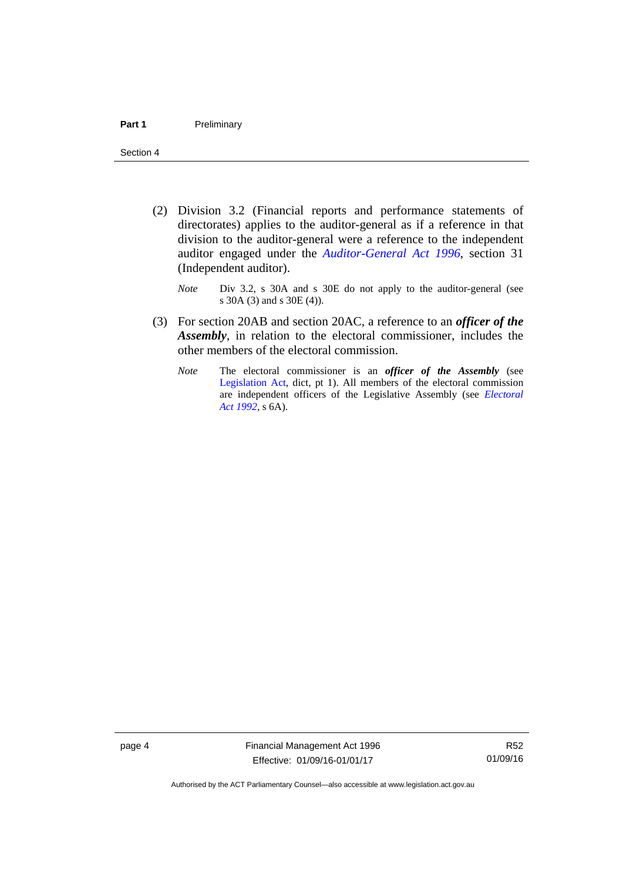(2) Division 3.2 (Financial reports and performance statements of directorates) applies to the auditor-general as if a reference in that division to the auditor-general were a reference to the independent auditor engaged under the *Auditor-General Act 1996*, section 31 (Independent auditor).

*Note* Div 3.2, s 30A and s 30E do not apply to the auditor-general (see s 30A (3) and s 30E (4)).

(3) For section 20AB and section 20AC, a reference to an ***officer of the Assembly***, in relation to the electoral commissioner, includes the other members of the electoral commission.

*Note* The electoral commissioner is an ***officer of the Assembly*** (see Legislation Act, dict, pt 1). All members of the electoral commission are independent officers of the Legislative Assembly (see *Electoral Act 1992*, s 6A).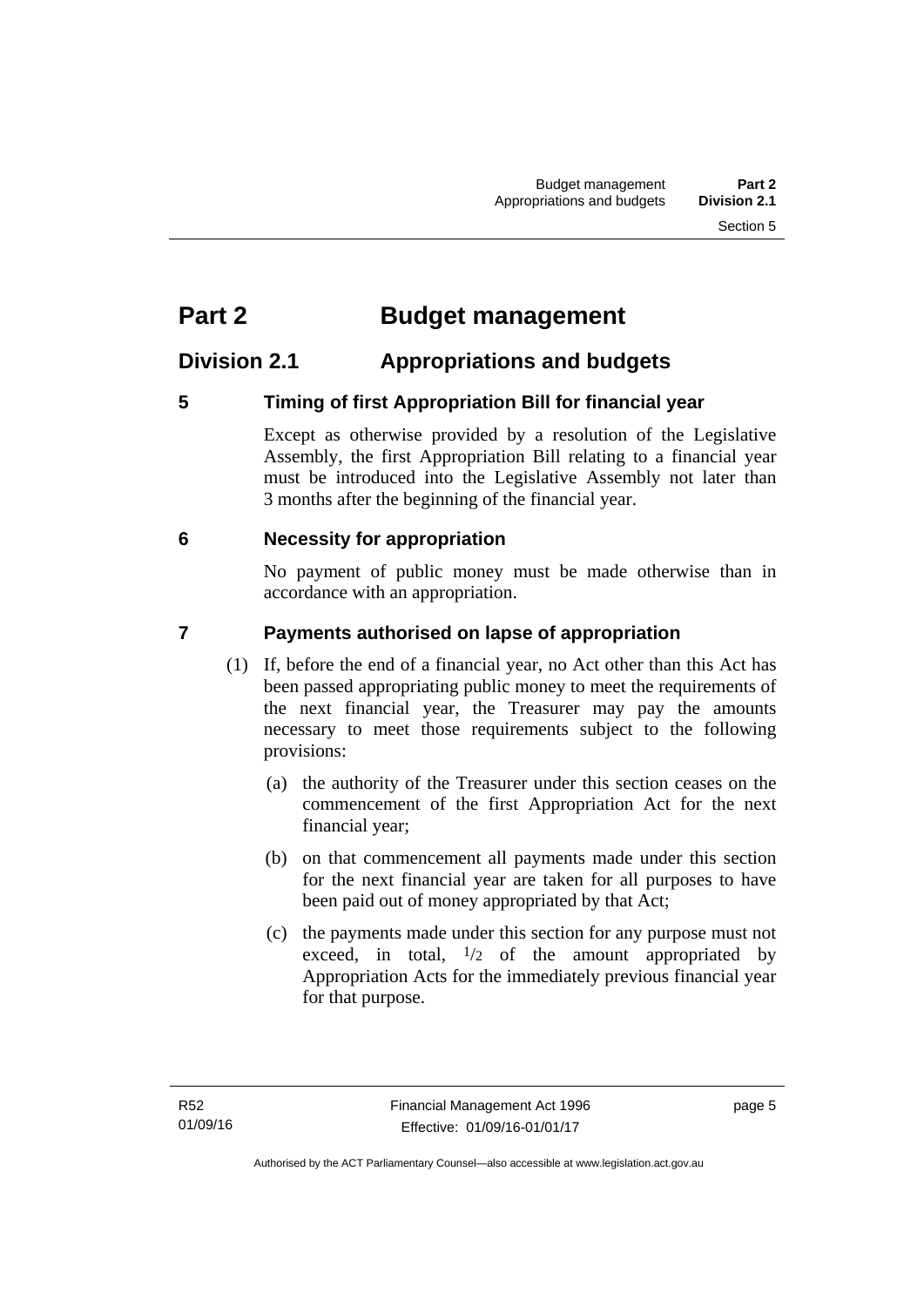# Part 2 Budget management

## Division 2.1 Appropriations and budgets

### 5 Timing of first Appropriation Bill for financial year

Except as otherwise provided by a resolution of the Legislative Assembly, the first Appropriation Bill relating to a financial year must be introduced into the Legislative Assembly not later than 3 months after the beginning of the financial year.

### 6 Necessity for appropriation

No payment of public money must be made otherwise than in accordance with an appropriation.

### 7 Payments authorised on lapse of appropriation

(1) If, before the end of a financial year, no Act other than this Act has been passed appropriating public money to meet the requirements of the next financial year, the Treasurer may pay the amounts necessary to meet those requirements subject to the following provisions:

(a) the authority of the Treasurer under this section ceases on the commencement of the first Appropriation Act for the next financial year;

(b) on that commencement all payments made under this section for the next financial year are taken for all purposes to have been paid out of money appropriated by that Act;

(c) the payments made under this section for any purpose must not exceed, in total, $1/2$ of the amount appropriated by Appropriation Acts for the immediately previous financial year for that purpose.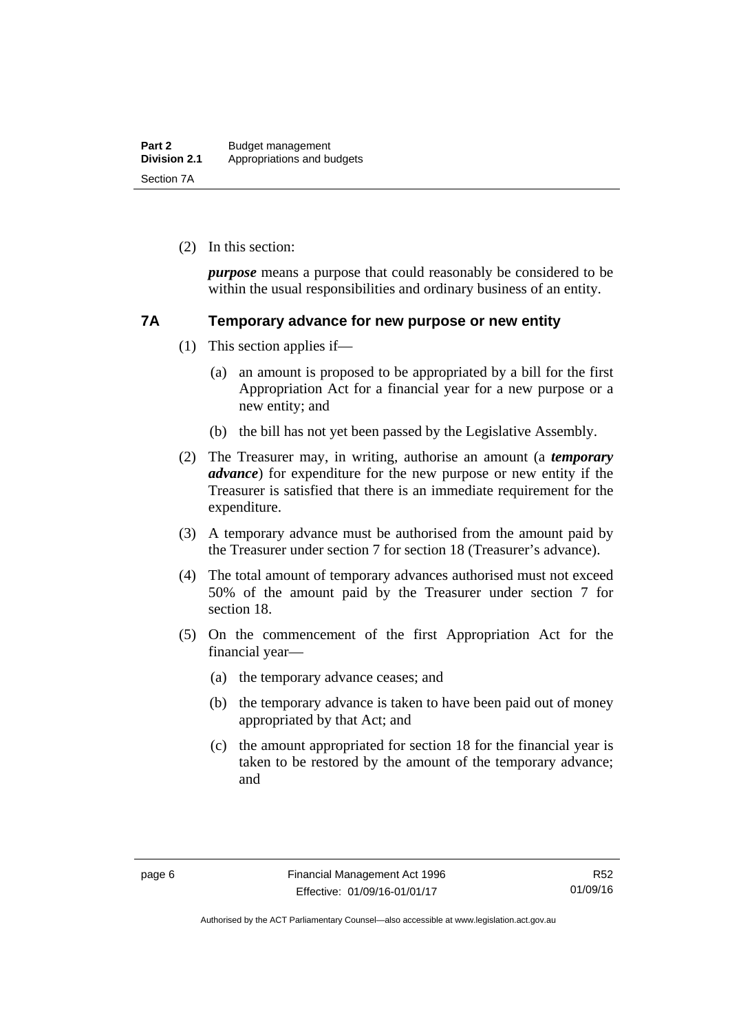(2) In this section:

***purpose*** means a purpose that could reasonably be considered to be within the usual responsibilities and ordinary business of an entity.

## 7A Temporary advance for new purpose or new entity

(1) This section applies if—

(a) an amount is proposed to be appropriated by a bill for the first Appropriation Act for a financial year for a new purpose or a new entity; and

(b) the bill has not yet been passed by the Legislative Assembly.

(2) The Treasurer may, in writing, authorise an amount (a ***temporary advance***) for expenditure for the new purpose or new entity if the Treasurer is satisfied that there is an immediate requirement for the expenditure.

(3) A temporary advance must be authorised from the amount paid by the Treasurer under section 7 for section 18 (Treasurer's advance).

(4) The total amount of temporary advances authorised must not exceed 50% of the amount paid by the Treasurer under section 7 for section 18.

(5) On the commencement of the first Appropriation Act for the financial year—

(a) the temporary advance ceases; and

(b) the temporary advance is taken to have been paid out of money appropriated by that Act; and

(c) the amount appropriated for section 18 for the financial year is taken to be restored by the amount of the temporary advance; and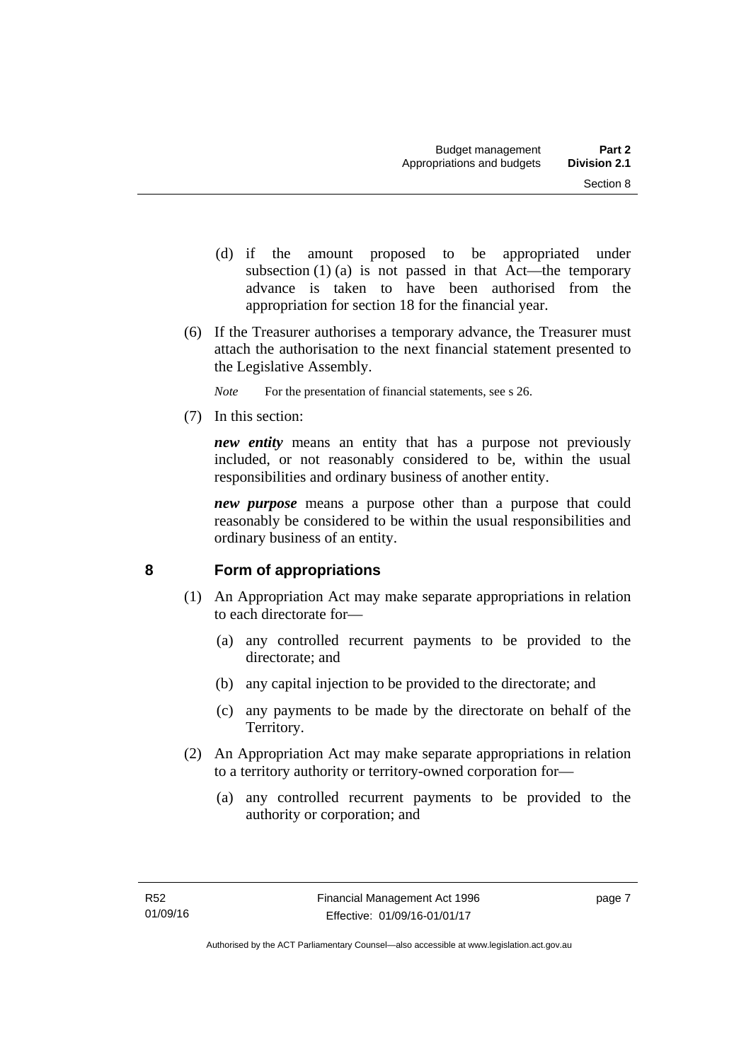(d) if the amount proposed to be appropriated under subsection (1) (a) is not passed in that Act—the temporary advance is taken to have been authorised from the appropriation for section 18 for the financial year.

(6) If the Treasurer authorises a temporary advance, the Treasurer must attach the authorisation to the next financial statement presented to the Legislative Assembly.

*Note* For the presentation of financial statements, see s 26.

(7) In this section:

***new entity*** means an entity that has a purpose not previously included, or not reasonably considered to be, within the usual responsibilities and ordinary business of another entity.

***new purpose*** means a purpose other than a purpose that could reasonably be considered to be within the usual responsibilities and ordinary business of an entity.

## 8 Form of appropriations

(1) An Appropriation Act may make separate appropriations in relation to each directorate for—

(a) any controlled recurrent payments to be provided to the directorate; and

(b) any capital injection to be provided to the directorate; and

(c) any payments to be made by the directorate on behalf of the Territory.

(2) An Appropriation Act may make separate appropriations in relation to a territory authority or territory-owned corporation for—

(a) any controlled recurrent payments to be provided to the authority or corporation; and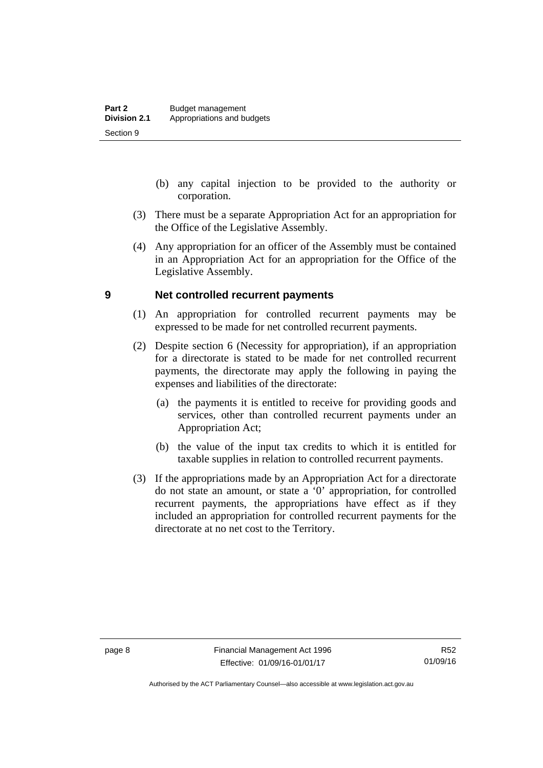(b) any capital injection to be provided to the authority or corporation.

(3) There must be a separate Appropriation Act for an appropriation for the Office of the Legislative Assembly.

(4) Any appropriation for an officer of the Assembly must be contained in an Appropriation Act for an appropriation for the Office of the Legislative Assembly.

## 9 Net controlled recurrent payments

(1) An appropriation for controlled recurrent payments may be expressed to be made for net controlled recurrent payments.

(2) Despite section 6 (Necessity for appropriation), if an appropriation for a directorate is stated to be made for net controlled recurrent payments, the directorate may apply the following in paying the expenses and liabilities of the directorate:

(a) the payments it is entitled to receive for providing goods and services, other than controlled recurrent payments under an Appropriation Act;

(b) the value of the input tax credits to which it is entitled for taxable supplies in relation to controlled recurrent payments.

(3) If the appropriations made by an Appropriation Act for a directorate do not state an amount, or state a '0' appropriation, for controlled recurrent payments, the appropriations have effect as if they included an appropriation for controlled recurrent payments for the directorate at no net cost to the Territory.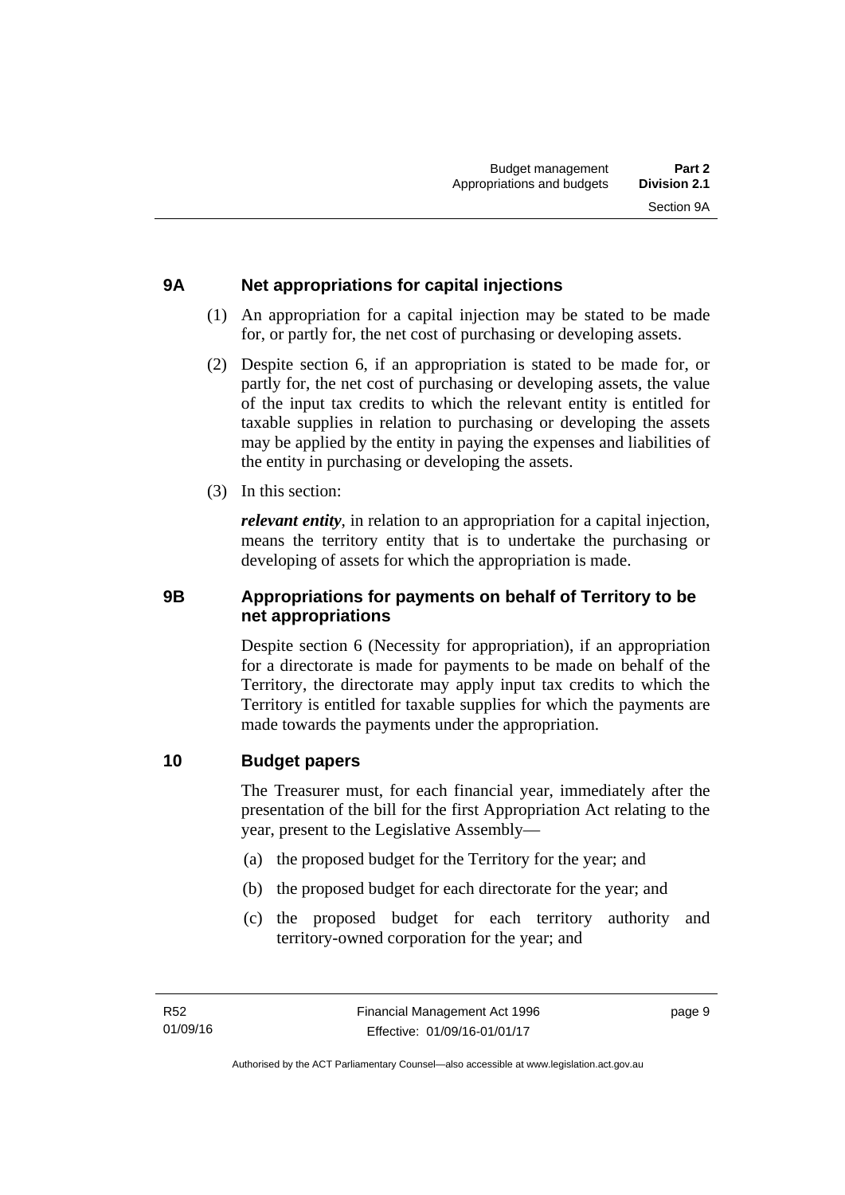## 9A Net appropriations for capital injections

(1) An appropriation for a capital injection may be stated to be made for, or partly for, the net cost of purchasing or developing assets.

(2) Despite section 6, if an appropriation is stated to be made for, or partly for, the net cost of purchasing or developing assets, the value of the input tax credits to which the relevant entity is entitled for taxable supplies in relation to purchasing or developing the assets may be applied by the entity in paying the expenses and liabilities of the entity in purchasing or developing the assets.

(3) In this section:

***relevant entity***, in relation to an appropriation for a capital injection, means the territory entity that is to undertake the purchasing or developing of assets for which the appropriation is made.

## 9B Appropriations for payments on behalf of Territory to be net appropriations

Despite section 6 (Necessity for appropriation), if an appropriation for a directorate is made for payments to be made on behalf of the Territory, the directorate may apply input tax credits to which the Territory is entitled for taxable supplies for which the payments are made towards the payments under the appropriation.

## 10 Budget papers

The Treasurer must, for each financial year, immediately after the presentation of the bill for the first Appropriation Act relating to the year, present to the Legislative Assembly—

(a) the proposed budget for the Territory for the year; and

(b) the proposed budget for each directorate for the year; and

(c) the proposed budget for each territory authority and territory-owned corporation for the year; and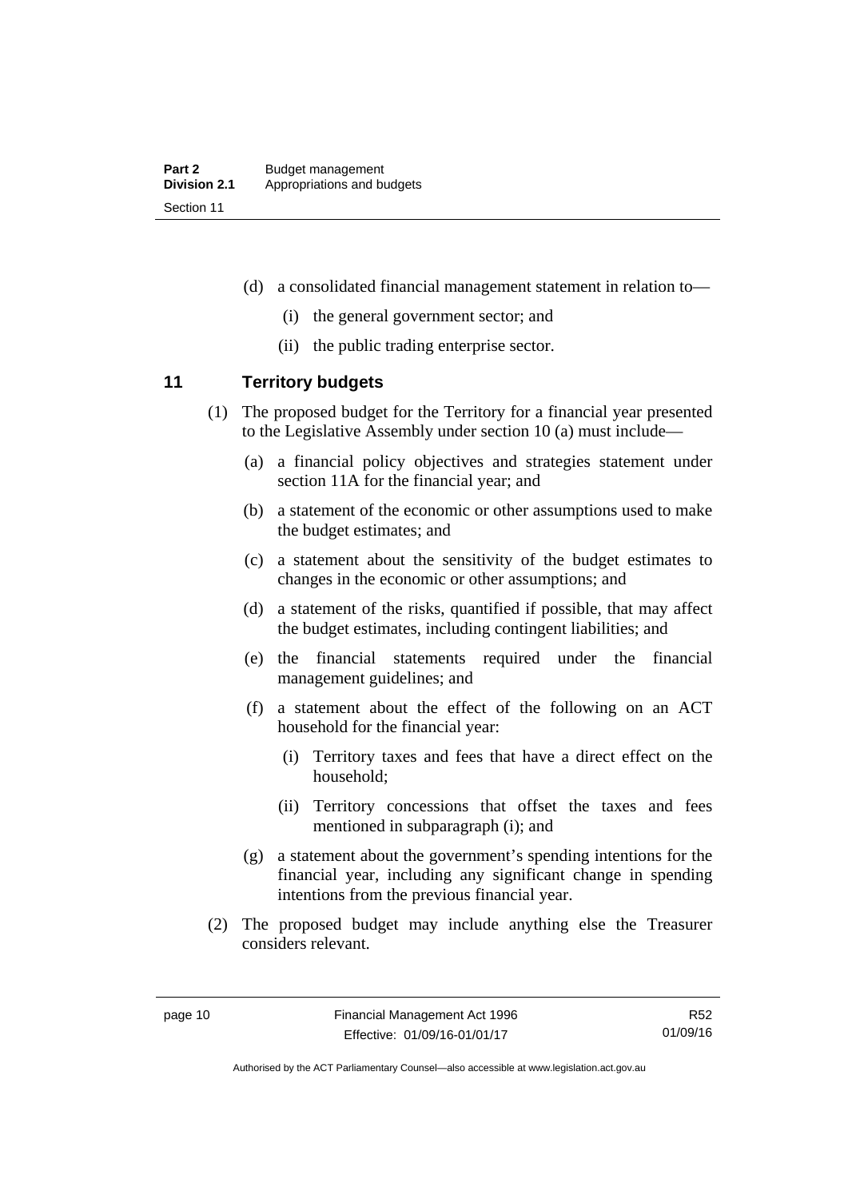(d) a consolidated financial management statement in relation to—

    (i) the general government sector; and

    (ii) the public trading enterprise sector.

## 11 Territory budgets

(1) The proposed budget for the Territory for a financial year presented to the Legislative Assembly under section 10 (a) must include—

  (a) a financial policy objectives and strategies statement under section 11A for the financial year; and

  (b) a statement of the economic or other assumptions used to make the budget estimates; and

  (c) a statement about the sensitivity of the budget estimates to changes in the economic or other assumptions; and

  (d) a statement of the risks, quantified if possible, that may affect the budget estimates, including contingent liabilities; and

  (e) the financial statements required under the financial management guidelines; and

  (f) a statement about the effect of the following on an ACT household for the financial year:

    (i) Territory taxes and fees that have a direct effect on the household;

    (ii) Territory concessions that offset the taxes and fees mentioned in subparagraph (i); and

  (g) a statement about the government's spending intentions for the financial year, including any significant change in spending intentions from the previous financial year.

(2) The proposed budget may include anything else the Treasurer considers relevant.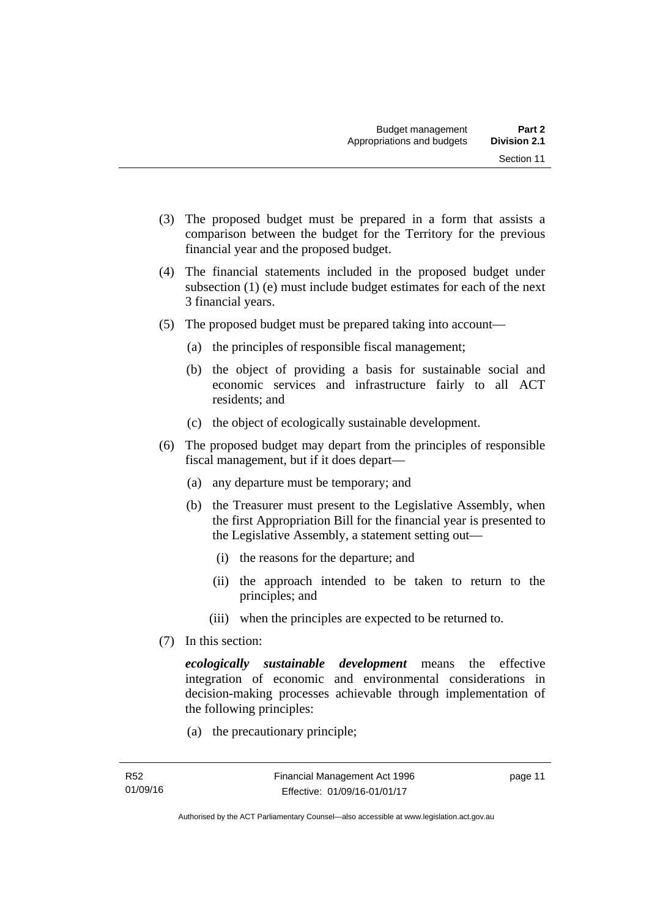(3) The proposed budget must be prepared in a form that assists a comparison between the budget for the Territory for the previous financial year and the proposed budget.

(4) The financial statements included in the proposed budget under subsection (1) (e) must include budget estimates for each of the next 3 financial years.

(5) The proposed budget must be prepared taking into account—

   (a) the principles of responsible fiscal management;

   (b) the object of providing a basis for sustainable social and economic services and infrastructure fairly to all ACT residents; and

   (c) the object of ecologically sustainable development.

(6) The proposed budget may depart from the principles of responsible fiscal management, but if it does depart—

   (a) any departure must be temporary; and

   (b) the Treasurer must present to the Legislative Assembly, when the first Appropriation Bill for the financial year is presented to the Legislative Assembly, a statement setting out—

      (i) the reasons for the departure; and

      (ii) the approach intended to be taken to return to the principles; and

      (iii) when the principles are expected to be returned to.

(7) In this section:

***ecologically sustainable development*** means the effective integration of economic and environmental considerations in decision-making processes achievable through implementation of the following principles:

   (a) the precautionary principle;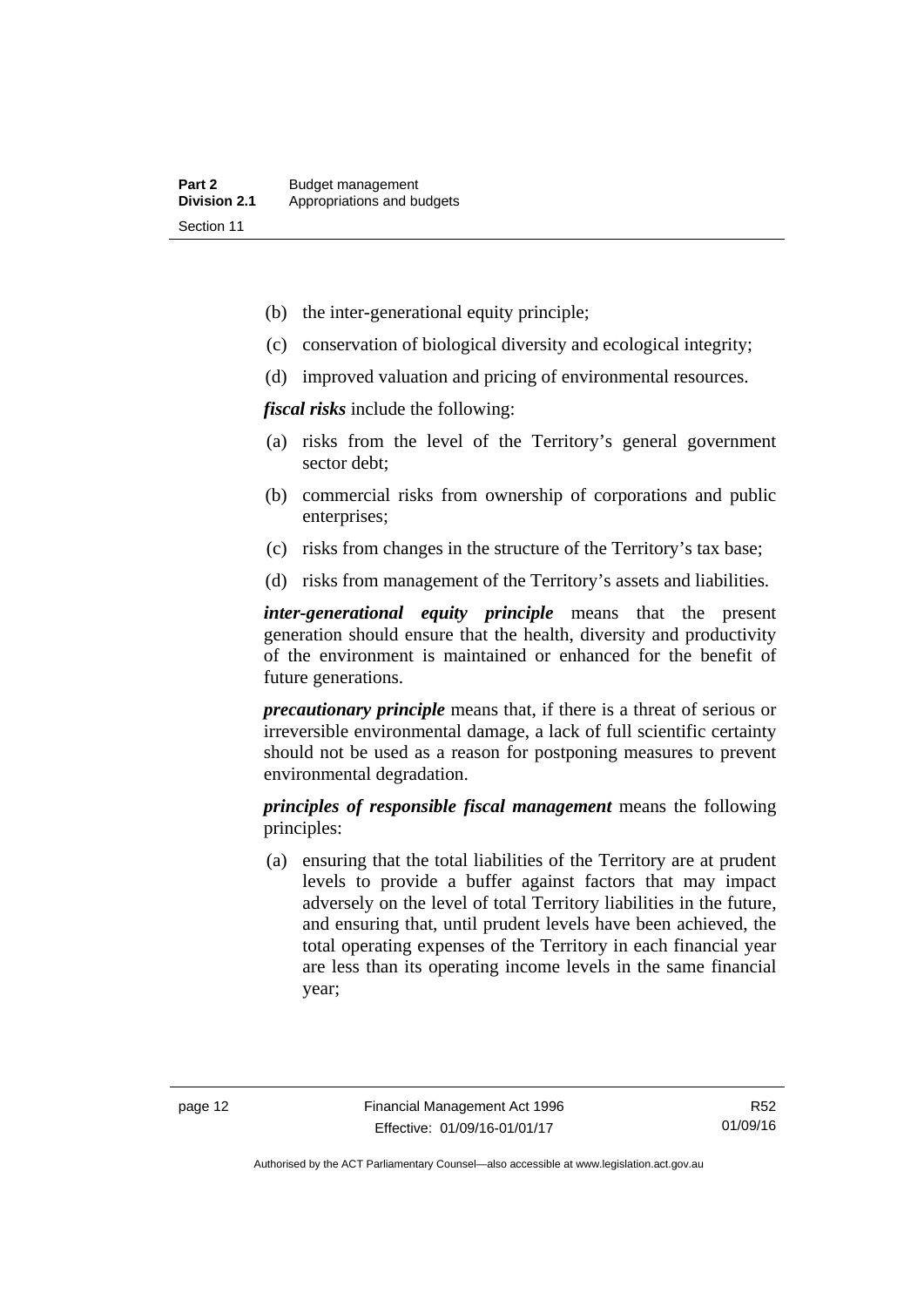(b) the inter-generational equity principle;

(c) conservation of biological diversity and ecological integrity;

(d) improved valuation and pricing of environmental resources.

***fiscal risks*** include the following:

(a) risks from the level of the Territory's general government sector debt;

(b) commercial risks from ownership of corporations and public enterprises;

(c) risks from changes in the structure of the Territory's tax base;

(d) risks from management of the Territory's assets and liabilities.

***inter-generational equity principle*** means that the present generation should ensure that the health, diversity and productivity of the environment is maintained or enhanced for the benefit of future generations.

***precautionary principle*** means that, if there is a threat of serious or irreversible environmental damage, a lack of full scientific certainty should not be used as a reason for postponing measures to prevent environmental degradation.

***principles of responsible fiscal management*** means the following principles:

(a) ensuring that the total liabilities of the Territory are at prudent levels to provide a buffer against factors that may impact adversely on the level of total Territory liabilities in the future, and ensuring that, until prudent levels have been achieved, the total operating expenses of the Territory in each financial year are less than its operating income levels in the same financial year;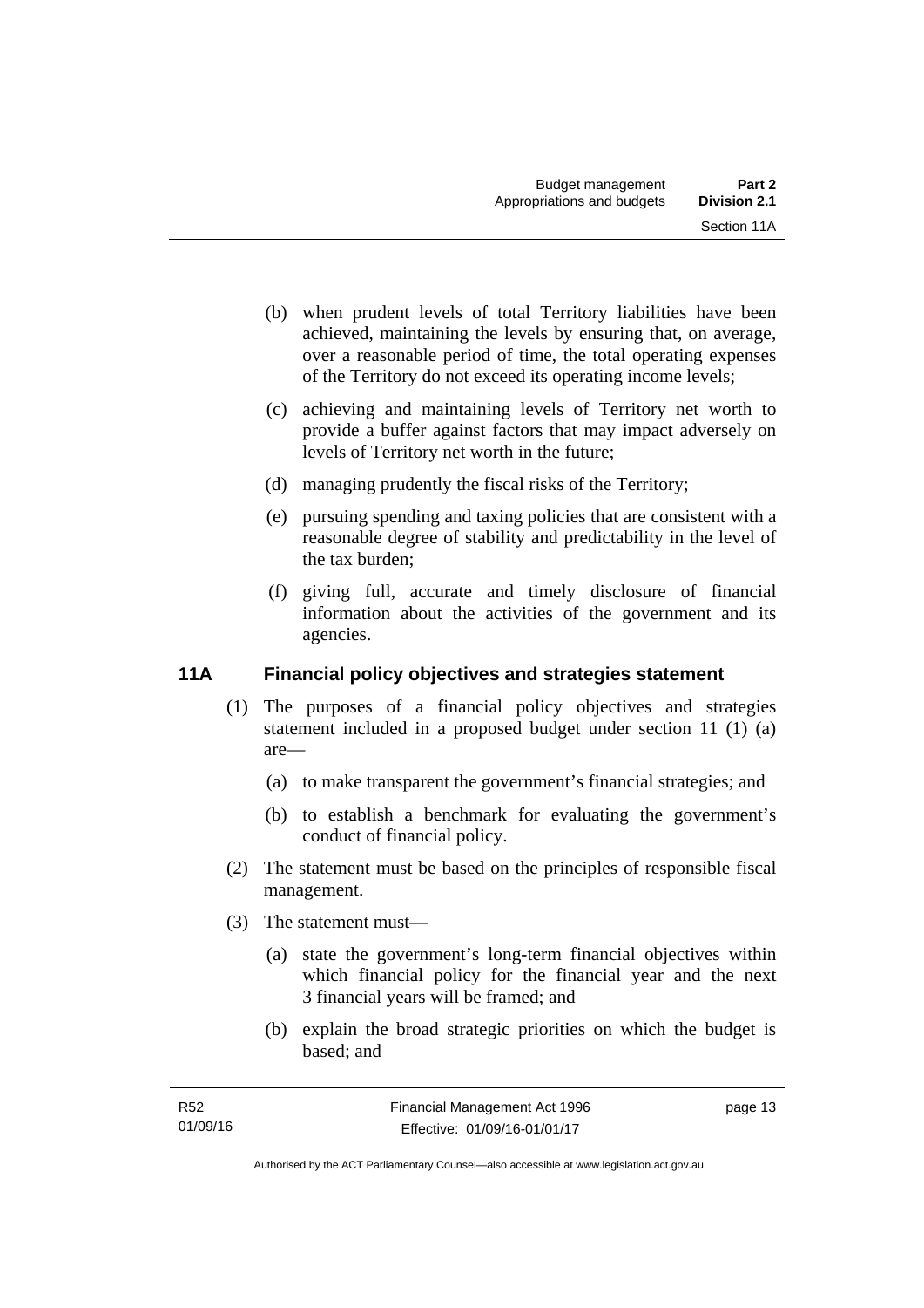(b) when prudent levels of total Territory liabilities have been achieved, maintaining the levels by ensuring that, on average, over a reasonable period of time, the total operating expenses of the Territory do not exceed its operating income levels;

(c) achieving and maintaining levels of Territory net worth to provide a buffer against factors that may impact adversely on levels of Territory net worth in the future;

(d) managing prudently the fiscal risks of the Territory;

(e) pursuing spending and taxing policies that are consistent with a reasonable degree of stability and predictability in the level of the tax burden;

(f) giving full, accurate and timely disclosure of financial information about the activities of the government and its agencies.

## 11A Financial policy objectives and strategies statement

(1) The purposes of a financial policy objectives and strategies statement included in a proposed budget under section 11 (1) (a) are—

(a) to make transparent the government's financial strategies; and

(b) to establish a benchmark for evaluating the government's conduct of financial policy.

(2) The statement must be based on the principles of responsible fiscal management.

(3) The statement must—

(a) state the government's long-term financial objectives within which financial policy for the financial year and the next 3 financial years will be framed; and

(b) explain the broad strategic priorities on which the budget is based; and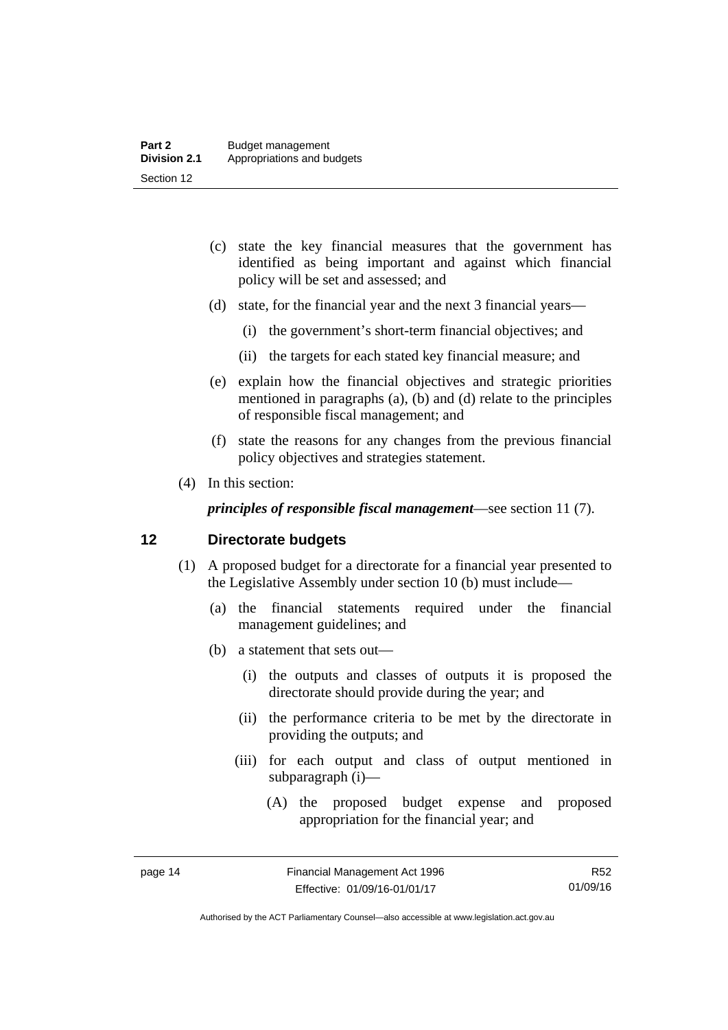(c) state the key financial measures that the government has identified as being important and against which financial policy will be set and assessed; and

(d) state, for the financial year and the next 3 financial years—

(i) the government's short-term financial objectives; and

(ii) the targets for each stated key financial measure; and

(e) explain how the financial objectives and strategic priorities mentioned in paragraphs (a), (b) and (d) relate to the principles of responsible fiscal management; and

(f) state the reasons for any changes from the previous financial policy objectives and strategies statement.

(4) In this section:

***principles of responsible fiscal management***—see section 11 (7).

## 12 Directorate budgets

(1) A proposed budget for a directorate for a financial year presented to the Legislative Assembly under section 10 (b) must include—

(a) the financial statements required under the financial management guidelines; and

(b) a statement that sets out—

(i) the outputs and classes of outputs it is proposed the directorate should provide during the year; and

(ii) the performance criteria to be met by the directorate in providing the outputs; and

(iii) for each output and class of output mentioned in subparagraph (i)—

(A) the proposed budget expense and proposed appropriation for the financial year; and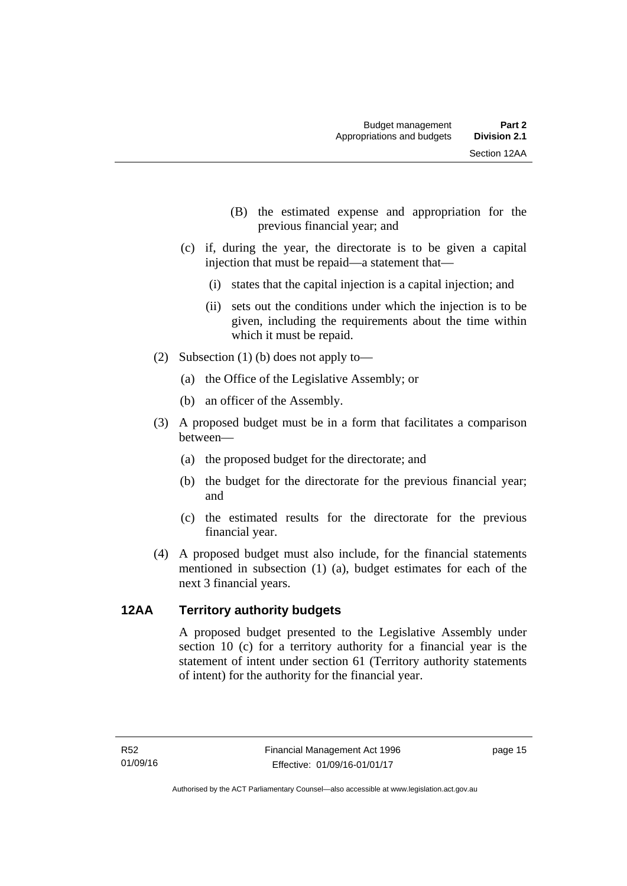(B) the estimated expense and appropriation for the previous financial year; and

(c) if, during the year, the directorate is to be given a capital injection that must be repaid—a statement that—

(i) states that the capital injection is a capital injection; and

(ii) sets out the conditions under which the injection is to be given, including the requirements about the time within which it must be repaid.

(2) Subsection (1) (b) does not apply to—

(a) the Office of the Legislative Assembly; or

(b) an officer of the Assembly.

(3) A proposed budget must be in a form that facilitates a comparison between—

(a) the proposed budget for the directorate; and

(b) the budget for the directorate for the previous financial year; and

(c) the estimated results for the directorate for the previous financial year.

(4) A proposed budget must also include, for the financial statements mentioned in subsection (1) (a), budget estimates for each of the next 3 financial years.

## 12AA Territory authority budgets

A proposed budget presented to the Legislative Assembly under section 10 (c) for a territory authority for a financial year is the statement of intent under section 61 (Territory authority statements of intent) for the authority for the financial year.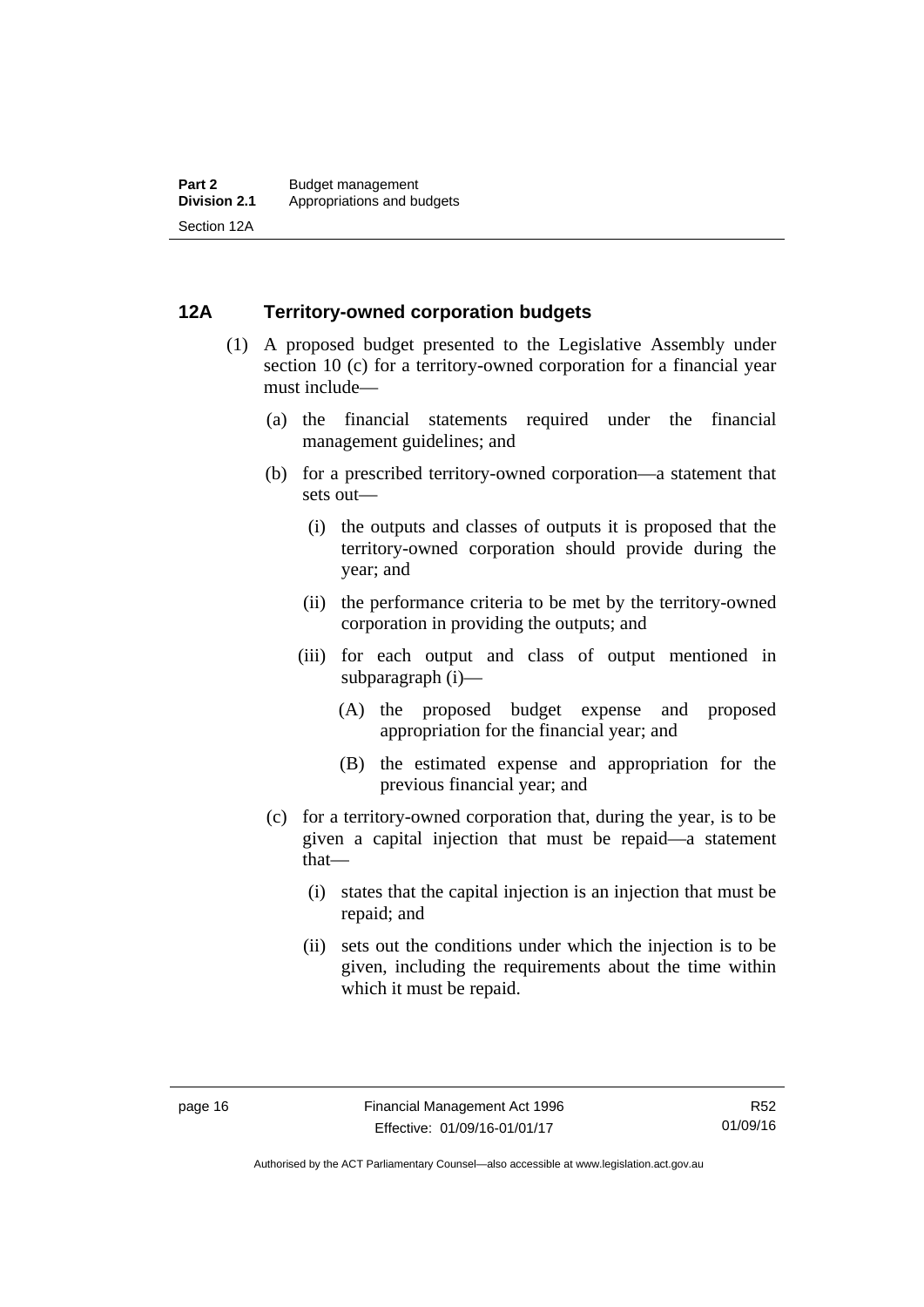## 12A Territory-owned corporation budgets

(1) A proposed budget presented to the Legislative Assembly under section 10 (c) for a territory-owned corporation for a financial year must include—

(a) the financial statements required under the financial management guidelines; and

(b) for a prescribed territory-owned corporation—a statement that sets out—

(i) the outputs and classes of outputs it is proposed that the territory-owned corporation should provide during the year; and

(ii) the performance criteria to be met by the territory-owned corporation in providing the outputs; and

(iii) for each output and class of output mentioned in subparagraph (i)—

(A) the proposed budget expense and proposed appropriation for the financial year; and

(B) the estimated expense and appropriation for the previous financial year; and

(c) for a territory-owned corporation that, during the year, is to be given a capital injection that must be repaid—a statement that—

(i) states that the capital injection is an injection that must be repaid; and

(ii) sets out the conditions under which the injection is to be given, including the requirements about the time within which it must be repaid.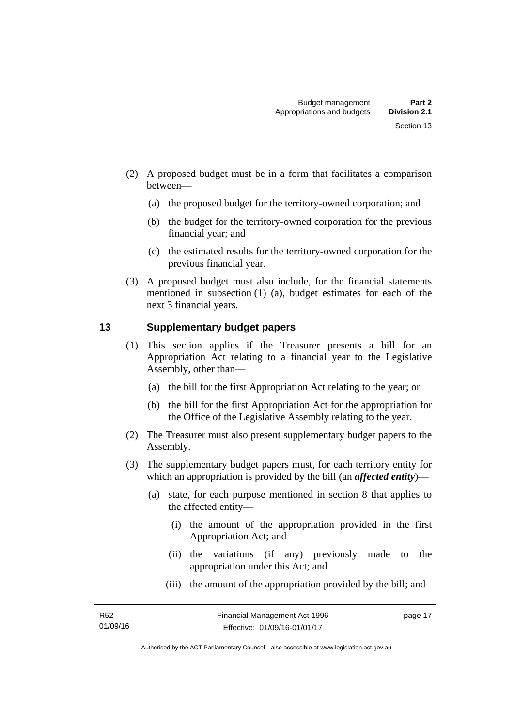(2) A proposed budget must be in a form that facilitates a comparison between—

(a) the proposed budget for the territory-owned corporation; and

(b) the budget for the territory-owned corporation for the previous financial year; and

(c) the estimated results for the territory-owned corporation for the previous financial year.

(3) A proposed budget must also include, for the financial statements mentioned in subsection (1) (a), budget estimates for each of the next 3 financial years.

## 13 Supplementary budget papers

(1) This section applies if the Treasurer presents a bill for an Appropriation Act relating to a financial year to the Legislative Assembly, other than—

(a) the bill for the first Appropriation Act relating to the year; or

(b) the bill for the first Appropriation Act for the appropriation for the Office of the Legislative Assembly relating to the year.

(2) The Treasurer must also present supplementary budget papers to the Assembly.

(3) The supplementary budget papers must, for each territory entity for which an appropriation is provided by the bill (an ***affected entity***)—

(a) state, for each purpose mentioned in section 8 that applies to the affected entity—

(i) the amount of the appropriation provided in the first Appropriation Act; and

(ii) the variations (if any) previously made to the appropriation under this Act; and

(iii) the amount of the appropriation provided by the bill; and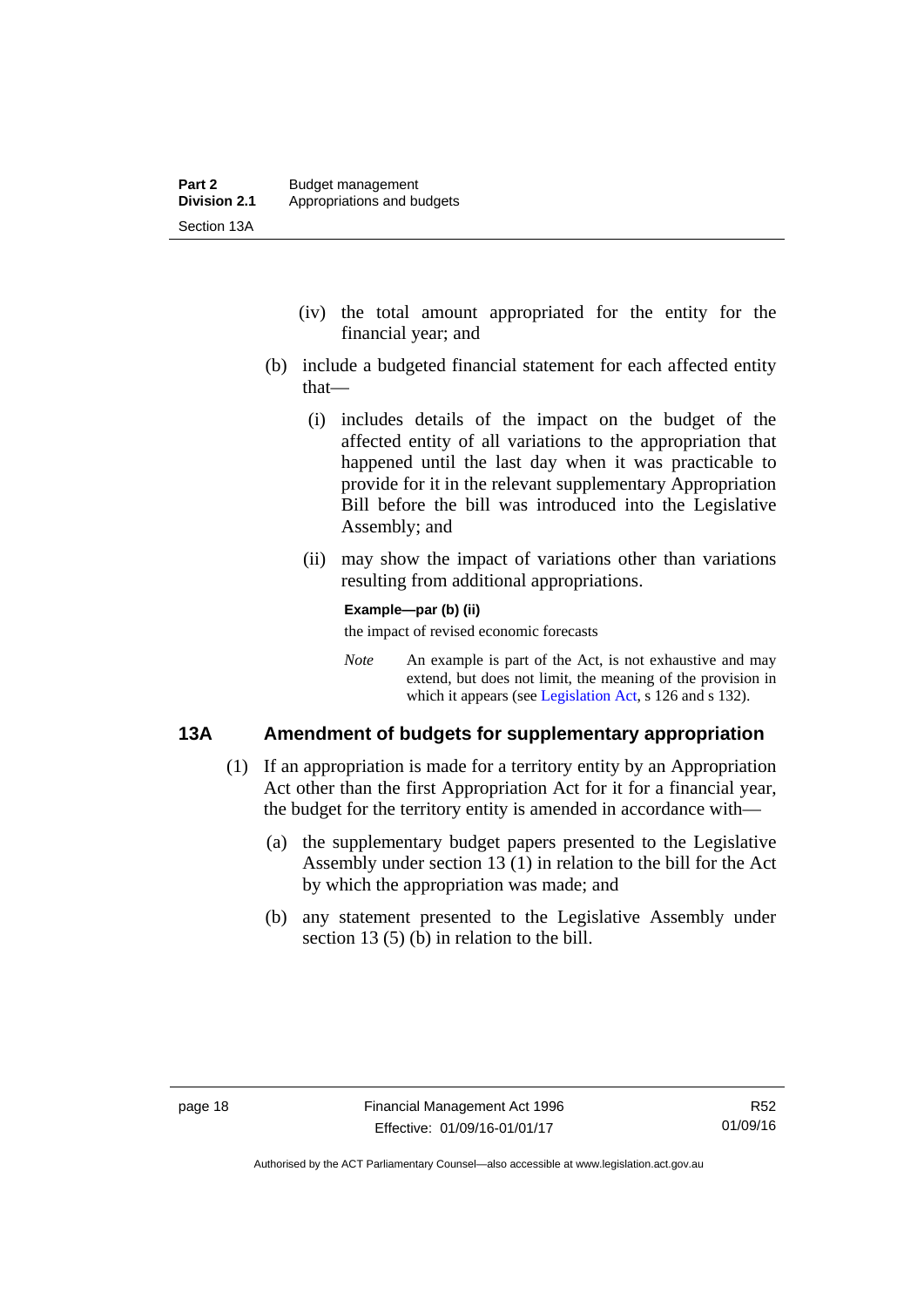(iv) the total amount appropriated for the entity for the financial year; and

(b) include a budgeted financial statement for each affected entity that—

(i) includes details of the impact on the budget of the affected entity of all variations to the appropriation that happened until the last day when it was practicable to provide for it in the relevant supplementary Appropriation Bill before the bill was introduced into the Legislative Assembly; and

(ii) may show the impact of variations other than variations resulting from additional appropriations.

**Example—par (b) (ii)**

the impact of revised economic forecasts

*Note* An example is part of the Act, is not exhaustive and may extend, but does not limit, the meaning of the provision in which it appears (see Legislation Act, s 126 and s 132).

## 13A Amendment of budgets for supplementary appropriation

(1) If an appropriation is made for a territory entity by an Appropriation Act other than the first Appropriation Act for it for a financial year, the budget for the territory entity is amended in accordance with—

(a) the supplementary budget papers presented to the Legislative Assembly under section 13 (1) in relation to the bill for the Act by which the appropriation was made; and

(b) any statement presented to the Legislative Assembly under section 13 (5) (b) in relation to the bill.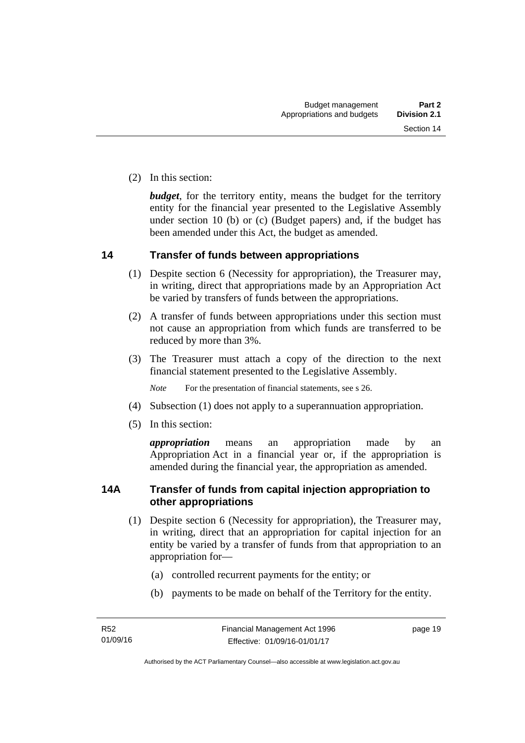(2) In this section:

***budget***, for the territory entity, means the budget for the territory entity for the financial year presented to the Legislative Assembly under section 10 (b) or (c) (Budget papers) and, if the budget has been amended under this Act, the budget as amended.

## 14 Transfer of funds between appropriations

(1) Despite section 6 (Necessity for appropriation), the Treasurer may, in writing, direct that appropriations made by an Appropriation Act be varied by transfers of funds between the appropriations.

(2) A transfer of funds between appropriations under this section must not cause an appropriation from which funds are transferred to be reduced by more than 3%.

(3) The Treasurer must attach a copy of the direction to the next financial statement presented to the Legislative Assembly.

*Note* For the presentation of financial statements, see s 26.

(4) Subsection (1) does not apply to a superannuation appropriation.

(5) In this section:

***appropriation*** means an appropriation made by an Appropriation Act in a financial year or, if the appropriation is amended during the financial year, the appropriation as amended.

## 14A Transfer of funds from capital injection appropriation to other appropriations

(1) Despite section 6 (Necessity for appropriation), the Treasurer may, in writing, direct that an appropriation for capital injection for an entity be varied by a transfer of funds from that appropriation to an appropriation for—

(a) controlled recurrent payments for the entity; or

(b) payments to be made on behalf of the Territory for the entity.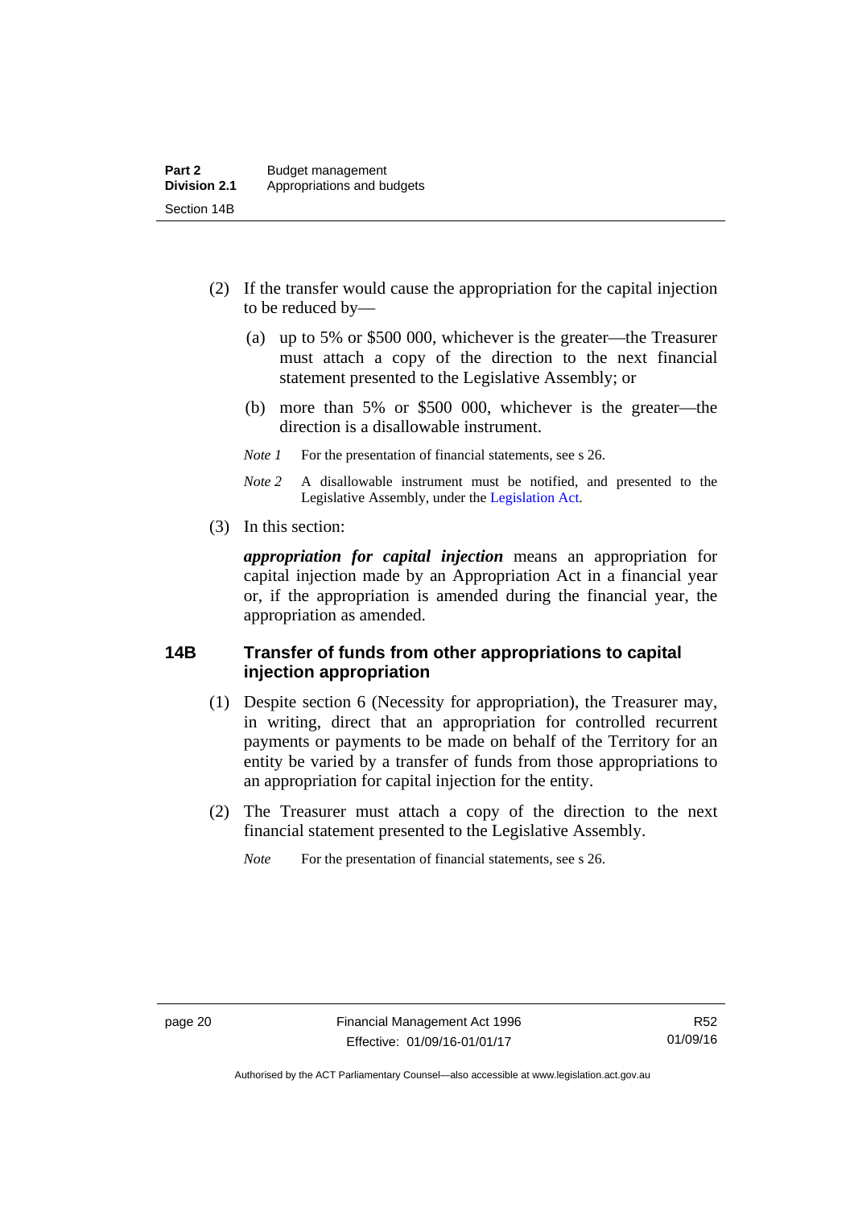(2) If the transfer would cause the appropriation for the capital injection to be reduced by—

(a) up to 5% or $500 000, whichever is the greater—the Treasurer must attach a copy of the direction to the next financial statement presented to the Legislative Assembly; or

(b) more than 5% or $500 000, whichever is the greater—the direction is a disallowable instrument.

*Note 1* For the presentation of financial statements, see s 26.

*Note 2* A disallowable instrument must be notified, and presented to the Legislative Assembly, under the Legislation Act.

(3) In this section:

***appropriation for capital injection*** means an appropriation for capital injection made by an Appropriation Act in a financial year or, if the appropriation is amended during the financial year, the appropriation as amended.

## 14B Transfer of funds from other appropriations to capital injection appropriation

(1) Despite section 6 (Necessity for appropriation), the Treasurer may, in writing, direct that an appropriation for controlled recurrent payments or payments to be made on behalf of the Territory for an entity be varied by a transfer of funds from those appropriations to an appropriation for capital injection for the entity.

(2) The Treasurer must attach a copy of the direction to the next financial statement presented to the Legislative Assembly.

*Note* For the presentation of financial statements, see s 26.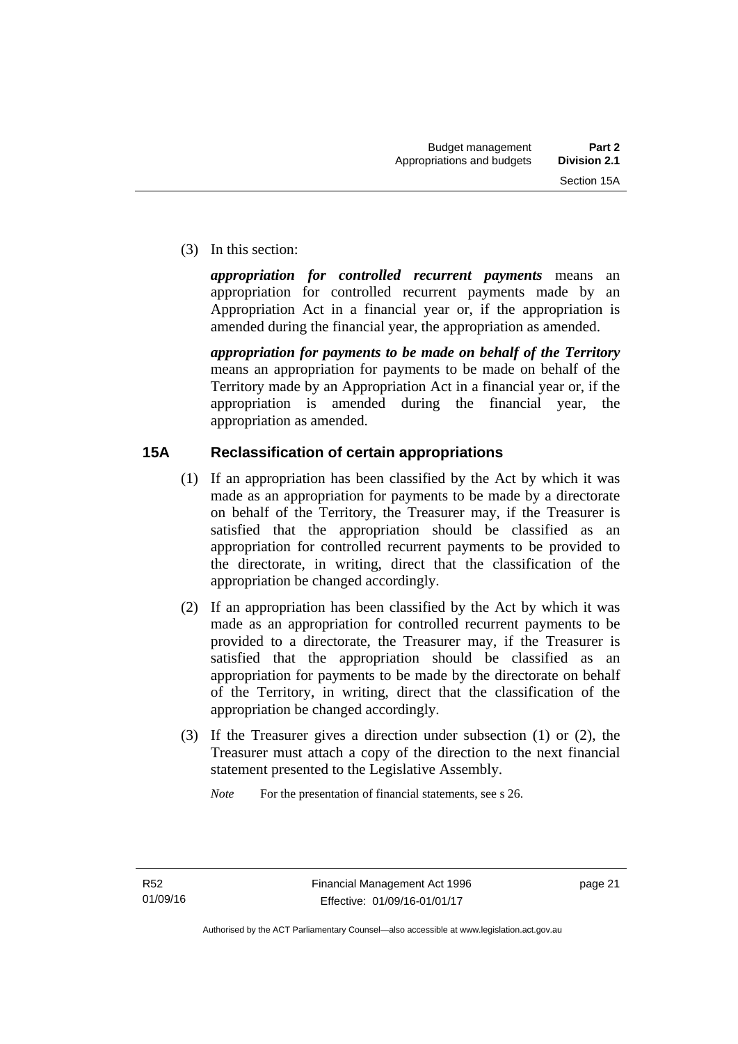(3) In this section:

***appropriation for controlled recurrent payments*** means an appropriation for controlled recurrent payments made by an Appropriation Act in a financial year or, if the appropriation is amended during the financial year, the appropriation as amended.

***appropriation for payments to be made on behalf of the Territory*** means an appropriation for payments to be made on behalf of the Territory made by an Appropriation Act in a financial year or, if the appropriation is amended during the financial year, the appropriation as amended.

## 15A Reclassification of certain appropriations

(1) If an appropriation has been classified by the Act by which it was made as an appropriation for payments to be made by a directorate on behalf of the Territory, the Treasurer may, if the Treasurer is satisfied that the appropriation should be classified as an appropriation for controlled recurrent payments to be provided to the directorate, in writing, direct that the classification of the appropriation be changed accordingly.

(2) If an appropriation has been classified by the Act by which it was made as an appropriation for controlled recurrent payments to be provided to a directorate, the Treasurer may, if the Treasurer is satisfied that the appropriation should be classified as an appropriation for payments to be made by the directorate on behalf of the Territory, in writing, direct that the classification of the appropriation be changed accordingly.

(3) If the Treasurer gives a direction under subsection (1) or (2), the Treasurer must attach a copy of the direction to the next financial statement presented to the Legislative Assembly.

*Note* For the presentation of financial statements, see s 26.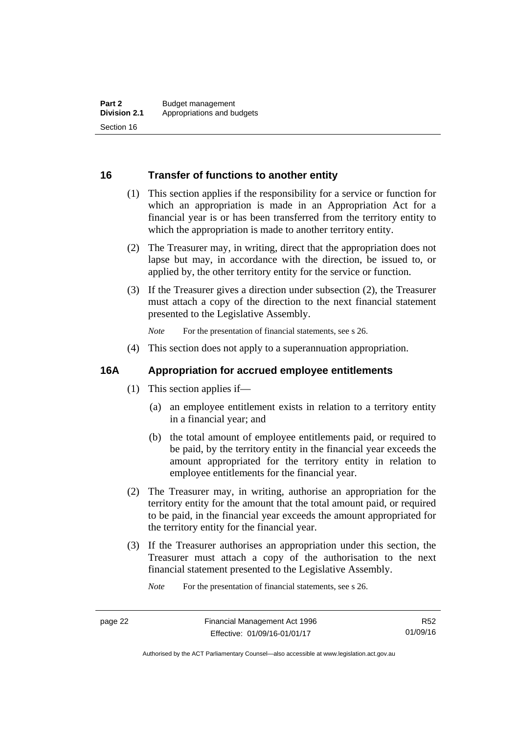## 16 Transfer of functions to another entity

(1) This section applies if the responsibility for a service or function for which an appropriation is made in an Appropriation Act for a financial year is or has been transferred from the territory entity to which the appropriation is made to another territory entity.

(2) The Treasurer may, in writing, direct that the appropriation does not lapse but may, in accordance with the direction, be issued to, or applied by, the other territory entity for the service or function.

(3) If the Treasurer gives a direction under subsection (2), the Treasurer must attach a copy of the direction to the next financial statement presented to the Legislative Assembly.

*Note* For the presentation of financial statements, see s 26.

(4) This section does not apply to a superannuation appropriation.

## 16A Appropriation for accrued employee entitlements

(1) This section applies if—

(a) an employee entitlement exists in relation to a territory entity in a financial year; and

(b) the total amount of employee entitlements paid, or required to be paid, by the territory entity in the financial year exceeds the amount appropriated for the territory entity in relation to employee entitlements for the financial year.

(2) The Treasurer may, in writing, authorise an appropriation for the territory entity for the amount that the total amount paid, or required to be paid, in the financial year exceeds the amount appropriated for the territory entity for the financial year.

(3) If the Treasurer authorises an appropriation under this section, the Treasurer must attach a copy of the authorisation to the next financial statement presented to the Legislative Assembly.

*Note* For the presentation of financial statements, see s 26.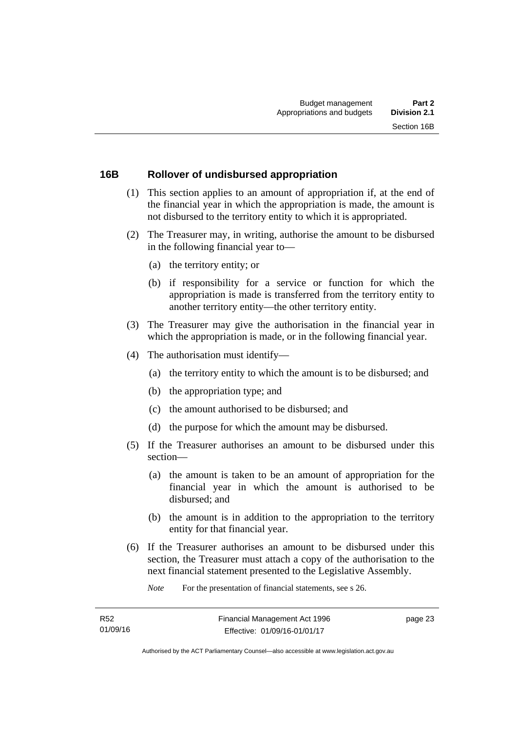## 16B Rollover of undisbursed appropriation

(1) This section applies to an amount of appropriation if, at the end of the financial year in which the appropriation is made, the amount is not disbursed to the territory entity to which it is appropriated.

(2) The Treasurer may, in writing, authorise the amount to be disbursed in the following financial year to—

- (a) the territory entity; or
- (b) if responsibility for a service or function for which the appropriation is made is transferred from the territory entity to another territory entity—the other territory entity.

(3) The Treasurer may give the authorisation in the financial year in which the appropriation is made, or in the following financial year.

(4) The authorisation must identify—

- (a) the territory entity to which the amount is to be disbursed; and
- (b) the appropriation type; and
- (c) the amount authorised to be disbursed; and
- (d) the purpose for which the amount may be disbursed.

(5) If the Treasurer authorises an amount to be disbursed under this section—

- (a) the amount is taken to be an amount of appropriation for the financial year in which the amount is authorised to be disbursed; and
- (b) the amount is in addition to the appropriation to the territory entity for that financial year.

(6) If the Treasurer authorises an amount to be disbursed under this section, the Treasurer must attach a copy of the authorisation to the next financial statement presented to the Legislative Assembly.

*Note* For the presentation of financial statements, see s 26.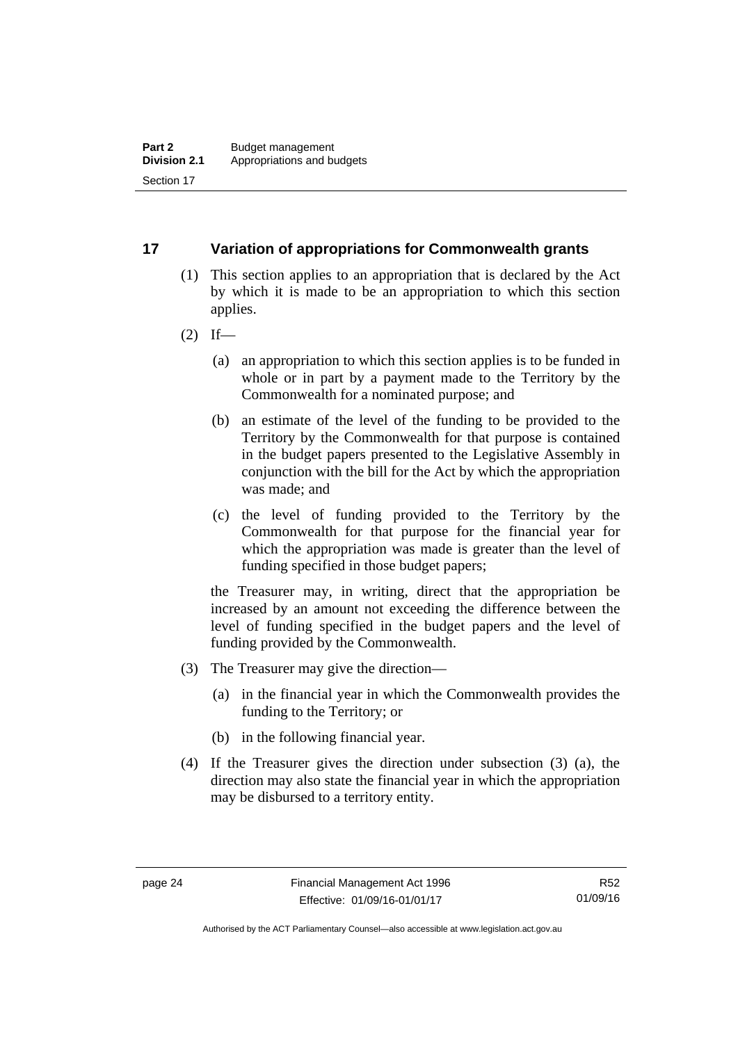## 17 Variation of appropriations for Commonwealth grants

(1) This section applies to an appropriation that is declared by the Act by which it is made to be an appropriation to which this section applies.

(2) If—

(a) an appropriation to which this section applies is to be funded in whole or in part by a payment made to the Territory by the Commonwealth for a nominated purpose; and

(b) an estimate of the level of the funding to be provided to the Territory by the Commonwealth for that purpose is contained in the budget papers presented to the Legislative Assembly in conjunction with the bill for the Act by which the appropriation was made; and

(c) the level of funding provided to the Territory by the Commonwealth for that purpose for the financial year for which the appropriation was made is greater than the level of funding specified in those budget papers;

the Treasurer may, in writing, direct that the appropriation be increased by an amount not exceeding the difference between the level of funding specified in the budget papers and the level of funding provided by the Commonwealth.

(3) The Treasurer may give the direction—

(a) in the financial year in which the Commonwealth provides the funding to the Territory; or

(b) in the following financial year.

(4) If the Treasurer gives the direction under subsection (3) (a), the direction may also state the financial year in which the appropriation may be disbursed to a territory entity.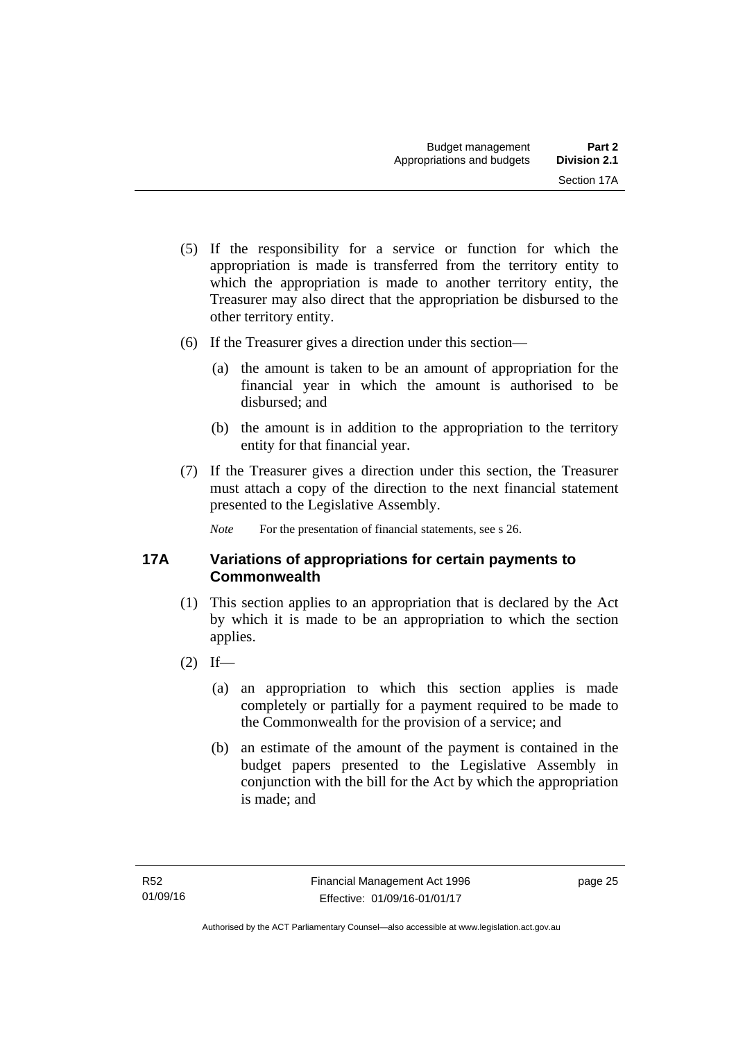(5) If the responsibility for a service or function for which the appropriation is made is transferred from the territory entity to which the appropriation is made to another territory entity, the Treasurer may also direct that the appropriation be disbursed to the other territory entity.

(6) If the Treasurer gives a direction under this section—

(a) the amount is taken to be an amount of appropriation for the financial year in which the amount is authorised to be disbursed; and

(b) the amount is in addition to the appropriation to the territory entity for that financial year.

(7) If the Treasurer gives a direction under this section, the Treasurer must attach a copy of the direction to the next financial statement presented to the Legislative Assembly.

*Note* For the presentation of financial statements, see s 26.

## 17A Variations of appropriations for certain payments to Commonwealth

(1) This section applies to an appropriation that is declared by the Act by which it is made to be an appropriation to which the section applies.

(2) If—

(a) an appropriation to which this section applies is made completely or partially for a payment required to be made to the Commonwealth for the provision of a service; and

(b) an estimate of the amount of the payment is contained in the budget papers presented to the Legislative Assembly in conjunction with the bill for the Act by which the appropriation is made; and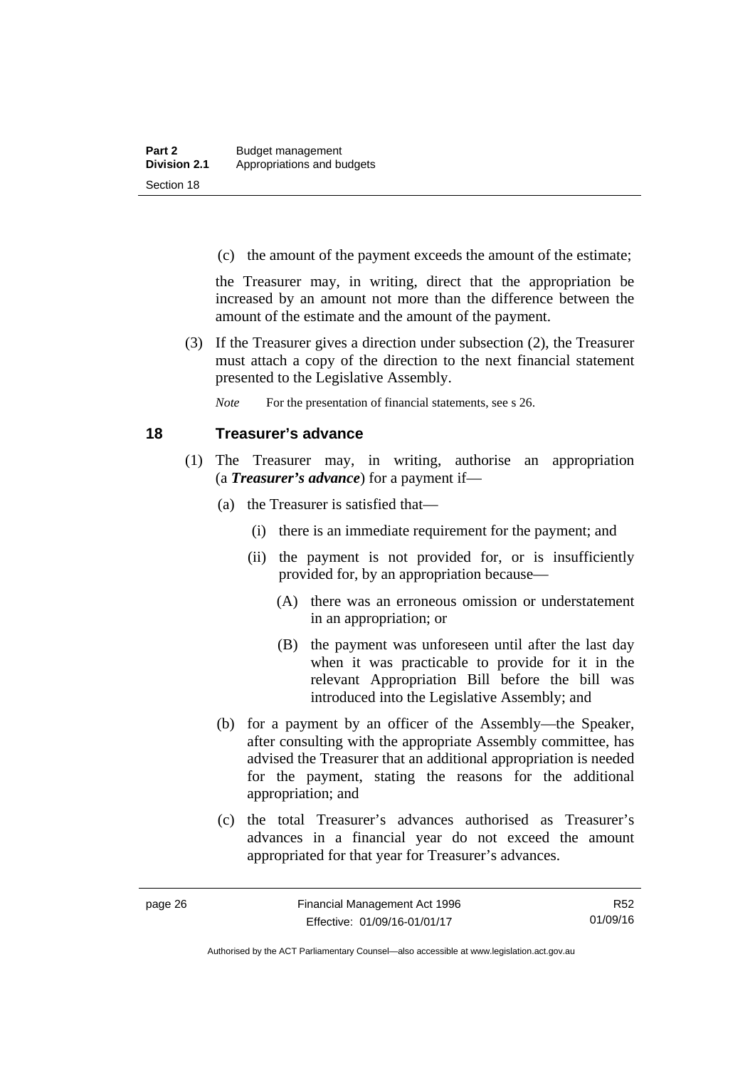(c) the amount of the payment exceeds the amount of the estimate;

the Treasurer may, in writing, direct that the appropriation be increased by an amount not more than the difference between the amount of the estimate and the amount of the payment.

(3) If the Treasurer gives a direction under subsection (2), the Treasurer must attach a copy of the direction to the next financial statement presented to the Legislative Assembly.

*Note* For the presentation of financial statements, see s 26.

## 18 Treasurer's advance

(1) The Treasurer may, in writing, authorise an appropriation (a ***Treasurer's advance***) for a payment if—

(a) the Treasurer is satisfied that—

(i) there is an immediate requirement for the payment; and

(ii) the payment is not provided for, or is insufficiently provided for, by an appropriation because—

(A) there was an erroneous omission or understatement in an appropriation; or

(B) the payment was unforeseen until after the last day when it was practicable to provide for it in the relevant Appropriation Bill before the bill was introduced into the Legislative Assembly; and

(b) for a payment by an officer of the Assembly—the Speaker, after consulting with the appropriate Assembly committee, has advised the Treasurer that an additional appropriation is needed for the payment, stating the reasons for the additional appropriation; and

(c) the total Treasurer's advances authorised as Treasurer's advances in a financial year do not exceed the amount appropriated for that year for Treasurer's advances.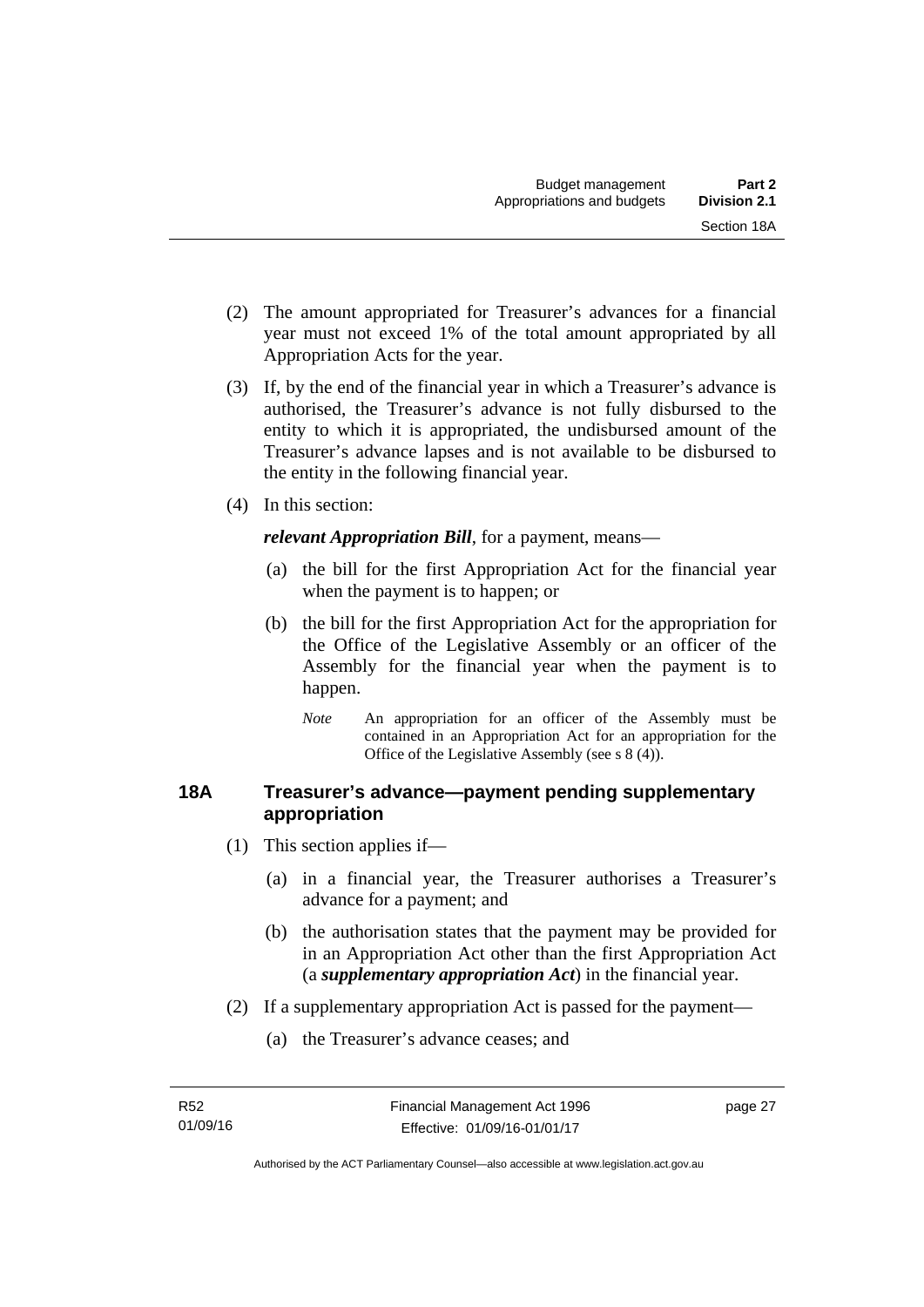(2) The amount appropriated for Treasurer's advances for a financial year must not exceed 1% of the total amount appropriated by all Appropriation Acts for the year.

(3) If, by the end of the financial year in which a Treasurer's advance is authorised, the Treasurer's advance is not fully disbursed to the entity to which it is appropriated, the undisbursed amount of the Treasurer's advance lapses and is not available to be disbursed to the entity in the following financial year.

(4) In this section:

***relevant Appropriation Bill***, for a payment, means—

(a) the bill for the first Appropriation Act for the financial year when the payment is to happen; or

(b) the bill for the first Appropriation Act for the appropriation for the Office of the Legislative Assembly or an officer of the Assembly for the financial year when the payment is to happen.

*Note* An appropriation for an officer of the Assembly must be contained in an Appropriation Act for an appropriation for the Office of the Legislative Assembly (see s 8 (4)).

### 18A Treasurer's advance—payment pending supplementary appropriation

(1) This section applies if—

(a) in a financial year, the Treasurer authorises a Treasurer's advance for a payment; and

(b) the authorisation states that the payment may be provided for in an Appropriation Act other than the first Appropriation Act (a ***supplementary appropriation Act***) in the financial year.

(2) If a supplementary appropriation Act is passed for the payment—

(a) the Treasurer's advance ceases; and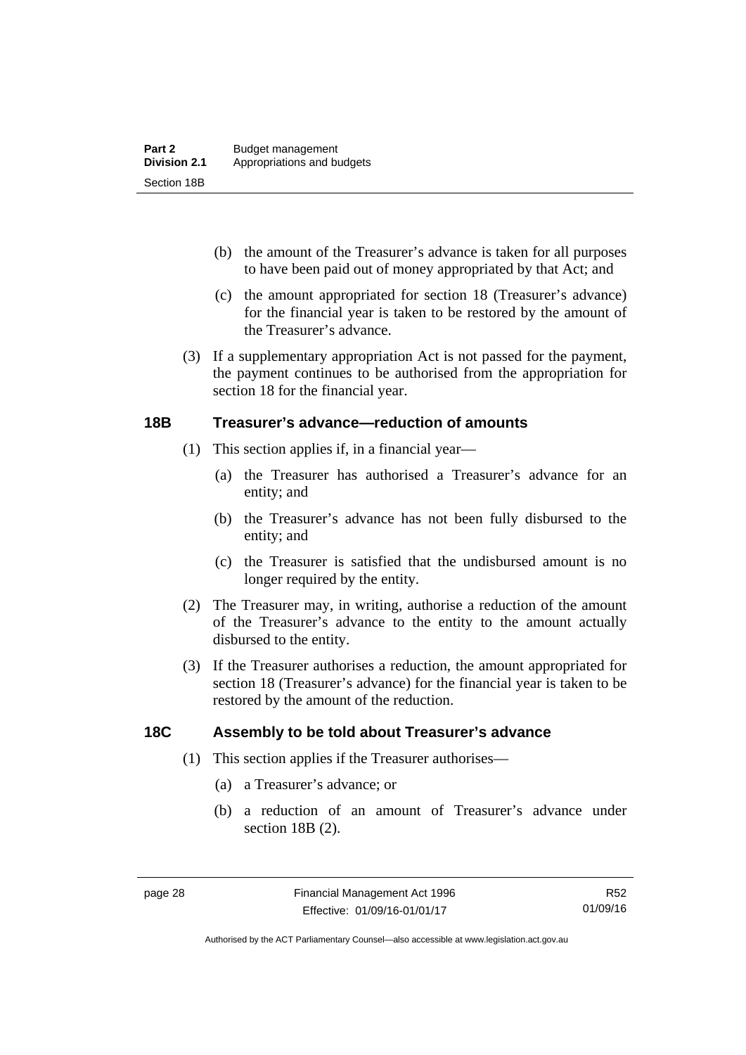(b) the amount of the Treasurer's advance is taken for all purposes to have been paid out of money appropriated by that Act; and

(c) the amount appropriated for section 18 (Treasurer's advance) for the financial year is taken to be restored by the amount of the Treasurer's advance.

(3) If a supplementary appropriation Act is not passed for the payment, the payment continues to be authorised from the appropriation for section 18 for the financial year.

## 18B Treasurer's advance—reduction of amounts

(1) This section applies if, in a financial year—

(a) the Treasurer has authorised a Treasurer's advance for an entity; and

(b) the Treasurer's advance has not been fully disbursed to the entity; and

(c) the Treasurer is satisfied that the undisbursed amount is no longer required by the entity.

(2) The Treasurer may, in writing, authorise a reduction of the amount of the Treasurer's advance to the entity to the amount actually disbursed to the entity.

(3) If the Treasurer authorises a reduction, the amount appropriated for section 18 (Treasurer's advance) for the financial year is taken to be restored by the amount of the reduction.

## 18C Assembly to be told about Treasurer's advance

(1) This section applies if the Treasurer authorises—

(a) a Treasurer's advance; or

(b) a reduction of an amount of Treasurer's advance under section 18B (2).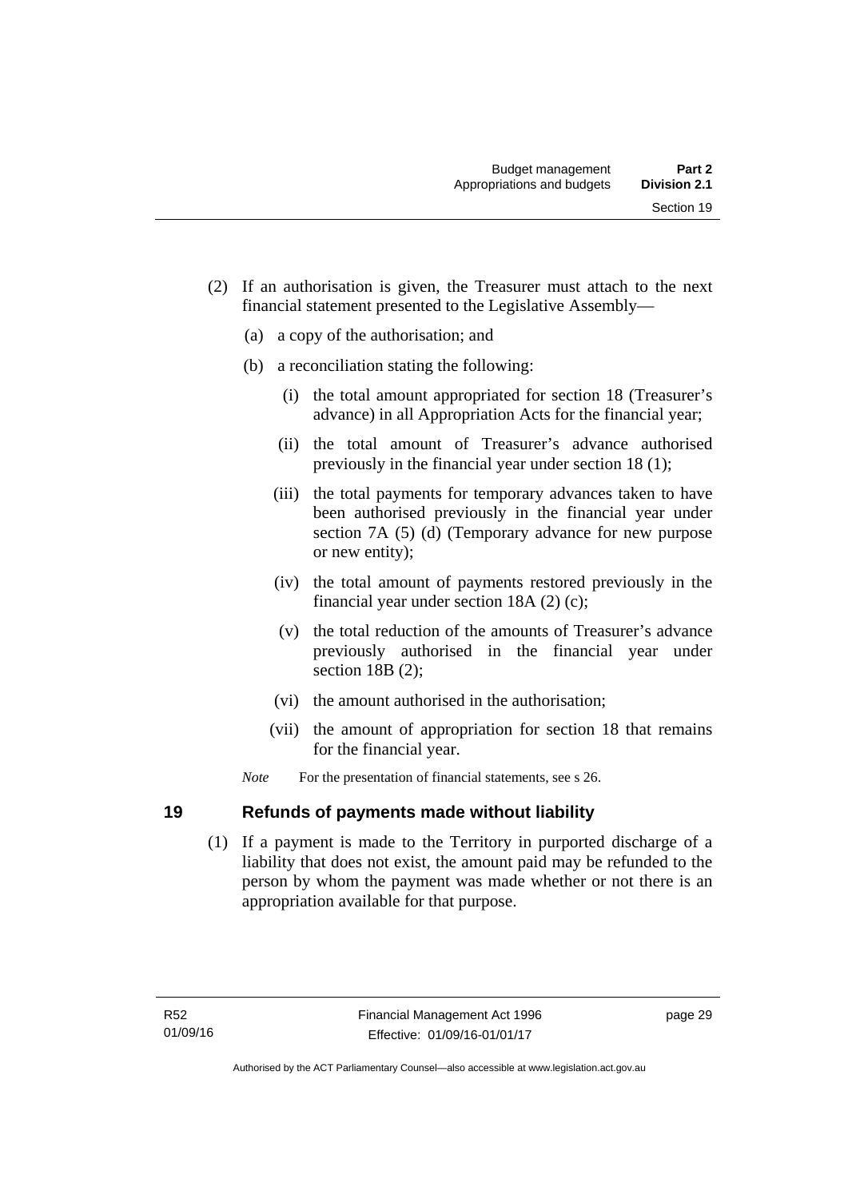(2) If an authorisation is given, the Treasurer must attach to the next financial statement presented to the Legislative Assembly—

(a) a copy of the authorisation; and

(b) a reconciliation stating the following:

(i) the total amount appropriated for section 18 (Treasurer's advance) in all Appropriation Acts for the financial year;

(ii) the total amount of Treasurer's advance authorised previously in the financial year under section 18 (1);

(iii) the total payments for temporary advances taken to have been authorised previously in the financial year under section 7A (5) (d) (Temporary advance for new purpose or new entity);

(iv) the total amount of payments restored previously in the financial year under section 18A (2) (c);

(v) the total reduction of the amounts of Treasurer's advance previously authorised in the financial year under section 18B (2);

(vi) the amount authorised in the authorisation;

(vii) the amount of appropriation for section 18 that remains for the financial year.

*Note* For the presentation of financial statements, see s 26.

## 19 Refunds of payments made without liability

(1) If a payment is made to the Territory in purported discharge of a liability that does not exist, the amount paid may be refunded to the person by whom the payment was made whether or not there is an appropriation available for that purpose.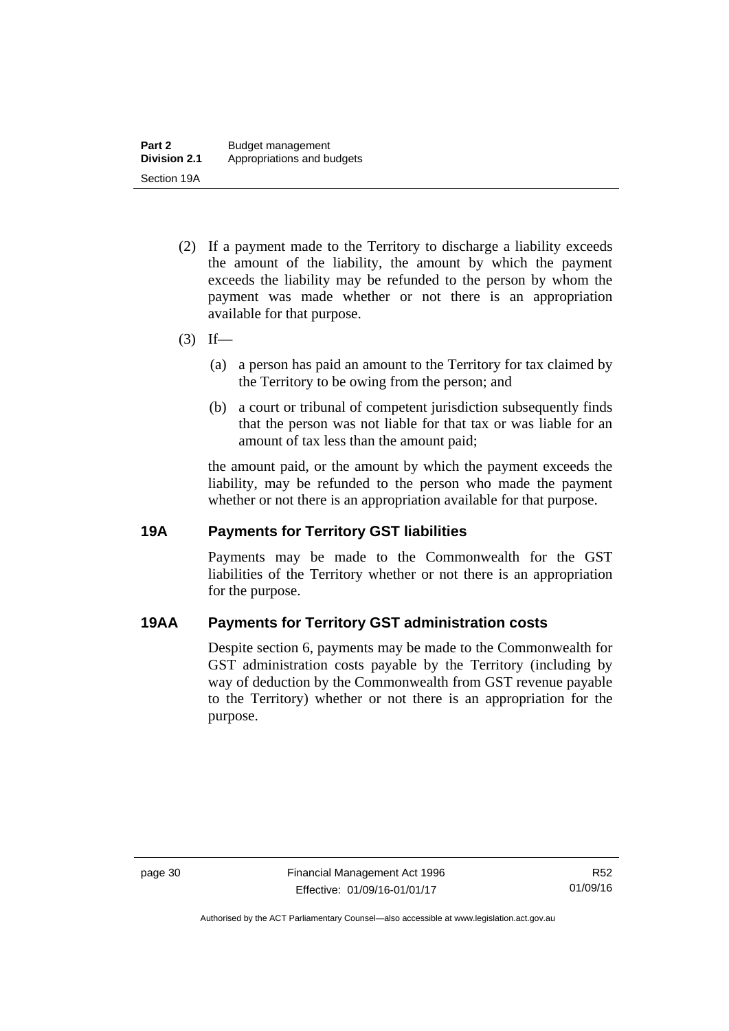(2) If a payment made to the Territory to discharge a liability exceeds the amount of the liability, the amount by which the payment exceeds the liability may be refunded to the person by whom the payment was made whether or not there is an appropriation available for that purpose.

(3) If—

(a) a person has paid an amount to the Territory for tax claimed by the Territory to be owing from the person; and

(b) a court or tribunal of competent jurisdiction subsequently finds that the person was not liable for that tax or was liable for an amount of tax less than the amount paid;

the amount paid, or the amount by which the payment exceeds the liability, may be refunded to the person who made the payment whether or not there is an appropriation available for that purpose.

### 19A Payments for Territory GST liabilities

Payments may be made to the Commonwealth for the GST liabilities of the Territory whether or not there is an appropriation for the purpose.

### 19AA Payments for Territory GST administration costs

Despite section 6, payments may be made to the Commonwealth for GST administration costs payable by the Territory (including by way of deduction by the Commonwealth from GST revenue payable to the Territory) whether or not there is an appropriation for the purpose.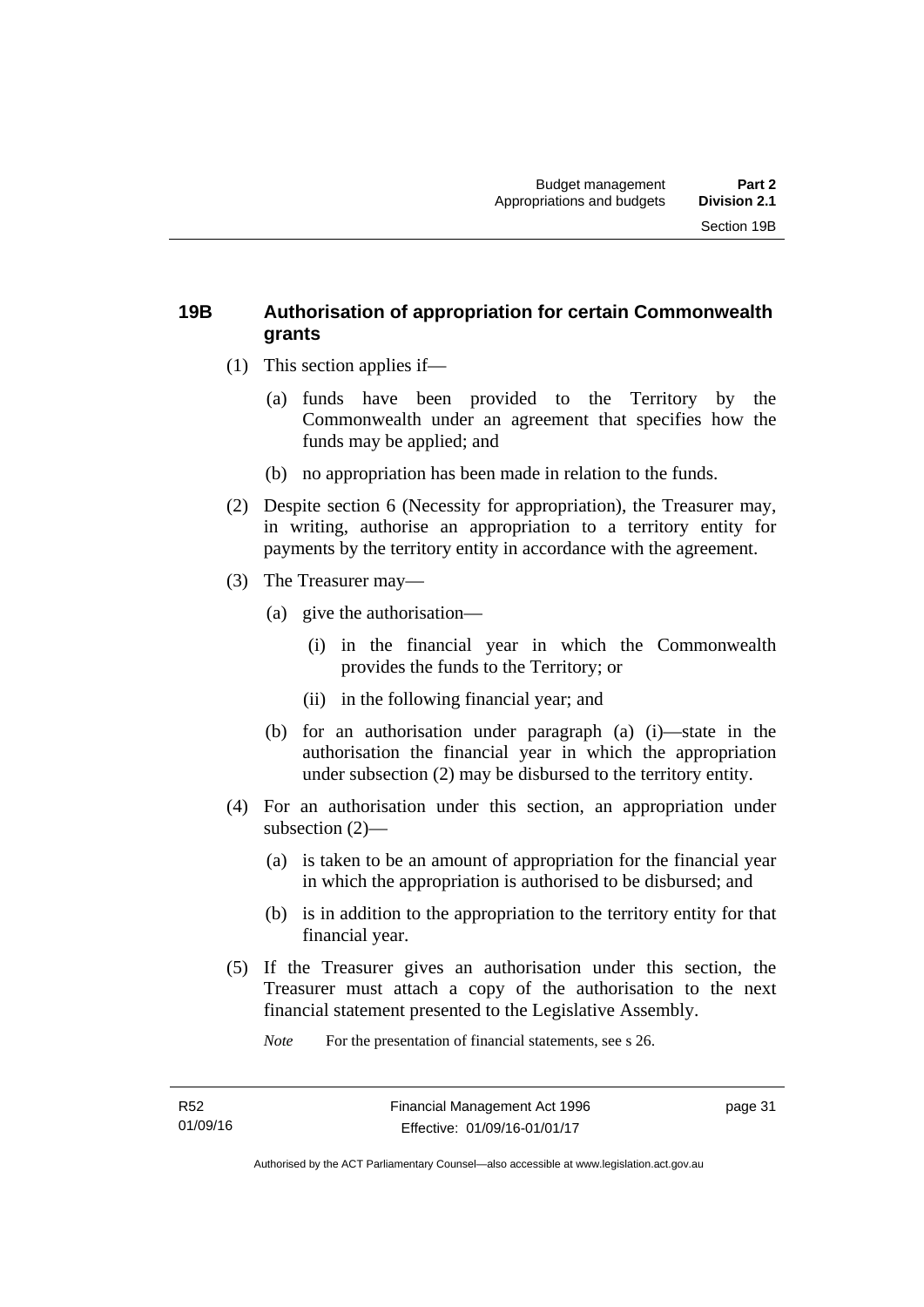## 19B Authorisation of appropriation for certain Commonwealth grants

(1) This section applies if—

(a) funds have been provided to the Territory by the Commonwealth under an agreement that specifies how the funds may be applied; and

(b) no appropriation has been made in relation to the funds.

(2) Despite section 6 (Necessity for appropriation), the Treasurer may, in writing, authorise an appropriation to a territory entity for payments by the territory entity in accordance with the agreement.

(3) The Treasurer may—

(a) give the authorisation—

(i) in the financial year in which the Commonwealth provides the funds to the Territory; or

(ii) in the following financial year; and

(b) for an authorisation under paragraph (a) (i)—state in the authorisation the financial year in which the appropriation under subsection (2) may be disbursed to the territory entity.

(4) For an authorisation under this section, an appropriation under subsection (2)—

(a) is taken to be an amount of appropriation for the financial year in which the appropriation is authorised to be disbursed; and

(b) is in addition to the appropriation to the territory entity for that financial year.

(5) If the Treasurer gives an authorisation under this section, the Treasurer must attach a copy of the authorisation to the next financial statement presented to the Legislative Assembly.

*Note* For the presentation of financial statements, see s 26.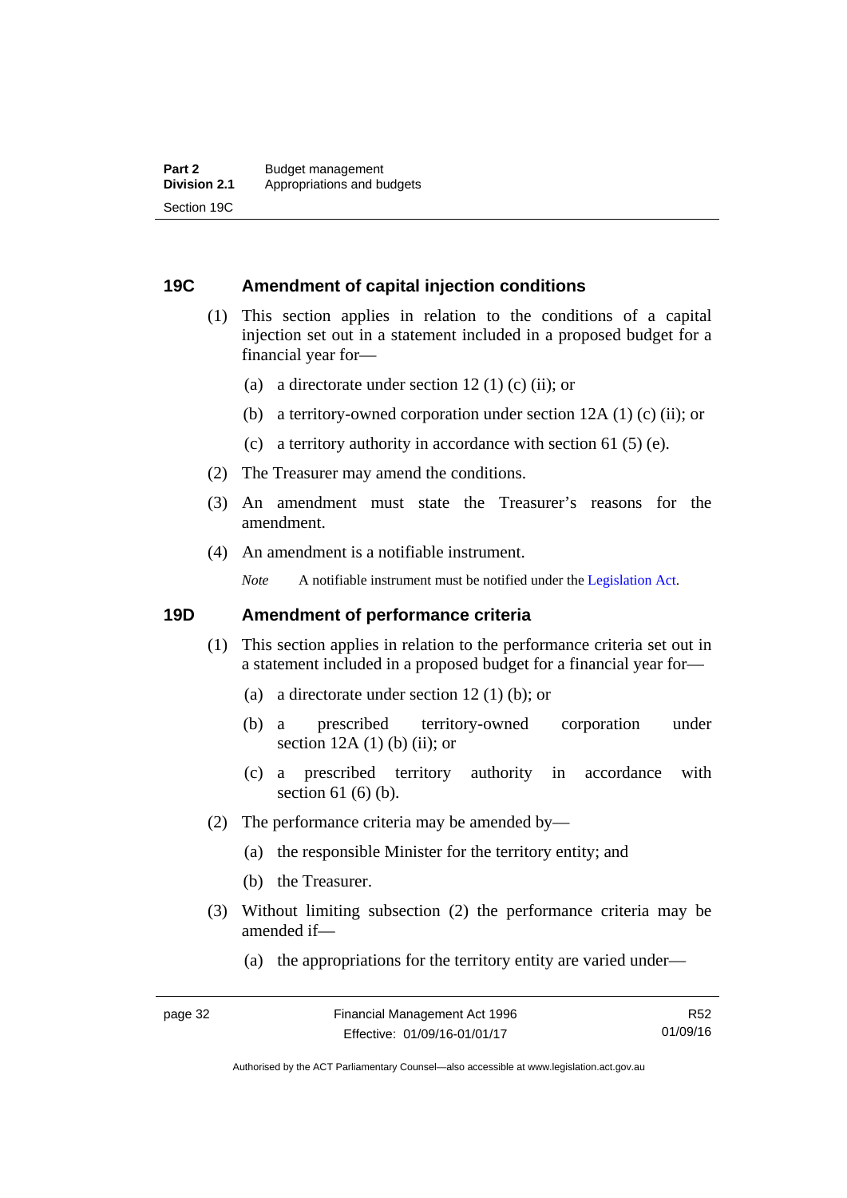## 19C Amendment of capital injection conditions

(1) This section applies in relation to the conditions of a capital injection set out in a statement included in a proposed budget for a financial year for—

(a) a directorate under section 12 (1) (c) (ii); or

(b) a territory-owned corporation under section 12A (1) (c) (ii); or

(c) a territory authority in accordance with section 61 (5) (e).

(2) The Treasurer may amend the conditions.

(3) An amendment must state the Treasurer's reasons for the amendment.

(4) An amendment is a notifiable instrument.

*Note* A notifiable instrument must be notified under the Legislation Act.

## 19D Amendment of performance criteria

(1) This section applies in relation to the performance criteria set out in a statement included in a proposed budget for a financial year for—

(a) a directorate under section 12 (1) (b); or

(b) a prescribed territory-owned corporation under section 12A (1) (b) (ii); or

(c) a prescribed territory authority in accordance with section 61 (6) (b).

(2) The performance criteria may be amended by—

(a) the responsible Minister for the territory entity; and

(b) the Treasurer.

(3) Without limiting subsection (2) the performance criteria may be amended if—

(a) the appropriations for the territory entity are varied under—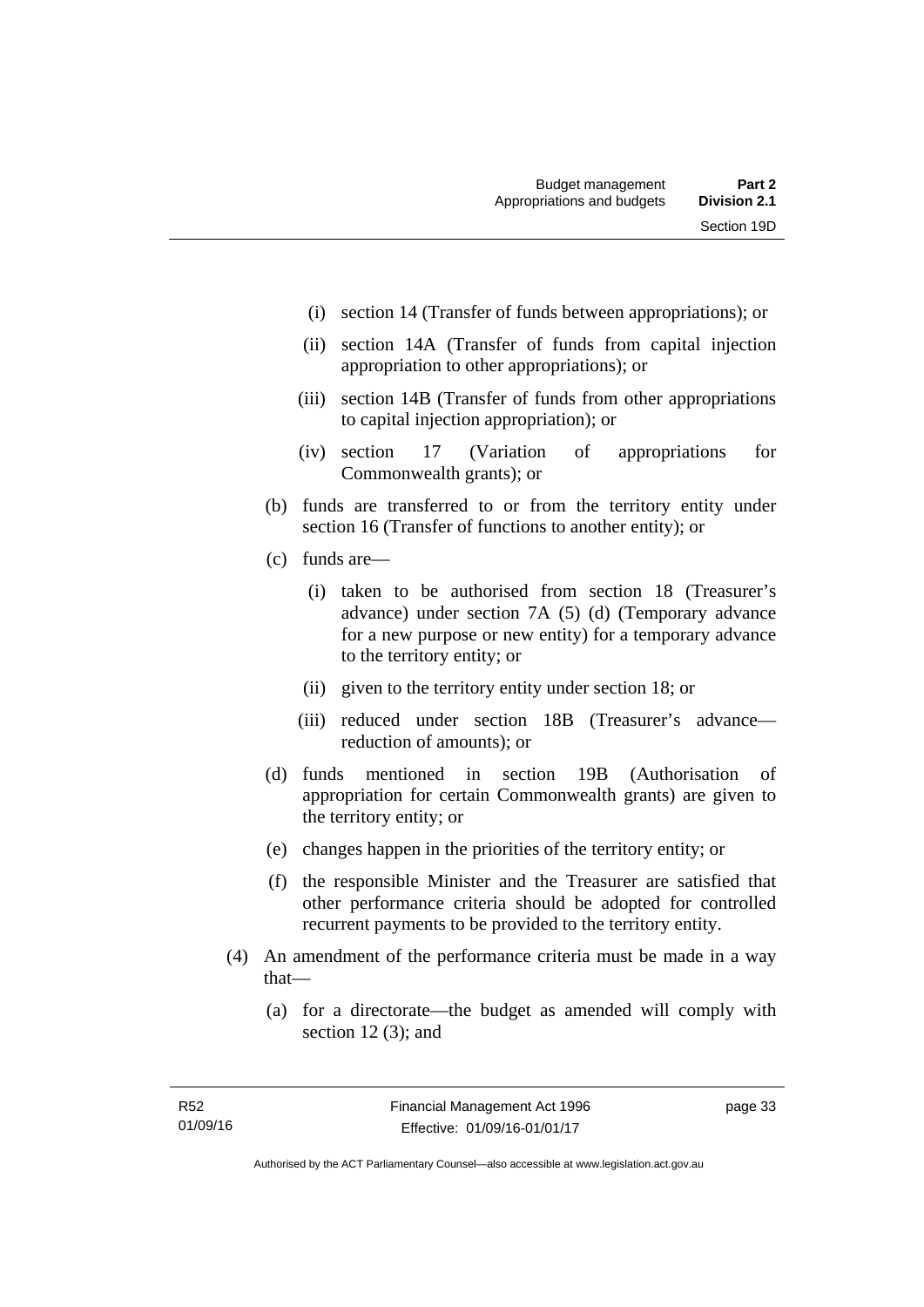(i) section 14 (Transfer of funds between appropriations); or

(ii) section 14A (Transfer of funds from capital injection appropriation to other appropriations); or

(iii) section 14B (Transfer of funds from other appropriations to capital injection appropriation); or

(iv) section 17 (Variation of appropriations for Commonwealth grants); or

(b) funds are transferred to or from the territory entity under section 16 (Transfer of functions to another entity); or

(c) funds are—

(i) taken to be authorised from section 18 (Treasurer's advance) under section 7A (5) (d) (Temporary advance for a new purpose or new entity) for a temporary advance to the territory entity; or

(ii) given to the territory entity under section 18; or

(iii) reduced under section 18B (Treasurer's advance—reduction of amounts); or

(d) funds mentioned in section 19B (Authorisation of appropriation for certain Commonwealth grants) are given to the territory entity; or

(e) changes happen in the priorities of the territory entity; or

(f) the responsible Minister and the Treasurer are satisfied that other performance criteria should be adopted for controlled recurrent payments to be provided to the territory entity.

(4) An amendment of the performance criteria must be made in a way that—

(a) for a directorate—the budget as amended will comply with section 12 (3); and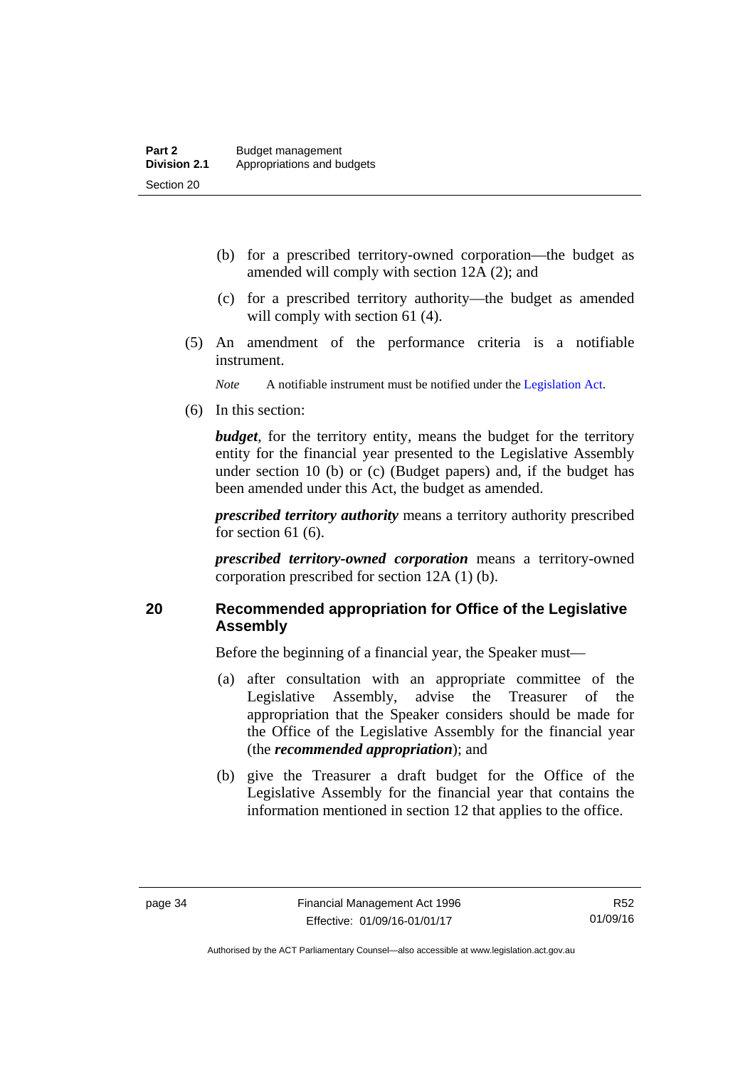(b) for a prescribed territory-owned corporation—the budget as amended will comply with section 12A (2); and

(c) for a prescribed territory authority—the budget as amended will comply with section 61 (4).

(5) An amendment of the performance criteria is a notifiable instrument.

*Note* A notifiable instrument must be notified under the Legislation Act.

(6) In this section:

***budget***, for the territory entity, means the budget for the territory entity for the financial year presented to the Legislative Assembly under section 10 (b) or (c) (Budget papers) and, if the budget has been amended under this Act, the budget as amended.

***prescribed territory authority*** means a territory authority prescribed for section 61 (6).

***prescribed territory-owned corporation*** means a territory-owned corporation prescribed for section 12A (1) (b).

## 20 Recommended appropriation for Office of the Legislative Assembly

Before the beginning of a financial year, the Speaker must—

(a) after consultation with an appropriate committee of the Legislative Assembly, advise the Treasurer of the appropriation that the Speaker considers should be made for the Office of the Legislative Assembly for the financial year (the ***recommended appropriation***); and

(b) give the Treasurer a draft budget for the Office of the Legislative Assembly for the financial year that contains the information mentioned in section 12 that applies to the office.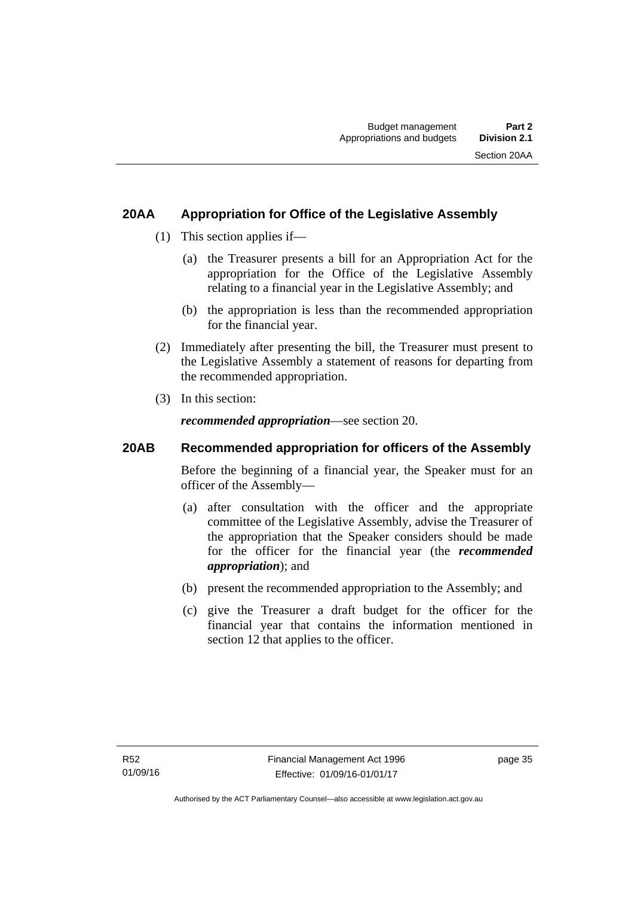### 20AA Appropriation for Office of the Legislative Assembly

(1) This section applies if—

(a) the Treasurer presents a bill for an Appropriation Act for the appropriation for the Office of the Legislative Assembly relating to a financial year in the Legislative Assembly; and

(b) the appropriation is less than the recommended appropriation for the financial year.

(2) Immediately after presenting the bill, the Treasurer must present to the Legislative Assembly a statement of reasons for departing from the recommended appropriation.

(3) In this section:

***recommended appropriation***—see section 20.

### 20AB Recommended appropriation for officers of the Assembly

Before the beginning of a financial year, the Speaker must for an officer of the Assembly—

(a) after consultation with the officer and the appropriate committee of the Legislative Assembly, advise the Treasurer of the appropriation that the Speaker considers should be made for the officer for the financial year (the ***recommended appropriation***); and

(b) present the recommended appropriation to the Assembly; and

(c) give the Treasurer a draft budget for the officer for the financial year that contains the information mentioned in section 12 that applies to the officer.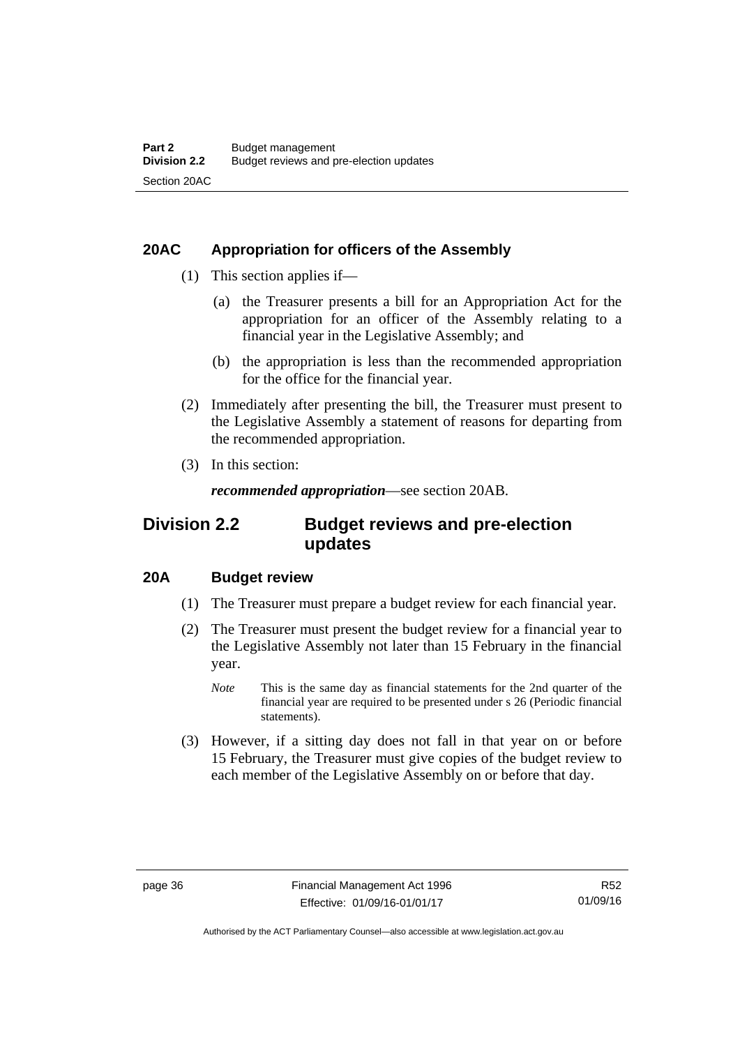## 20AC Appropriation for officers of the Assembly

(1) This section applies if—

(a) the Treasurer presents a bill for an Appropriation Act for the appropriation for an officer of the Assembly relating to a financial year in the Legislative Assembly; and

(b) the appropriation is less than the recommended appropriation for the office for the financial year.

(2) Immediately after presenting the bill, the Treasurer must present to the Legislative Assembly a statement of reasons for departing from the recommended appropriation.

(3) In this section:

***recommended appropriation***—see section 20AB.

# Division 2.2 Budget reviews and pre-election updates

## 20A Budget review

(1) The Treasurer must prepare a budget review for each financial year.

(2) The Treasurer must present the budget review for a financial year to the Legislative Assembly not later than 15 February in the financial year.

*Note* This is the same day as financial statements for the 2nd quarter of the financial year are required to be presented under s 26 (Periodic financial statements).

(3) However, if a sitting day does not fall in that year on or before 15 February, the Treasurer must give copies of the budget review to each member of the Legislative Assembly on or before that day.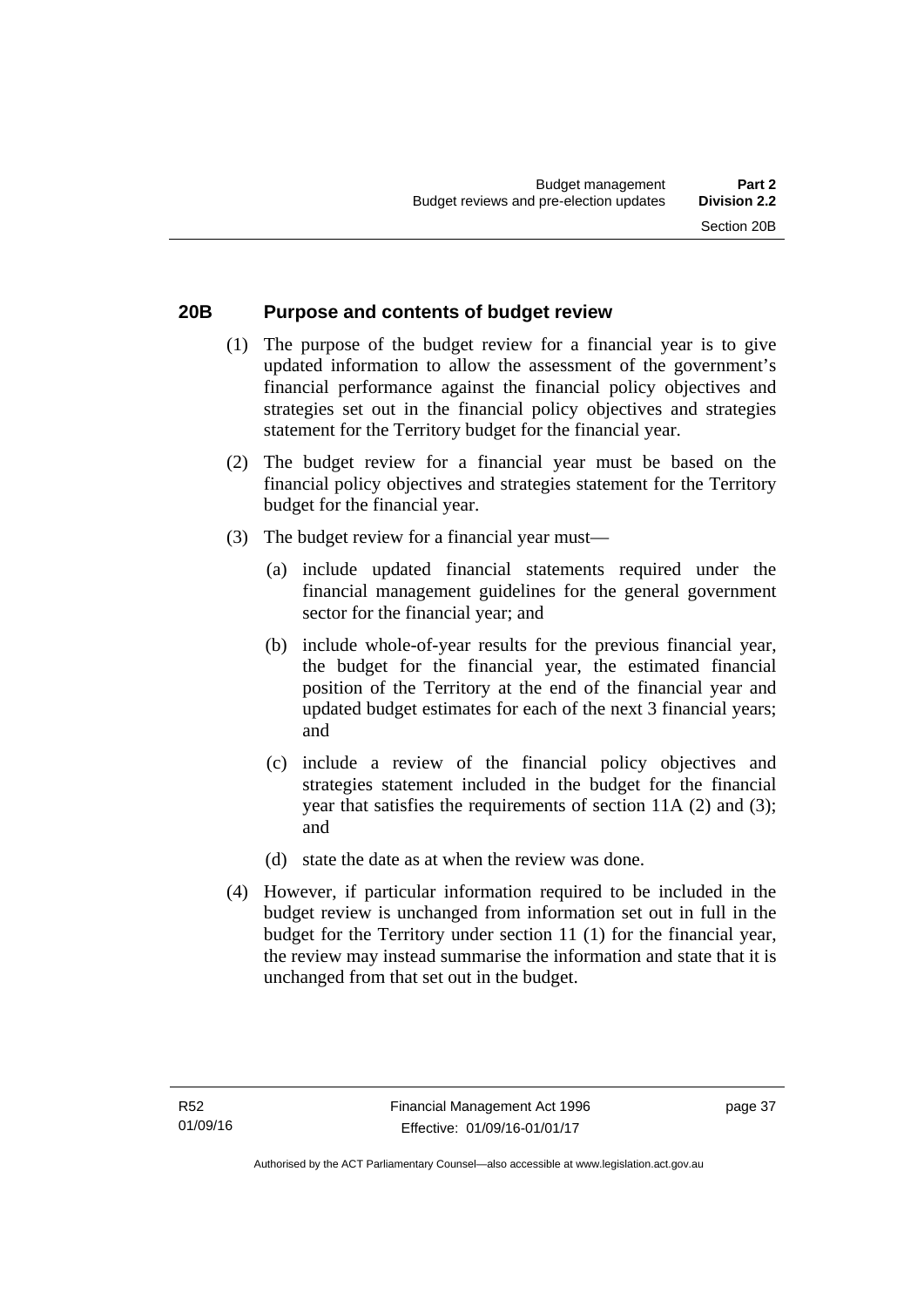## 20B Purpose and contents of budget review

(1) The purpose of the budget review for a financial year is to give updated information to allow the assessment of the government's financial performance against the financial policy objectives and strategies set out in the financial policy objectives and strategies statement for the Territory budget for the financial year.

(2) The budget review for a financial year must be based on the financial policy objectives and strategies statement for the Territory budget for the financial year.

(3) The budget review for a financial year must—

(a) include updated financial statements required under the financial management guidelines for the general government sector for the financial year; and

(b) include whole-of-year results for the previous financial year, the budget for the financial year, the estimated financial position of the Territory at the end of the financial year and updated budget estimates for each of the next 3 financial years; and

(c) include a review of the financial policy objectives and strategies statement included in the budget for the financial year that satisfies the requirements of section 11A (2) and (3); and

(d) state the date as at when the review was done.

(4) However, if particular information required to be included in the budget review is unchanged from information set out in full in the budget for the Territory under section 11 (1) for the financial year, the review may instead summarise the information and state that it is unchanged from that set out in the budget.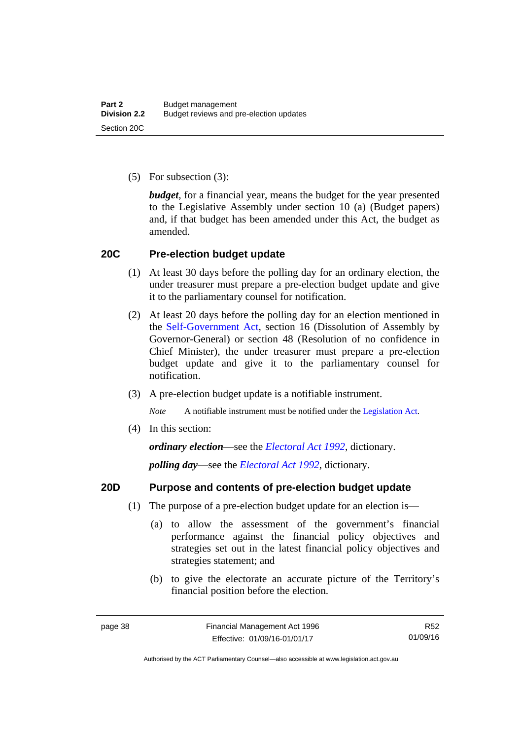(5) For subsection (3):

***budget***, for a financial year, means the budget for the year presented to the Legislative Assembly under section 10 (a) (Budget papers) and, if that budget has been amended under this Act, the budget as amended.

### 20C Pre-election budget update

(1) At least 30 days before the polling day for an ordinary election, the under treasurer must prepare a pre-election budget update and give it to the parliamentary counsel for notification.

(2) At least 20 days before the polling day for an election mentioned in the Self-Government Act, section 16 (Dissolution of Assembly by Governor-General) or section 48 (Resolution of no confidence in Chief Minister), the under treasurer must prepare a pre-election budget update and give it to the parliamentary counsel for notification.

(3) A pre-election budget update is a notifiable instrument.

*Note* A notifiable instrument must be notified under the Legislation Act.

(4) In this section:

***ordinary election***—see the *Electoral Act 1992*, dictionary.

***polling day***—see the *Electoral Act 1992*, dictionary.

### 20D Purpose and contents of pre-election budget update

(1) The purpose of a pre-election budget update for an election is—

(a) to allow the assessment of the government's financial performance against the financial policy objectives and strategies set out in the latest financial policy objectives and strategies statement; and

(b) to give the electorate an accurate picture of the Territory's financial position before the election.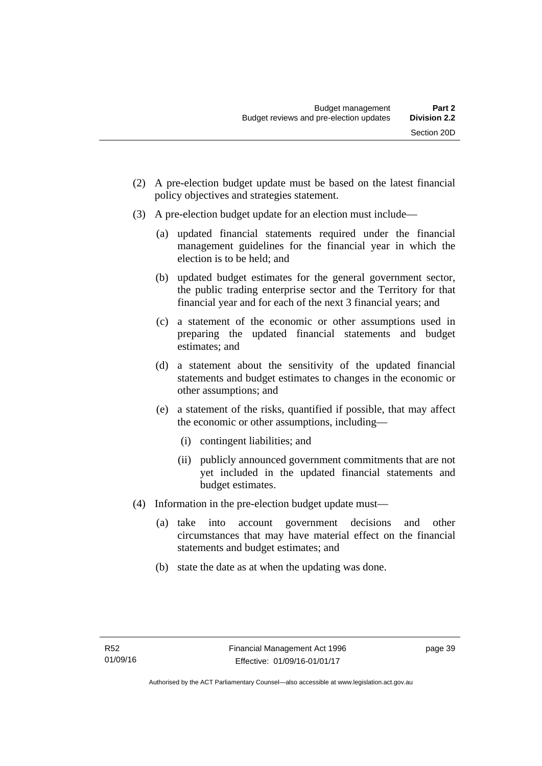(2) A pre-election budget update must be based on the latest financial policy objectives and strategies statement.

(3) A pre-election budget update for an election must include—

(a) updated financial statements required under the financial management guidelines for the financial year in which the election is to be held; and

(b) updated budget estimates for the general government sector, the public trading enterprise sector and the Territory for that financial year and for each of the next 3 financial years; and

(c) a statement of the economic or other assumptions used in preparing the updated financial statements and budget estimates; and

(d) a statement about the sensitivity of the updated financial statements and budget estimates to changes in the economic or other assumptions; and

(e) a statement of the risks, quantified if possible, that may affect the economic or other assumptions, including—

(i) contingent liabilities; and

(ii) publicly announced government commitments that are not yet included in the updated financial statements and budget estimates.

(4) Information in the pre-election budget update must—

(a) take into account government decisions and other circumstances that may have material effect on the financial statements and budget estimates; and

(b) state the date as at when the updating was done.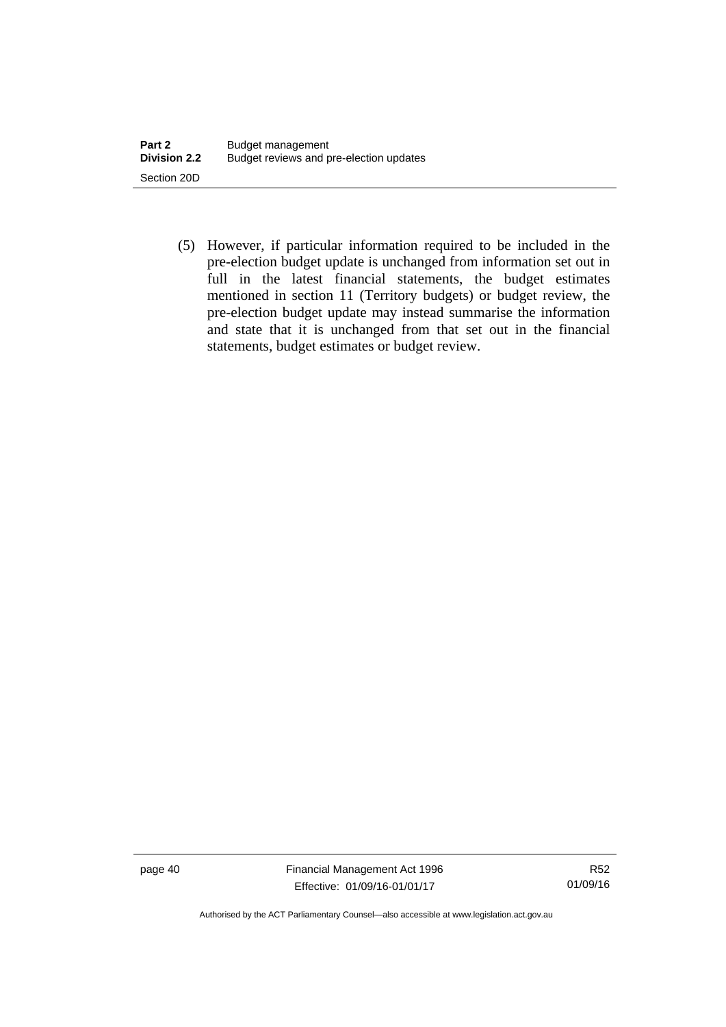(5) However, if particular information required to be included in the pre-election budget update is unchanged from information set out in full in the latest financial statements, the budget estimates mentioned in section 11 (Territory budgets) or budget review, the pre-election budget update may instead summarise the information and state that it is unchanged from that set out in the financial statements, budget estimates or budget review.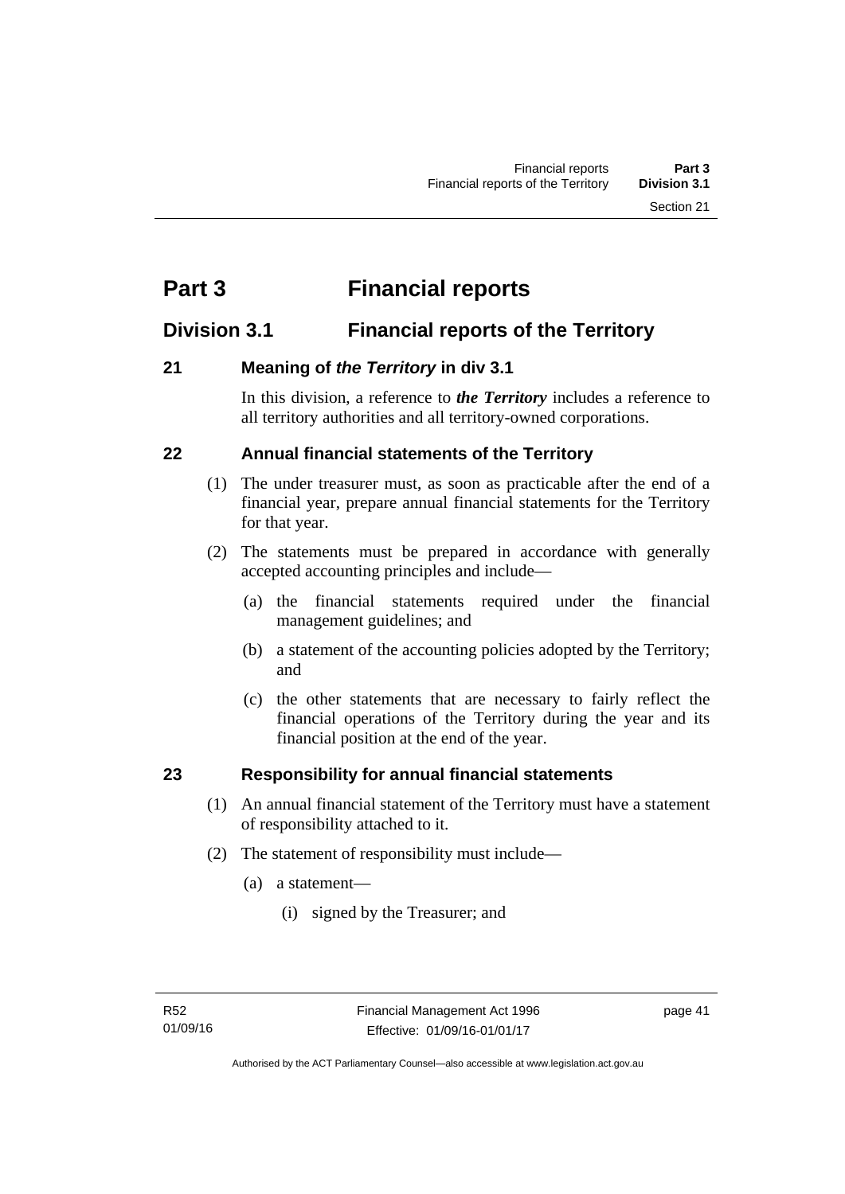# Part 3 Financial reports

## Division 3.1 Financial reports of the Territory

### 21 Meaning of *the Territory* in div 3.1

In this division, a reference to ***the Territory*** includes a reference to all territory authorities and all territory-owned corporations.

### 22 Annual financial statements of the Territory

(1) The under treasurer must, as soon as practicable after the end of a financial year, prepare annual financial statements for the Territory for that year.

(2) The statements must be prepared in accordance with generally accepted accounting principles and include—

   (a) the financial statements required under the financial management guidelines; and

   (b) a statement of the accounting policies adopted by the Territory; and

   (c) the other statements that are necessary to fairly reflect the financial operations of the Territory during the year and its financial position at the end of the year.

### 23 Responsibility for annual financial statements

(1) An annual financial statement of the Territory must have a statement of responsibility attached to it.

(2) The statement of responsibility must include—

   (a) a statement—

      (i) signed by the Treasurer; and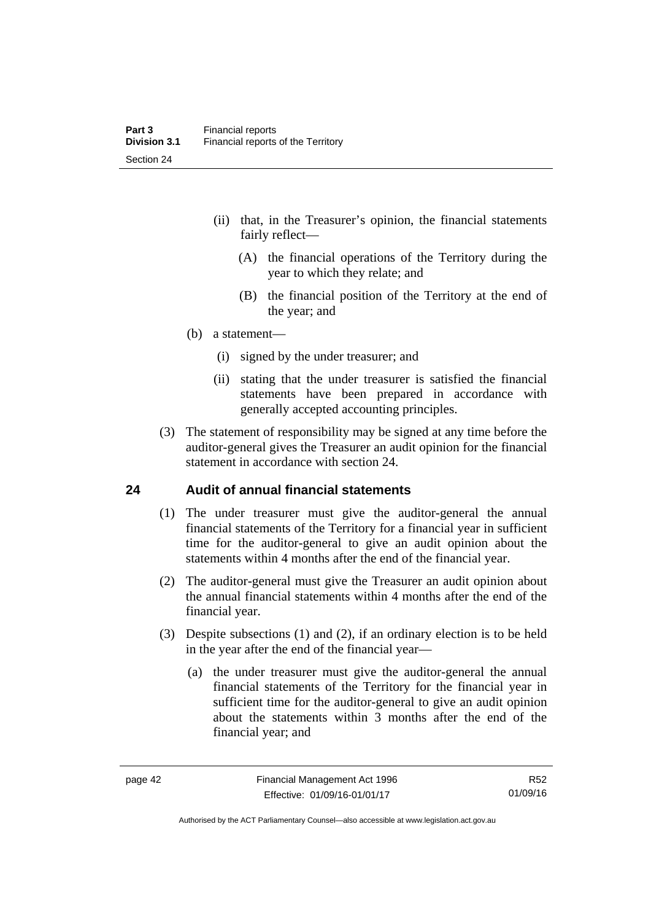(ii) that, in the Treasurer's opinion, the financial statements fairly reflect—

(A) the financial operations of the Territory during the year to which they relate; and

(B) the financial position of the Territory at the end of the year; and

(b) a statement—

(i) signed by the under treasurer; and

(ii) stating that the under treasurer is satisfied the financial statements have been prepared in accordance with generally accepted accounting principles.

(3) The statement of responsibility may be signed at any time before the auditor-general gives the Treasurer an audit opinion for the financial statement in accordance with section 24.

## 24 Audit of annual financial statements

(1) The under treasurer must give the auditor-general the annual financial statements of the Territory for a financial year in sufficient time for the auditor-general to give an audit opinion about the statements within 4 months after the end of the financial year.

(2) The auditor-general must give the Treasurer an audit opinion about the annual financial statements within 4 months after the end of the financial year.

(3) Despite subsections (1) and (2), if an ordinary election is to be held in the year after the end of the financial year—

(a) the under treasurer must give the auditor-general the annual financial statements of the Territory for the financial year in sufficient time for the auditor-general to give an audit opinion about the statements within 3 months after the end of the financial year; and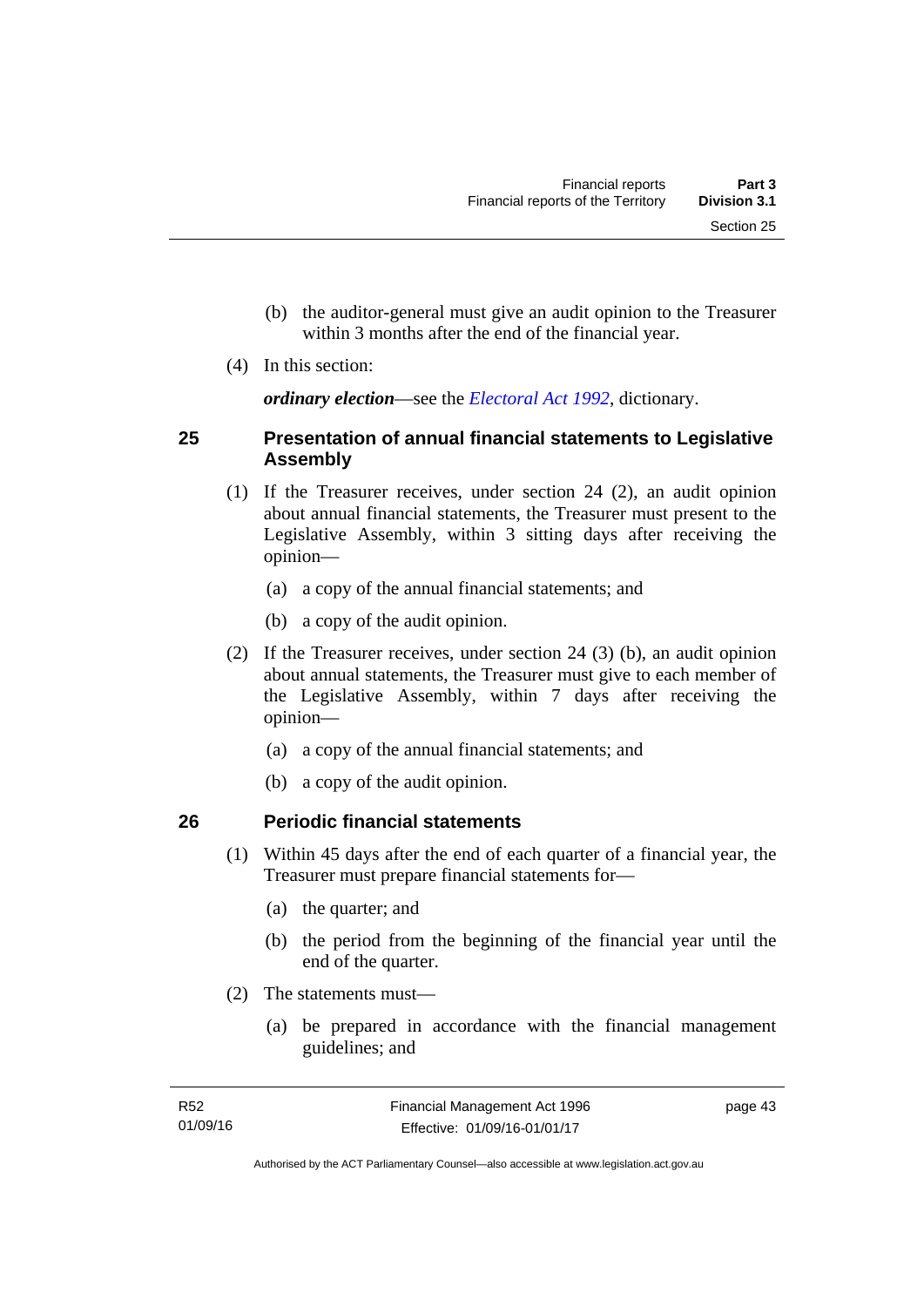(b) the auditor-general must give an audit opinion to the Treasurer within 3 months after the end of the financial year.

(4) In this section:

***ordinary election***—see the *Electoral Act 1992*, dictionary.

## 25 Presentation of annual financial statements to Legislative Assembly

(1) If the Treasurer receives, under section 24 (2), an audit opinion about annual financial statements, the Treasurer must present to the Legislative Assembly, within 3 sitting days after receiving the opinion—

(a) a copy of the annual financial statements; and

(b) a copy of the audit opinion.

(2) If the Treasurer receives, under section 24 (3) (b), an audit opinion about annual statements, the Treasurer must give to each member of the Legislative Assembly, within 7 days after receiving the opinion—

(a) a copy of the annual financial statements; and

(b) a copy of the audit opinion.

## 26 Periodic financial statements

(1) Within 45 days after the end of each quarter of a financial year, the Treasurer must prepare financial statements for—

(a) the quarter; and

(b) the period from the beginning of the financial year until the end of the quarter.

(2) The statements must—

(a) be prepared in accordance with the financial management guidelines; and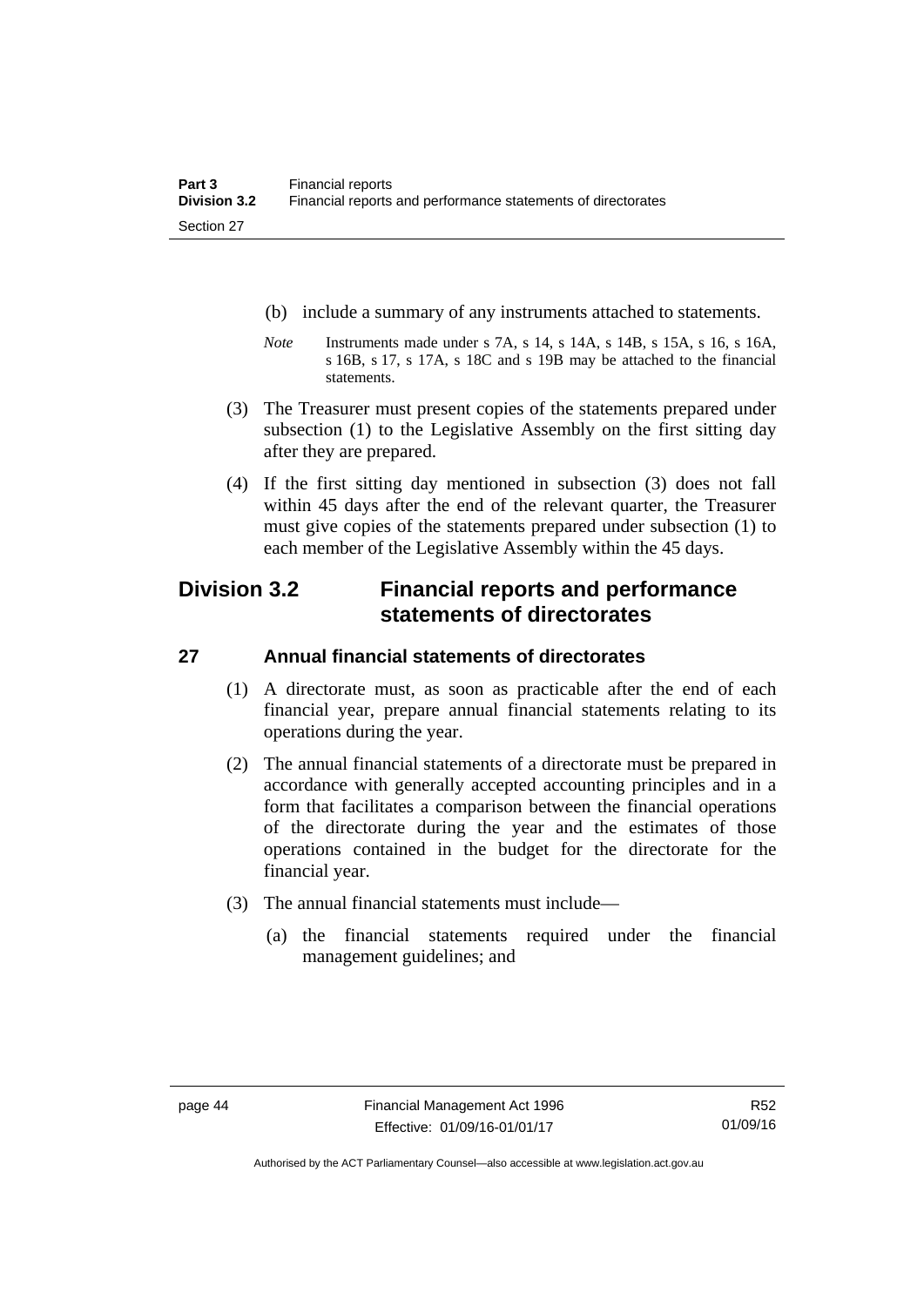(b) include a summary of any instruments attached to statements.

*Note* Instruments made under s 7A, s 14, s 14A, s 14B, s 15A, s 16, s 16A, s 16B, s 17, s 17A, s 18C and s 19B may be attached to the financial statements.

(3) The Treasurer must present copies of the statements prepared under subsection (1) to the Legislative Assembly on the first sitting day after they are prepared.

(4) If the first sitting day mentioned in subsection (3) does not fall within 45 days after the end of the relevant quarter, the Treasurer must give copies of the statements prepared under subsection (1) to each member of the Legislative Assembly within the 45 days.

## Division 3.2 Financial reports and performance statements of directorates

### 27 Annual financial statements of directorates

(1) A directorate must, as soon as practicable after the end of each financial year, prepare annual financial statements relating to its operations during the year.

(2) The annual financial statements of a directorate must be prepared in accordance with generally accepted accounting principles and in a form that facilitates a comparison between the financial operations of the directorate during the year and the estimates of those operations contained in the budget for the directorate for the financial year.

(3) The annual financial statements must include—

(a) the financial statements required under the financial management guidelines; and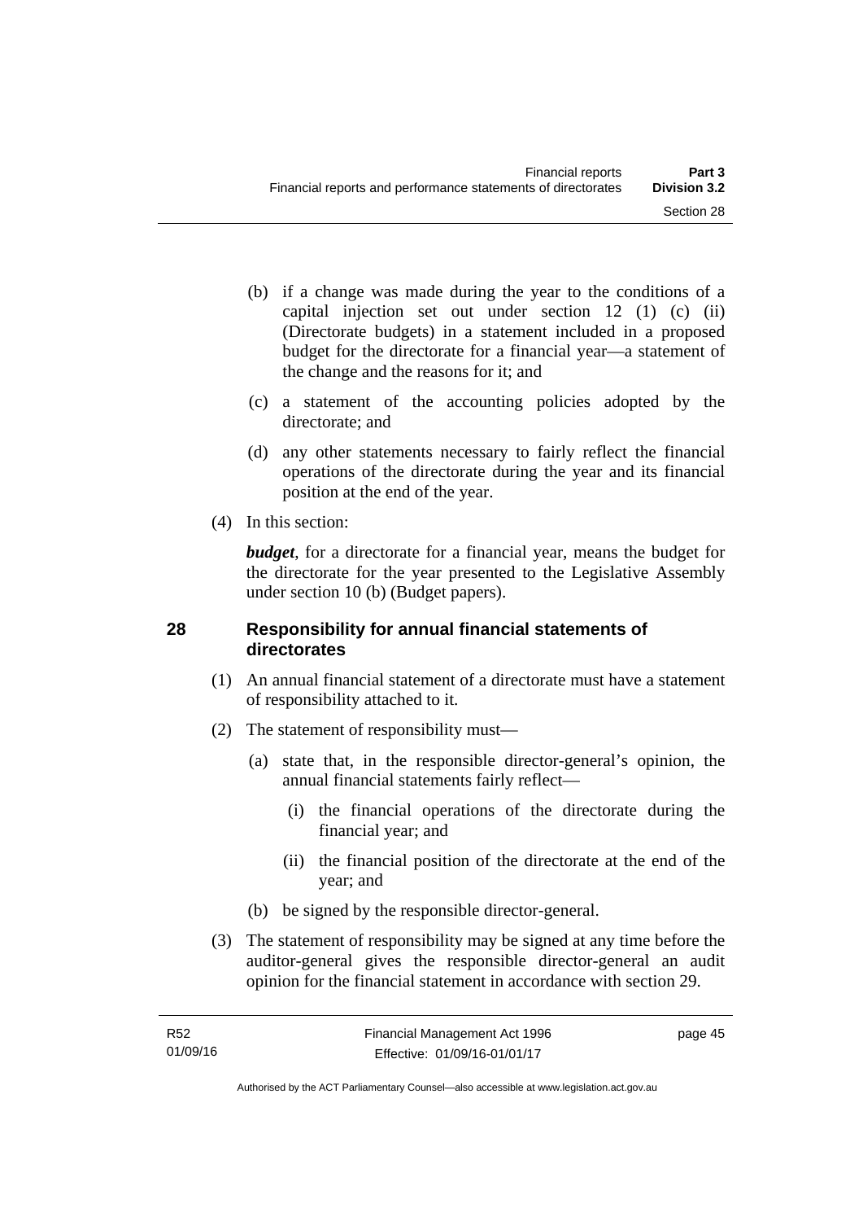(b) if a change was made during the year to the conditions of a capital injection set out under section 12 (1) (c) (ii) (Directorate budgets) in a statement included in a proposed budget for the directorate for a financial year—a statement of the change and the reasons for it; and

(c) a statement of the accounting policies adopted by the directorate; and

(d) any other statements necessary to fairly reflect the financial operations of the directorate during the year and its financial position at the end of the year.

(4) In this section:

***budget***, for a directorate for a financial year, means the budget for the directorate for the year presented to the Legislative Assembly under section 10 (b) (Budget papers).

## 28 Responsibility for annual financial statements of directorates

(1) An annual financial statement of a directorate must have a statement of responsibility attached to it.

(2) The statement of responsibility must—

(a) state that, in the responsible director-general's opinion, the annual financial statements fairly reflect—

(i) the financial operations of the directorate during the financial year; and

(ii) the financial position of the directorate at the end of the year; and

(b) be signed by the responsible director-general.

(3) The statement of responsibility may be signed at any time before the auditor-general gives the responsible director-general an audit opinion for the financial statement in accordance with section 29.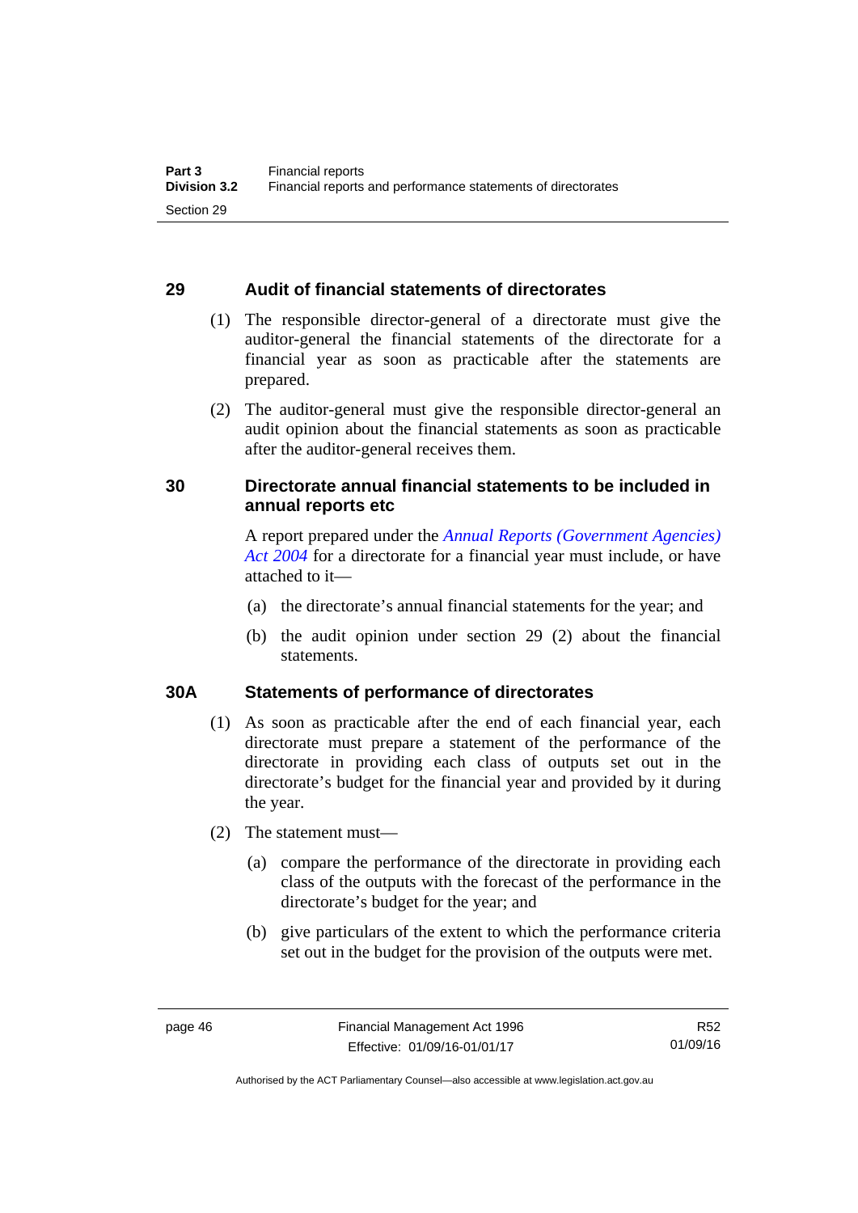### 29 Audit of financial statements of directorates

(1) The responsible director-general of a directorate must give the auditor-general the financial statements of the directorate for a financial year as soon as practicable after the statements are prepared.

(2) The auditor-general must give the responsible director-general an audit opinion about the financial statements as soon as practicable after the auditor-general receives them.

### 30 Directorate annual financial statements to be included in annual reports etc

A report prepared under the *Annual Reports (Government Agencies) Act 2004* for a directorate for a financial year must include, or have attached to it—

(a) the directorate's annual financial statements for the year; and

(b) the audit opinion under section 29 (2) about the financial statements.

### 30A Statements of performance of directorates

(1) As soon as practicable after the end of each financial year, each directorate must prepare a statement of the performance of the directorate in providing each class of outputs set out in the directorate's budget for the financial year and provided by it during the year.

(2) The statement must—

(a) compare the performance of the directorate in providing each class of the outputs with the forecast of the performance in the directorate's budget for the year; and

(b) give particulars of the extent to which the performance criteria set out in the budget for the provision of the outputs were met.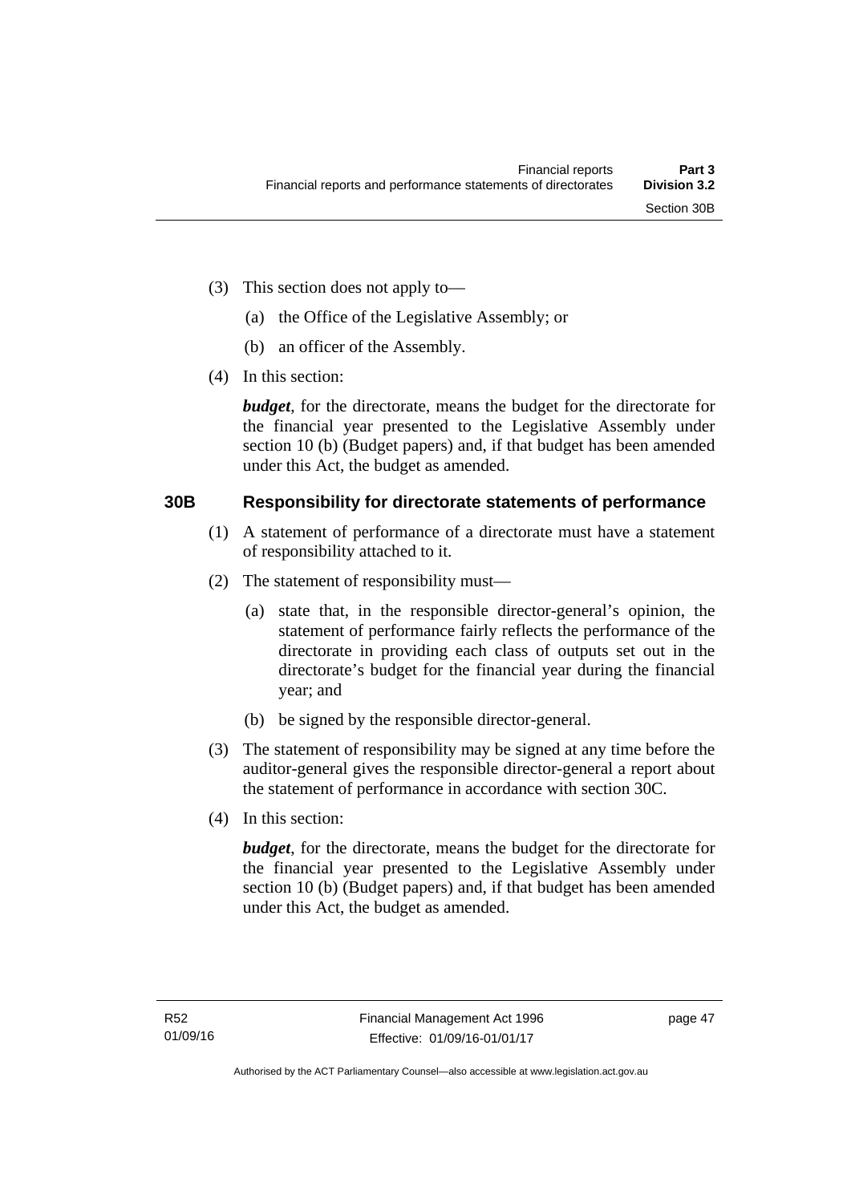(3) This section does not apply to—

(a) the Office of the Legislative Assembly; or

(b) an officer of the Assembly.

(4) In this section:

***budget***, for the directorate, means the budget for the directorate for the financial year presented to the Legislative Assembly under section 10 (b) (Budget papers) and, if that budget has been amended under this Act, the budget as amended.

## 30B Responsibility for directorate statements of performance

(1) A statement of performance of a directorate must have a statement of responsibility attached to it.

(2) The statement of responsibility must—

(a) state that, in the responsible director-general's opinion, the statement of performance fairly reflects the performance of the directorate in providing each class of outputs set out in the directorate's budget for the financial year during the financial year; and

(b) be signed by the responsible director-general.

(3) The statement of responsibility may be signed at any time before the auditor-general gives the responsible director-general a report about the statement of performance in accordance with section 30C.

(4) In this section:

***budget***, for the directorate, means the budget for the directorate for the financial year presented to the Legislative Assembly under section 10 (b) (Budget papers) and, if that budget has been amended under this Act, the budget as amended.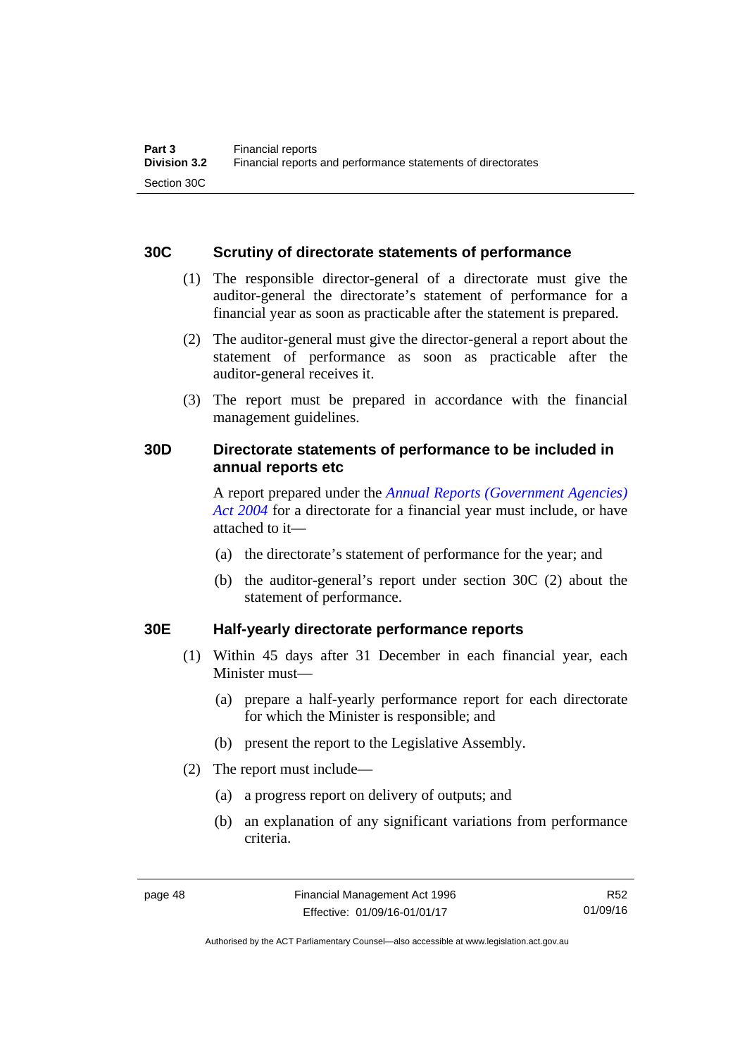### 30C Scrutiny of directorate statements of performance

(1) The responsible director-general of a directorate must give the auditor-general the directorate's statement of performance for a financial year as soon as practicable after the statement is prepared.

(2) The auditor-general must give the director-general a report about the statement of performance as soon as practicable after the auditor-general receives it.

(3) The report must be prepared in accordance with the financial management guidelines.

### 30D Directorate statements of performance to be included in annual reports etc

A report prepared under the *Annual Reports (Government Agencies) Act 2004* for a directorate for a financial year must include, or have attached to it—

(a) the directorate's statement of performance for the year; and

(b) the auditor-general's report under section 30C (2) about the statement of performance.

### 30E Half-yearly directorate performance reports

(1) Within 45 days after 31 December in each financial year, each Minister must—

(a) prepare a half-yearly performance report for each directorate for which the Minister is responsible; and

(b) present the report to the Legislative Assembly.

(2) The report must include—

(a) a progress report on delivery of outputs; and

(b) an explanation of any significant variations from performance criteria.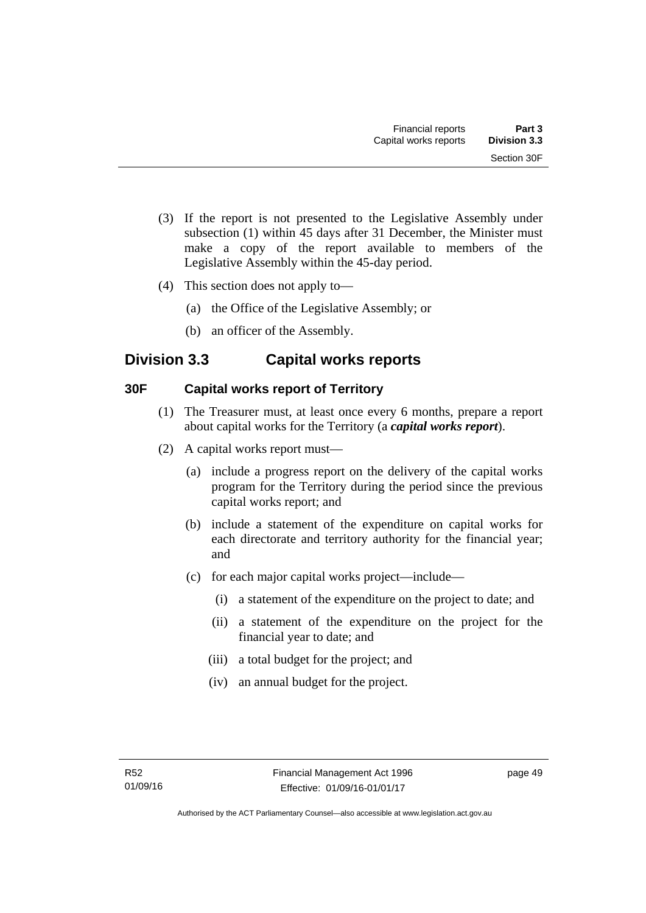(3) If the report is not presented to the Legislative Assembly under subsection (1) within 45 days after 31 December, the Minister must make a copy of the report available to members of the Legislative Assembly within the 45-day period.

(4) This section does not apply to—

(a) the Office of the Legislative Assembly; or

(b) an officer of the Assembly.

## Division 3.3 Capital works reports

### 30F Capital works report of Territory

(1) The Treasurer must, at least once every 6 months, prepare a report about capital works for the Territory (a ***capital works report***).

(2) A capital works report must—

(a) include a progress report on the delivery of the capital works program for the Territory during the period since the previous capital works report; and

(b) include a statement of the expenditure on capital works for each directorate and territory authority for the financial year; and

(c) for each major capital works project—include—

(i) a statement of the expenditure on the project to date; and

(ii) a statement of the expenditure on the project for the financial year to date; and

(iii) a total budget for the project; and

(iv) an annual budget for the project.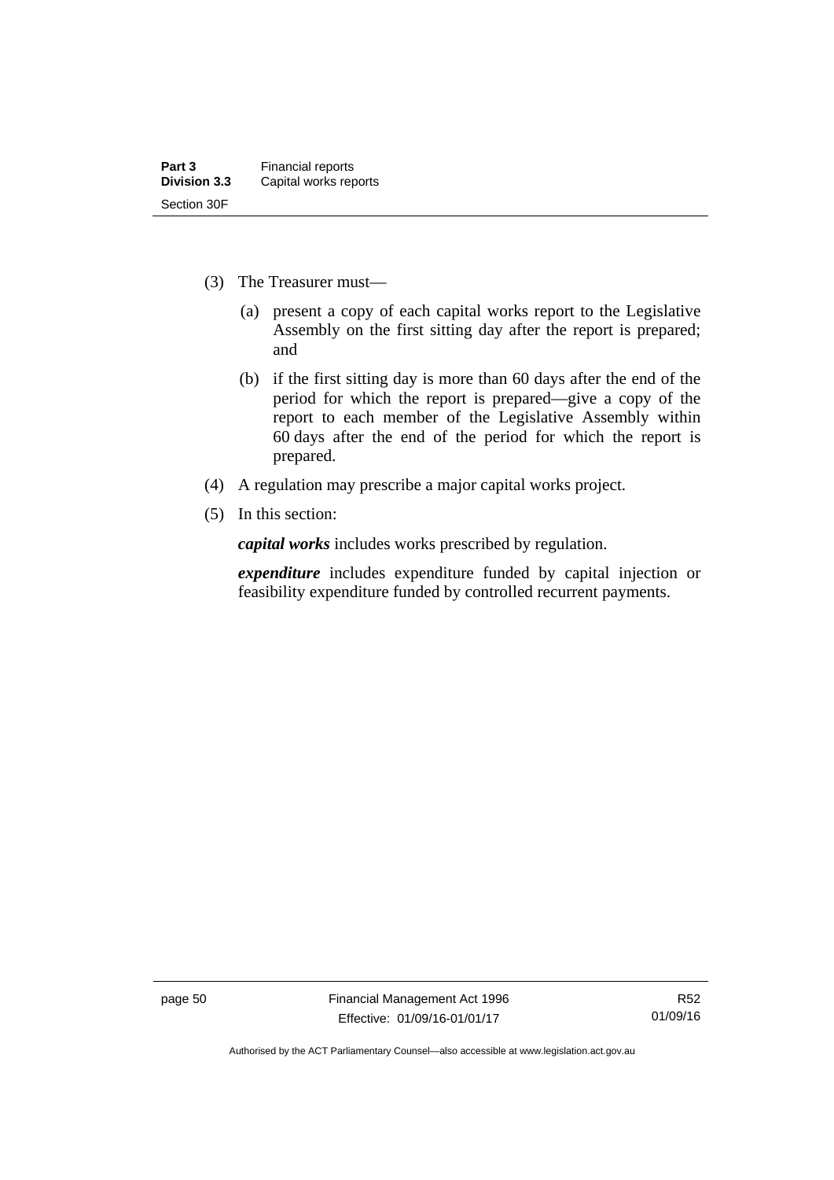(3) The Treasurer must—

(a) present a copy of each capital works report to the Legislative Assembly on the first sitting day after the report is prepared; and

(b) if the first sitting day is more than 60 days after the end of the period for which the report is prepared—give a copy of the report to each member of the Legislative Assembly within 60 days after the end of the period for which the report is prepared.

(4) A regulation may prescribe a major capital works project.

(5) In this section:

***capital works*** includes works prescribed by regulation.

***expenditure*** includes expenditure funded by capital injection or feasibility expenditure funded by controlled recurrent payments.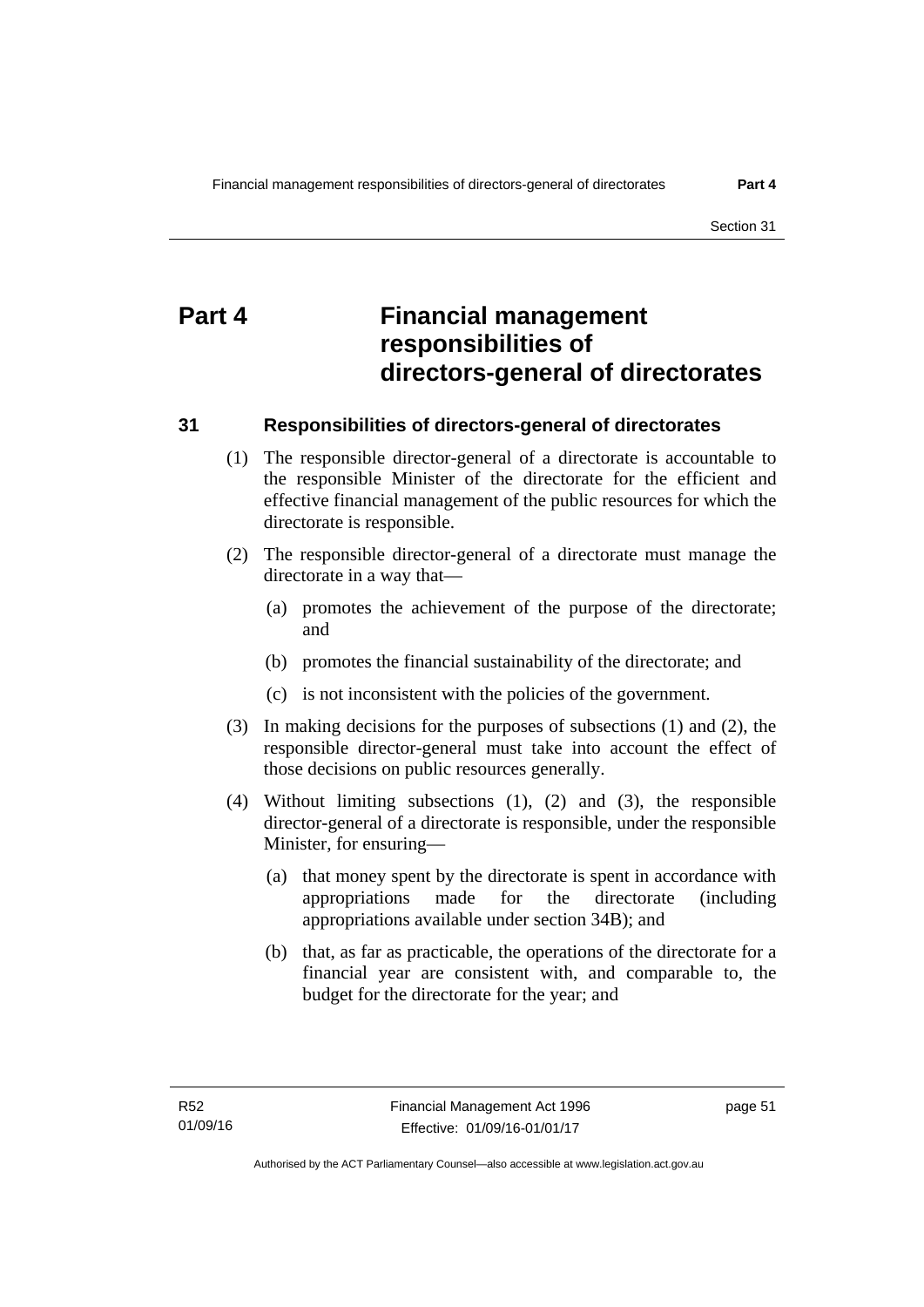# Part 4 Financial management responsibilities of directors-general of directorates

## 31 Responsibilities of directors-general of directorates

(1) The responsible director-general of a directorate is accountable to the responsible Minister of the directorate for the efficient and effective financial management of the public resources for which the directorate is responsible.

(2) The responsible director-general of a directorate must manage the directorate in a way that—

(a) promotes the achievement of the purpose of the directorate; and

(b) promotes the financial sustainability of the directorate; and

(c) is not inconsistent with the policies of the government.

(3) In making decisions for the purposes of subsections (1) and (2), the responsible director-general must take into account the effect of those decisions on public resources generally.

(4) Without limiting subsections (1), (2) and (3), the responsible director-general of a directorate is responsible, under the responsible Minister, for ensuring—

(a) that money spent by the directorate is spent in accordance with appropriations made for the directorate (including appropriations available under section 34B); and

(b) that, as far as practicable, the operations of the directorate for a financial year are consistent with, and comparable to, the budget for the directorate for the year; and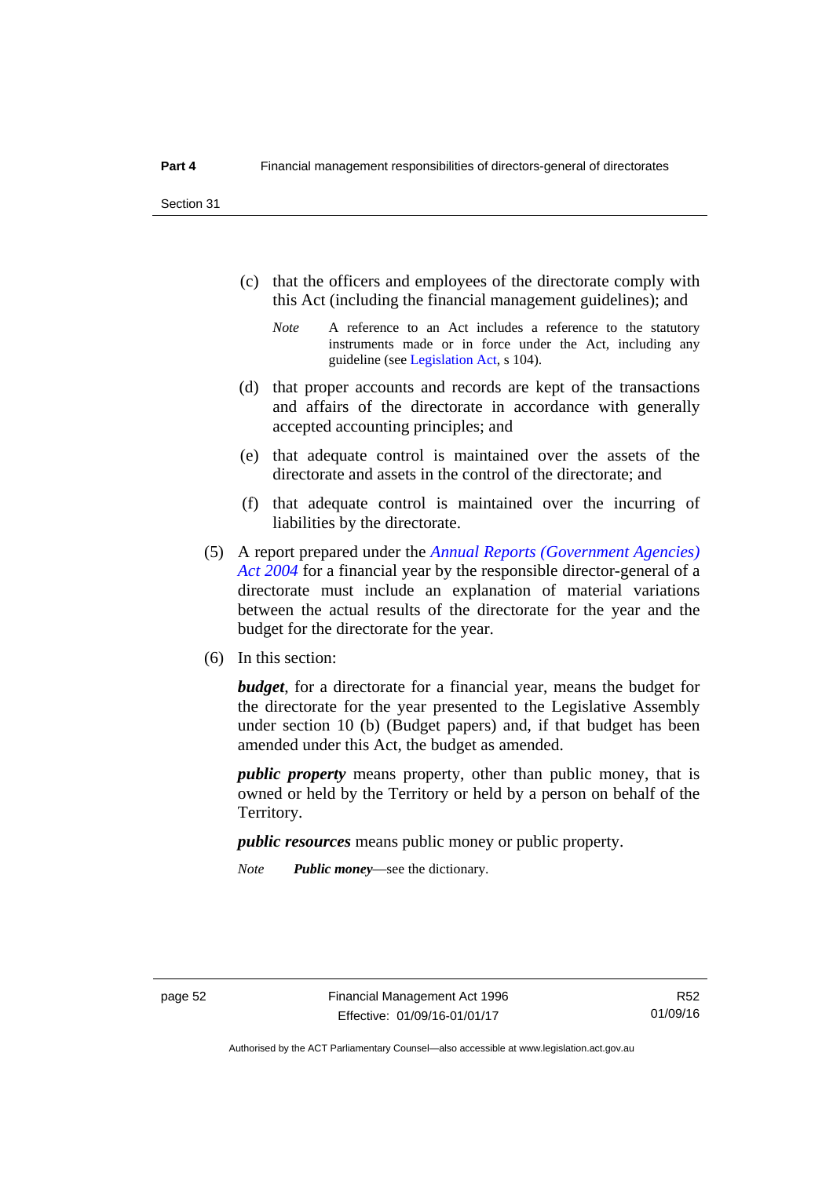(c) that the officers and employees of the directorate comply with this Act (including the financial management guidelines); and

*Note* A reference to an Act includes a reference to the statutory instruments made or in force under the Act, including any guideline (see Legislation Act, s 104).

(d) that proper accounts and records are kept of the transactions and affairs of the directorate in accordance with generally accepted accounting principles; and

(e) that adequate control is maintained over the assets of the directorate and assets in the control of the directorate; and

(f) that adequate control is maintained over the incurring of liabilities by the directorate.

(5) A report prepared under the *Annual Reports (Government Agencies) Act 2004* for a financial year by the responsible director-general of a directorate must include an explanation of material variations between the actual results of the directorate for the year and the budget for the directorate for the year.

(6) In this section:

***budget***, for a directorate for a financial year, means the budget for the directorate for the year presented to the Legislative Assembly under section 10 (b) (Budget papers) and, if that budget has been amended under this Act, the budget as amended.

***public property*** means property, other than public money, that is owned or held by the Territory or held by a person on behalf of the Territory.

***public resources*** means public money or public property.

*Note* ***Public money***—see the dictionary.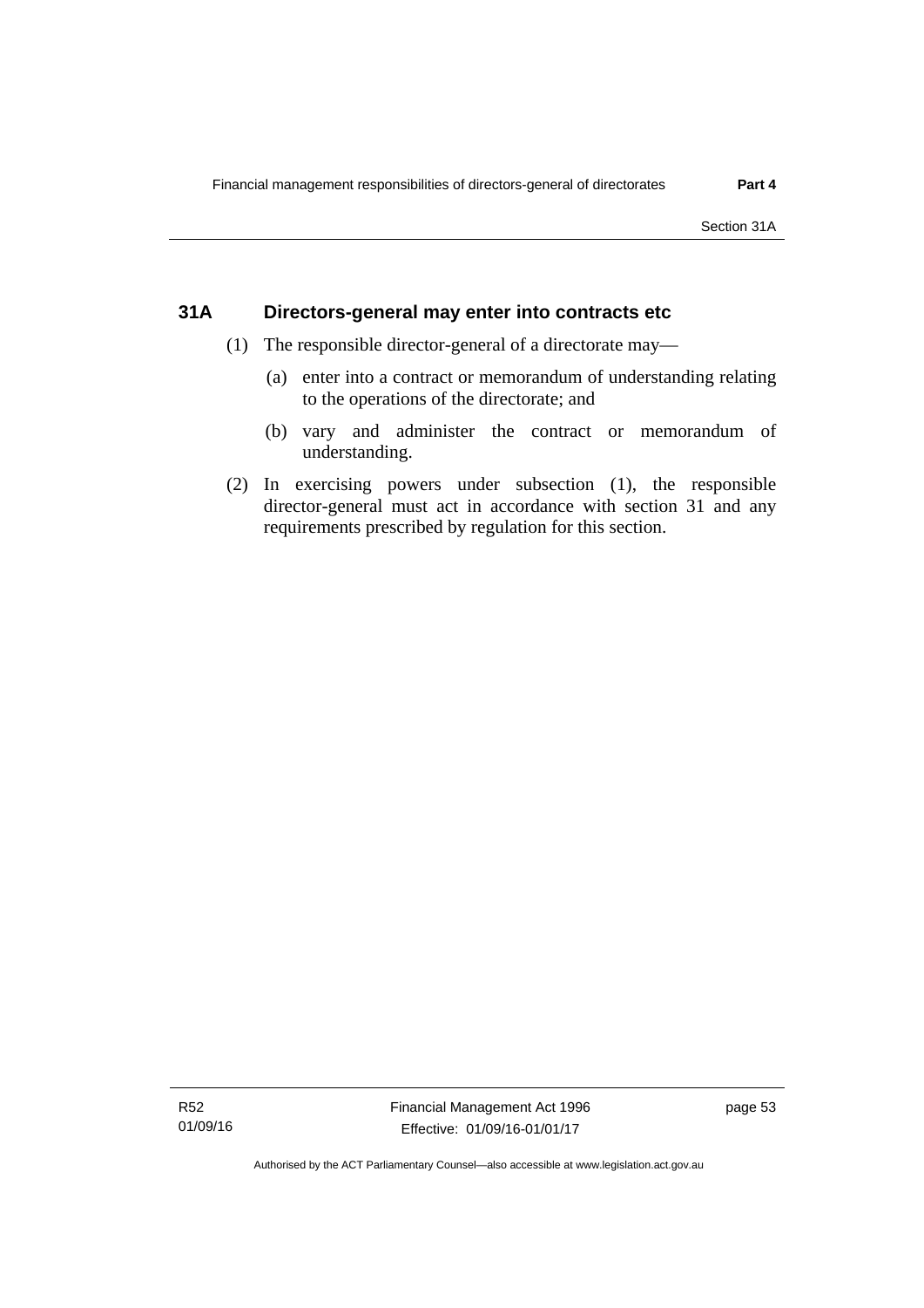## 31A Directors-general may enter into contracts etc

(1) The responsible director-general of a directorate may—

(a) enter into a contract or memorandum of understanding relating to the operations of the directorate; and

(b) vary and administer the contract or memorandum of understanding.

(2) In exercising powers under subsection (1), the responsible director-general must act in accordance with section 31 and any requirements prescribed by regulation for this section.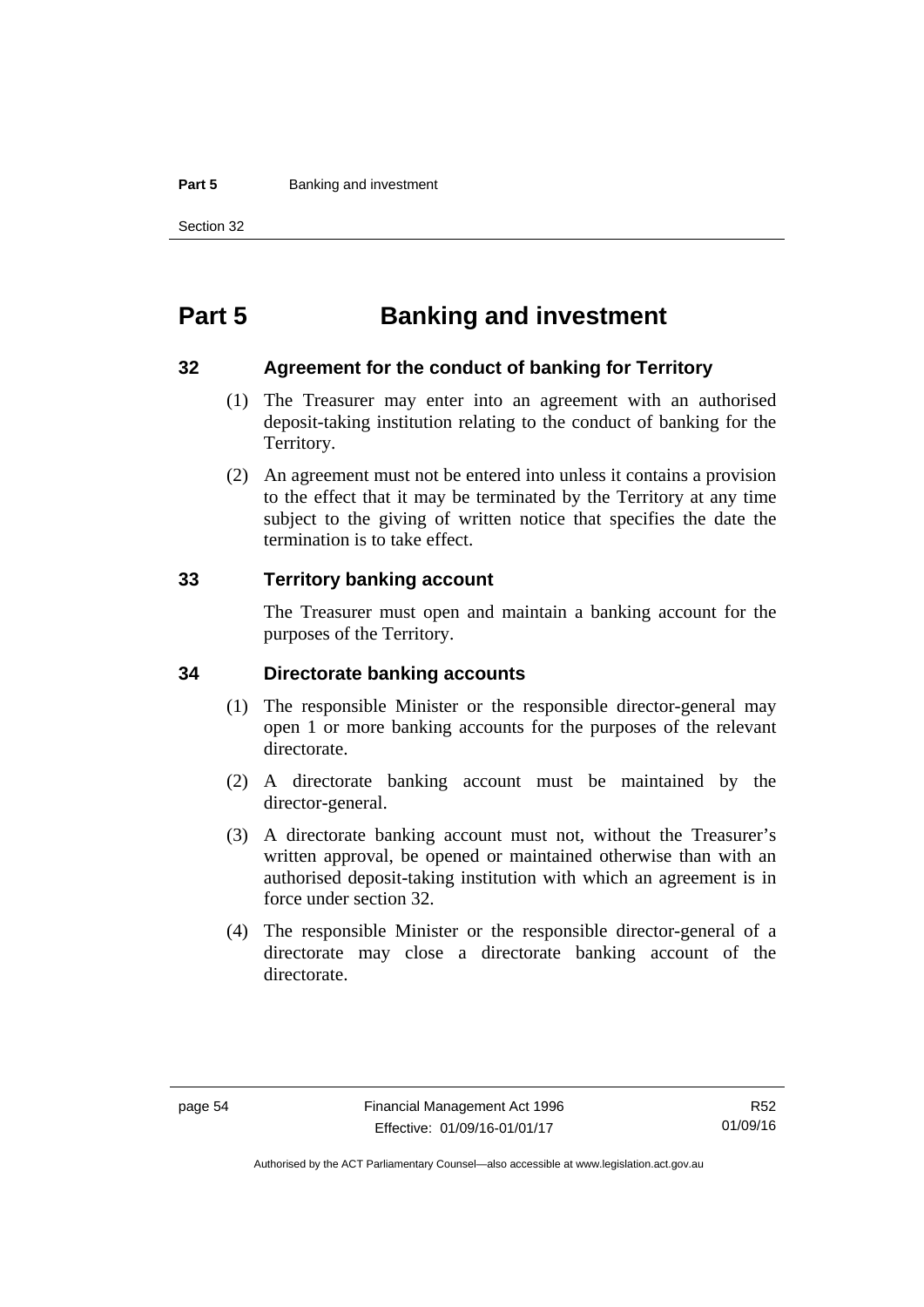# Part 5 Banking and investment

## 32 Agreement for the conduct of banking for Territory

(1) The Treasurer may enter into an agreement with an authorised deposit-taking institution relating to the conduct of banking for the Territory.

(2) An agreement must not be entered into unless it contains a provision to the effect that it may be terminated by the Territory at any time subject to the giving of written notice that specifies the date the termination is to take effect.

## 33 Territory banking account

The Treasurer must open and maintain a banking account for the purposes of the Territory.

## 34 Directorate banking accounts

(1) The responsible Minister or the responsible director-general may open 1 or more banking accounts for the purposes of the relevant directorate.

(2) A directorate banking account must be maintained by the director-general.

(3) A directorate banking account must not, without the Treasurer's written approval, be opened or maintained otherwise than with an authorised deposit-taking institution with which an agreement is in force under section 32.

(4) The responsible Minister or the responsible director-general of a directorate may close a directorate banking account of the directorate.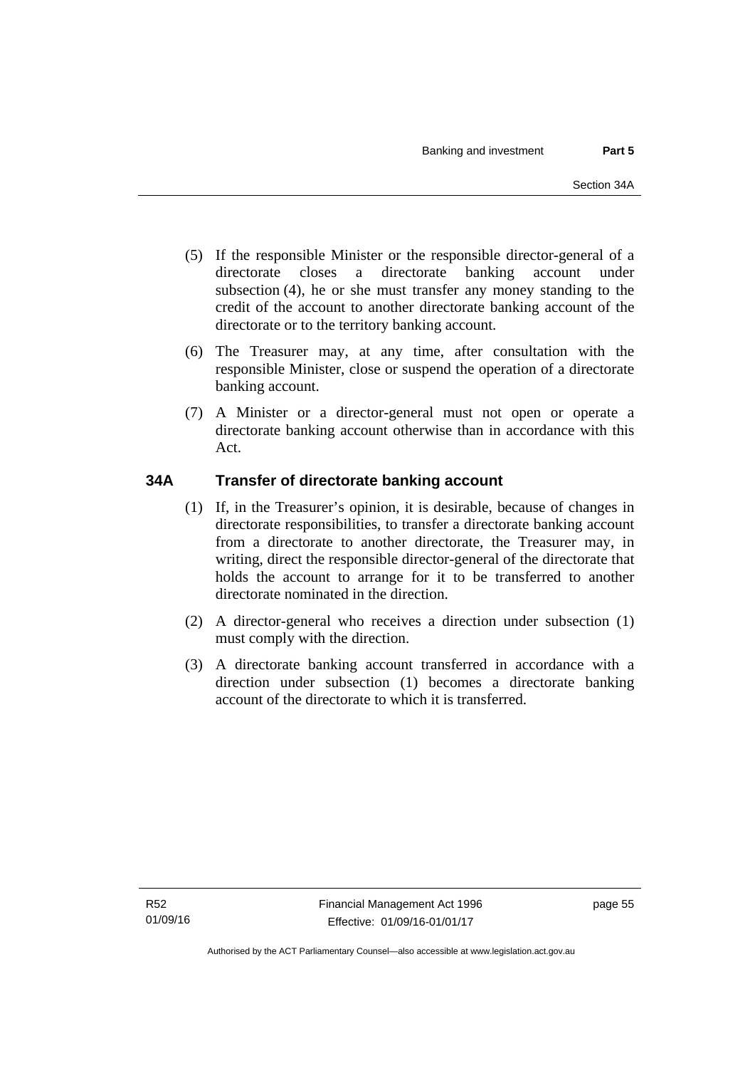(5) If the responsible Minister or the responsible director-general of a directorate closes a directorate banking account under subsection (4), he or she must transfer any money standing to the credit of the account to another directorate banking account of the directorate or to the territory banking account.

(6) The Treasurer may, at any time, after consultation with the responsible Minister, close or suspend the operation of a directorate banking account.

(7) A Minister or a director-general must not open or operate a directorate banking account otherwise than in accordance with this Act.

## 34A Transfer of directorate banking account

(1) If, in the Treasurer's opinion, it is desirable, because of changes in directorate responsibilities, to transfer a directorate banking account from a directorate to another directorate, the Treasurer may, in writing, direct the responsible director-general of the directorate that holds the account to arrange for it to be transferred to another directorate nominated in the direction.

(2) A director-general who receives a direction under subsection (1) must comply with the direction.

(3) A directorate banking account transferred in accordance with a direction under subsection (1) becomes a directorate banking account of the directorate to which it is transferred.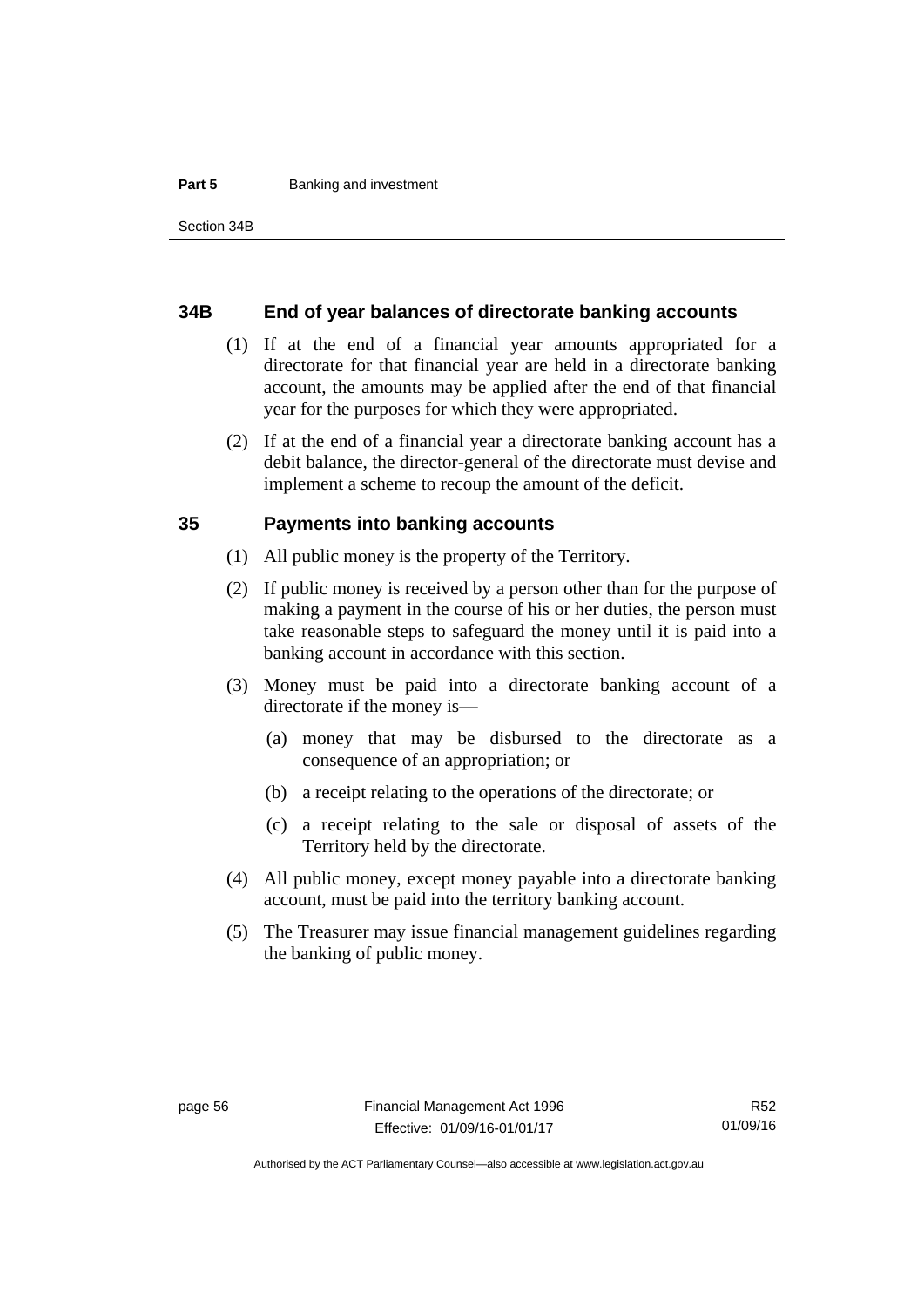### 34B End of year balances of directorate banking accounts

(1) If at the end of a financial year amounts appropriated for a directorate for that financial year are held in a directorate banking account, the amounts may be applied after the end of that financial year for the purposes for which they were appropriated.

(2) If at the end of a financial year a directorate banking account has a debit balance, the director-general of the directorate must devise and implement a scheme to recoup the amount of the deficit.

### 35 Payments into banking accounts

(1) All public money is the property of the Territory.

(2) If public money is received by a person other than for the purpose of making a payment in the course of his or her duties, the person must take reasonable steps to safeguard the money until it is paid into a banking account in accordance with this section.

(3) Money must be paid into a directorate banking account of a directorate if the money is—

(a) money that may be disbursed to the directorate as a consequence of an appropriation; or

(b) a receipt relating to the operations of the directorate; or

(c) a receipt relating to the sale or disposal of assets of the Territory held by the directorate.

(4) All public money, except money payable into a directorate banking account, must be paid into the territory banking account.

(5) The Treasurer may issue financial management guidelines regarding the banking of public money.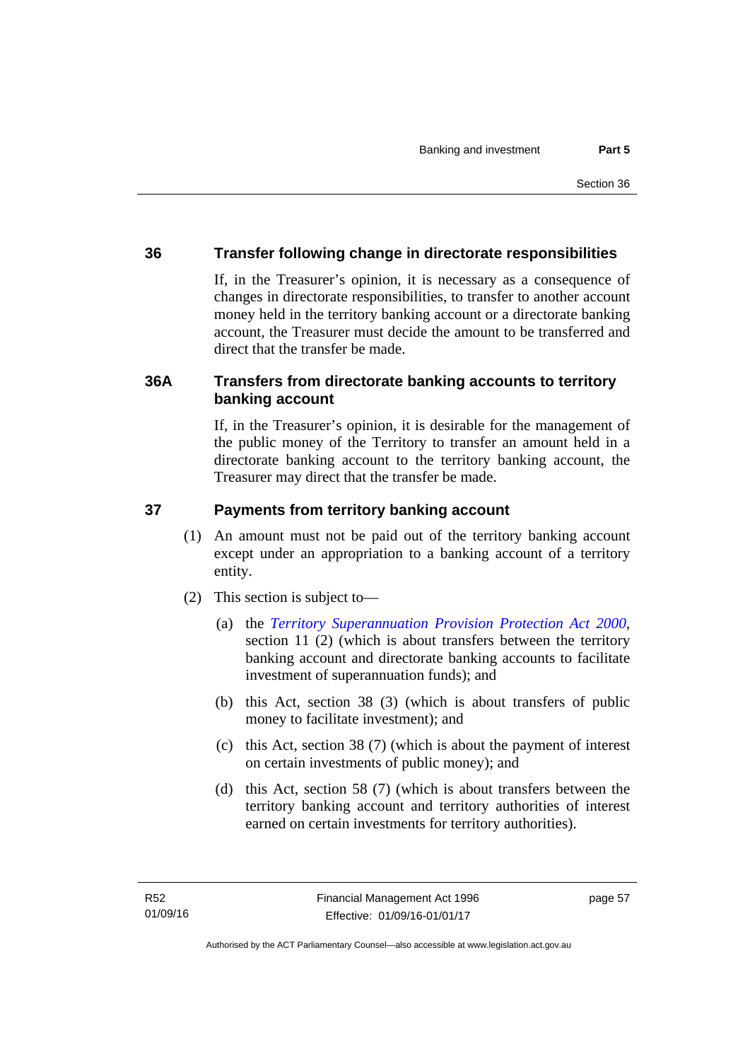## 36 Transfer following change in directorate responsibilities

If, in the Treasurer's opinion, it is necessary as a consequence of changes in directorate responsibilities, to transfer to another account money held in the territory banking account or a directorate banking account, the Treasurer must decide the amount to be transferred and direct that the transfer be made.

## 36A Transfers from directorate banking accounts to territory banking account

If, in the Treasurer's opinion, it is desirable for the management of the public money of the Territory to transfer an amount held in a directorate banking account to the territory banking account, the Treasurer may direct that the transfer be made.

## 37 Payments from territory banking account

(1) An amount must not be paid out of the territory banking account except under an appropriation to a banking account of a territory entity.

(2) This section is subject to—

(a) the *Territory Superannuation Provision Protection Act 2000*, section 11 (2) (which is about transfers between the territory banking account and directorate banking accounts to facilitate investment of superannuation funds); and

(b) this Act, section 38 (3) (which is about transfers of public money to facilitate investment); and

(c) this Act, section 38 (7) (which is about the payment of interest on certain investments of public money); and

(d) this Act, section 58 (7) (which is about transfers between the territory banking account and territory authorities of interest earned on certain investments for territory authorities).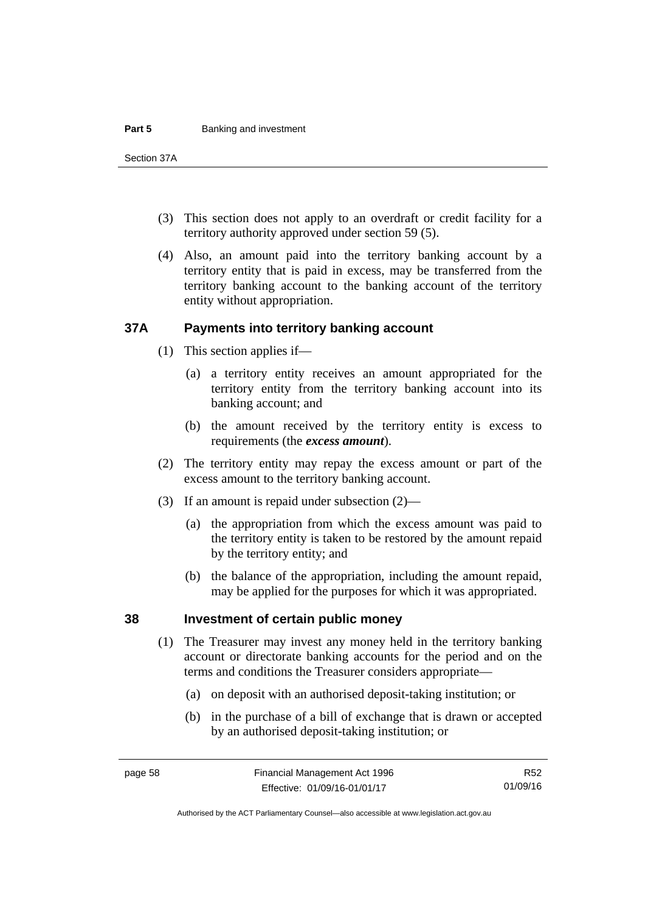(3) This section does not apply to an overdraft or credit facility for a territory authority approved under section 59 (5).

(4) Also, an amount paid into the territory banking account by a territory entity that is paid in excess, may be transferred from the territory banking account to the banking account of the territory entity without appropriation.

## 37A Payments into territory banking account

(1) This section applies if—

(a) a territory entity receives an amount appropriated for the territory entity from the territory banking account into its banking account; and

(b) the amount received by the territory entity is excess to requirements (the ***excess amount***).

(2) The territory entity may repay the excess amount or part of the excess amount to the territory banking account.

(3) If an amount is repaid under subsection (2)—

(a) the appropriation from which the excess amount was paid to the territory entity is taken to be restored by the amount repaid by the territory entity; and

(b) the balance of the appropriation, including the amount repaid, may be applied for the purposes for which it was appropriated.

## 38 Investment of certain public money

(1) The Treasurer may invest any money held in the territory banking account or directorate banking accounts for the period and on the terms and conditions the Treasurer considers appropriate—

(a) on deposit with an authorised deposit-taking institution; or

(b) in the purchase of a bill of exchange that is drawn or accepted by an authorised deposit-taking institution; or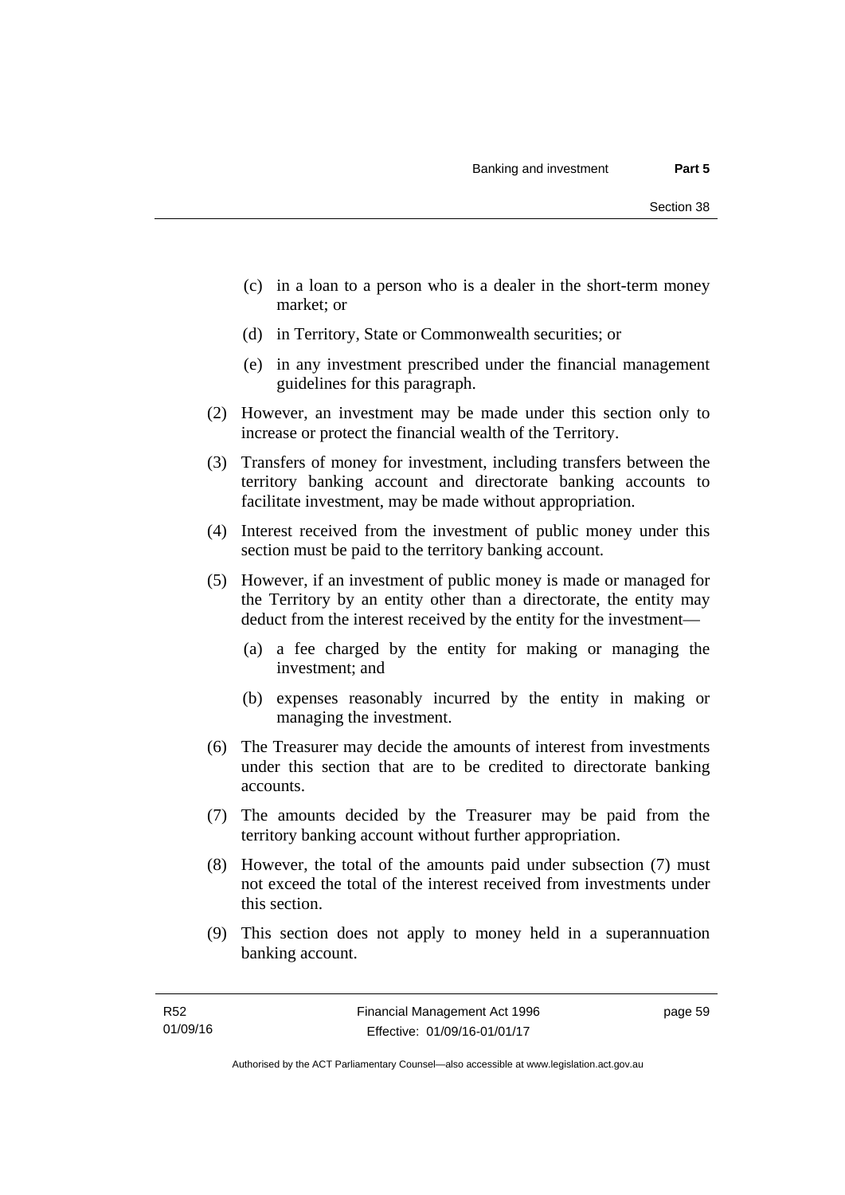(c) in a loan to a person who is a dealer in the short-term money market; or

(d) in Territory, State or Commonwealth securities; or

(e) in any investment prescribed under the financial management guidelines for this paragraph.

(2) However, an investment may be made under this section only to increase or protect the financial wealth of the Territory.

(3) Transfers of money for investment, including transfers between the territory banking account and directorate banking accounts to facilitate investment, may be made without appropriation.

(4) Interest received from the investment of public money under this section must be paid to the territory banking account.

(5) However, if an investment of public money is made or managed for the Territory by an entity other than a directorate, the entity may deduct from the interest received by the entity for the investment—

(a) a fee charged by the entity for making or managing the investment; and

(b) expenses reasonably incurred by the entity in making or managing the investment.

(6) The Treasurer may decide the amounts of interest from investments under this section that are to be credited to directorate banking accounts.

(7) The amounts decided by the Treasurer may be paid from the territory banking account without further appropriation.

(8) However, the total of the amounts paid under subsection (7) must not exceed the total of the interest received from investments under this section.

(9) This section does not apply to money held in a superannuation banking account.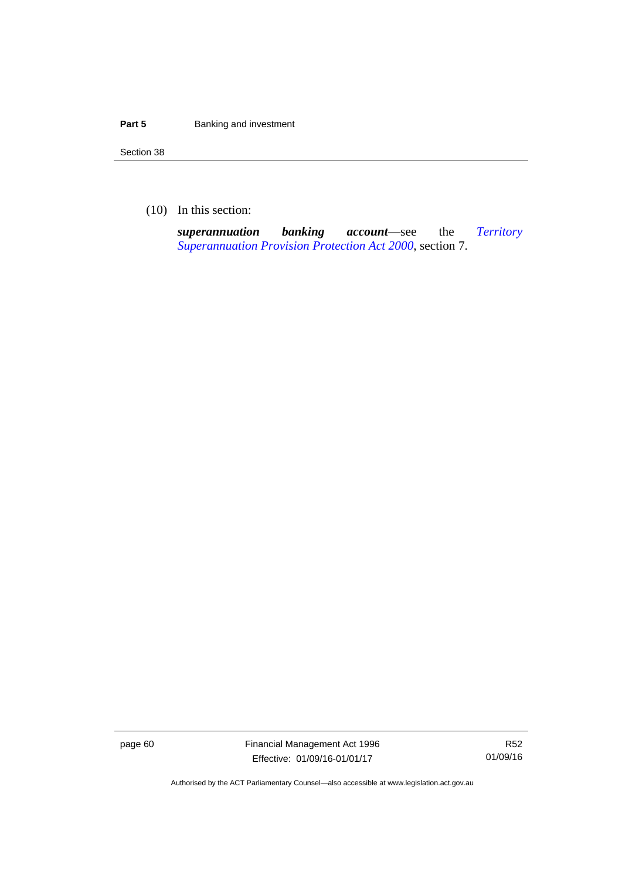(10) In this section:

***superannuation banking account***—see the *Territory Superannuation Provision Protection Act 2000*, section 7.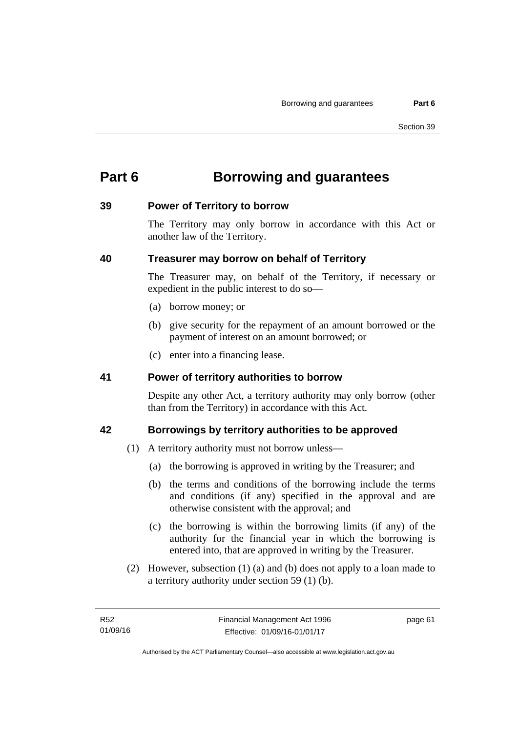# Part 6 Borrowing and guarantees

## 39 Power of Territory to borrow

The Territory may only borrow in accordance with this Act or another law of the Territory.

## 40 Treasurer may borrow on behalf of Territory

The Treasurer may, on behalf of the Territory, if necessary or expedient in the public interest to do so—

(a) borrow money; or

(b) give security for the repayment of an amount borrowed or the payment of interest on an amount borrowed; or

(c) enter into a financing lease.

## 41 Power of territory authorities to borrow

Despite any other Act, a territory authority may only borrow (other than from the Territory) in accordance with this Act.

## 42 Borrowings by territory authorities to be approved

(1) A territory authority must not borrow unless—

(a) the borrowing is approved in writing by the Treasurer; and

(b) the terms and conditions of the borrowing include the terms and conditions (if any) specified in the approval and are otherwise consistent with the approval; and

(c) the borrowing is within the borrowing limits (if any) of the authority for the financial year in which the borrowing is entered into, that are approved in writing by the Treasurer.

(2) However, subsection (1) (a) and (b) does not apply to a loan made to a territory authority under section 59 (1) (b).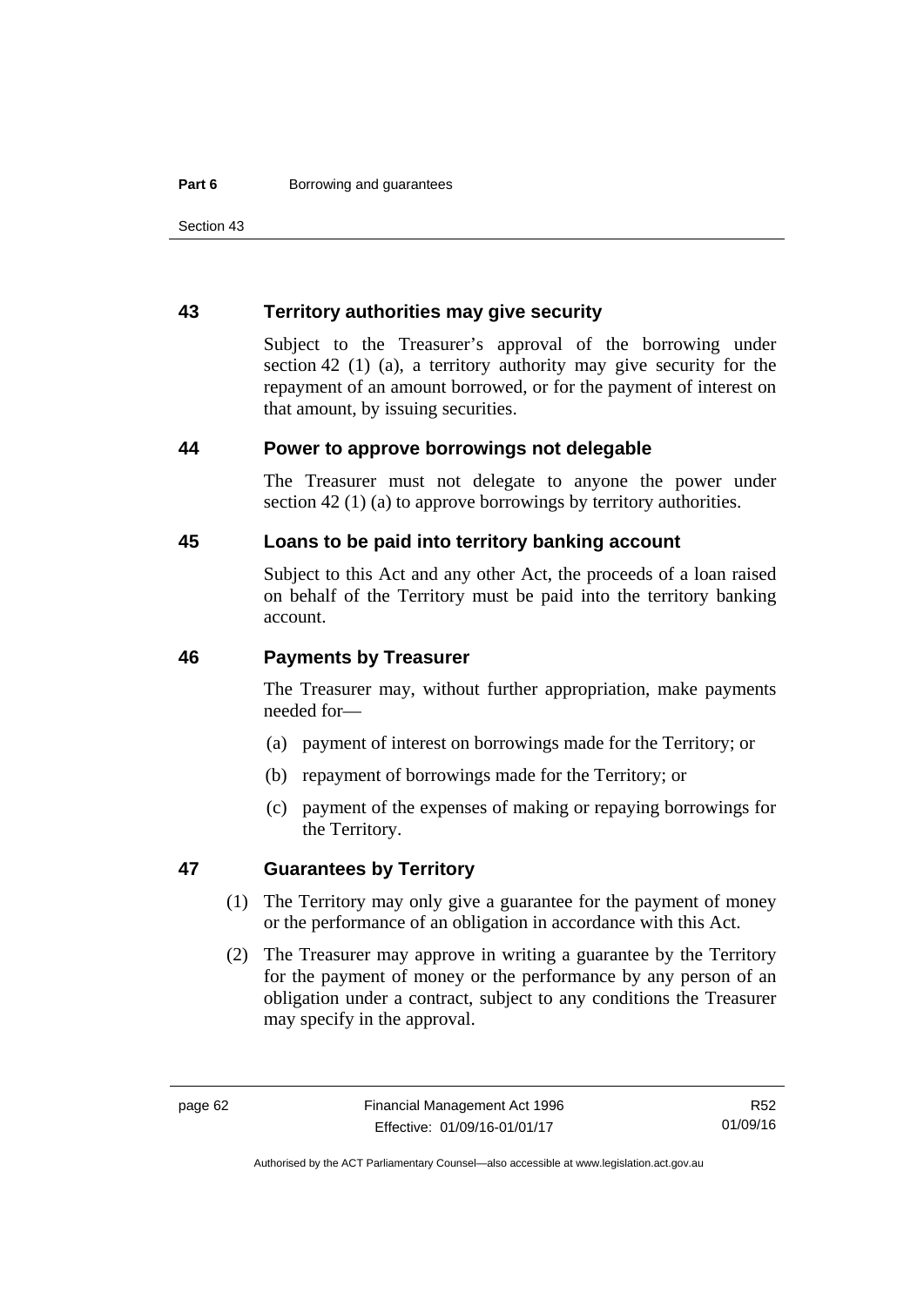## 43 Territory authorities may give security

Subject to the Treasurer's approval of the borrowing under section 42 (1) (a), a territory authority may give security for the repayment of an amount borrowed, or for the payment of interest on that amount, by issuing securities.

## 44 Power to approve borrowings not delegable

The Treasurer must not delegate to anyone the power under section 42 (1) (a) to approve borrowings by territory authorities.

## 45 Loans to be paid into territory banking account

Subject to this Act and any other Act, the proceeds of a loan raised on behalf of the Territory must be paid into the territory banking account.

## 46 Payments by Treasurer

The Treasurer may, without further appropriation, make payments needed for—

(a) payment of interest on borrowings made for the Territory; or

(b) repayment of borrowings made for the Territory; or

(c) payment of the expenses of making or repaying borrowings for the Territory.

## 47 Guarantees by Territory

(1) The Territory may only give a guarantee for the payment of money or the performance of an obligation in accordance with this Act.

(2) The Treasurer may approve in writing a guarantee by the Territory for the payment of money or the performance by any person of an obligation under a contract, subject to any conditions the Treasurer may specify in the approval.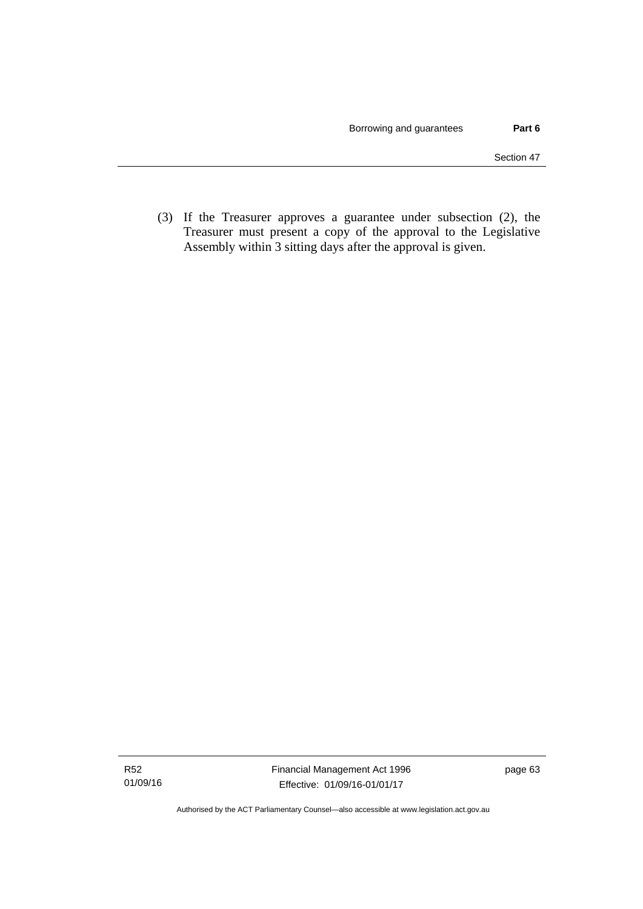(3) If the Treasurer approves a guarantee under subsection (2), the Treasurer must present a copy of the approval to the Legislative Assembly within 3 sitting days after the approval is given.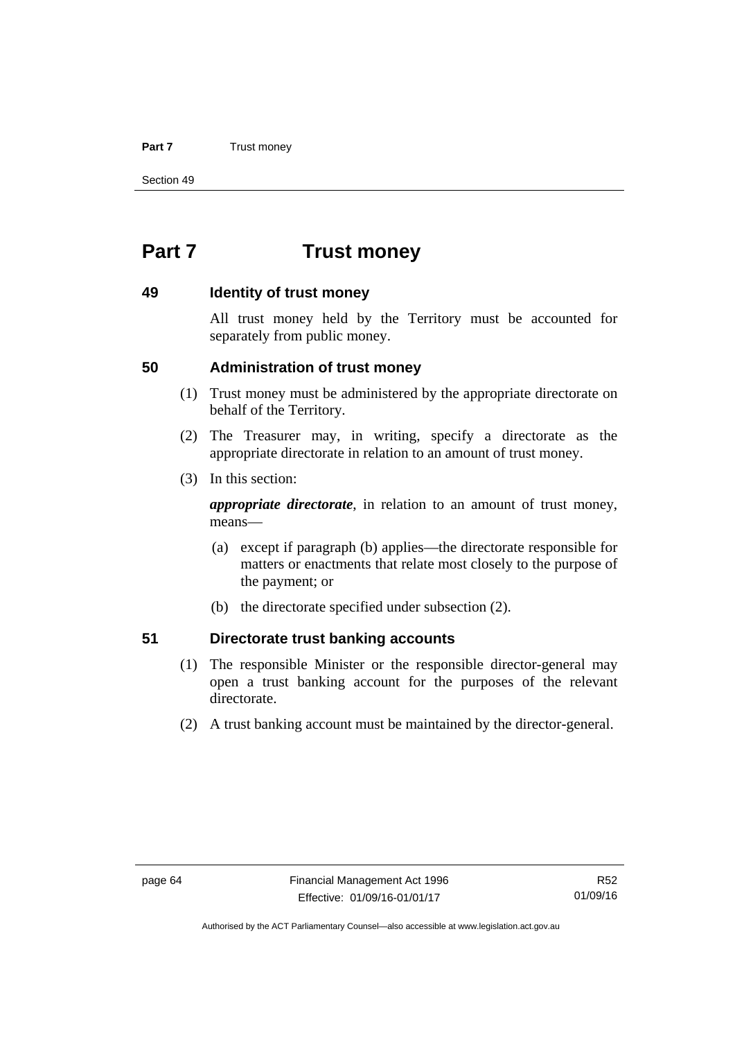# Part 7 Trust money

## 49 Identity of trust money

All trust money held by the Territory must be accounted for separately from public money.

## 50 Administration of trust money

(1) Trust money must be administered by the appropriate directorate on behalf of the Territory.

(2) The Treasurer may, in writing, specify a directorate as the appropriate directorate in relation to an amount of trust money.

(3) In this section:

***appropriate directorate***, in relation to an amount of trust money, means—

(a) except if paragraph (b) applies—the directorate responsible for matters or enactments that relate most closely to the purpose of the payment; or

(b) the directorate specified under subsection (2).

## 51 Directorate trust banking accounts

(1) The responsible Minister or the responsible director-general may open a trust banking account for the purposes of the relevant directorate.

(2) A trust banking account must be maintained by the director-general.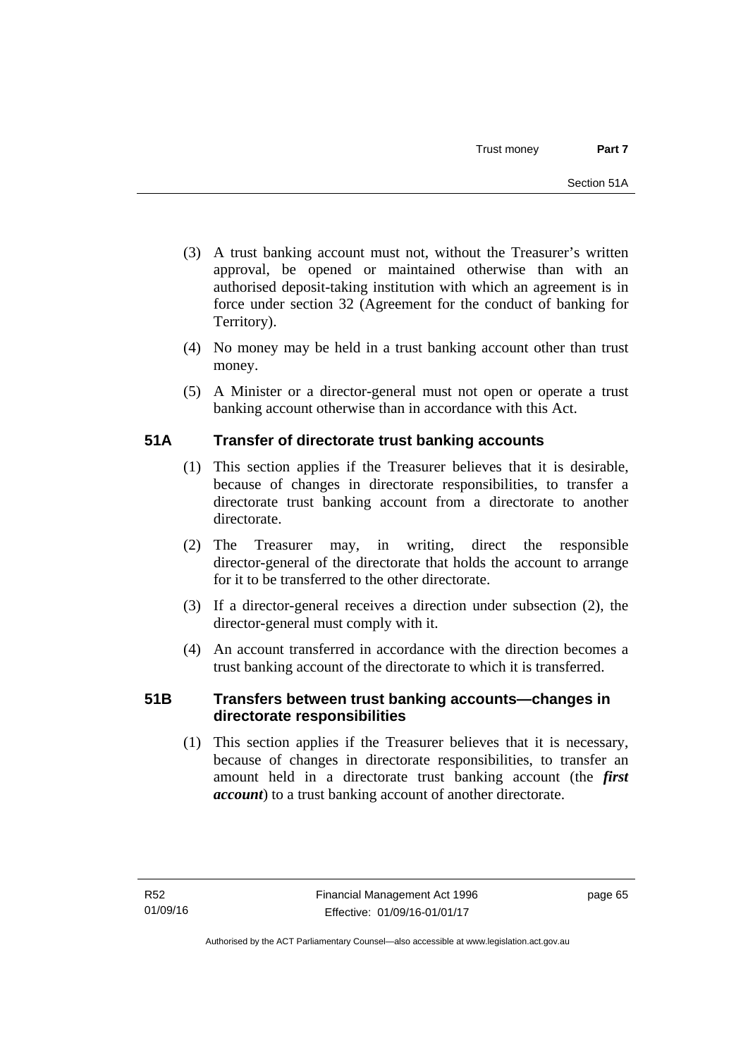(3) A trust banking account must not, without the Treasurer's written approval, be opened or maintained otherwise than with an authorised deposit-taking institution with which an agreement is in force under section 32 (Agreement for the conduct of banking for Territory).

(4) No money may be held in a trust banking account other than trust money.

(5) A Minister or a director-general must not open or operate a trust banking account otherwise than in accordance with this Act.

## 51A Transfer of directorate trust banking accounts

(1) This section applies if the Treasurer believes that it is desirable, because of changes in directorate responsibilities, to transfer a directorate trust banking account from a directorate to another directorate.

(2) The Treasurer may, in writing, direct the responsible director-general of the directorate that holds the account to arrange for it to be transferred to the other directorate.

(3) If a director-general receives a direction under subsection (2), the director-general must comply with it.

(4) An account transferred in accordance with the direction becomes a trust banking account of the directorate to which it is transferred.

## 51B Transfers between trust banking accounts—changes in directorate responsibilities

(1) This section applies if the Treasurer believes that it is necessary, because of changes in directorate responsibilities, to transfer an amount held in a directorate trust banking account (the ***first account***) to a trust banking account of another directorate.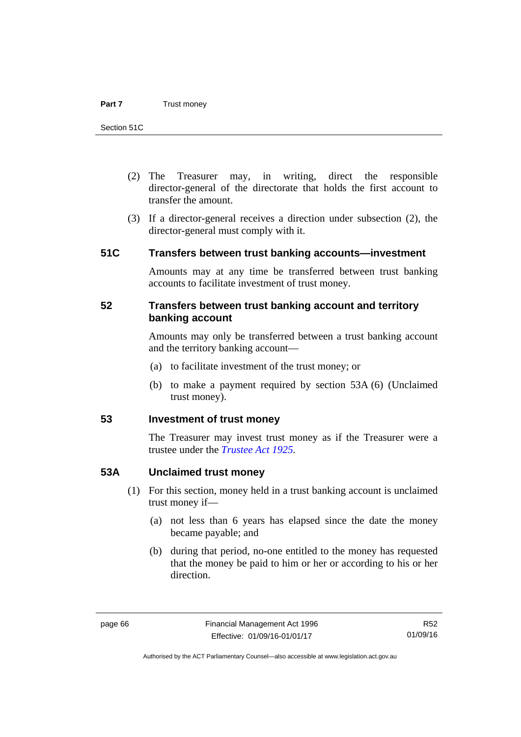(2) The Treasurer may, in writing, direct the responsible director-general of the directorate that holds the first account to transfer the amount.

(3) If a director-general receives a direction under subsection (2), the director-general must comply with it.

## 51C Transfers between trust banking accounts—investment

Amounts may at any time be transferred between trust banking accounts to facilitate investment of trust money.

## 52 Transfers between trust banking account and territory banking account

Amounts may only be transferred between a trust banking account and the territory banking account—

(a) to facilitate investment of the trust money; or

(b) to make a payment required by section 53A (6) (Unclaimed trust money).

## 53 Investment of trust money

The Treasurer may invest trust money as if the Treasurer were a trustee under the *Trustee Act 1925*.

## 53A Unclaimed trust money

(1) For this section, money held in a trust banking account is unclaimed trust money if—

(a) not less than 6 years has elapsed since the date the money became payable; and

(b) during that period, no-one entitled to the money has requested that the money be paid to him or her or according to his or her direction.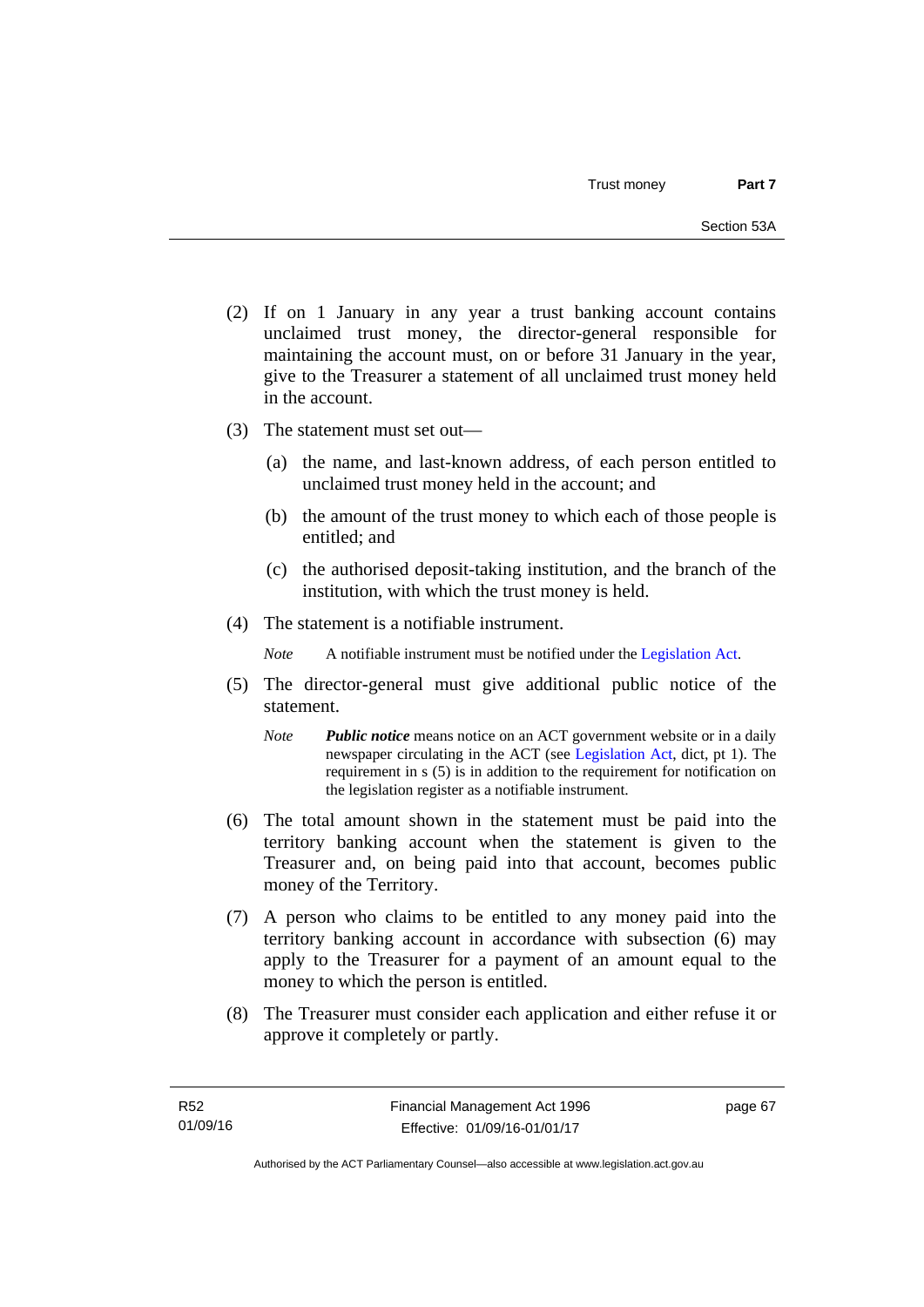(2) If on 1 January in any year a trust banking account contains unclaimed trust money, the director-general responsible for maintaining the account must, on or before 31 January in the year, give to the Treasurer a statement of all unclaimed trust money held in the account.

(3) The statement must set out—

(a) the name, and last-known address, of each person entitled to unclaimed trust money held in the account; and

(b) the amount of the trust money to which each of those people is entitled; and

(c) the authorised deposit-taking institution, and the branch of the institution, with which the trust money is held.

(4) The statement is a notifiable instrument.

*Note* A notifiable instrument must be notified under the Legislation Act.

(5) The director-general must give additional public notice of the statement.

*Note* ***Public notice*** means notice on an ACT government website or in a daily newspaper circulating in the ACT (see Legislation Act, dict, pt 1). The requirement in s (5) is in addition to the requirement for notification on the legislation register as a notifiable instrument.

(6) The total amount shown in the statement must be paid into the territory banking account when the statement is given to the Treasurer and, on being paid into that account, becomes public money of the Territory.

(7) A person who claims to be entitled to any money paid into the territory banking account in accordance with subsection (6) may apply to the Treasurer for a payment of an amount equal to the money to which the person is entitled.

(8) The Treasurer must consider each application and either refuse it or approve it completely or partly.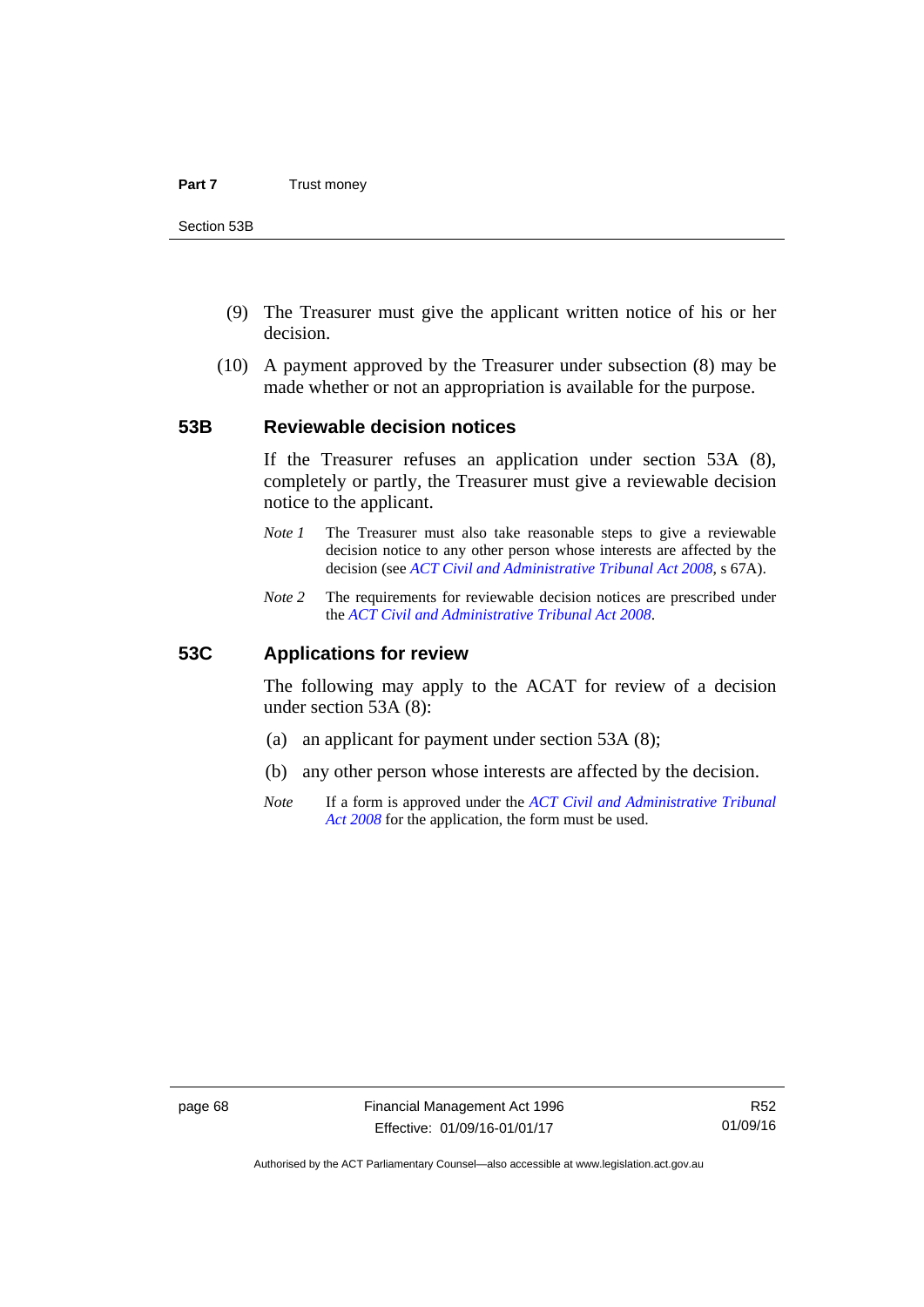(9) The Treasurer must give the applicant written notice of his or her decision.

(10) A payment approved by the Treasurer under subsection (8) may be made whether or not an appropriation is available for the purpose.

## 53B Reviewable decision notices

If the Treasurer refuses an application under section 53A (8), completely or partly, the Treasurer must give a reviewable decision notice to the applicant.

*Note 1* The Treasurer must also take reasonable steps to give a reviewable decision notice to any other person whose interests are affected by the decision (see *ACT Civil and Administrative Tribunal Act 2008*, s 67A).

*Note 2* The requirements for reviewable decision notices are prescribed under the *ACT Civil and Administrative Tribunal Act 2008*.

## 53C Applications for review

The following may apply to the ACAT for review of a decision under section 53A (8):

(a) an applicant for payment under section 53A (8);

(b) any other person whose interests are affected by the decision.

*Note* If a form is approved under the *ACT Civil and Administrative Tribunal Act 2008* for the application, the form must be used.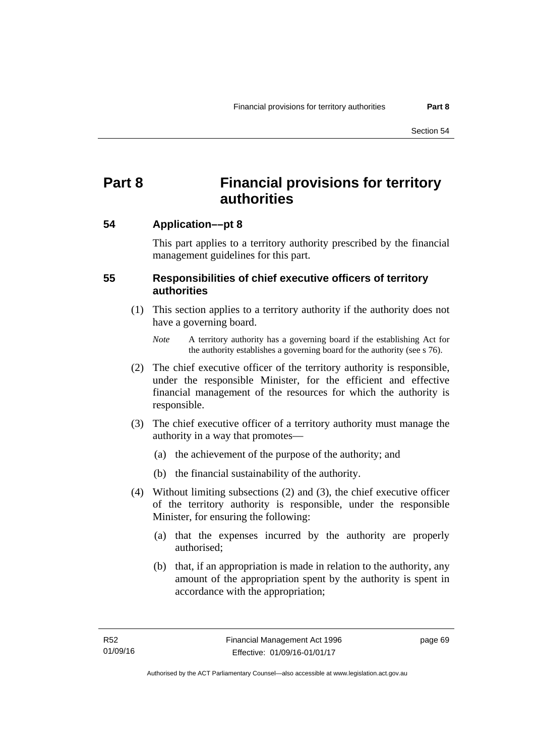# Part 8 Financial provisions for territory authorities

## 54 Application––pt 8

This part applies to a territory authority prescribed by the financial management guidelines for this part.

## 55 Responsibilities of chief executive officers of territory authorities

(1) This section applies to a territory authority if the authority does not have a governing board.

*Note* A territory authority has a governing board if the establishing Act for the authority establishes a governing board for the authority (see s 76).

(2) The chief executive officer of the territory authority is responsible, under the responsible Minister, for the efficient and effective financial management of the resources for which the authority is responsible.

(3) The chief executive officer of a territory authority must manage the authority in a way that promotes—

(a) the achievement of the purpose of the authority; and

(b) the financial sustainability of the authority.

(4) Without limiting subsections (2) and (3), the chief executive officer of the territory authority is responsible, under the responsible Minister, for ensuring the following:

(a) that the expenses incurred by the authority are properly authorised;

(b) that, if an appropriation is made in relation to the authority, any amount of the appropriation spent by the authority is spent in accordance with the appropriation;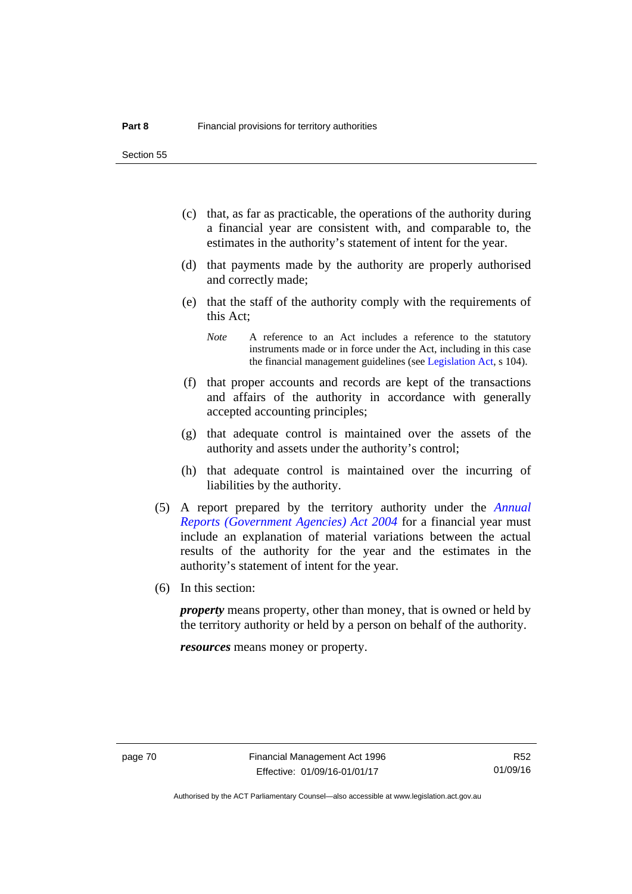(c) that, as far as practicable, the operations of the authority during a financial year are consistent with, and comparable to, the estimates in the authority's statement of intent for the year.

(d) that payments made by the authority are properly authorised and correctly made;

(e) that the staff of the authority comply with the requirements of this Act;

*Note* A reference to an Act includes a reference to the statutory instruments made or in force under the Act, including in this case the financial management guidelines (see Legislation Act, s 104).

(f) that proper accounts and records are kept of the transactions and affairs of the authority in accordance with generally accepted accounting principles;

(g) that adequate control is maintained over the assets of the authority and assets under the authority's control;

(h) that adequate control is maintained over the incurring of liabilities by the authority.

(5) A report prepared by the territory authority under the *Annual Reports (Government Agencies) Act 2004* for a financial year must include an explanation of material variations between the actual results of the authority for the year and the estimates in the authority's statement of intent for the year.

(6) In this section:

***property*** means property, other than money, that is owned or held by the territory authority or held by a person on behalf of the authority.

***resources*** means money or property.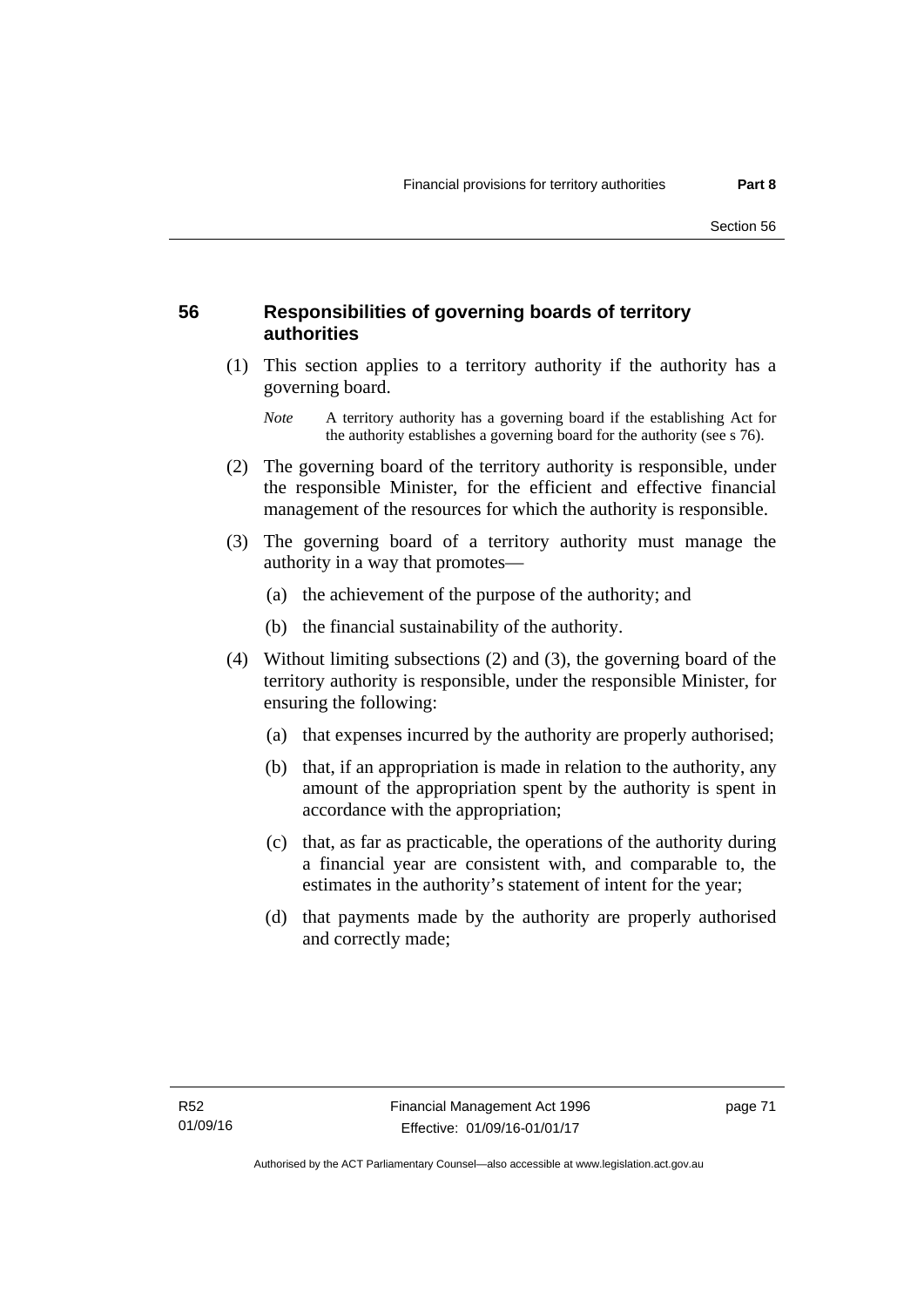## 56 Responsibilities of governing boards of territory authorities

(1) This section applies to a territory authority if the authority has a governing board.

*Note* A territory authority has a governing board if the establishing Act for the authority establishes a governing board for the authority (see s 76).

(2) The governing board of the territory authority is responsible, under the responsible Minister, for the efficient and effective financial management of the resources for which the authority is responsible.

(3) The governing board of a territory authority must manage the authority in a way that promotes—

(a) the achievement of the purpose of the authority; and

(b) the financial sustainability of the authority.

(4) Without limiting subsections (2) and (3), the governing board of the territory authority is responsible, under the responsible Minister, for ensuring the following:

(a) that expenses incurred by the authority are properly authorised;

(b) that, if an appropriation is made in relation to the authority, any amount of the appropriation spent by the authority is spent in accordance with the appropriation;

(c) that, as far as practicable, the operations of the authority during a financial year are consistent with, and comparable to, the estimates in the authority's statement of intent for the year;

(d) that payments made by the authority are properly authorised and correctly made;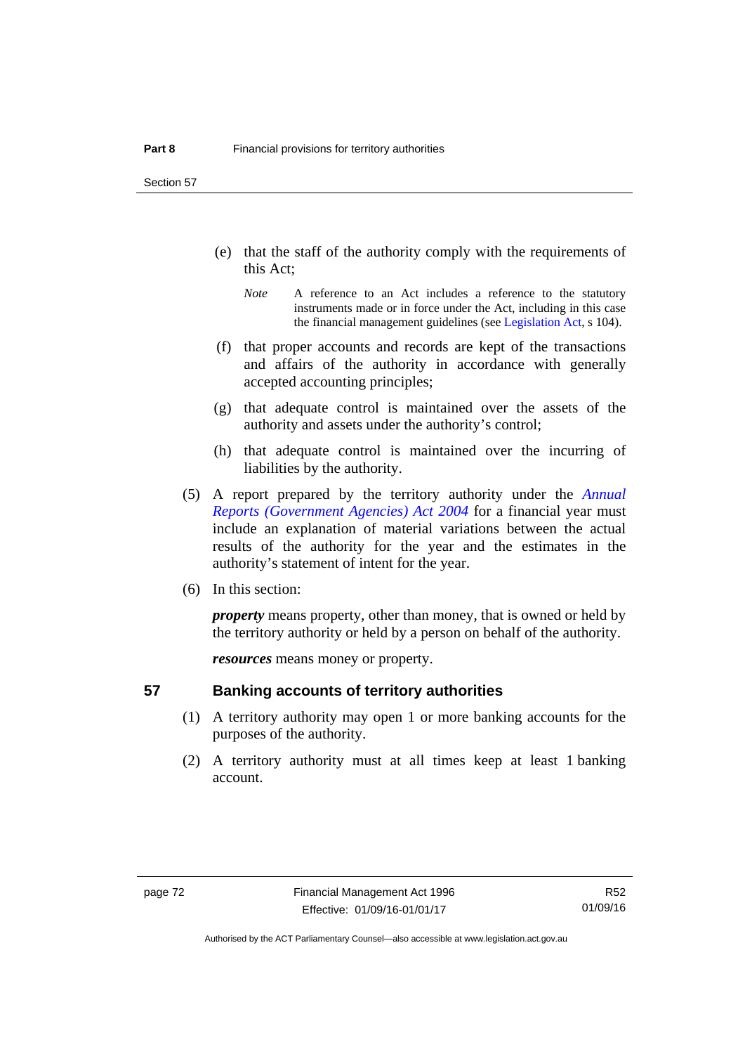(e) that the staff of the authority comply with the requirements of this Act;

*Note* A reference to an Act includes a reference to the statutory instruments made or in force under the Act, including in this case the financial management guidelines (see Legislation Act, s 104).

(f) that proper accounts and records are kept of the transactions and affairs of the authority in accordance with generally accepted accounting principles;

(g) that adequate control is maintained over the assets of the authority and assets under the authority's control;

(h) that adequate control is maintained over the incurring of liabilities by the authority.

(5) A report prepared by the territory authority under the *Annual Reports (Government Agencies) Act 2004* for a financial year must include an explanation of material variations between the actual results of the authority for the year and the estimates in the authority's statement of intent for the year.

(6) In this section:

***property*** means property, other than money, that is owned or held by the territory authority or held by a person on behalf of the authority.

***resources*** means money or property.

## 57 Banking accounts of territory authorities

(1) A territory authority may open 1 or more banking accounts for the purposes of the authority.

(2) A territory authority must at all times keep at least 1 banking account.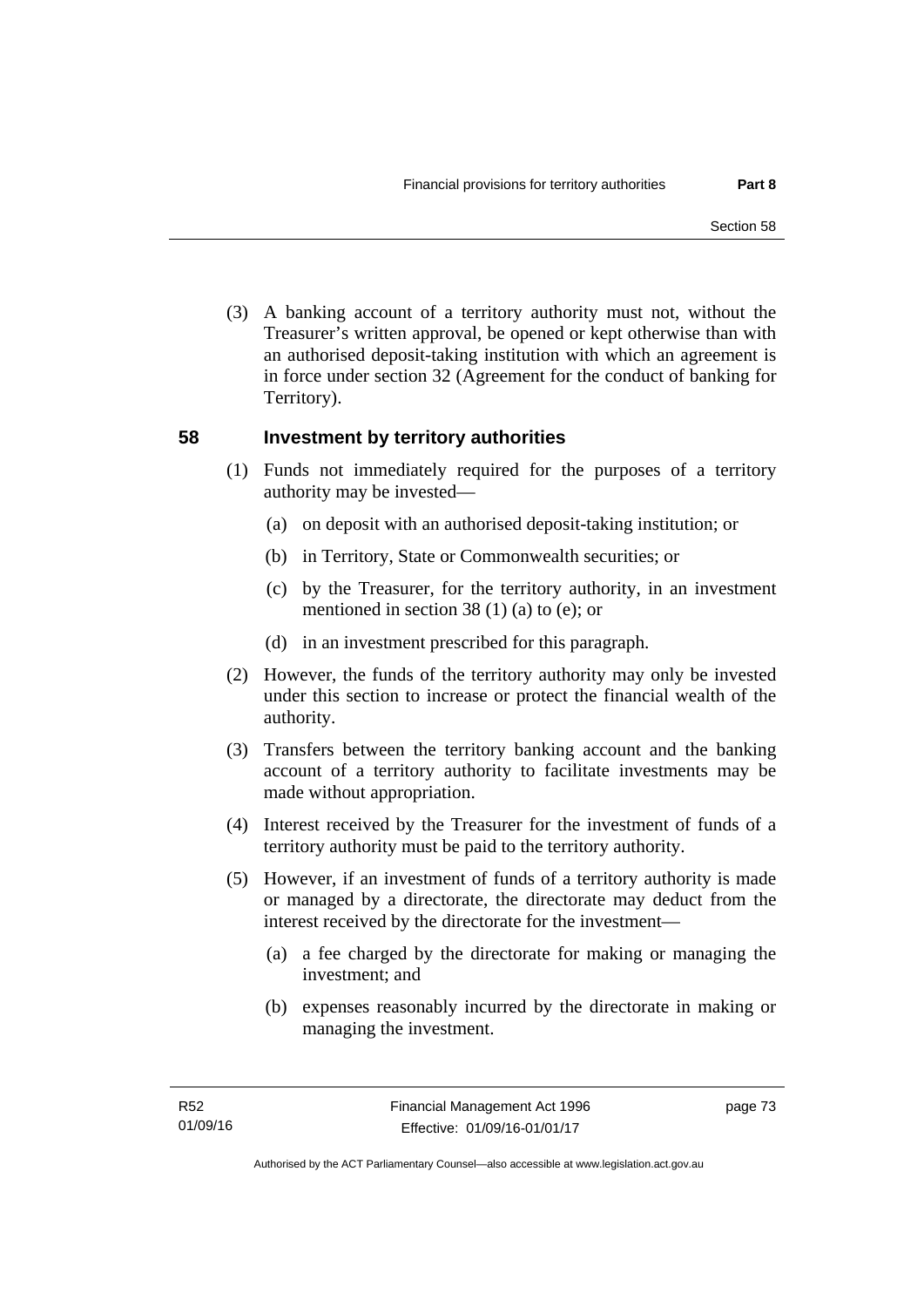(3) A banking account of a territory authority must not, without the Treasurer's written approval, be opened or kept otherwise than with an authorised deposit-taking institution with which an agreement is in force under section 32 (Agreement for the conduct of banking for Territory).

## 58 Investment by territory authorities

(1) Funds not immediately required for the purposes of a territory authority may be invested—

(a) on deposit with an authorised deposit-taking institution; or

(b) in Territory, State or Commonwealth securities; or

(c) by the Treasurer, for the territory authority, in an investment mentioned in section 38 (1) (a) to (e); or

(d) in an investment prescribed for this paragraph.

(2) However, the funds of the territory authority may only be invested under this section to increase or protect the financial wealth of the authority.

(3) Transfers between the territory banking account and the banking account of a territory authority to facilitate investments may be made without appropriation.

(4) Interest received by the Treasurer for the investment of funds of a territory authority must be paid to the territory authority.

(5) However, if an investment of funds of a territory authority is made or managed by a directorate, the directorate may deduct from the interest received by the directorate for the investment—

(a) a fee charged by the directorate for making or managing the investment; and

(b) expenses reasonably incurred by the directorate in making or managing the investment.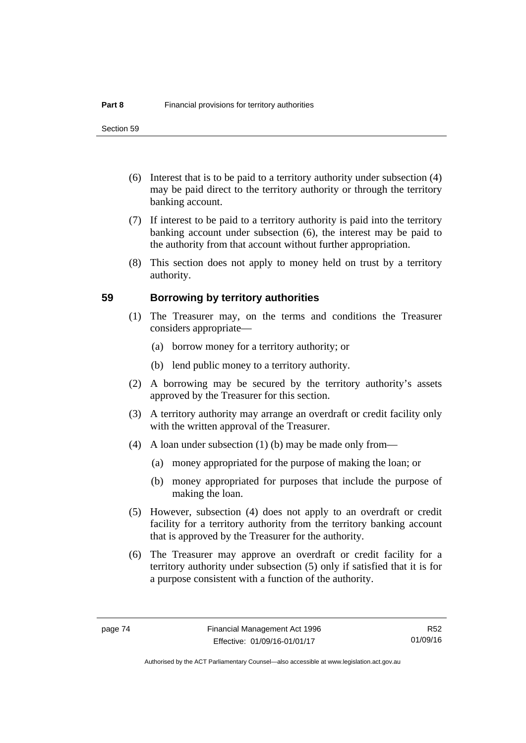(6) Interest that is to be paid to a territory authority under subsection (4) may be paid direct to the territory authority or through the territory banking account.

(7) If interest to be paid to a territory authority is paid into the territory banking account under subsection (6), the interest may be paid to the authority from that account without further appropriation.

(8) This section does not apply to money held on trust by a territory authority.

## 59 Borrowing by territory authorities

(1) The Treasurer may, on the terms and conditions the Treasurer considers appropriate—

(a) borrow money for a territory authority; or

(b) lend public money to a territory authority.

(2) A borrowing may be secured by the territory authority's assets approved by the Treasurer for this section.

(3) A territory authority may arrange an overdraft or credit facility only with the written approval of the Treasurer.

(4) A loan under subsection (1) (b) may be made only from—

(a) money appropriated for the purpose of making the loan; or

(b) money appropriated for purposes that include the purpose of making the loan.

(5) However, subsection (4) does not apply to an overdraft or credit facility for a territory authority from the territory banking account that is approved by the Treasurer for the authority.

(6) The Treasurer may approve an overdraft or credit facility for a territory authority under subsection (5) only if satisfied that it is for a purpose consistent with a function of the authority.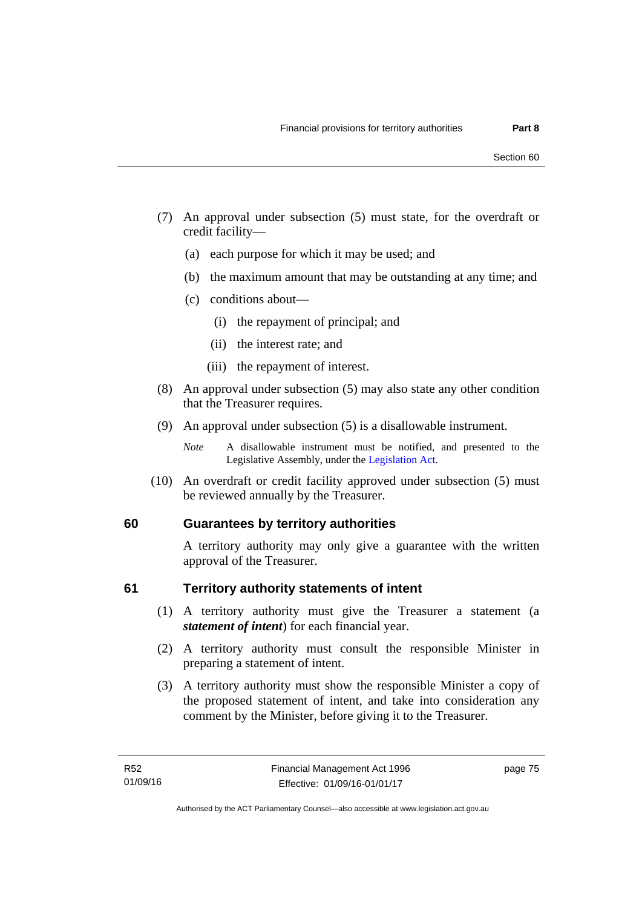(7) An approval under subsection (5) must state, for the overdraft or credit facility—

(a) each purpose for which it may be used; and

(b) the maximum amount that may be outstanding at any time; and

(c) conditions about—

(i) the repayment of principal; and

(ii) the interest rate; and

(iii) the repayment of interest.

(8) An approval under subsection (5) may also state any other condition that the Treasurer requires.

(9) An approval under subsection (5) is a disallowable instrument.

*Note* A disallowable instrument must be notified, and presented to the Legislative Assembly, under the Legislation Act.

(10) An overdraft or credit facility approved under subsection (5) must be reviewed annually by the Treasurer.

## 60 Guarantees by territory authorities

A territory authority may only give a guarantee with the written approval of the Treasurer.

## 61 Territory authority statements of intent

(1) A territory authority must give the Treasurer a statement (a ***statement of intent***) for each financial year.

(2) A territory authority must consult the responsible Minister in preparing a statement of intent.

(3) A territory authority must show the responsible Minister a copy of the proposed statement of intent, and take into consideration any comment by the Minister, before giving it to the Treasurer.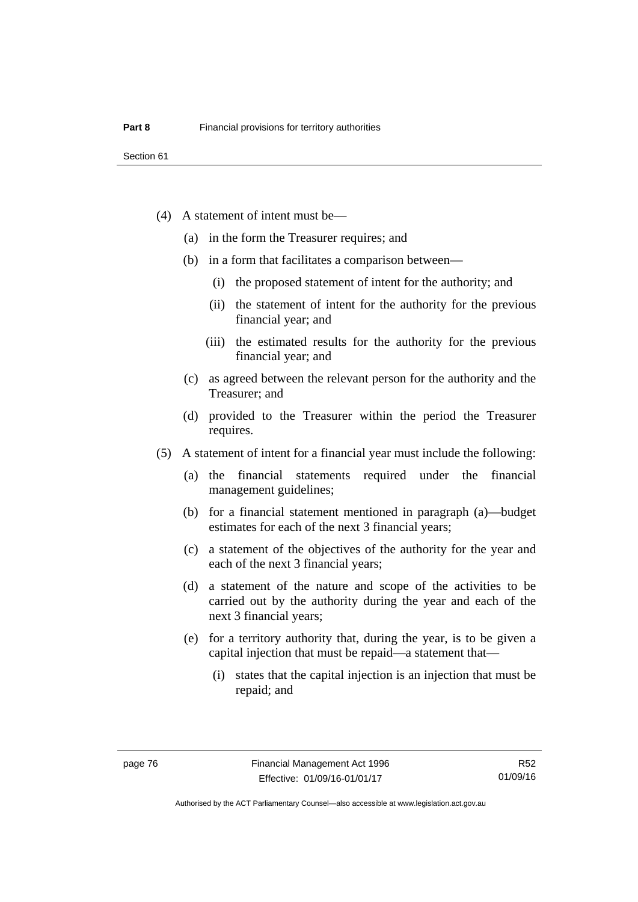(4) A statement of intent must be—

 (a) in the form the Treasurer requires; and

 (b) in a form that facilitates a comparison between—

  (i) the proposed statement of intent for the authority; and

  (ii) the statement of intent for the authority for the previous financial year; and

  (iii) the estimated results for the authority for the previous financial year; and

 (c) as agreed between the relevant person for the authority and the Treasurer; and

 (d) provided to the Treasurer within the period the Treasurer requires.

(5) A statement of intent for a financial year must include the following:

 (a) the financial statements required under the financial management guidelines;

 (b) for a financial statement mentioned in paragraph (a)—budget estimates for each of the next 3 financial years;

 (c) a statement of the objectives of the authority for the year and each of the next 3 financial years;

 (d) a statement of the nature and scope of the activities to be carried out by the authority during the year and each of the next 3 financial years;

 (e) for a territory authority that, during the year, is to be given a capital injection that must be repaid—a statement that—

  (i) states that the capital injection is an injection that must be repaid; and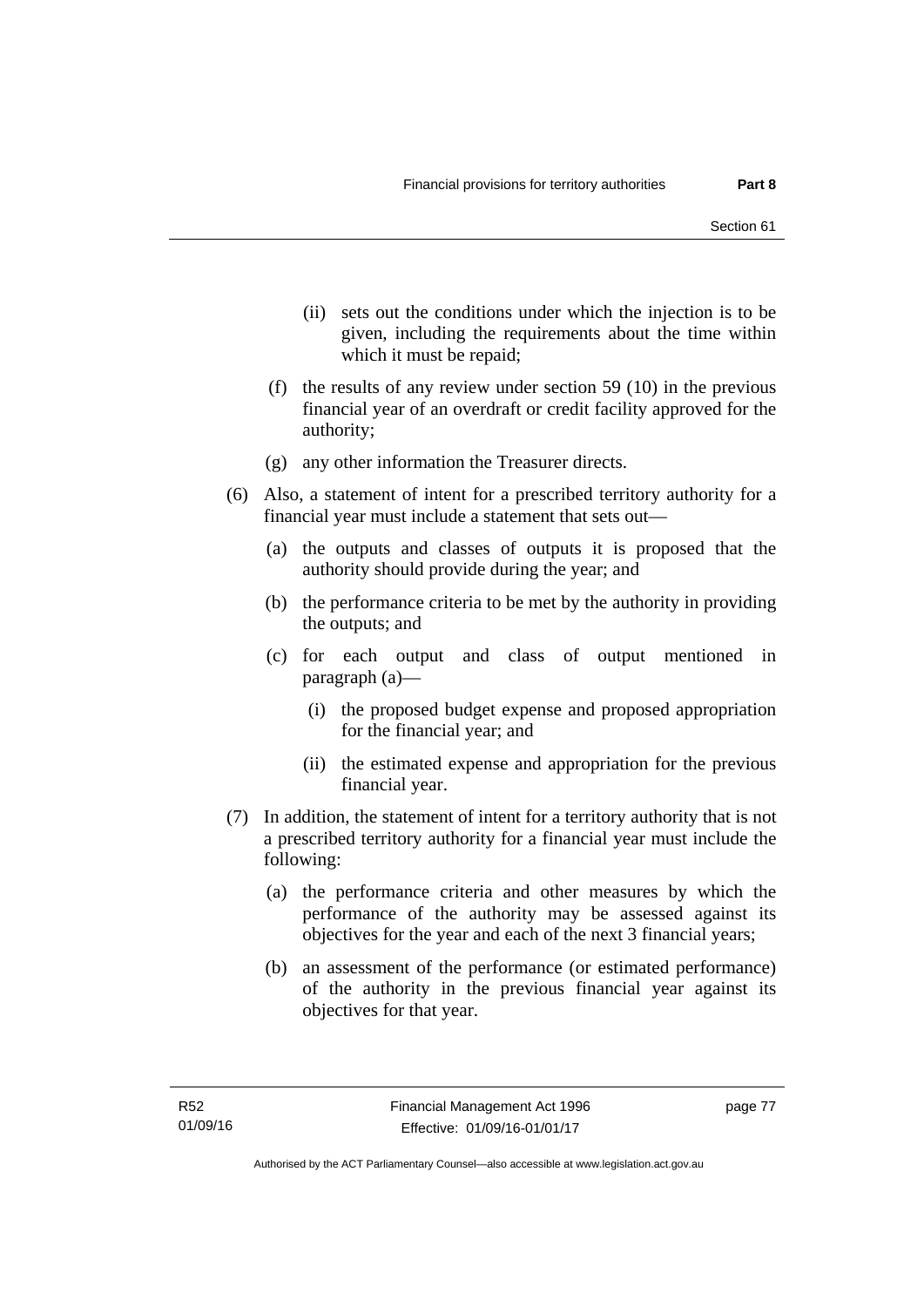(ii) sets out the conditions under which the injection is to be given, including the requirements about the time within which it must be repaid;

(f) the results of any review under section 59 (10) in the previous financial year of an overdraft or credit facility approved for the authority;

(g) any other information the Treasurer directs.

(6) Also, a statement of intent for a prescribed territory authority for a financial year must include a statement that sets out—

(a) the outputs and classes of outputs it is proposed that the authority should provide during the year; and

(b) the performance criteria to be met by the authority in providing the outputs; and

(c) for each output and class of output mentioned in paragraph (a)—

(i) the proposed budget expense and proposed appropriation for the financial year; and

(ii) the estimated expense and appropriation for the previous financial year.

(7) In addition, the statement of intent for a territory authority that is not a prescribed territory authority for a financial year must include the following:

(a) the performance criteria and other measures by which the performance of the authority may be assessed against its objectives for the year and each of the next 3 financial years;

(b) an assessment of the performance (or estimated performance) of the authority in the previous financial year against its objectives for that year.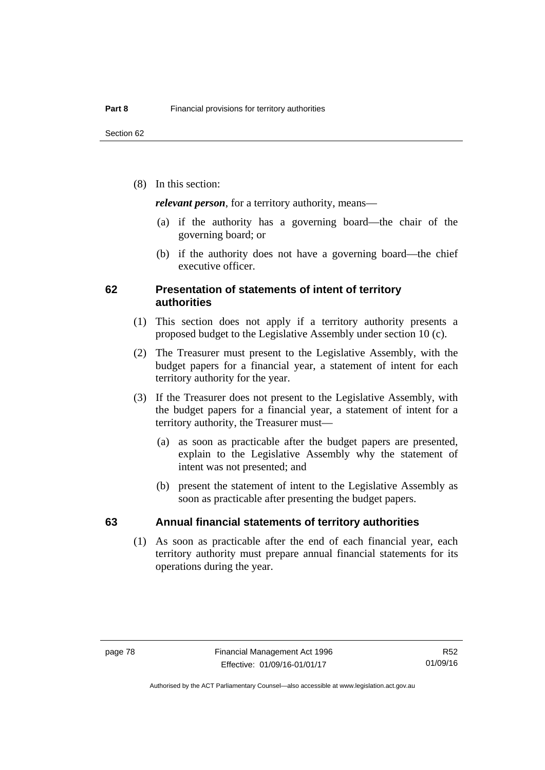(8) In this section:

***relevant person***, for a territory authority, means—

(a) if the authority has a governing board—the chair of the governing board; or

(b) if the authority does not have a governing board—the chief executive officer.

## 62 Presentation of statements of intent of territory authorities

(1) This section does not apply if a territory authority presents a proposed budget to the Legislative Assembly under section 10 (c).

(2) The Treasurer must present to the Legislative Assembly, with the budget papers for a financial year, a statement of intent for each territory authority for the year.

(3) If the Treasurer does not present to the Legislative Assembly, with the budget papers for a financial year, a statement of intent for a territory authority, the Treasurer must—

(a) as soon as practicable after the budget papers are presented, explain to the Legislative Assembly why the statement of intent was not presented; and

(b) present the statement of intent to the Legislative Assembly as soon as practicable after presenting the budget papers.

## 63 Annual financial statements of territory authorities

(1) As soon as practicable after the end of each financial year, each territory authority must prepare annual financial statements for its operations during the year.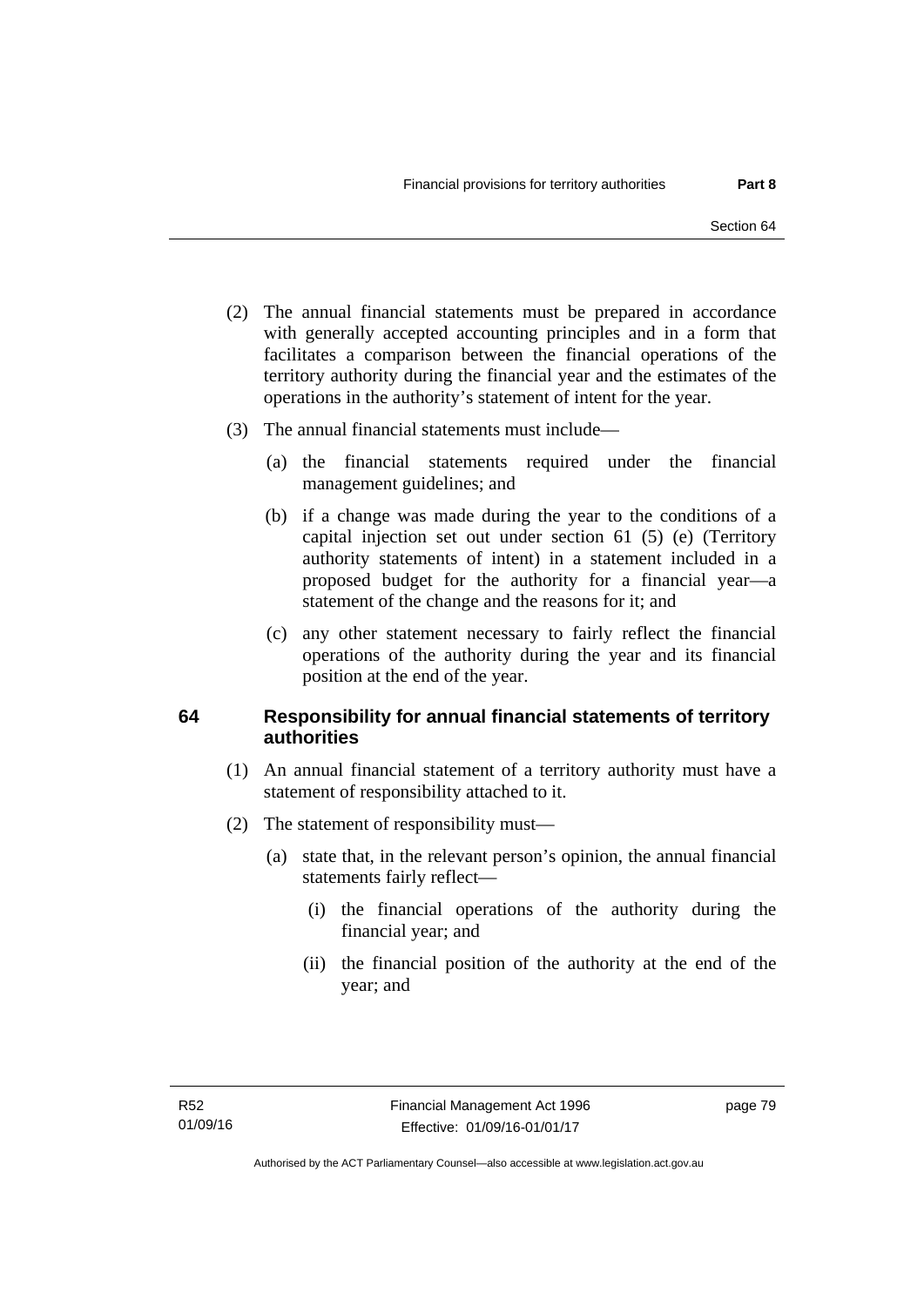(2) The annual financial statements must be prepared in accordance with generally accepted accounting principles and in a form that facilitates a comparison between the financial operations of the territory authority during the financial year and the estimates of the operations in the authority's statement of intent for the year.

(3) The annual financial statements must include—

(a) the financial statements required under the financial management guidelines; and

(b) if a change was made during the year to the conditions of a capital injection set out under section 61 (5) (e) (Territory authority statements of intent) in a statement included in a proposed budget for the authority for a financial year—a statement of the change and the reasons for it; and

(c) any other statement necessary to fairly reflect the financial operations of the authority during the year and its financial position at the end of the year.

## 64 Responsibility for annual financial statements of territory authorities

(1) An annual financial statement of a territory authority must have a statement of responsibility attached to it.

(2) The statement of responsibility must—

(a) state that, in the relevant person's opinion, the annual financial statements fairly reflect—

(i) the financial operations of the authority during the financial year; and

(ii) the financial position of the authority at the end of the year; and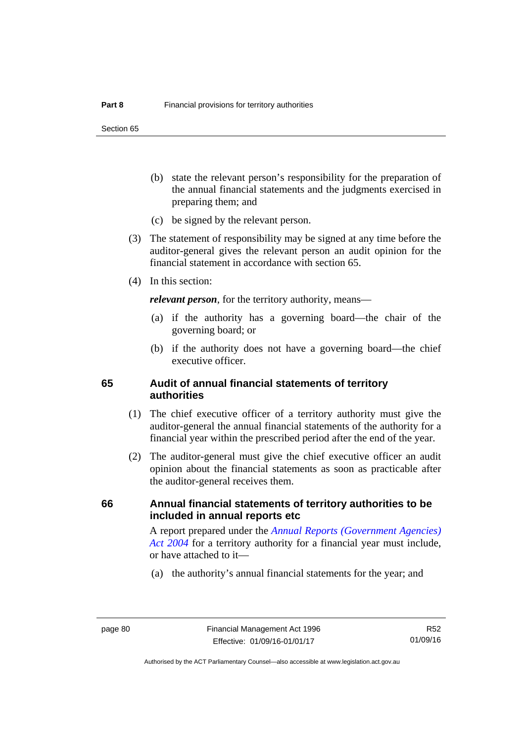(b) state the relevant person's responsibility for the preparation of the annual financial statements and the judgments exercised in preparing them; and

(c) be signed by the relevant person.

(3) The statement of responsibility may be signed at any time before the auditor-general gives the relevant person an audit opinion for the financial statement in accordance with section 65.

(4) In this section:

***relevant person***, for the territory authority, means—

(a) if the authority has a governing board—the chair of the governing board; or

(b) if the authority does not have a governing board—the chief executive officer.

## 65 Audit of annual financial statements of territory authorities

(1) The chief executive officer of a territory authority must give the auditor-general the annual financial statements of the authority for a financial year within the prescribed period after the end of the year.

(2) The auditor-general must give the chief executive officer an audit opinion about the financial statements as soon as practicable after the auditor-general receives them.

## 66 Annual financial statements of territory authorities to be included in annual reports etc

A report prepared under the *Annual Reports (Government Agencies) Act 2004* for a territory authority for a financial year must include, or have attached to it—

(a) the authority's annual financial statements for the year; and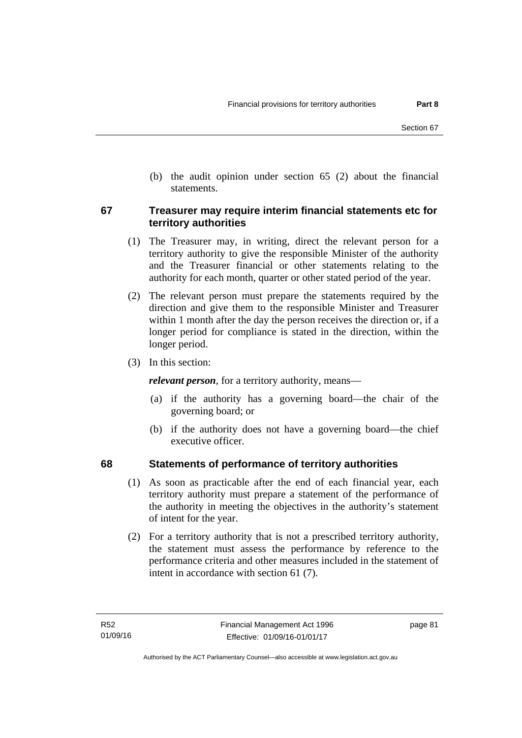(b) the audit opinion under section 65 (2) about the financial statements.

## 67 Treasurer may require interim financial statements etc for territory authorities

(1) The Treasurer may, in writing, direct the relevant person for a territory authority to give the responsible Minister of the authority and the Treasurer financial or other statements relating to the authority for each month, quarter or other stated period of the year.

(2) The relevant person must prepare the statements required by the direction and give them to the responsible Minister and Treasurer within 1 month after the day the person receives the direction or, if a longer period for compliance is stated in the direction, within the longer period.

(3) In this section:

***relevant person***, for a territory authority, means—

(a) if the authority has a governing board—the chair of the governing board; or

(b) if the authority does not have a governing board—the chief executive officer.

## 68 Statements of performance of territory authorities

(1) As soon as practicable after the end of each financial year, each territory authority must prepare a statement of the performance of the authority in meeting the objectives in the authority's statement of intent for the year.

(2) For a territory authority that is not a prescribed territory authority, the statement must assess the performance by reference to the performance criteria and other measures included in the statement of intent in accordance with section 61 (7).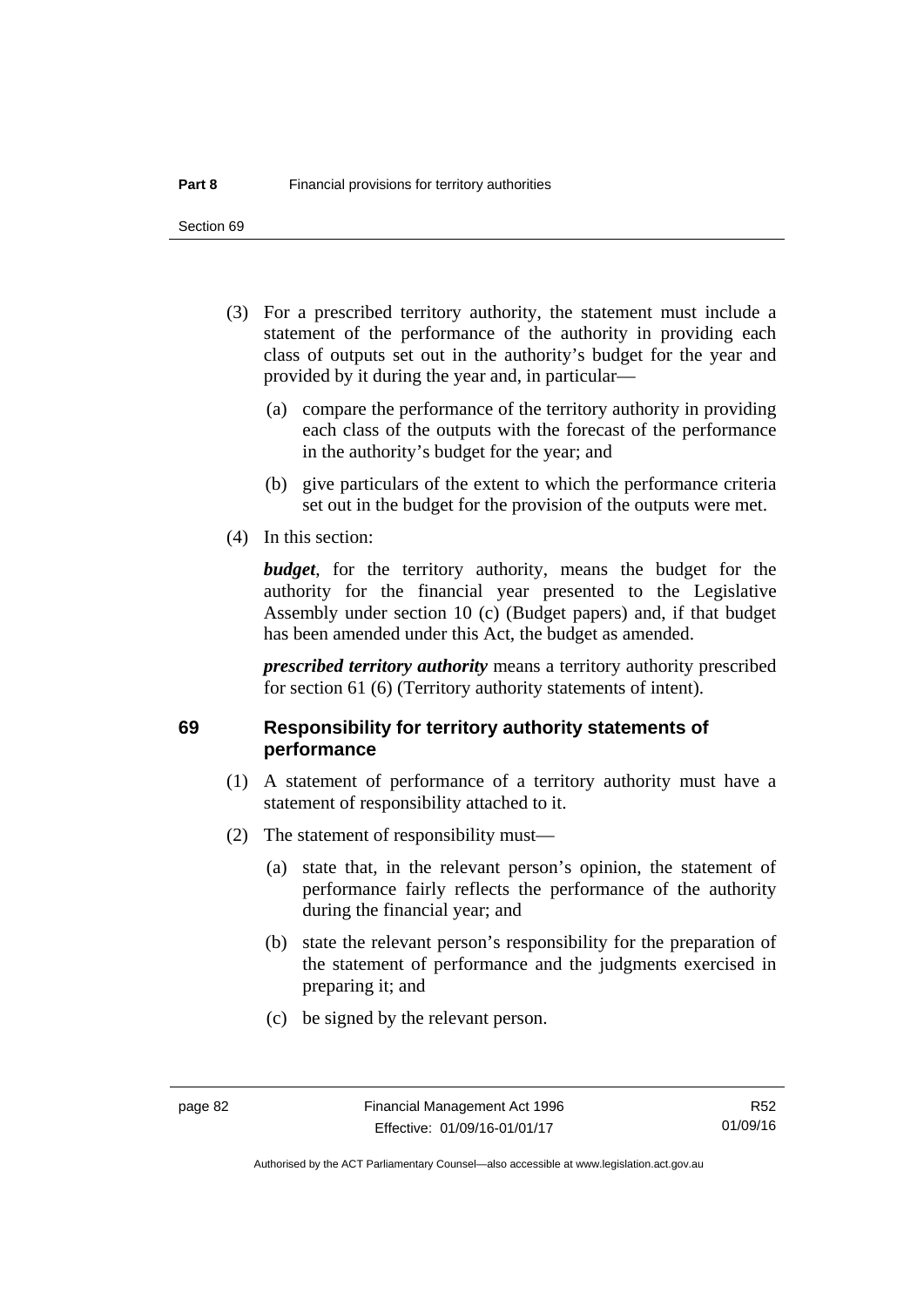(3) For a prescribed territory authority, the statement must include a statement of the performance of the authority in providing each class of outputs set out in the authority's budget for the year and provided by it during the year and, in particular—

   (a) compare the performance of the territory authority in providing each class of the outputs with the forecast of the performance in the authority's budget for the year; and

   (b) give particulars of the extent to which the performance criteria set out in the budget for the provision of the outputs were met.

(4) In this section:

***budget***, for the territory authority, means the budget for the authority for the financial year presented to the Legislative Assembly under section 10 (c) (Budget papers) and, if that budget has been amended under this Act, the budget as amended.

***prescribed territory authority*** means a territory authority prescribed for section 61 (6) (Territory authority statements of intent).

## 69 Responsibility for territory authority statements of performance

(1) A statement of performance of a territory authority must have a statement of responsibility attached to it.

(2) The statement of responsibility must—

   (a) state that, in the relevant person's opinion, the statement of performance fairly reflects the performance of the authority during the financial year; and

   (b) state the relevant person's responsibility for the preparation of the statement of performance and the judgments exercised in preparing it; and

   (c) be signed by the relevant person.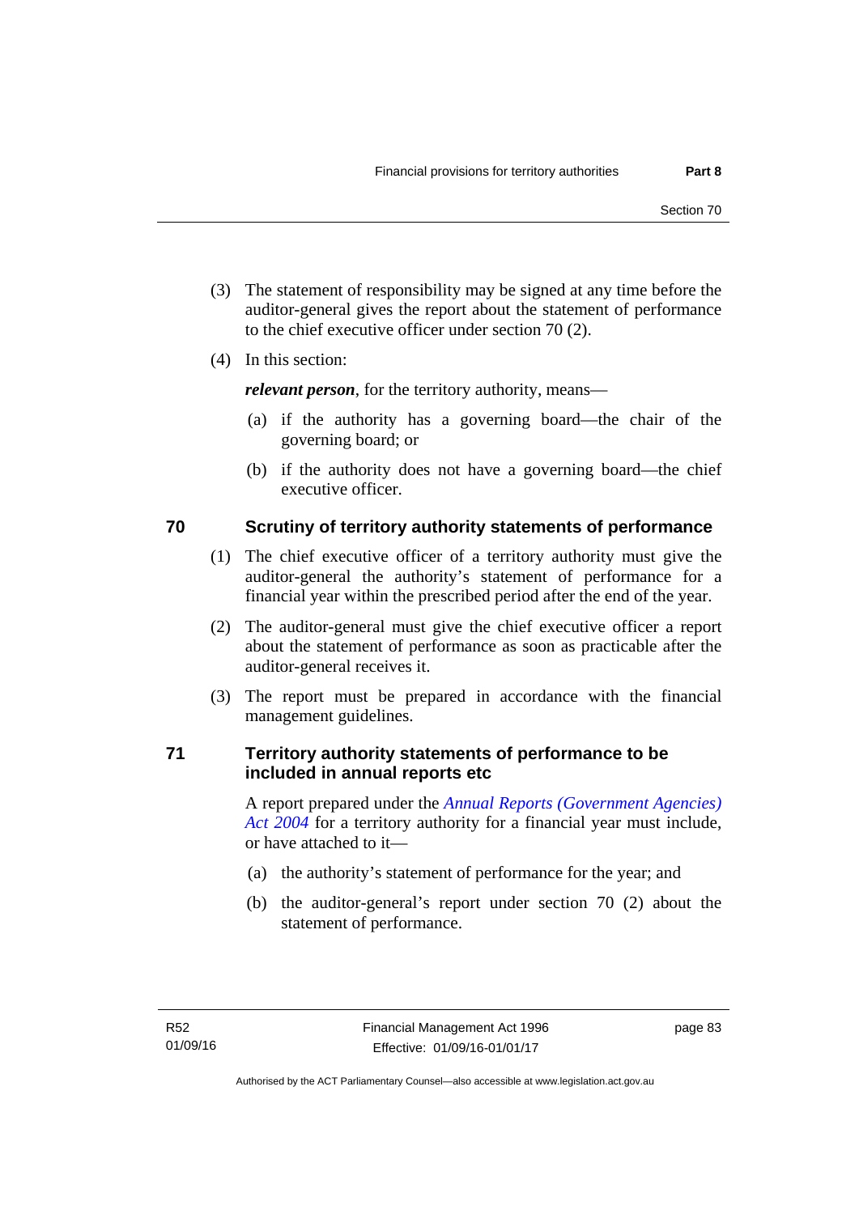(3) The statement of responsibility may be signed at any time before the auditor-general gives the report about the statement of performance to the chief executive officer under section 70 (2).

(4) In this section:

***relevant person***, for the territory authority, means—

(a) if the authority has a governing board—the chair of the governing board; or

(b) if the authority does not have a governing board—the chief executive officer.

## 70 Scrutiny of territory authority statements of performance

(1) The chief executive officer of a territory authority must give the auditor-general the authority's statement of performance for a financial year within the prescribed period after the end of the year.

(2) The auditor-general must give the chief executive officer a report about the statement of performance as soon as practicable after the auditor-general receives it.

(3) The report must be prepared in accordance with the financial management guidelines.

## 71 Territory authority statements of performance to be included in annual reports etc

A report prepared under the *Annual Reports (Government Agencies) Act 2004* for a territory authority for a financial year must include, or have attached to it—

(a) the authority's statement of performance for the year; and

(b) the auditor-general's report under section 70 (2) about the statement of performance.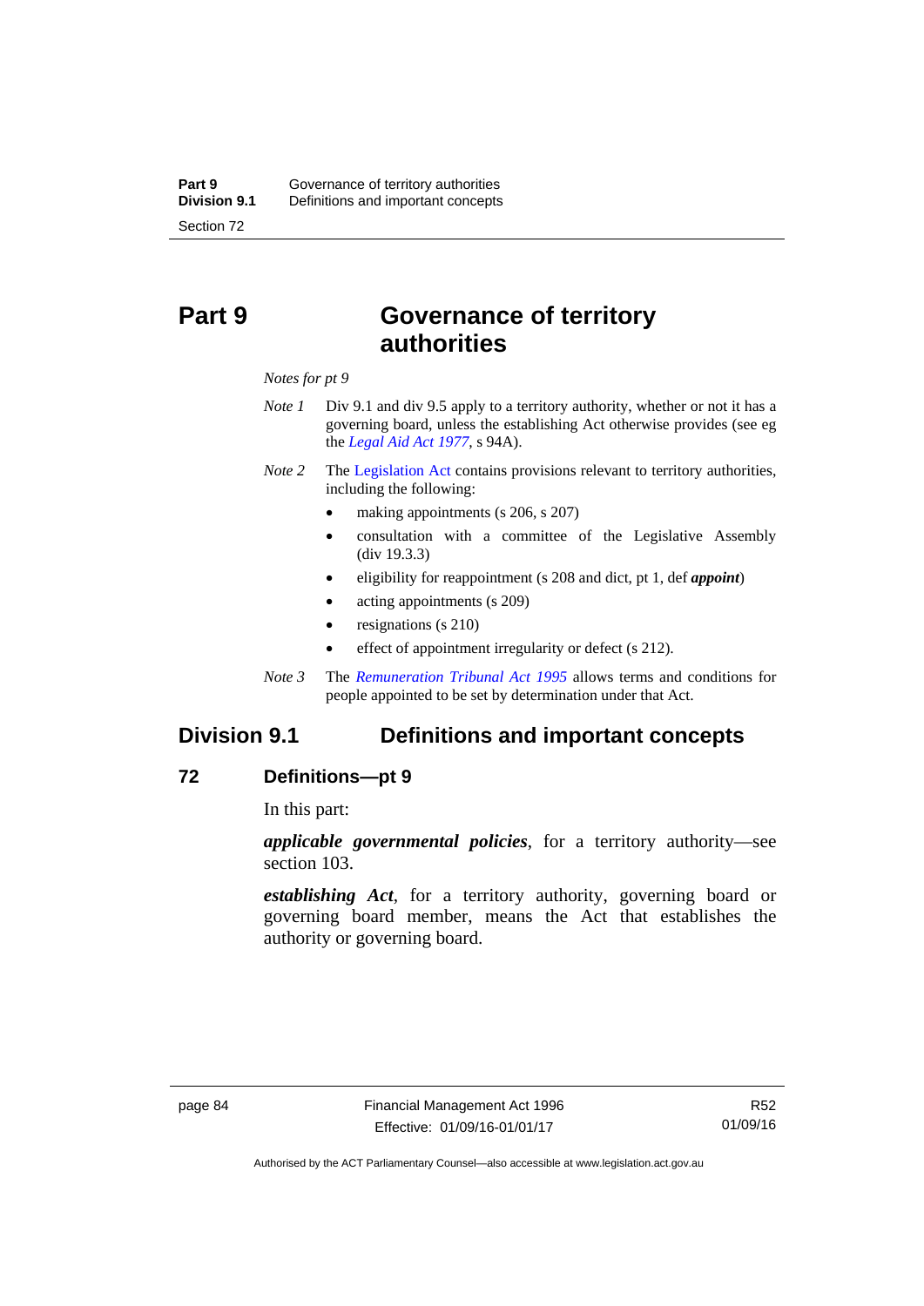# Part 9 Governance of territory authorities

*Notes for pt 9*

*Note 1* Div 9.1 and div 9.5 apply to a territory authority, whether or not it has a governing board, unless the establishing Act otherwise provides (see eg the *Legal Aid Act 1977*, s 94A).

*Note 2* The Legislation Act contains provisions relevant to territory authorities, including the following:

- making appointments (s 206, s 207)
- consultation with a committee of the Legislative Assembly (div 19.3.3)
- eligibility for reappointment (s 208 and dict, pt 1, def ***appoint***)
- acting appointments (s 209)
- resignations (s 210)
- effect of appointment irregularity or defect (s 212).

*Note 3* The *Remuneration Tribunal Act 1995* allows terms and conditions for people appointed to be set by determination under that Act.

## Division 9.1 Definitions and important concepts

### 72 Definitions—pt 9

In this part:

***applicable governmental policies***, for a territory authority—see section 103.

***establishing Act***, for a territory authority, governing board or governing board member, means the Act that establishes the authority or governing board.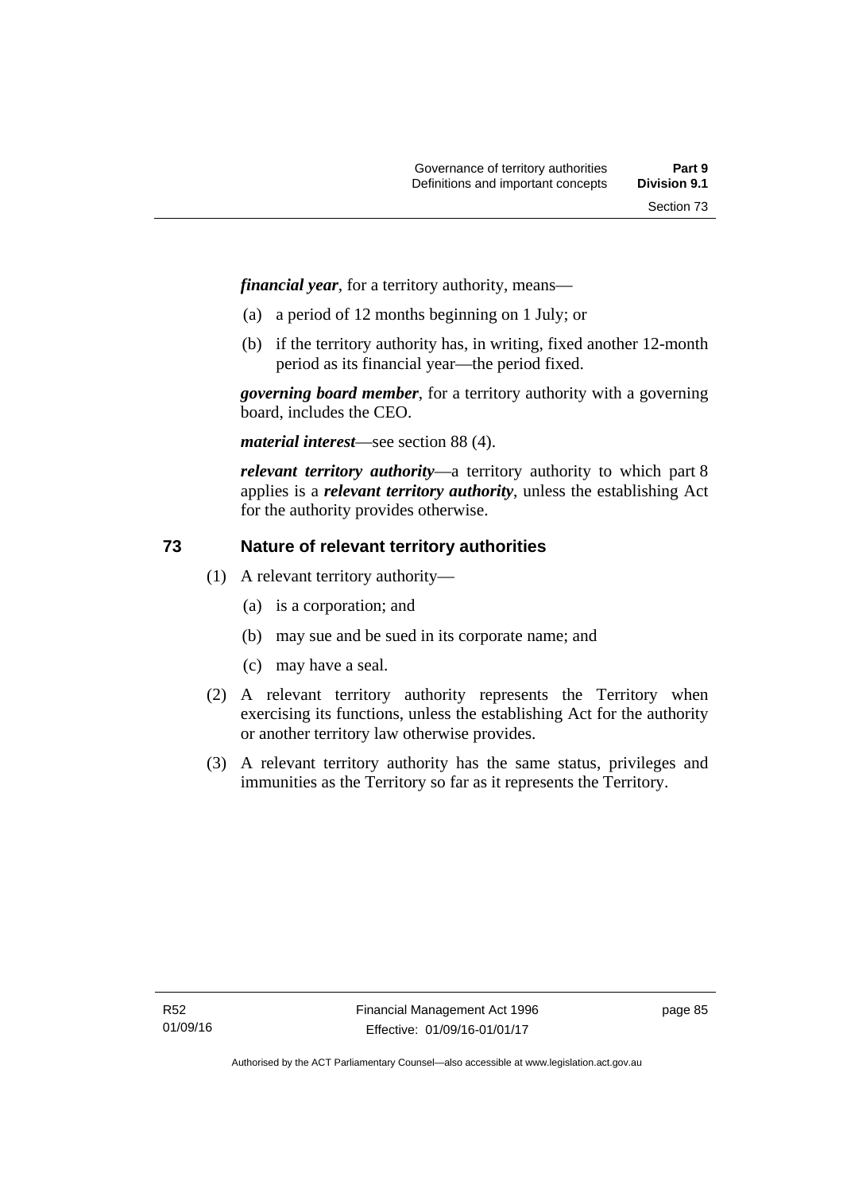***financial year***, for a territory authority, means—

(a) a period of 12 months beginning on 1 July; or

(b) if the territory authority has, in writing, fixed another 12-month period as its financial year—the period fixed.

***governing board member***, for a territory authority with a governing board, includes the CEO.

***material interest***—see section 88 (4).

***relevant territory authority***—a territory authority to which part 8 applies is a ***relevant territory authority***, unless the establishing Act for the authority provides otherwise.

## 73 Nature of relevant territory authorities

(1) A relevant territory authority—

(a) is a corporation; and

(b) may sue and be sued in its corporate name; and

(c) may have a seal.

(2) A relevant territory authority represents the Territory when exercising its functions, unless the establishing Act for the authority or another territory law otherwise provides.

(3) A relevant territory authority has the same status, privileges and immunities as the Territory so far as it represents the Territory.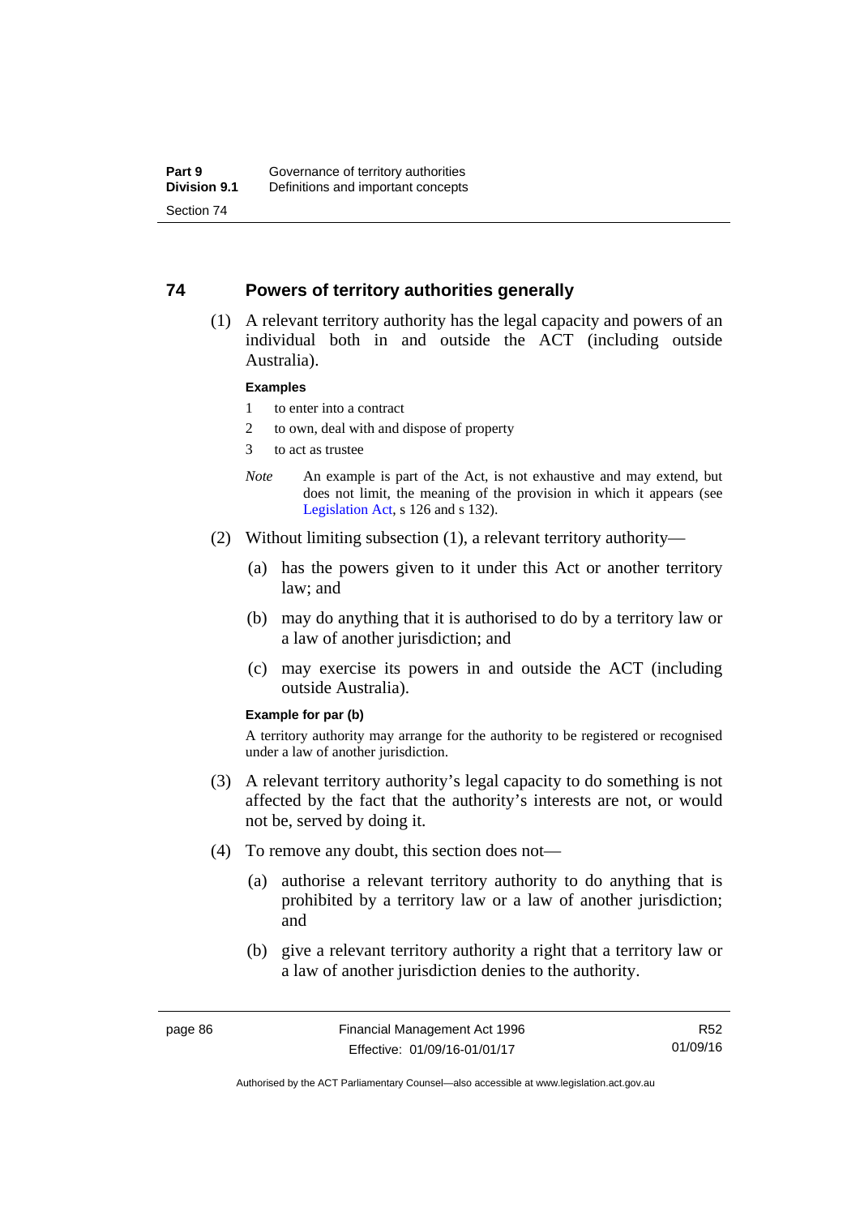## 74 Powers of territory authorities generally

(1) A relevant territory authority has the legal capacity and powers of an individual both in and outside the ACT (including outside Australia).

**Examples**

1 to enter into a contract

2 to own, deal with and dispose of property

3 to act as trustee

*Note* An example is part of the Act, is not exhaustive and may extend, but does not limit, the meaning of the provision in which it appears (see Legislation Act, s 126 and s 132).

(2) Without limiting subsection (1), a relevant territory authority—

(a) has the powers given to it under this Act or another territory law; and

(b) may do anything that it is authorised to do by a territory law or a law of another jurisdiction; and

(c) may exercise its powers in and outside the ACT (including outside Australia).

**Example for par (b)**

A territory authority may arrange for the authority to be registered or recognised under a law of another jurisdiction.

(3) A relevant territory authority's legal capacity to do something is not affected by the fact that the authority's interests are not, or would not be, served by doing it.

(4) To remove any doubt, this section does not—

(a) authorise a relevant territory authority to do anything that is prohibited by a territory law or a law of another jurisdiction; and

(b) give a relevant territory authority a right that a territory law or a law of another jurisdiction denies to the authority.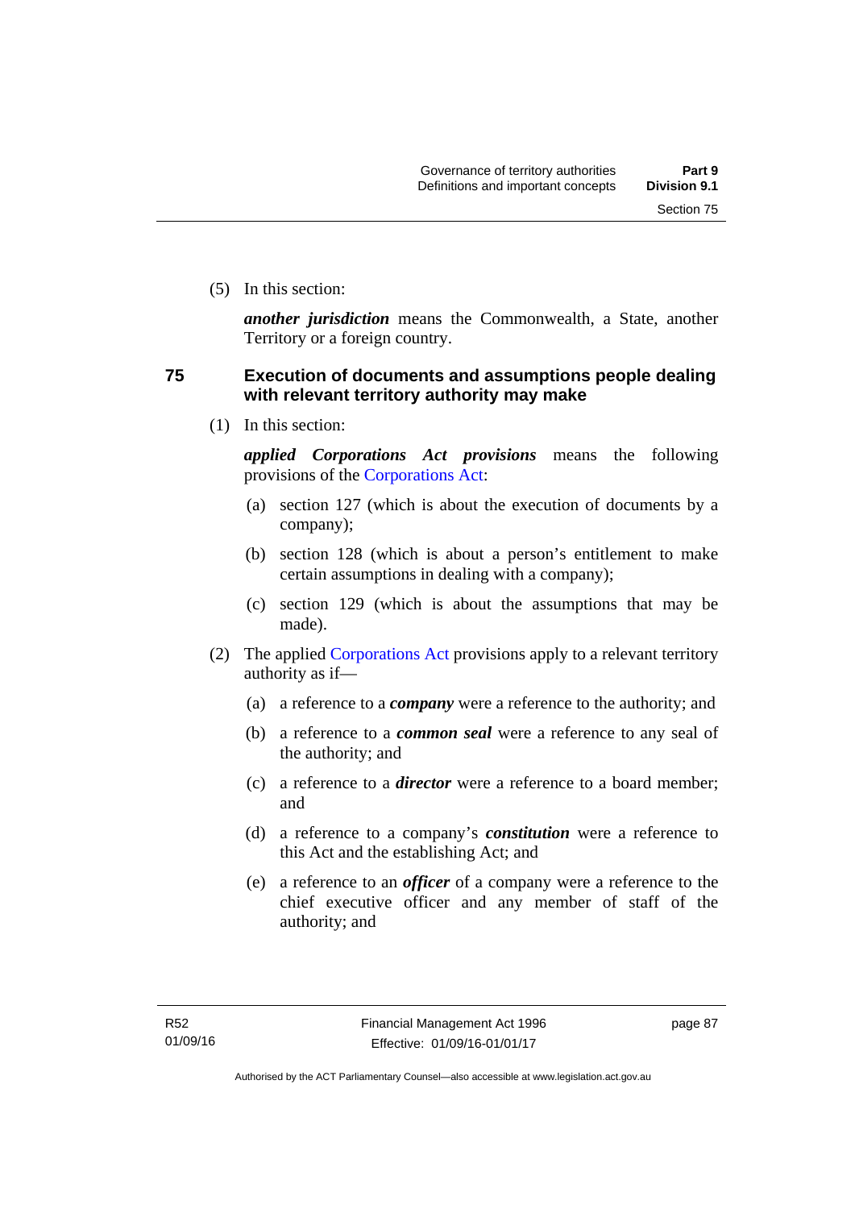(5) In this section:

***another jurisdiction*** means the Commonwealth, a State, another Territory or a foreign country.

## 75 Execution of documents and assumptions people dealing with relevant territory authority may make

(1) In this section:

***applied Corporations Act provisions*** means the following provisions of the Corporations Act:

(a) section 127 (which is about the execution of documents by a company);

(b) section 128 (which is about a person's entitlement to make certain assumptions in dealing with a company);

(c) section 129 (which is about the assumptions that may be made).

(2) The applied Corporations Act provisions apply to a relevant territory authority as if—

(a) a reference to a ***company*** were a reference to the authority; and

(b) a reference to a ***common seal*** were a reference to any seal of the authority; and

(c) a reference to a ***director*** were a reference to a board member; and

(d) a reference to a company's ***constitution*** were a reference to this Act and the establishing Act; and

(e) a reference to an ***officer*** of a company were a reference to the chief executive officer and any member of staff of the authority; and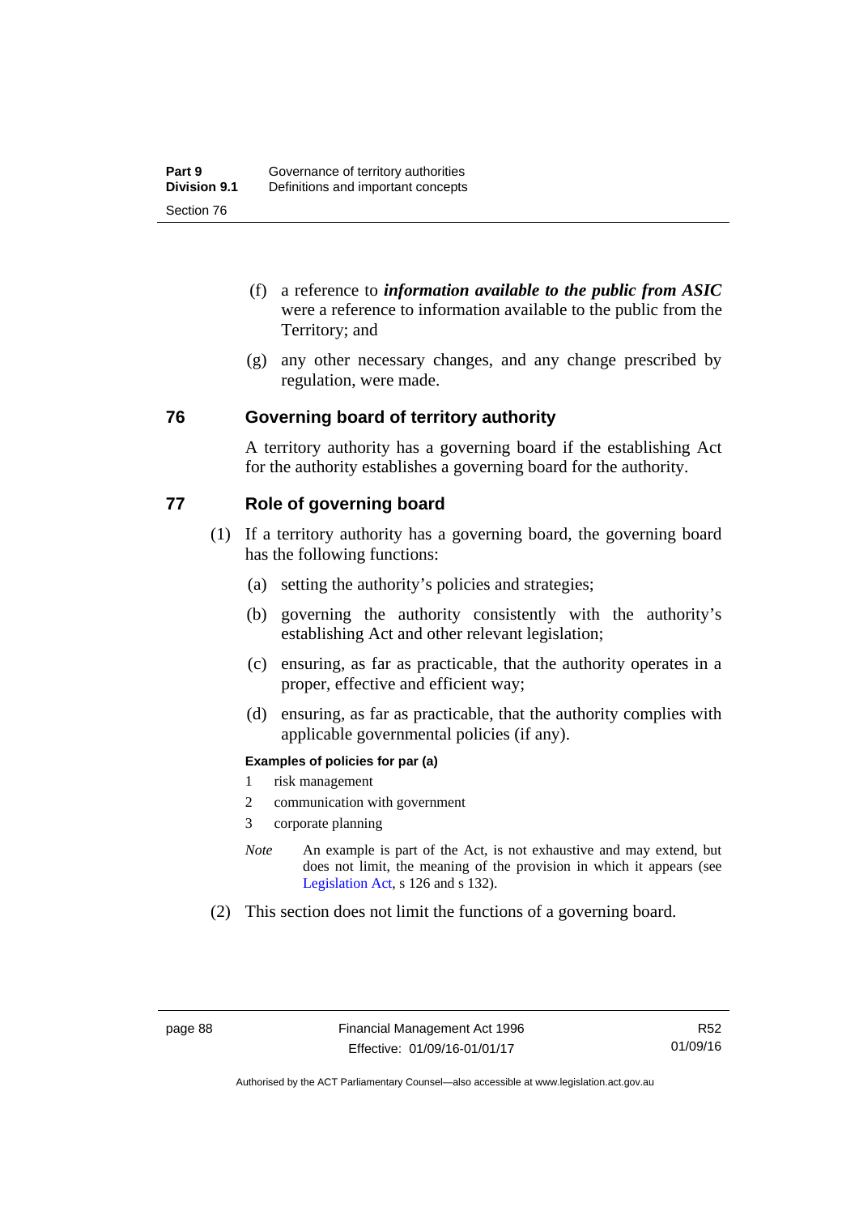(f) a reference to ***information available to the public from ASIC*** were a reference to information available to the public from the Territory; and

(g) any other necessary changes, and any change prescribed by regulation, were made.

## 76 Governing board of territory authority

A territory authority has a governing board if the establishing Act for the authority establishes a governing board for the authority.

## 77 Role of governing board

(1) If a territory authority has a governing board, the governing board has the following functions:

(a) setting the authority's policies and strategies;

(b) governing the authority consistently with the authority's establishing Act and other relevant legislation;

(c) ensuring, as far as practicable, that the authority operates in a proper, effective and efficient way;

(d) ensuring, as far as practicable, that the authority complies with applicable governmental policies (if any).

**Examples of policies for par (a)**

1 risk management

2 communication with government

3 corporate planning

*Note* An example is part of the Act, is not exhaustive and may extend, but does not limit, the meaning of the provision in which it appears (see Legislation Act, s 126 and s 132).

(2) This section does not limit the functions of a governing board.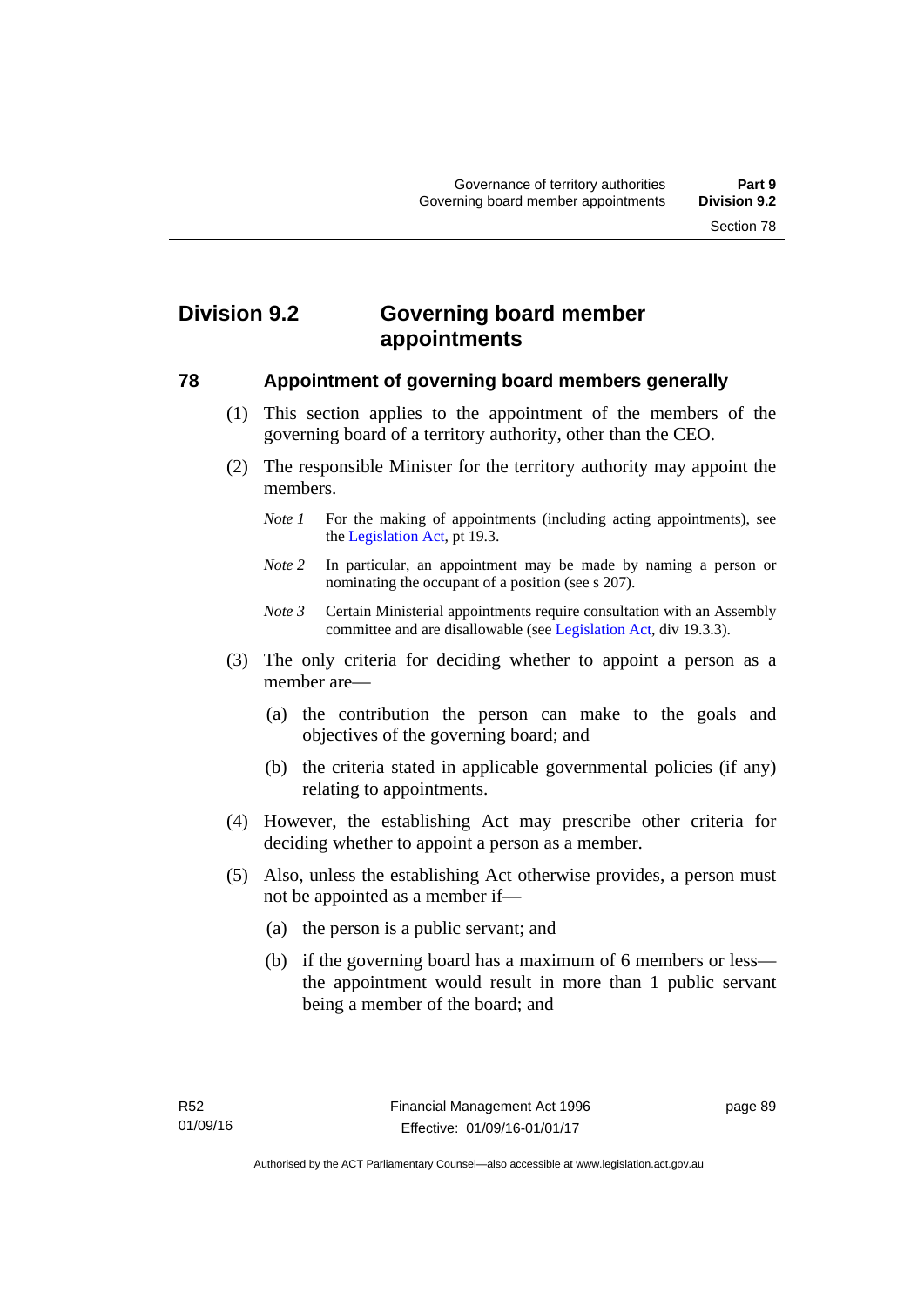## Division 9.2 Governing board member appointments

### 78 Appointment of governing board members generally

(1) This section applies to the appointment of the members of the governing board of a territory authority, other than the CEO.

(2) The responsible Minister for the territory authority may appoint the members.

*Note 1* For the making of appointments (including acting appointments), see the Legislation Act, pt 19.3.

*Note 2* In particular, an appointment may be made by naming a person or nominating the occupant of a position (see s 207).

*Note 3* Certain Ministerial appointments require consultation with an Assembly committee and are disallowable (see Legislation Act, div 19.3.3).

(3) The only criteria for deciding whether to appoint a person as a member are—

(a) the contribution the person can make to the goals and objectives of the governing board; and

(b) the criteria stated in applicable governmental policies (if any) relating to appointments.

(4) However, the establishing Act may prescribe other criteria for deciding whether to appoint a person as a member.

(5) Also, unless the establishing Act otherwise provides, a person must not be appointed as a member if—

(a) the person is a public servant; and

(b) if the governing board has a maximum of 6 members or less—the appointment would result in more than 1 public servant being a member of the board; and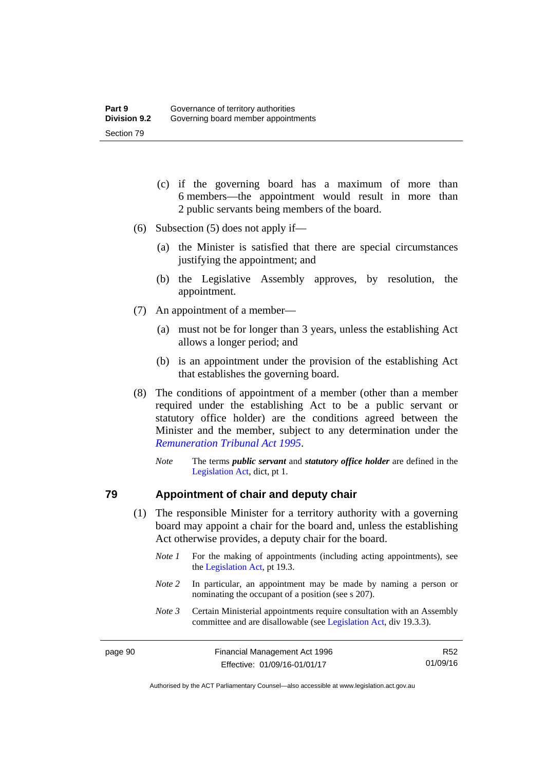(c) if the governing board has a maximum of more than 6 members—the appointment would result in more than 2 public servants being members of the board.

(6) Subsection (5) does not apply if—

(a) the Minister is satisfied that there are special circumstances justifying the appointment; and

(b) the Legislative Assembly approves, by resolution, the appointment.

(7) An appointment of a member—

(a) must not be for longer than 3 years, unless the establishing Act allows a longer period; and

(b) is an appointment under the provision of the establishing Act that establishes the governing board.

(8) The conditions of appointment of a member (other than a member required under the establishing Act to be a public servant or statutory office holder) are the conditions agreed between the Minister and the member, subject to any determination under the *Remuneration Tribunal Act 1995*.

*Note* The terms ***public servant*** and ***statutory office holder*** are defined in the Legislation Act, dict, pt 1.

## 79 Appointment of chair and deputy chair

(1) The responsible Minister for a territory authority with a governing board may appoint a chair for the board and, unless the establishing Act otherwise provides, a deputy chair for the board.

*Note 1* For the making of appointments (including acting appointments), see the Legislation Act, pt 19.3.

*Note 2* In particular, an appointment may be made by naming a person or nominating the occupant of a position (see s 207).

*Note 3* Certain Ministerial appointments require consultation with an Assembly committee and are disallowable (see Legislation Act, div 19.3.3).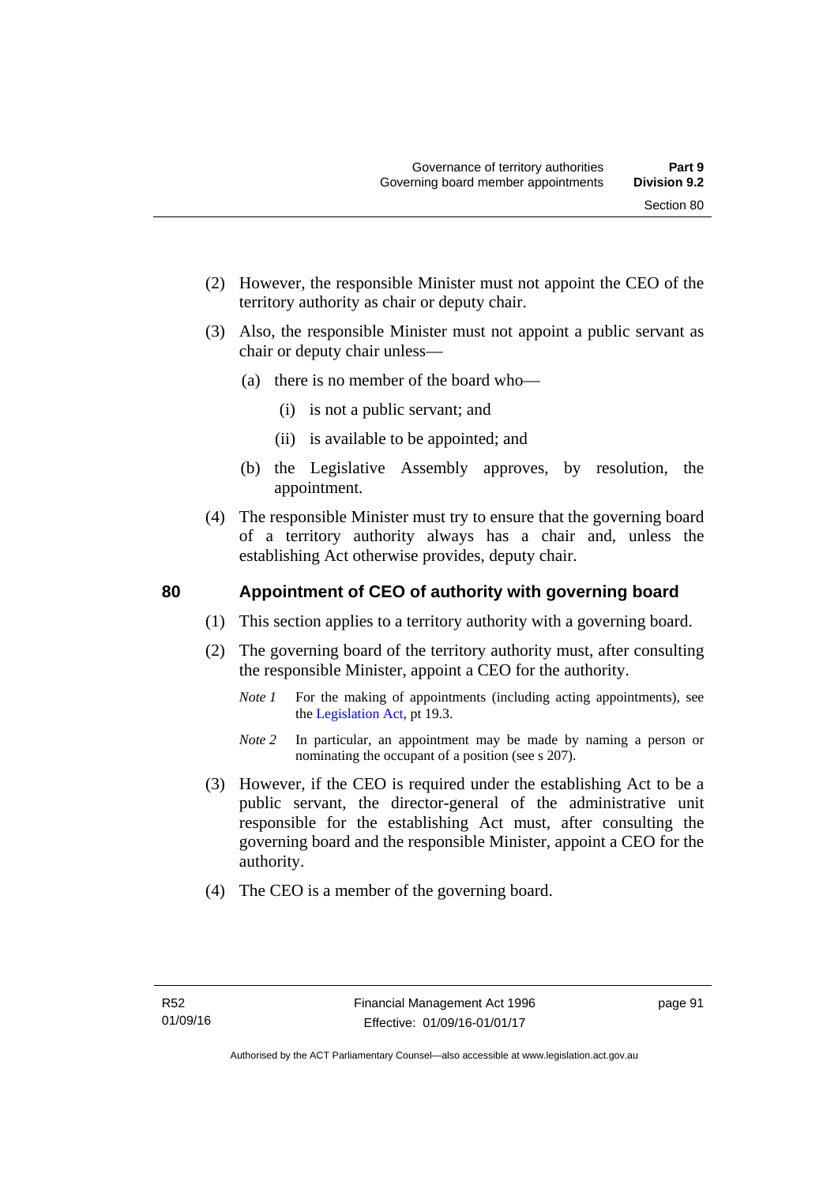(2) However, the responsible Minister must not appoint the CEO of the territory authority as chair or deputy chair.

(3) Also, the responsible Minister must not appoint a public servant as chair or deputy chair unless—

(a) there is no member of the board who—

(i) is not a public servant; and

(ii) is available to be appointed; and

(b) the Legislative Assembly approves, by resolution, the appointment.

(4) The responsible Minister must try to ensure that the governing board of a territory authority always has a chair and, unless the establishing Act otherwise provides, deputy chair.

## 80 Appointment of CEO of authority with governing board

(1) This section applies to a territory authority with a governing board.

(2) The governing board of the territory authority must, after consulting the responsible Minister, appoint a CEO for the authority.

*Note 1* For the making of appointments (including acting appointments), see the Legislation Act, pt 19.3.

*Note 2* In particular, an appointment may be made by naming a person or nominating the occupant of a position (see s 207).

(3) However, if the CEO is required under the establishing Act to be a public servant, the director-general of the administrative unit responsible for the establishing Act must, after consulting the governing board and the responsible Minister, appoint a CEO for the authority.

(4) The CEO is a member of the governing board.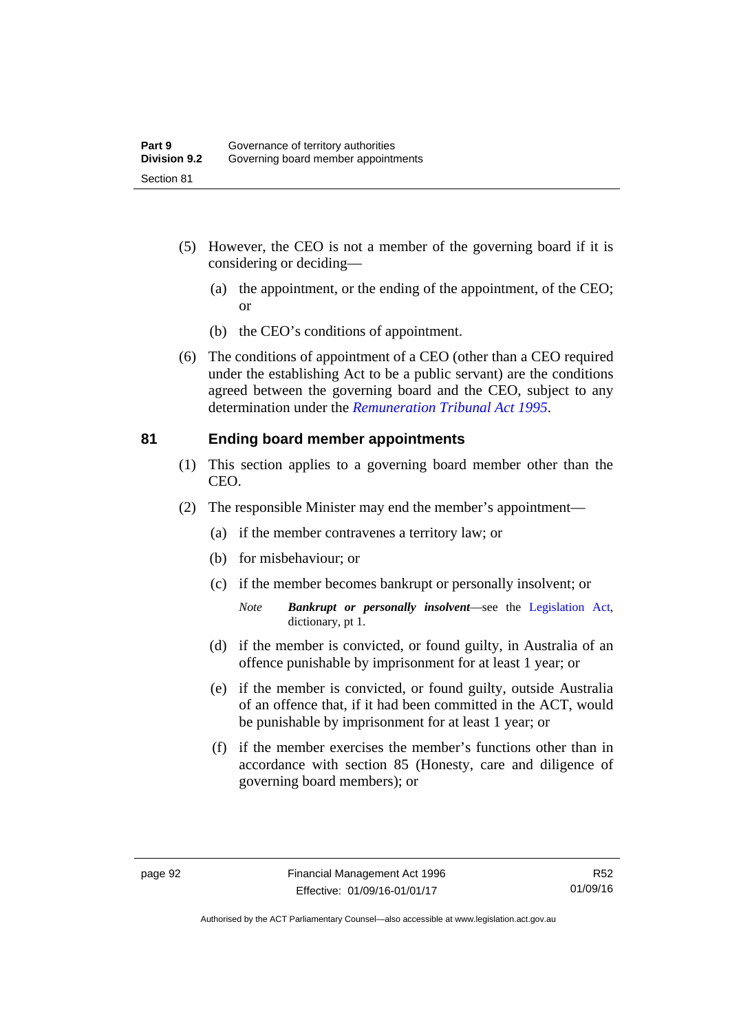(5) However, the CEO is not a member of the governing board if it is considering or deciding—

(a) the appointment, or the ending of the appointment, of the CEO; or

(b) the CEO's conditions of appointment.

(6) The conditions of appointment of a CEO (other than a CEO required under the establishing Act to be a public servant) are the conditions agreed between the governing board and the CEO, subject to any determination under the *Remuneration Tribunal Act 1995*.

## 81 Ending board member appointments

(1) This section applies to a governing board member other than the CEO.

(2) The responsible Minister may end the member's appointment—

(a) if the member contravenes a territory law; or

(b) for misbehaviour; or

(c) if the member becomes bankrupt or personally insolvent; or

*Note* ***Bankrupt or personally insolvent***—see the Legislation Act, dictionary, pt 1.

(d) if the member is convicted, or found guilty, in Australia of an offence punishable by imprisonment for at least 1 year; or

(e) if the member is convicted, or found guilty, outside Australia of an offence that, if it had been committed in the ACT, would be punishable by imprisonment for at least 1 year; or

(f) if the member exercises the member's functions other than in accordance with section 85 (Honesty, care and diligence of governing board members); or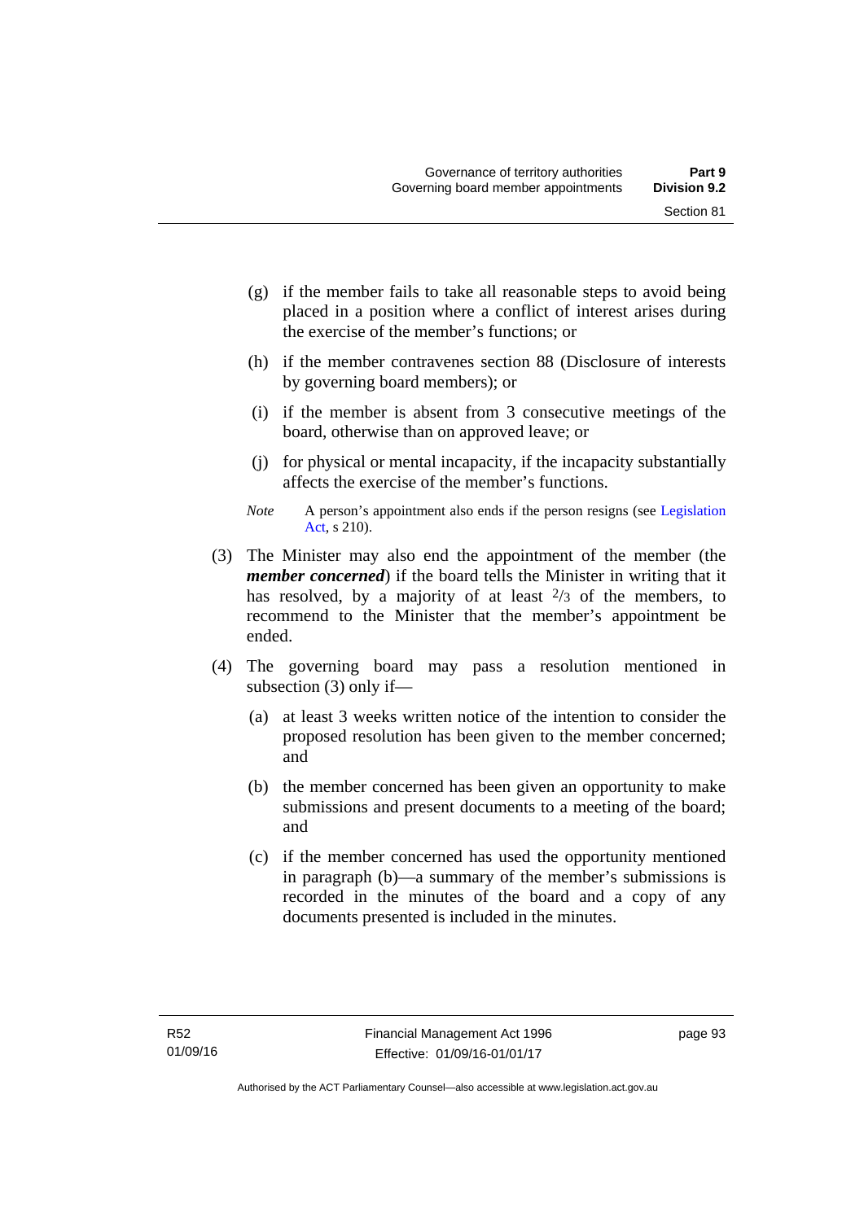(g) if the member fails to take all reasonable steps to avoid being placed in a position where a conflict of interest arises during the exercise of the member's functions; or

(h) if the member contravenes section 88 (Disclosure of interests by governing board members); or

(i) if the member is absent from 3 consecutive meetings of the board, otherwise than on approved leave; or

(j) for physical or mental incapacity, if the incapacity substantially affects the exercise of the member's functions.

*Note* A person's appointment also ends if the person resigns (see Legislation Act, s 210).

(3) The Minister may also end the appointment of the member (the ***member concerned***) if the board tells the Minister in writing that it has resolved, by a majority of at least $^2/_3$ of the members, to recommend to the Minister that the member's appointment be ended.

(4) The governing board may pass a resolution mentioned in subsection (3) only if—

(a) at least 3 weeks written notice of the intention to consider the proposed resolution has been given to the member concerned; and

(b) the member concerned has been given an opportunity to make submissions and present documents to a meeting of the board; and

(c) if the member concerned has used the opportunity mentioned in paragraph (b)—a summary of the member's submissions is recorded in the minutes of the board and a copy of any documents presented is included in the minutes.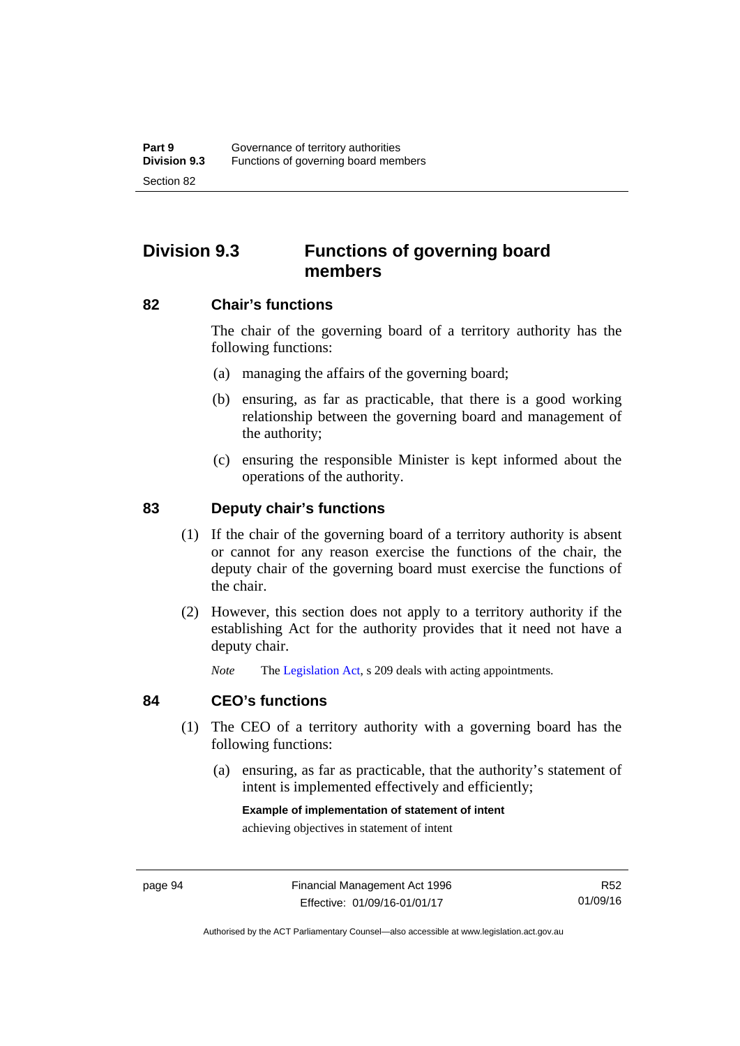## Division 9.3 Functions of governing board members

### 82 Chair's functions

The chair of the governing board of a territory authority has the following functions:

(a) managing the affairs of the governing board;

(b) ensuring, as far as practicable, that there is a good working relationship between the governing board and management of the authority;

(c) ensuring the responsible Minister is kept informed about the operations of the authority.

### 83 Deputy chair's functions

(1) If the chair of the governing board of a territory authority is absent or cannot for any reason exercise the functions of the chair, the deputy chair of the governing board must exercise the functions of the chair.

(2) However, this section does not apply to a territory authority if the establishing Act for the authority provides that it need not have a deputy chair.

*Note* The Legislation Act, s 209 deals with acting appointments.

### 84 CEO's functions

(1) The CEO of a territory authority with a governing board has the following functions:

(a) ensuring, as far as practicable, that the authority's statement of intent is implemented effectively and efficiently;

**Example of implementation of statement of intent**

achieving objectives in statement of intent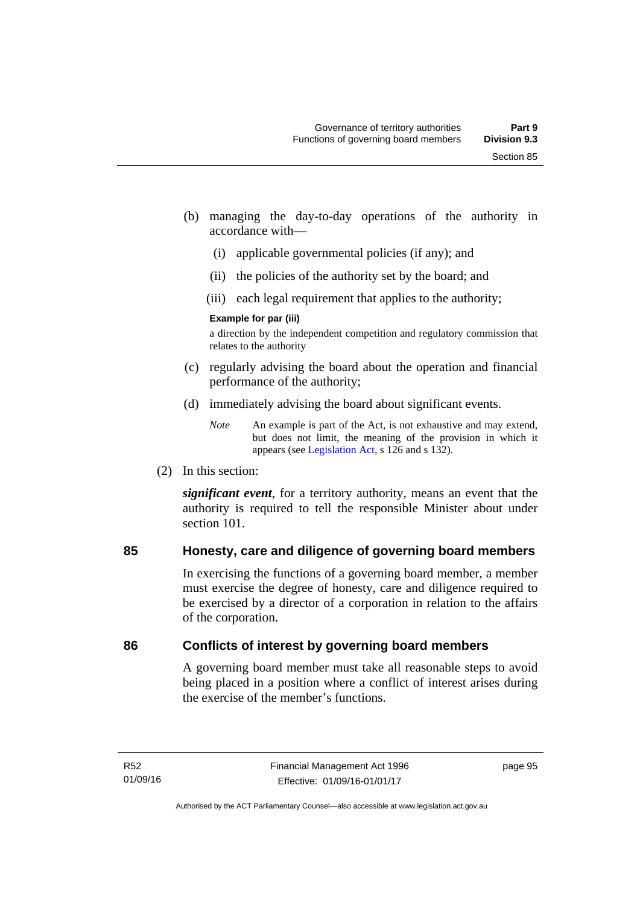(b) managing the day-to-day operations of the authority in accordance with—

  (i) applicable governmental policies (if any); and

  (ii) the policies of the authority set by the board; and

  (iii) each legal requirement that applies to the authority;

**Example for par (iii)**

a direction by the independent competition and regulatory commission that relates to the authority

(c) regularly advising the board about the operation and financial performance of the authority;

(d) immediately advising the board about significant events.

*Note* An example is part of the Act, is not exhaustive and may extend, but does not limit, the meaning of the provision in which it appears (see Legislation Act, s 126 and s 132).

(2) In this section:

***significant event***, for a territory authority, means an event that the authority is required to tell the responsible Minister about under section 101.

## 85 Honesty, care and diligence of governing board members

In exercising the functions of a governing board member, a member must exercise the degree of honesty, care and diligence required to be exercised by a director of a corporation in relation to the affairs of the corporation.

## 86 Conflicts of interest by governing board members

A governing board member must take all reasonable steps to avoid being placed in a position where a conflict of interest arises during the exercise of the member's functions.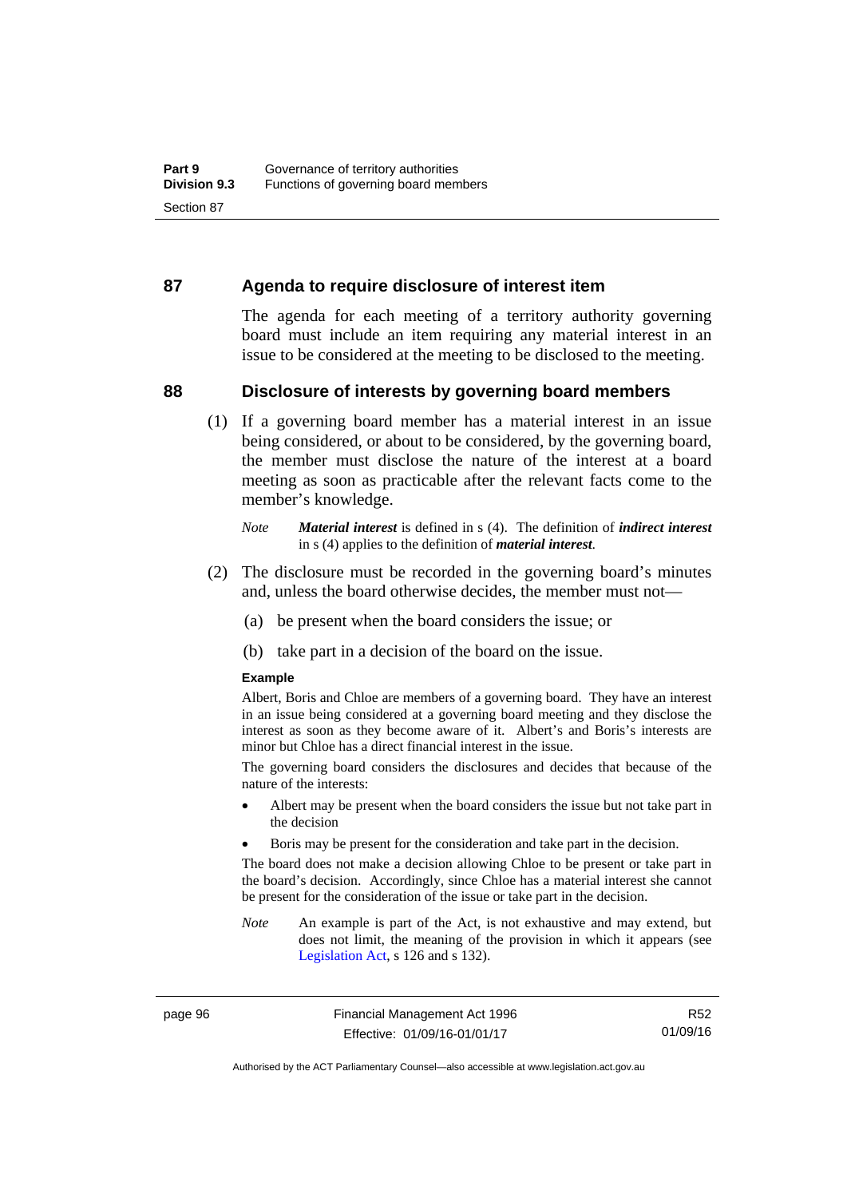## 87 Agenda to require disclosure of interest item

The agenda for each meeting of a territory authority governing board must include an item requiring any material interest in an issue to be considered at the meeting to be disclosed to the meeting.

## 88 Disclosure of interests by governing board members

(1) If a governing board member has a material interest in an issue being considered, or about to be considered, by the governing board, the member must disclose the nature of the interest at a board meeting as soon as practicable after the relevant facts come to the member's knowledge.

*Note* ***Material interest*** is defined in s (4). The definition of ***indirect interest*** in s (4) applies to the definition of ***material interest***.

(2) The disclosure must be recorded in the governing board's minutes and, unless the board otherwise decides, the member must not—

(a) be present when the board considers the issue; or

(b) take part in a decision of the board on the issue.

**Example**

Albert, Boris and Chloe are members of a governing board. They have an interest in an issue being considered at a governing board meeting and they disclose the interest as soon as they become aware of it. Albert's and Boris's interests are minor but Chloe has a direct financial interest in the issue.

The governing board considers the disclosures and decides that because of the nature of the interests:

- Albert may be present when the board considers the issue but not take part in the decision
- Boris may be present for the consideration and take part in the decision.

The board does not make a decision allowing Chloe to be present or take part in the board's decision. Accordingly, since Chloe has a material interest she cannot be present for the consideration of the issue or take part in the decision.

*Note* An example is part of the Act, is not exhaustive and may extend, but does not limit, the meaning of the provision in which it appears (see Legislation Act, s 126 and s 132).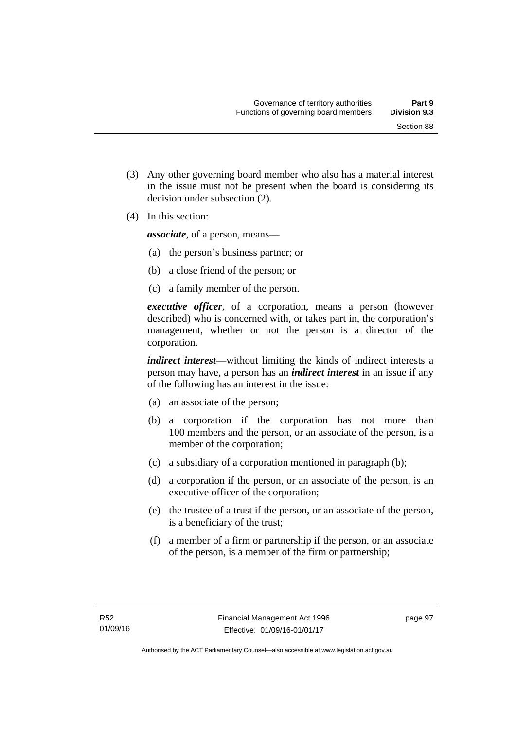(3) Any other governing board member who also has a material interest in the issue must not be present when the board is considering its decision under subsection (2).

(4) In this section:

***associate***, of a person, means—

(a) the person's business partner; or

(b) a close friend of the person; or

(c) a family member of the person.

***executive officer***, of a corporation, means a person (however described) who is concerned with, or takes part in, the corporation's management, whether or not the person is a director of the corporation.

***indirect interest***—without limiting the kinds of indirect interests a person may have, a person has an ***indirect interest*** in an issue if any of the following has an interest in the issue:

(a) an associate of the person;

(b) a corporation if the corporation has not more than 100 members and the person, or an associate of the person, is a member of the corporation;

(c) a subsidiary of a corporation mentioned in paragraph (b);

(d) a corporation if the person, or an associate of the person, is an executive officer of the corporation;

(e) the trustee of a trust if the person, or an associate of the person, is a beneficiary of the trust;

(f) a member of a firm or partnership if the person, or an associate of the person, is a member of the firm or partnership;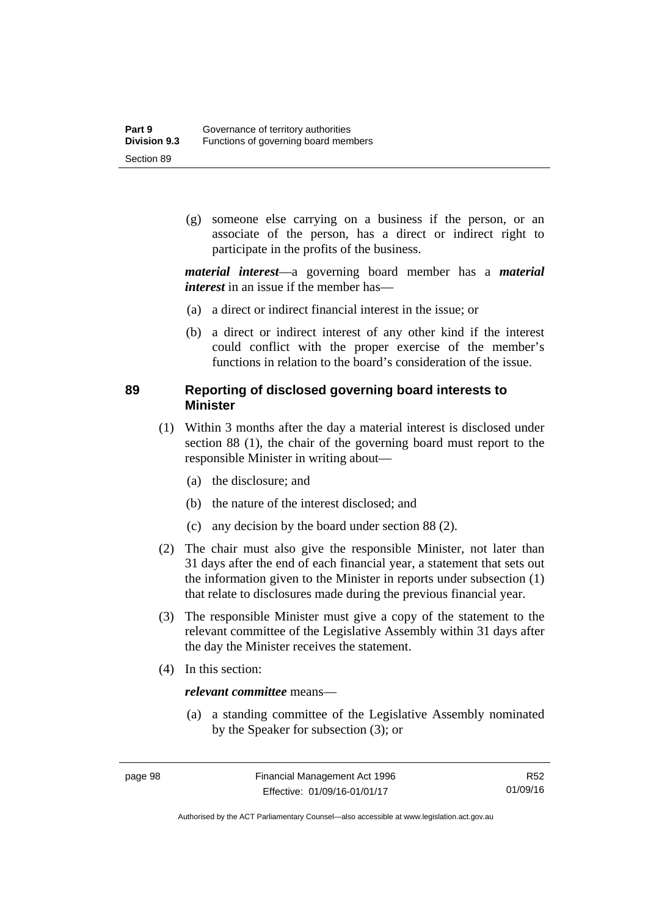(g) someone else carrying on a business if the person, or an associate of the person, has a direct or indirect right to participate in the profits of the business.

***material interest***—a governing board member has a ***material interest*** in an issue if the member has—

(a) a direct or indirect financial interest in the issue; or

(b) a direct or indirect interest of any other kind if the interest could conflict with the proper exercise of the member's functions in relation to the board's consideration of the issue.

## 89 Reporting of disclosed governing board interests to Minister

(1) Within 3 months after the day a material interest is disclosed under section 88 (1), the chair of the governing board must report to the responsible Minister in writing about—

(a) the disclosure; and

(b) the nature of the interest disclosed; and

(c) any decision by the board under section 88 (2).

(2) The chair must also give the responsible Minister, not later than 31 days after the end of each financial year, a statement that sets out the information given to the Minister in reports under subsection (1) that relate to disclosures made during the previous financial year.

(3) The responsible Minister must give a copy of the statement to the relevant committee of the Legislative Assembly within 31 days after the day the Minister receives the statement.

(4) In this section:

***relevant committee*** means—

(a) a standing committee of the Legislative Assembly nominated by the Speaker for subsection (3); or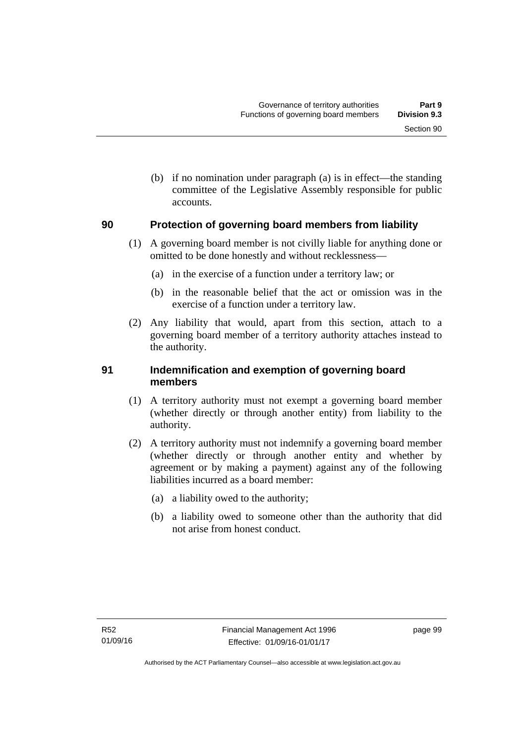(b) if no nomination under paragraph (a) is in effect—the standing committee of the Legislative Assembly responsible for public accounts.

## 90 Protection of governing board members from liability

(1) A governing board member is not civilly liable for anything done or omitted to be done honestly and without recklessness—

(a) in the exercise of a function under a territory law; or

(b) in the reasonable belief that the act or omission was in the exercise of a function under a territory law.

(2) Any liability that would, apart from this section, attach to a governing board member of a territory authority attaches instead to the authority.

## 91 Indemnification and exemption of governing board members

(1) A territory authority must not exempt a governing board member (whether directly or through another entity) from liability to the authority.

(2) A territory authority must not indemnify a governing board member (whether directly or through another entity and whether by agreement or by making a payment) against any of the following liabilities incurred as a board member:

(a) a liability owed to the authority;

(b) a liability owed to someone other than the authority that did not arise from honest conduct.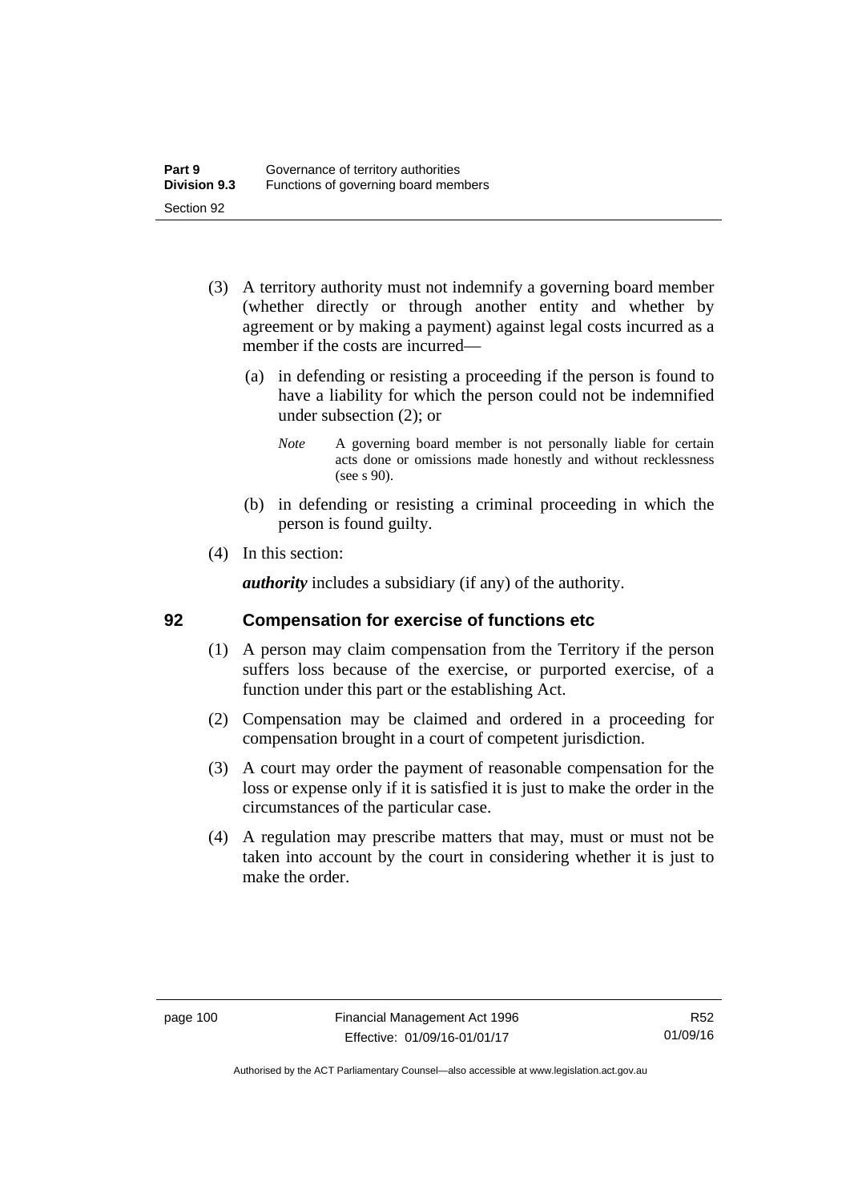(3) A territory authority must not indemnify a governing board member (whether directly or through another entity and whether by agreement or by making a payment) against legal costs incurred as a member if the costs are incurred—

(a) in defending or resisting a proceeding if the person is found to have a liability for which the person could not be indemnified under subsection (2); or

*Note* A governing board member is not personally liable for certain acts done or omissions made honestly and without recklessness (see s 90).

(b) in defending or resisting a criminal proceeding in which the person is found guilty.

(4) In this section:

***authority*** includes a subsidiary (if any) of the authority.

## 92 Compensation for exercise of functions etc

(1) A person may claim compensation from the Territory if the person suffers loss because of the exercise, or purported exercise, of a function under this part or the establishing Act.

(2) Compensation may be claimed and ordered in a proceeding for compensation brought in a court of competent jurisdiction.

(3) A court may order the payment of reasonable compensation for the loss or expense only if it is satisfied it is just to make the order in the circumstances of the particular case.

(4) A regulation may prescribe matters that may, must or must not be taken into account by the court in considering whether it is just to make the order.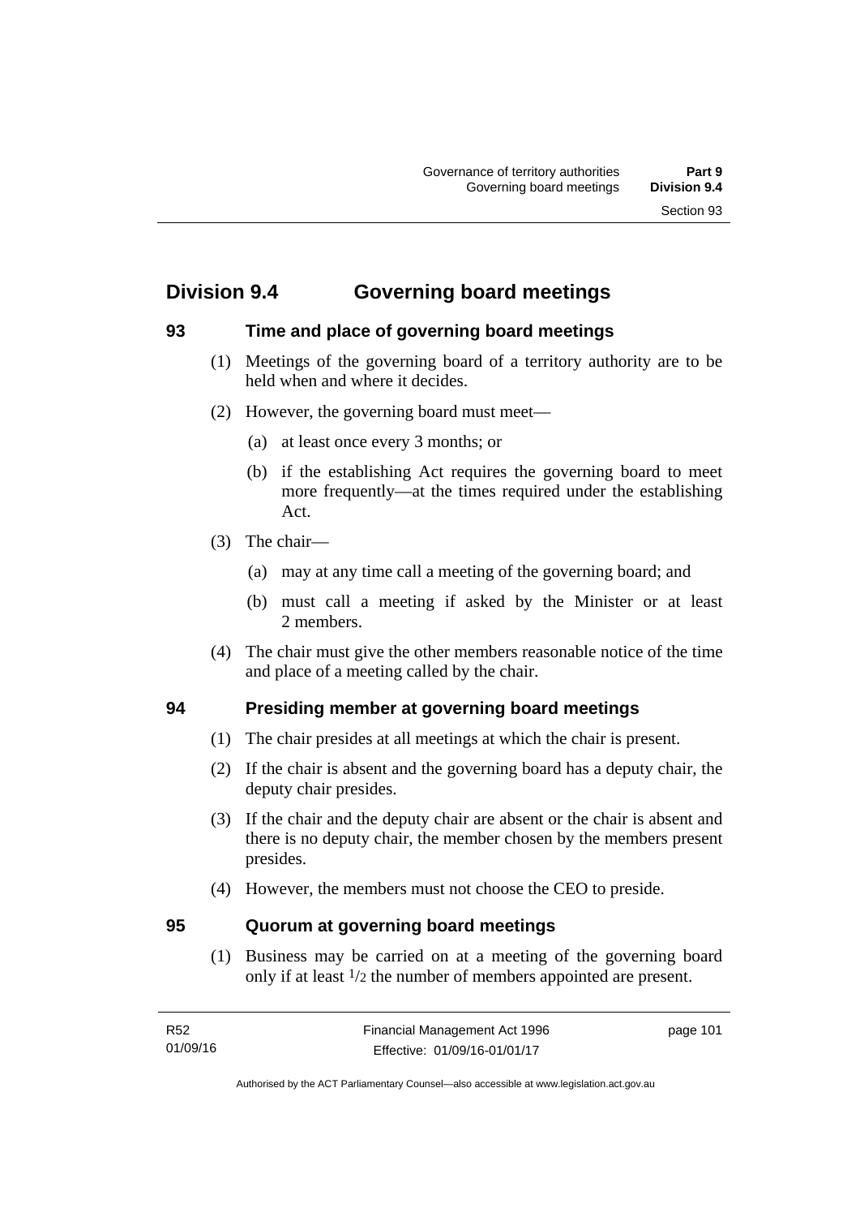## Division 9.4 Governing board meetings

### 93 Time and place of governing board meetings

(1) Meetings of the governing board of a territory authority are to be held when and where it decides.

(2) However, the governing board must meet—

(a) at least once every 3 months; or

(b) if the establishing Act requires the governing board to meet more frequently—at the times required under the establishing Act.

(3) The chair—

(a) may at any time call a meeting of the governing board; and

(b) must call a meeting if asked by the Minister or at least 2 members.

(4) The chair must give the other members reasonable notice of the time and place of a meeting called by the chair.

### 94 Presiding member at governing board meetings

(1) The chair presides at all meetings at which the chair is present.

(2) If the chair is absent and the governing board has a deputy chair, the deputy chair presides.

(3) If the chair and the deputy chair are absent or the chair is absent and there is no deputy chair, the member chosen by the members present presides.

(4) However, the members must not choose the CEO to preside.

### 95 Quorum at governing board meetings

(1) Business may be carried on at a meeting of the governing board only if at least $1/2$ the number of members appointed are present.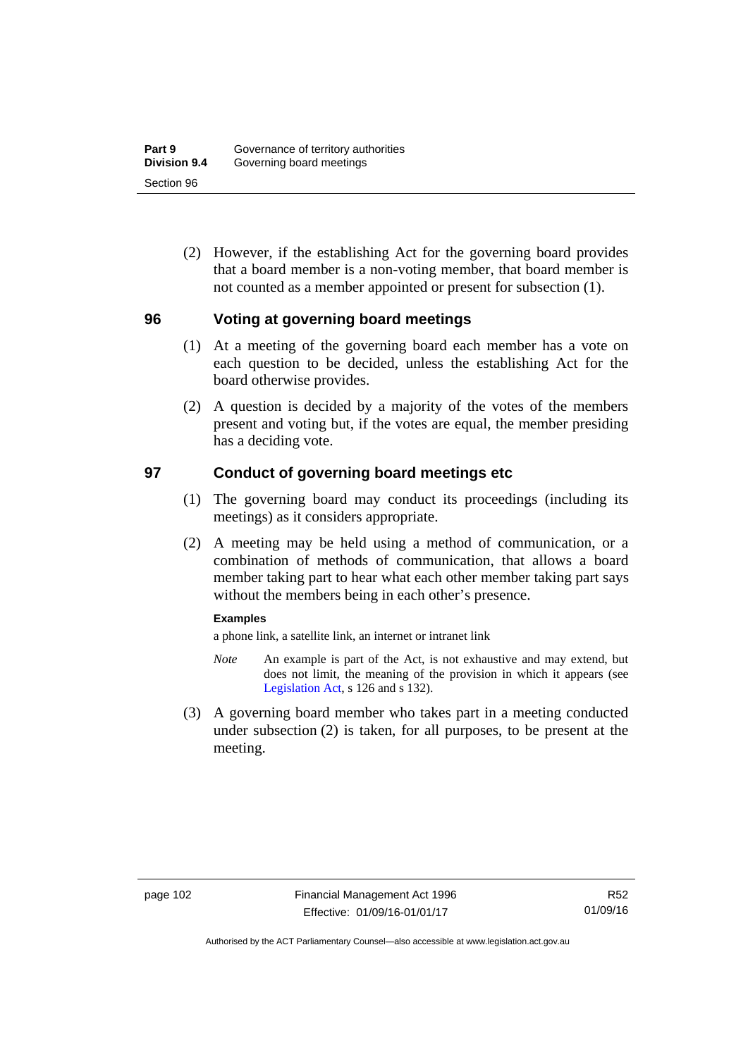(2) However, if the establishing Act for the governing board provides that a board member is a non-voting member, that board member is not counted as a member appointed or present for subsection (1).

## 96 Voting at governing board meetings

(1) At a meeting of the governing board each member has a vote on each question to be decided, unless the establishing Act for the board otherwise provides.

(2) A question is decided by a majority of the votes of the members present and voting but, if the votes are equal, the member presiding has a deciding vote.

## 97 Conduct of governing board meetings etc

(1) The governing board may conduct its proceedings (including its meetings) as it considers appropriate.

(2) A meeting may be held using a method of communication, or a combination of methods of communication, that allows a board member taking part to hear what each other member taking part says without the members being in each other's presence.

**Examples**

a phone link, a satellite link, an internet or intranet link

*Note* An example is part of the Act, is not exhaustive and may extend, but does not limit, the meaning of the provision in which it appears (see Legislation Act, s 126 and s 132).

(3) A governing board member who takes part in a meeting conducted under subsection (2) is taken, for all purposes, to be present at the meeting.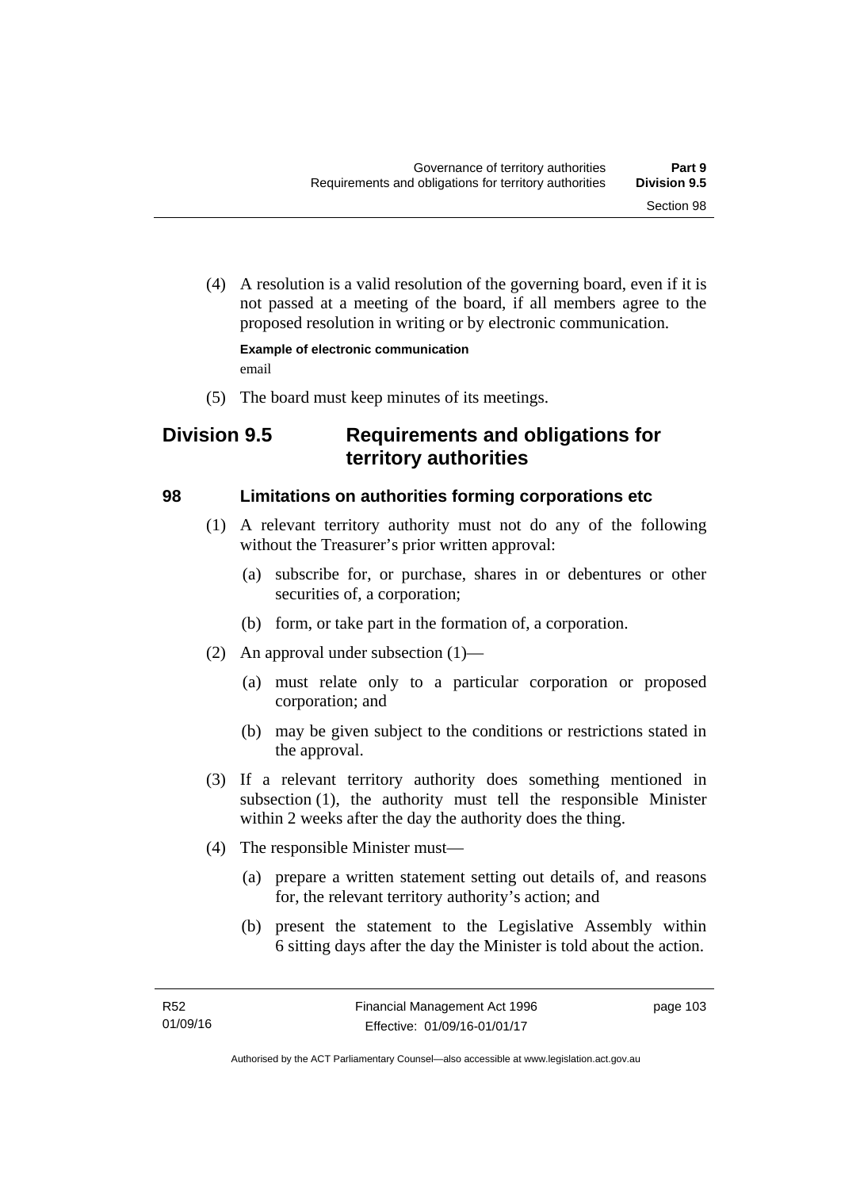(4) A resolution is a valid resolution of the governing board, even if it is not passed at a meeting of the board, if all members agree to the proposed resolution in writing or by electronic communication.

**Example of electronic communication**

email

(5) The board must keep minutes of its meetings.

## Division 9.5 Requirements and obligations for territory authorities

### 98 Limitations on authorities forming corporations etc

(1) A relevant territory authority must not do any of the following without the Treasurer's prior written approval:

(a) subscribe for, or purchase, shares in or debentures or other securities of, a corporation;

(b) form, or take part in the formation of, a corporation.

(2) An approval under subsection (1)—

(a) must relate only to a particular corporation or proposed corporation; and

(b) may be given subject to the conditions or restrictions stated in the approval.

(3) If a relevant territory authority does something mentioned in subsection (1), the authority must tell the responsible Minister within 2 weeks after the day the authority does the thing.

(4) The responsible Minister must—

(a) prepare a written statement setting out details of, and reasons for, the relevant territory authority's action; and

(b) present the statement to the Legislative Assembly within 6 sitting days after the day the Minister is told about the action.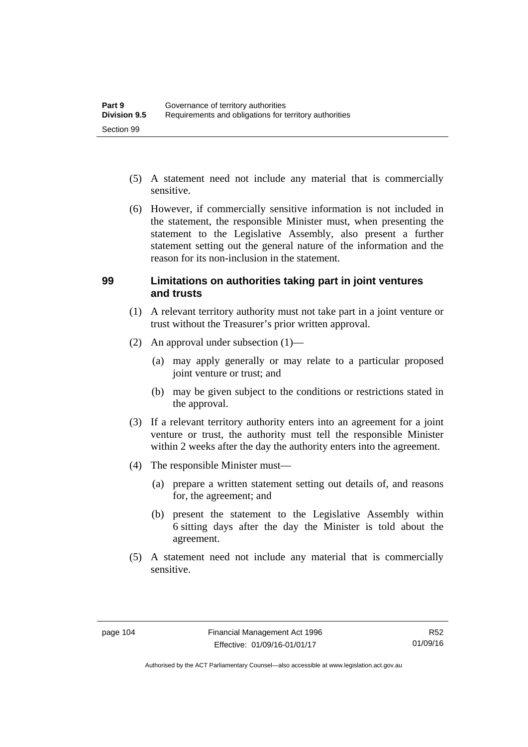(5) A statement need not include any material that is commercially sensitive.

(6) However, if commercially sensitive information is not included in the statement, the responsible Minister must, when presenting the statement to the Legislative Assembly, also present a further statement setting out the general nature of the information and the reason for its non-inclusion in the statement.

### 99 Limitations on authorities taking part in joint ventures and trusts

(1) A relevant territory authority must not take part in a joint venture or trust without the Treasurer's prior written approval.

(2) An approval under subsection (1)—

- (a) may apply generally or may relate to a particular proposed joint venture or trust; and
- (b) may be given subject to the conditions or restrictions stated in the approval.

(3) If a relevant territory authority enters into an agreement for a joint venture or trust, the authority must tell the responsible Minister within 2 weeks after the day the authority enters into the agreement.

(4) The responsible Minister must—

- (a) prepare a written statement setting out details of, and reasons for, the agreement; and
- (b) present the statement to the Legislative Assembly within 6 sitting days after the day the Minister is told about the agreement.

(5) A statement need not include any material that is commercially sensitive.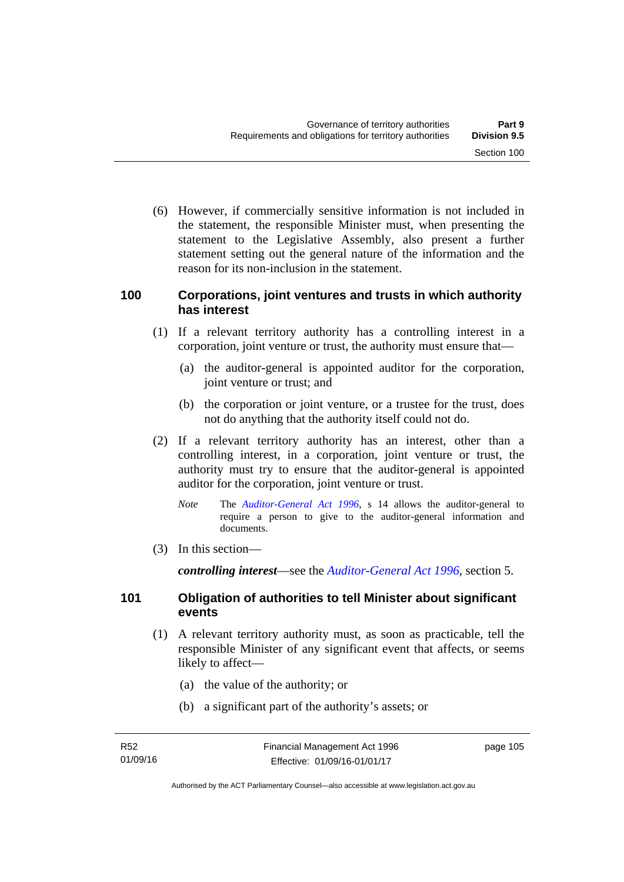(6) However, if commercially sensitive information is not included in the statement, the responsible Minister must, when presenting the statement to the Legislative Assembly, also present a further statement setting out the general nature of the information and the reason for its non-inclusion in the statement.

### 100 Corporations, joint ventures and trusts in which authority has interest

(1) If a relevant territory authority has a controlling interest in a corporation, joint venture or trust, the authority must ensure that—

(a) the auditor-general is appointed auditor for the corporation, joint venture or trust; and

(b) the corporation or joint venture, or a trustee for the trust, does not do anything that the authority itself could not do.

(2) If a relevant territory authority has an interest, other than a controlling interest, in a corporation, joint venture or trust, the authority must try to ensure that the auditor-general is appointed auditor for the corporation, joint venture or trust.

*Note* The *Auditor-General Act 1996*, s 14 allows the auditor-general to require a person to give to the auditor-general information and documents.

(3) In this section—

***controlling interest***—see the *Auditor-General Act 1996*, section 5.

### 101 Obligation of authorities to tell Minister about significant events

(1) A relevant territory authority must, as soon as practicable, tell the responsible Minister of any significant event that affects, or seems likely to affect—

(a) the value of the authority; or

(b) a significant part of the authority's assets; or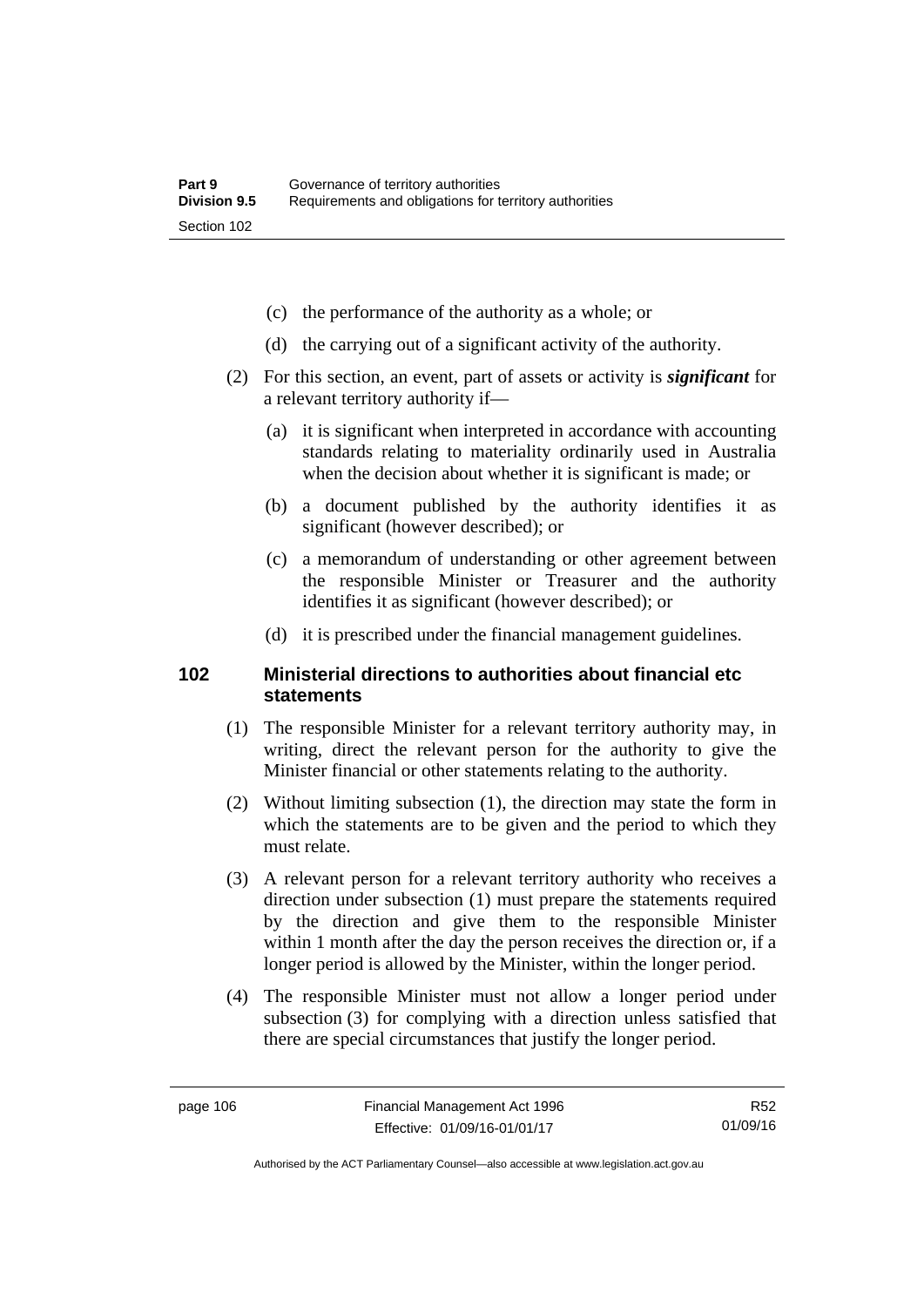(c) the performance of the authority as a whole; or

(d) the carrying out of a significant activity of the authority.

(2) For this section, an event, part of assets or activity is ***significant*** for a relevant territory authority if—

(a) it is significant when interpreted in accordance with accounting standards relating to materiality ordinarily used in Australia when the decision about whether it is significant is made; or

(b) a document published by the authority identifies it as significant (however described); or

(c) a memorandum of understanding or other agreement between the responsible Minister or Treasurer and the authority identifies it as significant (however described); or

(d) it is prescribed under the financial management guidelines.

## 102 Ministerial directions to authorities about financial etc statements

(1) The responsible Minister for a relevant territory authority may, in writing, direct the relevant person for the authority to give the Minister financial or other statements relating to the authority.

(2) Without limiting subsection (1), the direction may state the form in which the statements are to be given and the period to which they must relate.

(3) A relevant person for a relevant territory authority who receives a direction under subsection (1) must prepare the statements required by the direction and give them to the responsible Minister within 1 month after the day the person receives the direction or, if a longer period is allowed by the Minister, within the longer period.

(4) The responsible Minister must not allow a longer period under subsection (3) for complying with a direction unless satisfied that there are special circumstances that justify the longer period.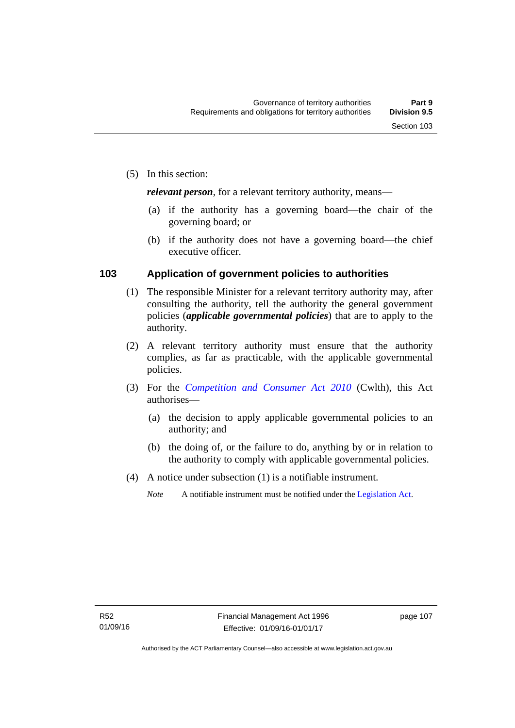(5) In this section:

***relevant person***, for a relevant territory authority, means—

(a) if the authority has a governing board—the chair of the governing board; or

(b) if the authority does not have a governing board—the chief executive officer.

## 103 Application of government policies to authorities

(1) The responsible Minister for a relevant territory authority may, after consulting the authority, tell the authority the general government policies (***applicable governmental policies***) that are to apply to the authority.

(2) A relevant territory authority must ensure that the authority complies, as far as practicable, with the applicable governmental policies.

(3) For the *Competition and Consumer Act 2010* (Cwlth), this Act authorises—

(a) the decision to apply applicable governmental policies to an authority; and

(b) the doing of, or the failure to do, anything by or in relation to the authority to comply with applicable governmental policies.

(4) A notice under subsection (1) is a notifiable instrument.

*Note* A notifiable instrument must be notified under the Legislation Act.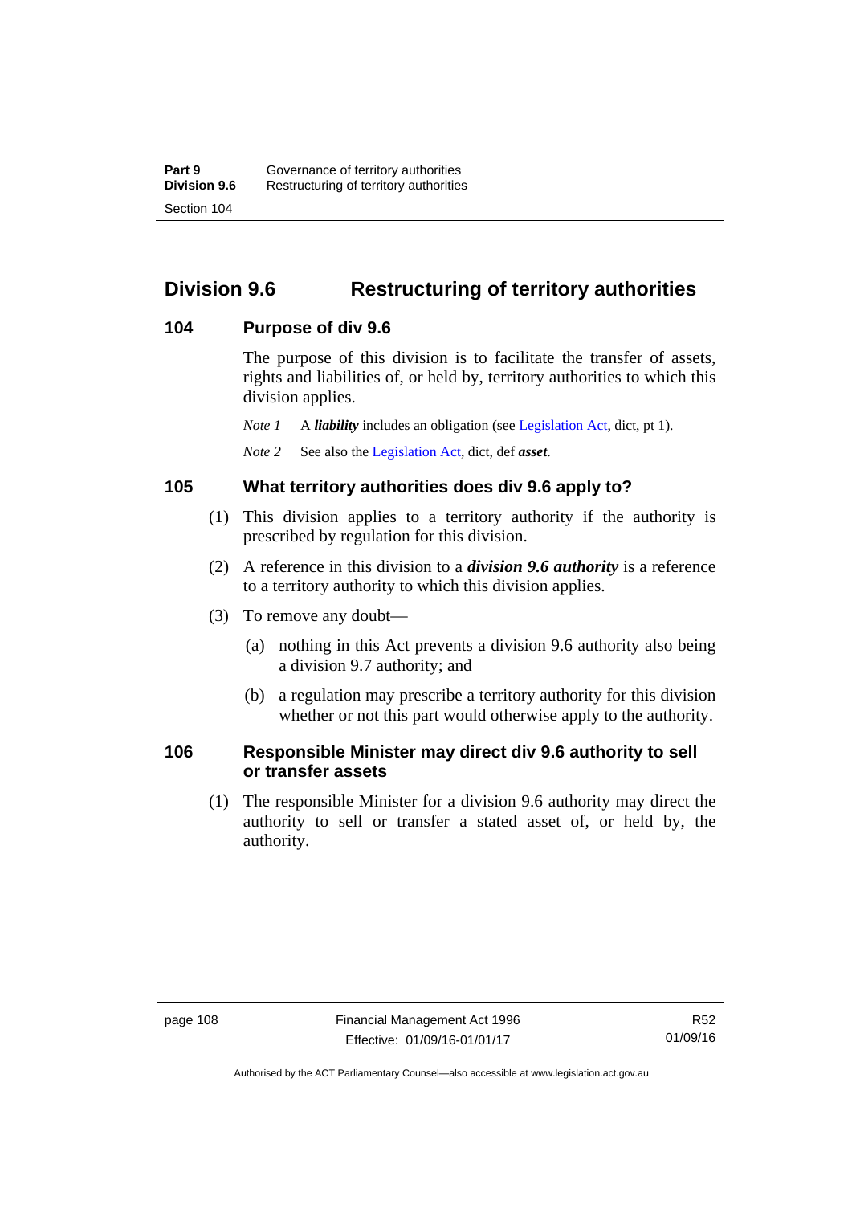## Division 9.6 Restructuring of territory authorities

### 104 Purpose of div 9.6

The purpose of this division is to facilitate the transfer of assets, rights and liabilities of, or held by, territory authorities to which this division applies.

*Note 1* A ***liability*** includes an obligation (see Legislation Act, dict, pt 1).

*Note 2* See also the Legislation Act, dict, def ***asset***.

### 105 What territory authorities does div 9.6 apply to?

(1) This division applies to a territory authority if the authority is prescribed by regulation for this division.

(2) A reference in this division to a ***division 9.6 authority*** is a reference to a territory authority to which this division applies.

(3) To remove any doubt—

(a) nothing in this Act prevents a division 9.6 authority also being a division 9.7 authority; and

(b) a regulation may prescribe a territory authority for this division whether or not this part would otherwise apply to the authority.

### 106 Responsible Minister may direct div 9.6 authority to sell or transfer assets

(1) The responsible Minister for a division 9.6 authority may direct the authority to sell or transfer a stated asset of, or held by, the authority.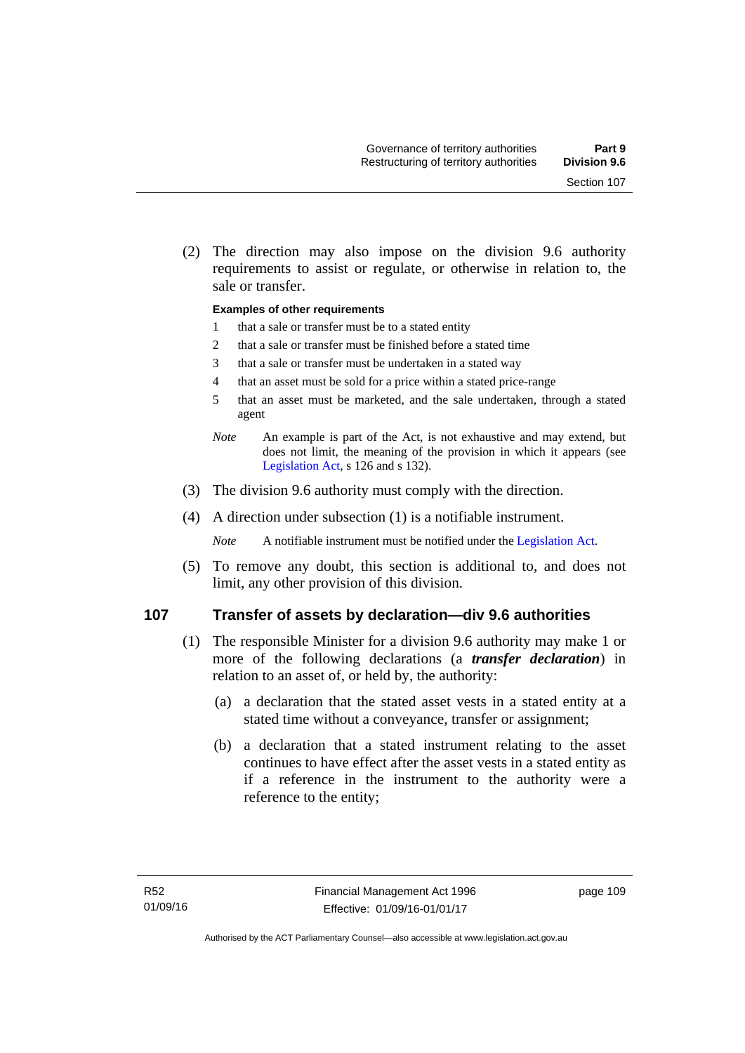(2) The direction may also impose on the division 9.6 authority requirements to assist or regulate, or otherwise in relation to, the sale or transfer.

**Examples of other requirements**

1 that a sale or transfer must be to a stated entity

2 that a sale or transfer must be finished before a stated time

3 that a sale or transfer must be undertaken in a stated way

4 that an asset must be sold for a price within a stated price-range

5 that an asset must be marketed, and the sale undertaken, through a stated agent

*Note* An example is part of the Act, is not exhaustive and may extend, but does not limit, the meaning of the provision in which it appears (see Legislation Act, s 126 and s 132).

(3) The division 9.6 authority must comply with the direction.

(4) A direction under subsection (1) is a notifiable instrument.

*Note* A notifiable instrument must be notified under the Legislation Act.

(5) To remove any doubt, this section is additional to, and does not limit, any other provision of this division.

## 107 Transfer of assets by declaration—div 9.6 authorities

(1) The responsible Minister for a division 9.6 authority may make 1 or more of the following declarations (a ***transfer declaration***) in relation to an asset of, or held by, the authority:

(a) a declaration that the stated asset vests in a stated entity at a stated time without a conveyance, transfer or assignment;

(b) a declaration that a stated instrument relating to the asset continues to have effect after the asset vests in a stated entity as if a reference in the instrument to the authority were a reference to the entity;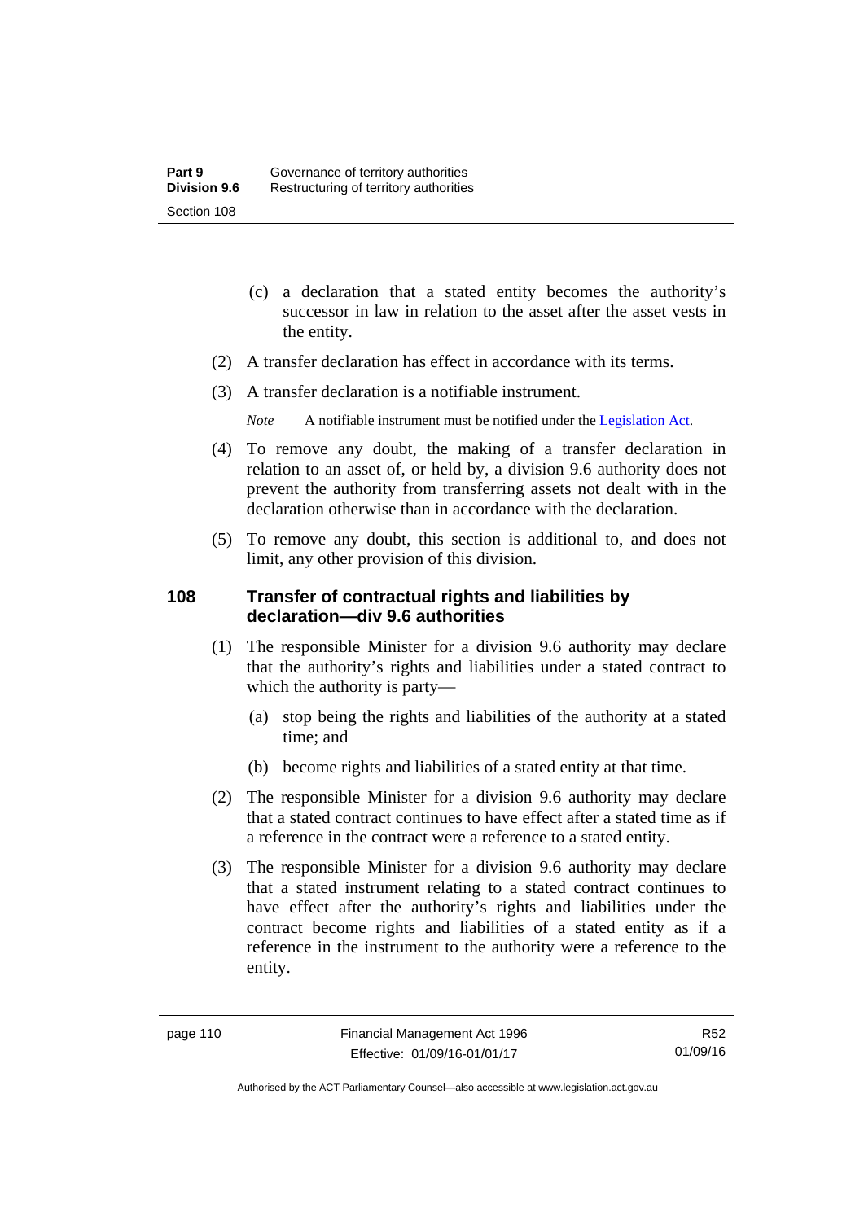(c) a declaration that a stated entity becomes the authority's successor in law in relation to the asset after the asset vests in the entity.

(2) A transfer declaration has effect in accordance with its terms.

(3) A transfer declaration is a notifiable instrument.

*Note* A notifiable instrument must be notified under the Legislation Act.

(4) To remove any doubt, the making of a transfer declaration in relation to an asset of, or held by, a division 9.6 authority does not prevent the authority from transferring assets not dealt with in the declaration otherwise than in accordance with the declaration.

(5) To remove any doubt, this section is additional to, and does not limit, any other provision of this division.

### 108 Transfer of contractual rights and liabilities by declaration—div 9.6 authorities

(1) The responsible Minister for a division 9.6 authority may declare that the authority's rights and liabilities under a stated contract to which the authority is party—

(a) stop being the rights and liabilities of the authority at a stated time; and

(b) become rights and liabilities of a stated entity at that time.

(2) The responsible Minister for a division 9.6 authority may declare that a stated contract continues to have effect after a stated time as if a reference in the contract were a reference to a stated entity.

(3) The responsible Minister for a division 9.6 authority may declare that a stated instrument relating to a stated contract continues to have effect after the authority's rights and liabilities under the contract become rights and liabilities of a stated entity as if a reference in the instrument to the authority were a reference to the entity.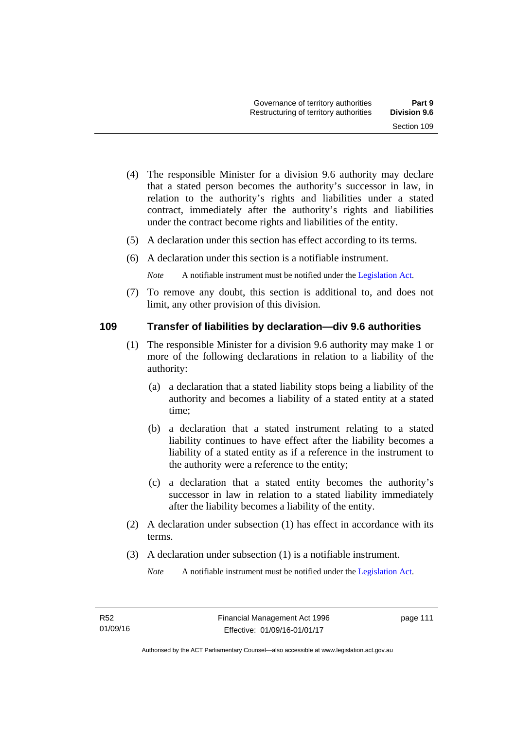(4) The responsible Minister for a division 9.6 authority may declare that a stated person becomes the authority's successor in law, in relation to the authority's rights and liabilities under a stated contract, immediately after the authority's rights and liabilities under the contract become rights and liabilities of the entity.

(5) A declaration under this section has effect according to its terms.

(6) A declaration under this section is a notifiable instrument.

*Note* A notifiable instrument must be notified under the Legislation Act.

(7) To remove any doubt, this section is additional to, and does not limit, any other provision of this division.

### 109 Transfer of liabilities by declaration—div 9.6 authorities

(1) The responsible Minister for a division 9.6 authority may make 1 or more of the following declarations in relation to a liability of the authority:

(a) a declaration that a stated liability stops being a liability of the authority and becomes a liability of a stated entity at a stated time;

(b) a declaration that a stated instrument relating to a stated liability continues to have effect after the liability becomes a liability of a stated entity as if a reference in the instrument to the authority were a reference to the entity;

(c) a declaration that a stated entity becomes the authority's successor in law in relation to a stated liability immediately after the liability becomes a liability of the entity.

(2) A declaration under subsection (1) has effect in accordance with its terms.

(3) A declaration under subsection (1) is a notifiable instrument.

*Note* A notifiable instrument must be notified under the Legislation Act.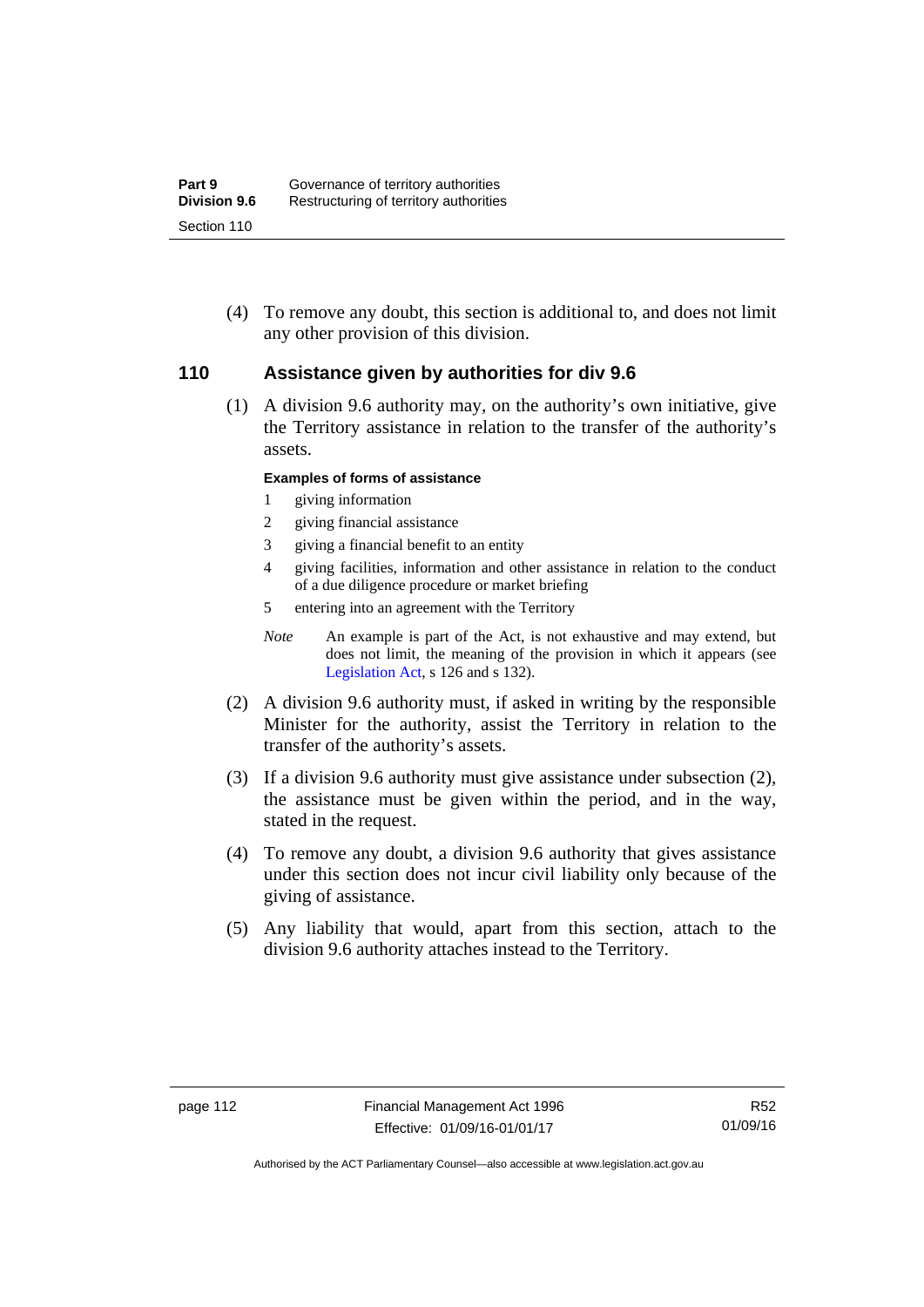(4) To remove any doubt, this section is additional to, and does not limit any other provision of this division.

## 110 Assistance given by authorities for div 9.6

(1) A division 9.6 authority may, on the authority's own initiative, give the Territory assistance in relation to the transfer of the authority's assets.

**Examples of forms of assistance**

1 giving information
2 giving financial assistance
3 giving a financial benefit to an entity
4 giving facilities, information and other assistance in relation to the conduct of a due diligence procedure or market briefing
5 entering into an agreement with the Territory

*Note* An example is part of the Act, is not exhaustive and may extend, but does not limit, the meaning of the provision in which it appears (see Legislation Act, s 126 and s 132).

(2) A division 9.6 authority must, if asked in writing by the responsible Minister for the authority, assist the Territory in relation to the transfer of the authority's assets.

(3) If a division 9.6 authority must give assistance under subsection (2), the assistance must be given within the period, and in the way, stated in the request.

(4) To remove any doubt, a division 9.6 authority that gives assistance under this section does not incur civil liability only because of the giving of assistance.

(5) Any liability that would, apart from this section, attach to the division 9.6 authority attaches instead to the Territory.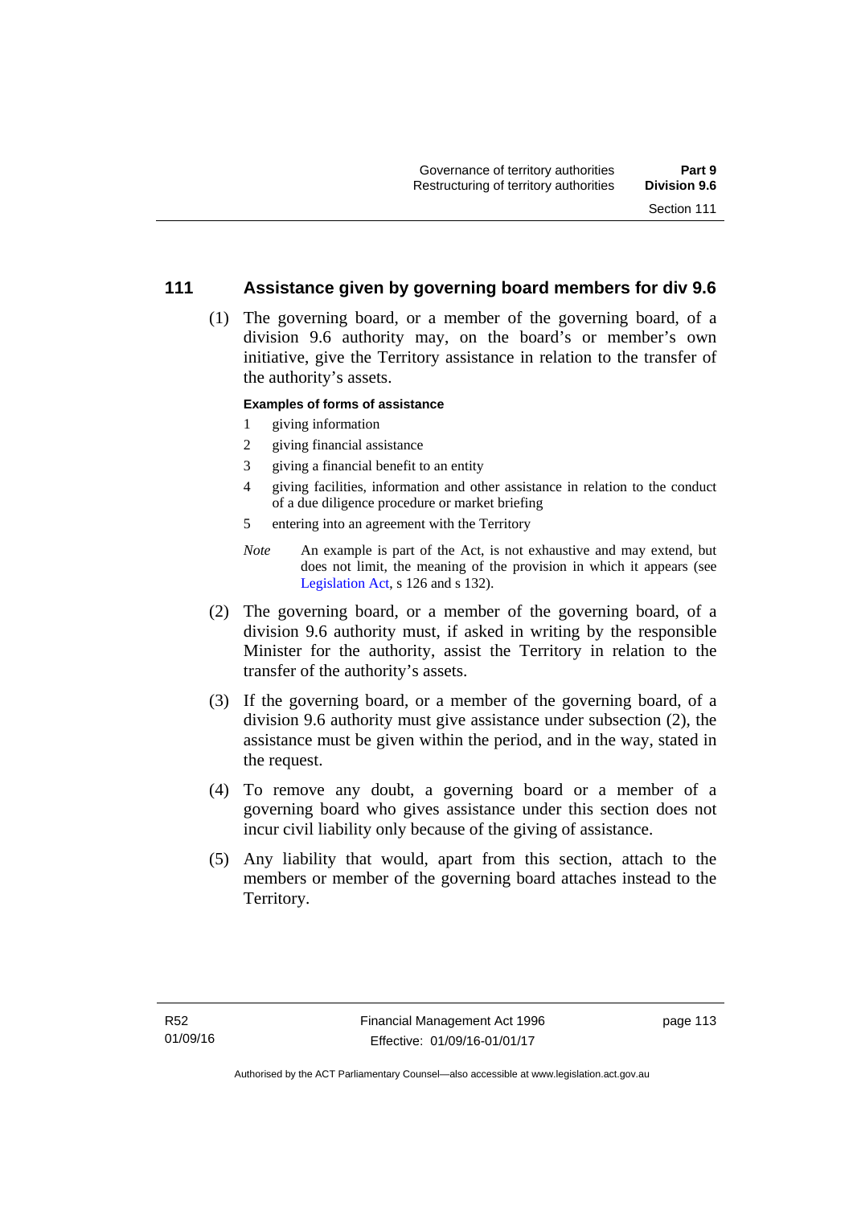## 111 Assistance given by governing board members for div 9.6

(1) The governing board, or a member of the governing board, of a division 9.6 authority may, on the board's or member's own initiative, give the Territory assistance in relation to the transfer of the authority's assets.

**Examples of forms of assistance**

1 giving information

2 giving financial assistance

3 giving a financial benefit to an entity

4 giving facilities, information and other assistance in relation to the conduct of a due diligence procedure or market briefing

5 entering into an agreement with the Territory

*Note* An example is part of the Act, is not exhaustive and may extend, but does not limit, the meaning of the provision in which it appears (see Legislation Act, s 126 and s 132).

(2) The governing board, or a member of the governing board, of a division 9.6 authority must, if asked in writing by the responsible Minister for the authority, assist the Territory in relation to the transfer of the authority's assets.

(3) If the governing board, or a member of the governing board, of a division 9.6 authority must give assistance under subsection (2), the assistance must be given within the period, and in the way, stated in the request.

(4) To remove any doubt, a governing board or a member of a governing board who gives assistance under this section does not incur civil liability only because of the giving of assistance.

(5) Any liability that would, apart from this section, attach to the members or member of the governing board attaches instead to the Territory.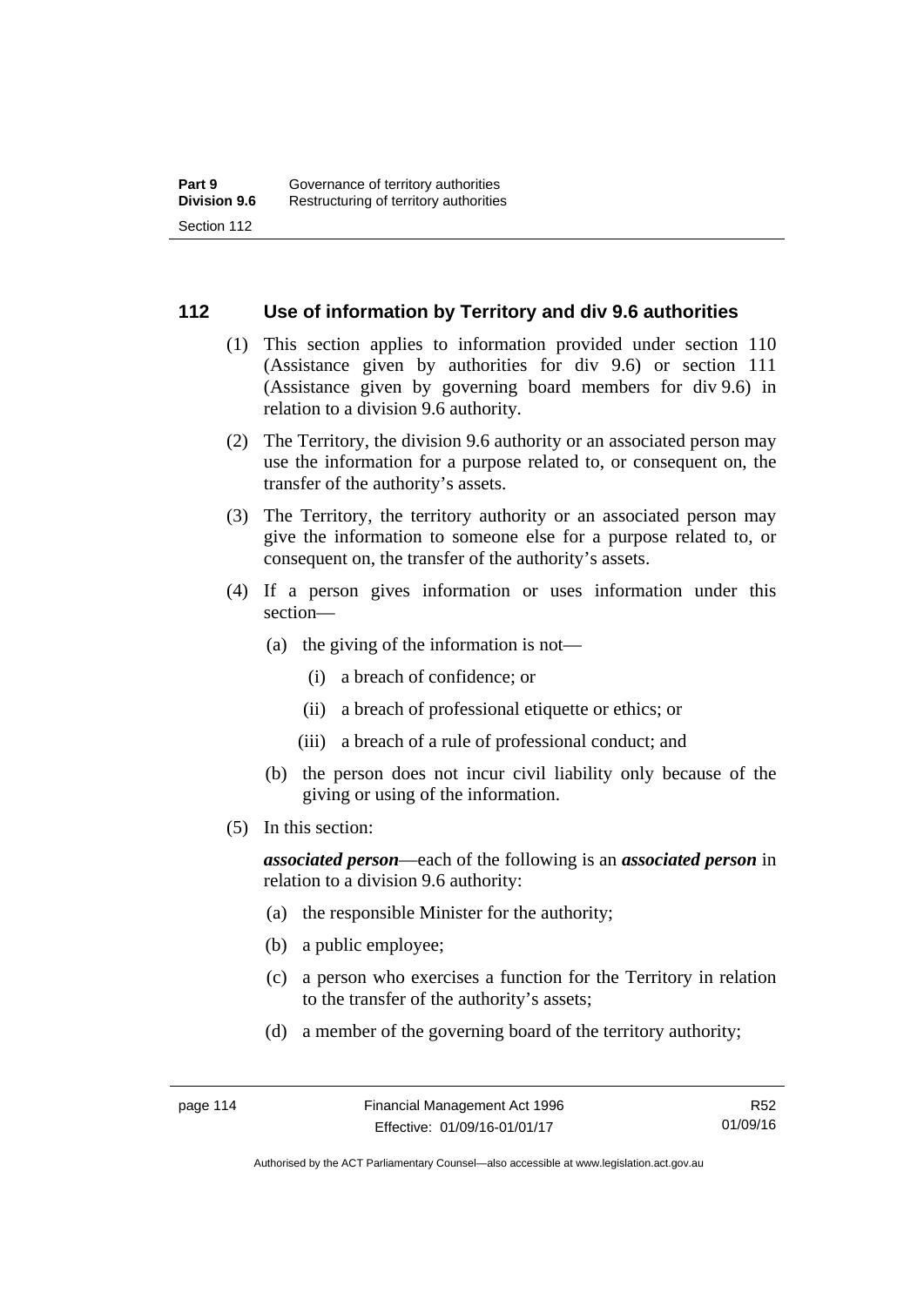## 112 Use of information by Territory and div 9.6 authorities

(1) This section applies to information provided under section 110 (Assistance given by authorities for div 9.6) or section 111 (Assistance given by governing board members for div 9.6) in relation to a division 9.6 authority.

(2) The Territory, the division 9.6 authority or an associated person may use the information for a purpose related to, or consequent on, the transfer of the authority's assets.

(3) The Territory, the territory authority or an associated person may give the information to someone else for a purpose related to, or consequent on, the transfer of the authority's assets.

(4) If a person gives information or uses information under this section—

- (a) the giving of the information is not—
  - (i) a breach of confidence; or
  - (ii) a breach of professional etiquette or ethics; or
  - (iii) a breach of a rule of professional conduct; and
- (b) the person does not incur civil liability only because of the giving or using of the information.

(5) In this section:

***associated person***—each of the following is an ***associated person*** in relation to a division 9.6 authority:

- (a) the responsible Minister for the authority;
- (b) a public employee;
- (c) a person who exercises a function for the Territory in relation to the transfer of the authority's assets;
- (d) a member of the governing board of the territory authority;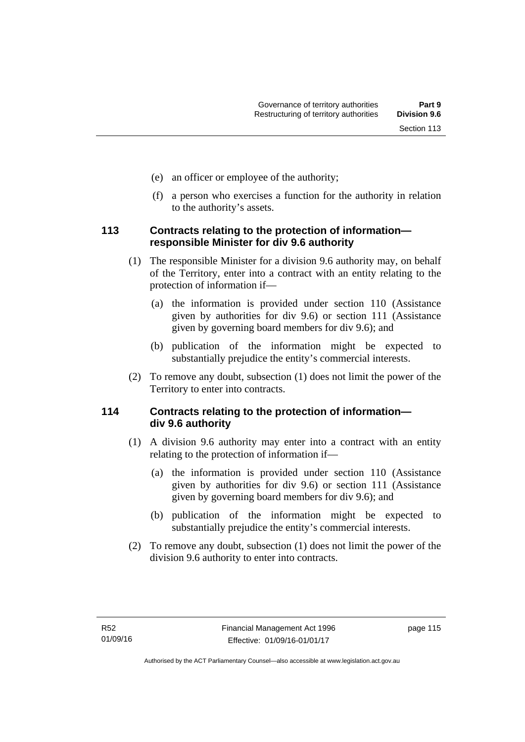(e) an officer or employee of the authority;

(f) a person who exercises a function for the authority in relation to the authority's assets.

### 113 Contracts relating to the protection of information—responsible Minister for div 9.6 authority

(1) The responsible Minister for a division 9.6 authority may, on behalf of the Territory, enter into a contract with an entity relating to the protection of information if—

(a) the information is provided under section 110 (Assistance given by authorities for div 9.6) or section 111 (Assistance given by governing board members for div 9.6); and

(b) publication of the information might be expected to substantially prejudice the entity's commercial interests.

(2) To remove any doubt, subsection (1) does not limit the power of the Territory to enter into contracts.

### 114 Contracts relating to the protection of information—div 9.6 authority

(1) A division 9.6 authority may enter into a contract with an entity relating to the protection of information if—

(a) the information is provided under section 110 (Assistance given by authorities for div 9.6) or section 111 (Assistance given by governing board members for div 9.6); and

(b) publication of the information might be expected to substantially prejudice the entity's commercial interests.

(2) To remove any doubt, subsection (1) does not limit the power of the division 9.6 authority to enter into contracts.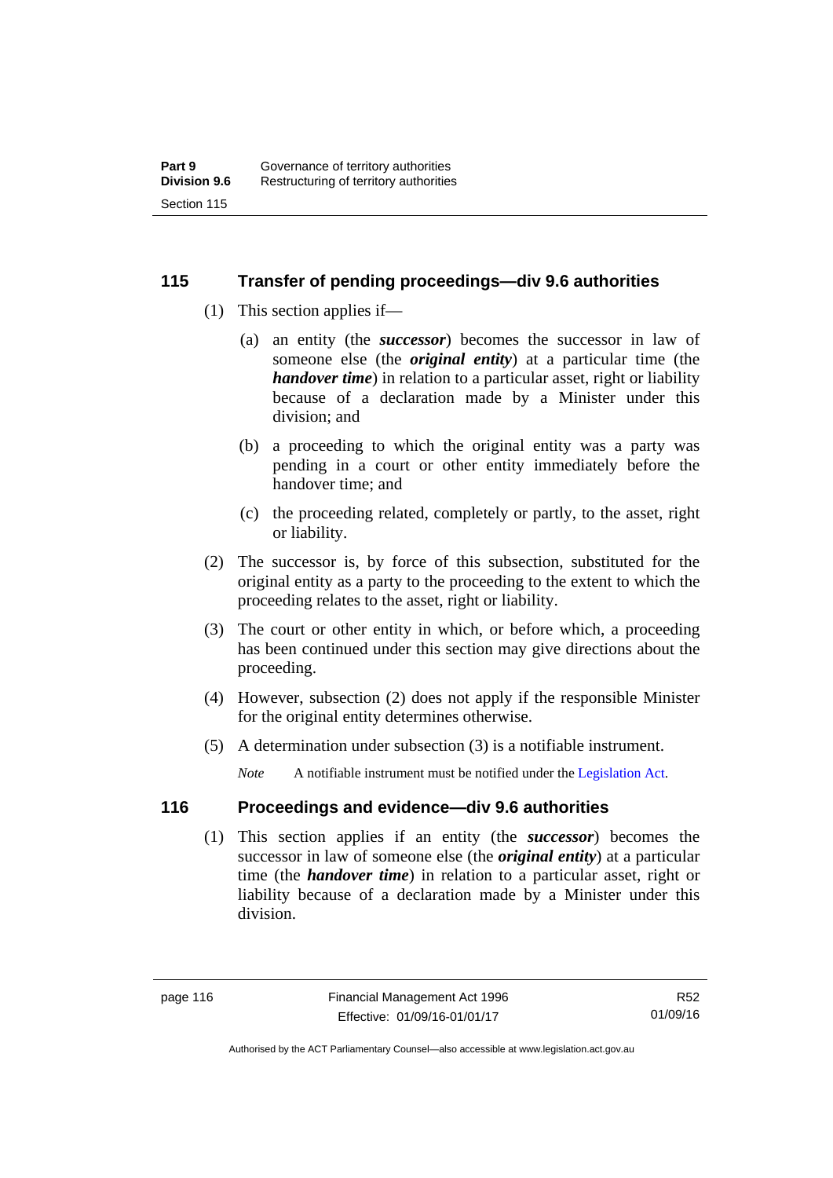## 115 Transfer of pending proceedings—div 9.6 authorities

(1) This section applies if—

(a) an entity (the ***successor***) becomes the successor in law of someone else (the ***original entity***) at a particular time (the ***handover time***) in relation to a particular asset, right or liability because of a declaration made by a Minister under this division; and

(b) a proceeding to which the original entity was a party was pending in a court or other entity immediately before the handover time; and

(c) the proceeding related, completely or partly, to the asset, right or liability.

(2) The successor is, by force of this subsection, substituted for the original entity as a party to the proceeding to the extent to which the proceeding relates to the asset, right or liability.

(3) The court or other entity in which, or before which, a proceeding has been continued under this section may give directions about the proceeding.

(4) However, subsection (2) does not apply if the responsible Minister for the original entity determines otherwise.

(5) A determination under subsection (3) is a notifiable instrument.

*Note* A notifiable instrument must be notified under the Legislation Act.

## 116 Proceedings and evidence—div 9.6 authorities

(1) This section applies if an entity (the ***successor***) becomes the successor in law of someone else (the ***original entity***) at a particular time (the ***handover time***) in relation to a particular asset, right or liability because of a declaration made by a Minister under this division.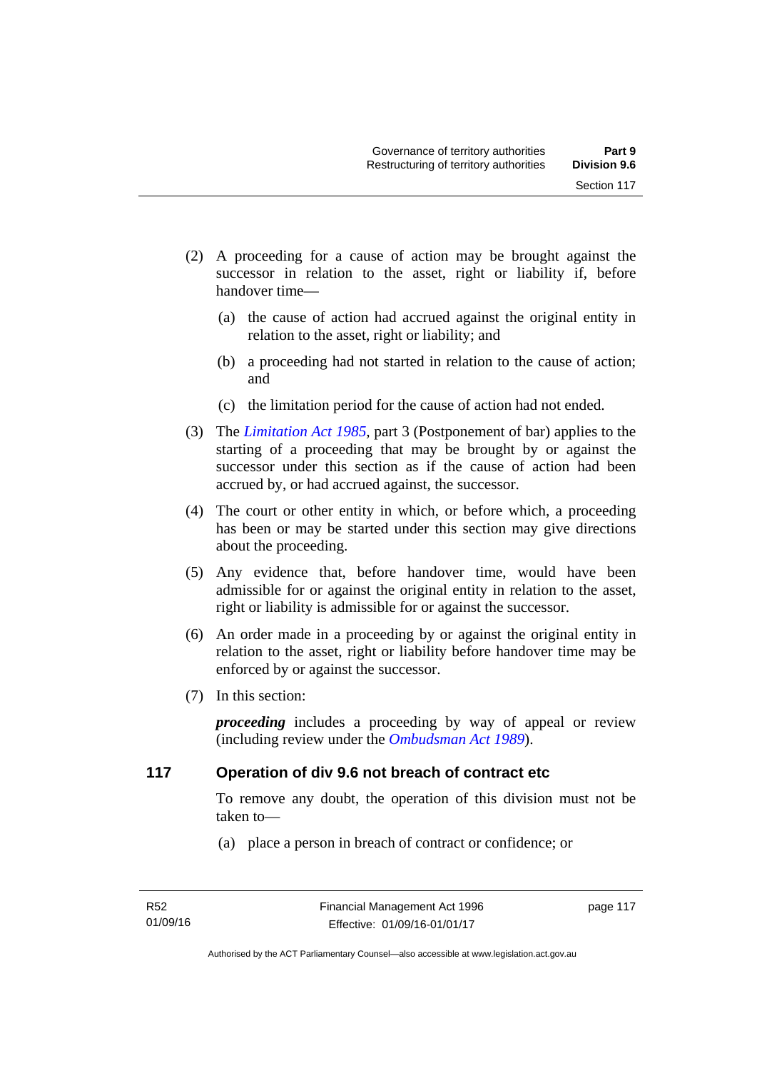(2) A proceeding for a cause of action may be brought against the successor in relation to the asset, right or liability if, before handover time—

(a) the cause of action had accrued against the original entity in relation to the asset, right or liability; and

(b) a proceeding had not started in relation to the cause of action; and

(c) the limitation period for the cause of action had not ended.

(3) The *Limitation Act 1985*, part 3 (Postponement of bar) applies to the starting of a proceeding that may be brought by or against the successor under this section as if the cause of action had been accrued by, or had accrued against, the successor.

(4) The court or other entity in which, or before which, a proceeding has been or may be started under this section may give directions about the proceeding.

(5) Any evidence that, before handover time, would have been admissible for or against the original entity in relation to the asset, right or liability is admissible for or against the successor.

(6) An order made in a proceeding by or against the original entity in relation to the asset, right or liability before handover time may be enforced by or against the successor.

(7) In this section:

***proceeding*** includes a proceeding by way of appeal or review (including review under the *Ombudsman Act 1989*).

## 117 Operation of div 9.6 not breach of contract etc

To remove any doubt, the operation of this division must not be taken to—

(a) place a person in breach of contract or confidence; or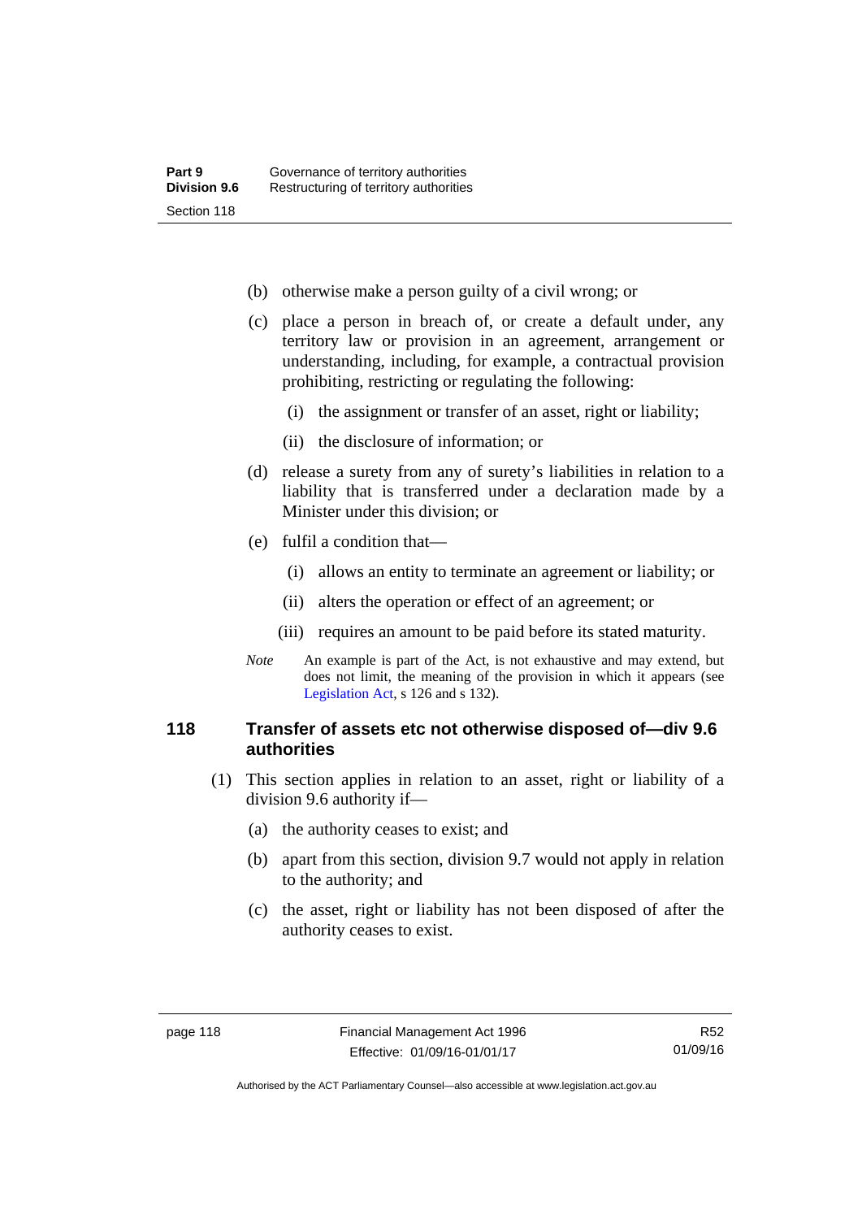(b) otherwise make a person guilty of a civil wrong; or

(c) place a person in breach of, or create a default under, any territory law or provision in an agreement, arrangement or understanding, including, for example, a contractual provision prohibiting, restricting or regulating the following:

  (i) the assignment or transfer of an asset, right or liability;

  (ii) the disclosure of information; or

(d) release a surety from any of surety's liabilities in relation to a liability that is transferred under a declaration made by a Minister under this division; or

(e) fulfil a condition that—

  (i) allows an entity to terminate an agreement or liability; or

  (ii) alters the operation or effect of an agreement; or

  (iii) requires an amount to be paid before its stated maturity.

*Note* An example is part of the Act, is not exhaustive and may extend, but does not limit, the meaning of the provision in which it appears (see Legislation Act, s 126 and s 132).

### 118 Transfer of assets etc not otherwise disposed of—div 9.6 authorities

(1) This section applies in relation to an asset, right or liability of a division 9.6 authority if—

  (a) the authority ceases to exist; and

  (b) apart from this section, division 9.7 would not apply in relation to the authority; and

  (c) the asset, right or liability has not been disposed of after the authority ceases to exist.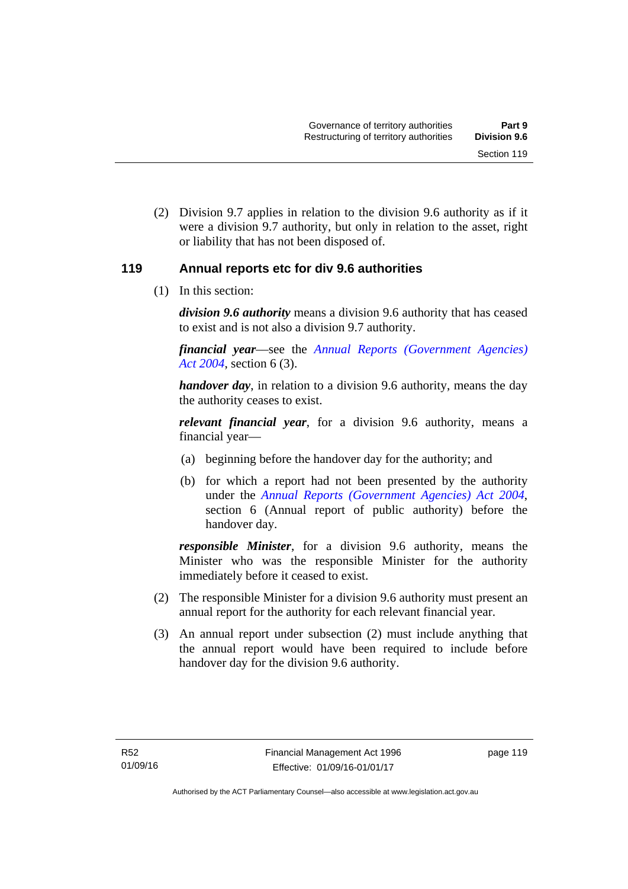(2) Division 9.7 applies in relation to the division 9.6 authority as if it were a division 9.7 authority, but only in relation to the asset, right or liability that has not been disposed of.

### 119 Annual reports etc for div 9.6 authorities

(1) In this section:

***division 9.6 authority*** means a division 9.6 authority that has ceased to exist and is not also a division 9.7 authority.

***financial year***—see the *Annual Reports (Government Agencies) Act 2004*, section 6 (3).

***handover day***, in relation to a division 9.6 authority, means the day the authority ceases to exist.

***relevant financial year***, for a division 9.6 authority, means a financial year—

(a) beginning before the handover day for the authority; and

(b) for which a report had not been presented by the authority under the *Annual Reports (Government Agencies) Act 2004*, section 6 (Annual report of public authority) before the handover day.

***responsible Minister***, for a division 9.6 authority, means the Minister who was the responsible Minister for the authority immediately before it ceased to exist.

(2) The responsible Minister for a division 9.6 authority must present an annual report for the authority for each relevant financial year.

(3) An annual report under subsection (2) must include anything that the annual report would have been required to include before handover day for the division 9.6 authority.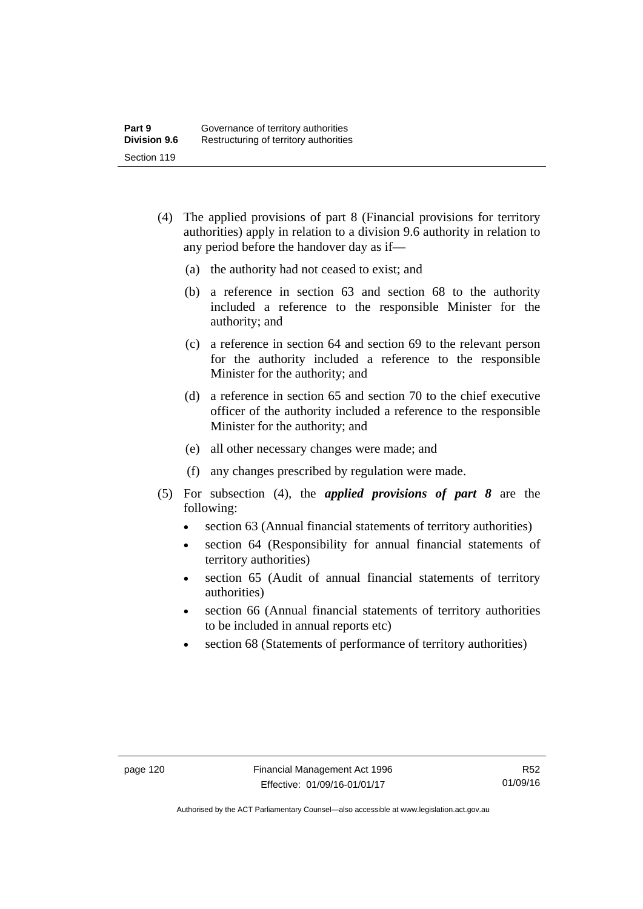(4) The applied provisions of part 8 (Financial provisions for territory authorities) apply in relation to a division 9.6 authority in relation to any period before the handover day as if—

   (a) the authority had not ceased to exist; and

   (b) a reference in section 63 and section 68 to the authority included a reference to the responsible Minister for the authority; and

   (c) a reference in section 64 and section 69 to the relevant person for the authority included a reference to the responsible Minister for the authority; and

   (d) a reference in section 65 and section 70 to the chief executive officer of the authority included a reference to the responsible Minister for the authority; and

   (e) all other necessary changes were made; and

   (f) any changes prescribed by regulation were made.

(5) For subsection (4), the ***applied provisions of part 8*** are the following:

- section 63 (Annual financial statements of territory authorities)
- section 64 (Responsibility for annual financial statements of territory authorities)
- section 65 (Audit of annual financial statements of territory authorities)
- section 66 (Annual financial statements of territory authorities to be included in annual reports etc)
- section 68 (Statements of performance of territory authorities)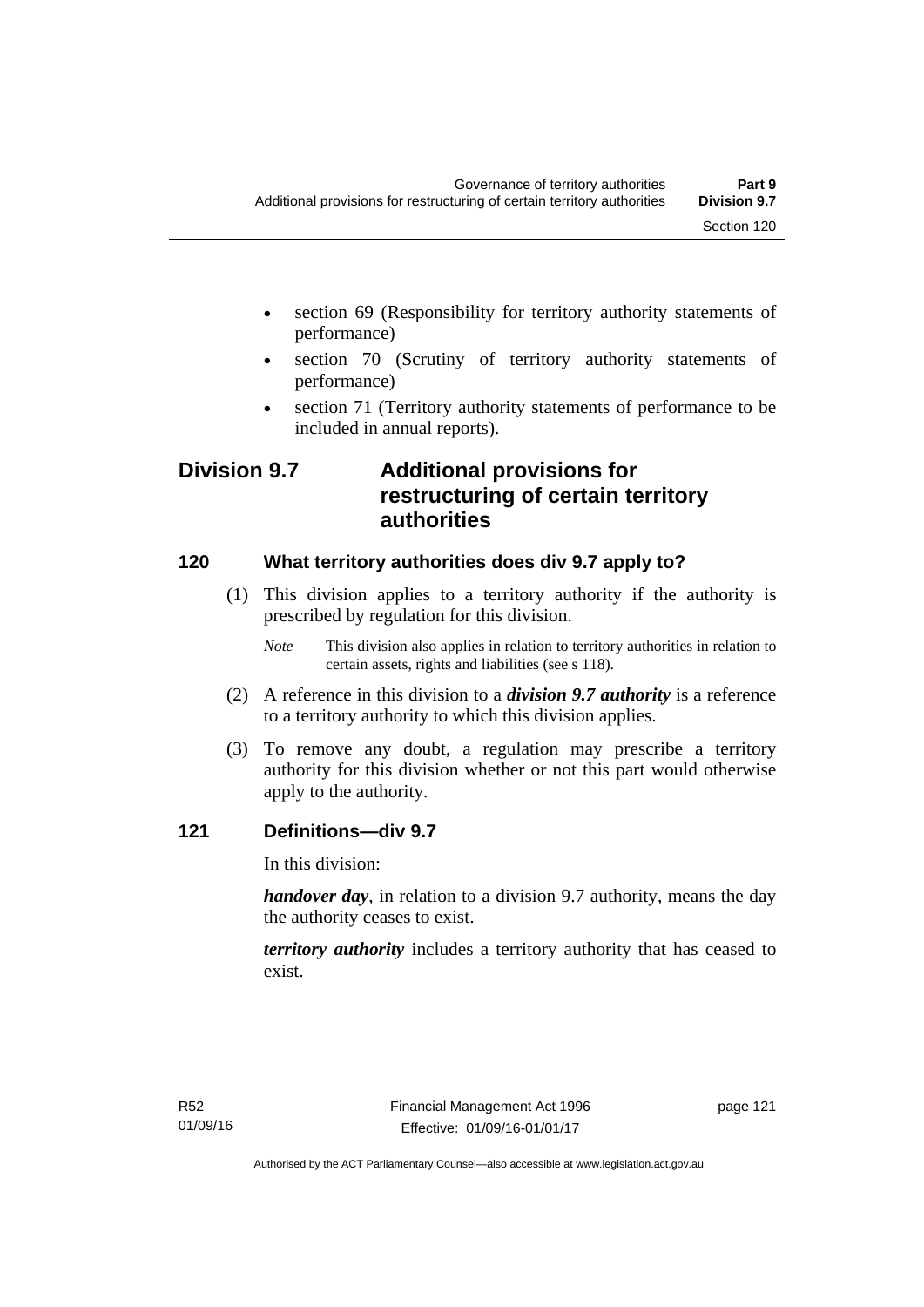- section 69 (Responsibility for territory authority statements of performance)
- section 70 (Scrutiny of territory authority statements of performance)
- section 71 (Territory authority statements of performance to be included in annual reports).

## Division 9.7 Additional provisions for restructuring of certain territory authorities

### 120 What territory authorities does div 9.7 apply to?

(1) This division applies to a territory authority if the authority is prescribed by regulation for this division.

*Note* This division also applies in relation to territory authorities in relation to certain assets, rights and liabilities (see s 118).

(2) A reference in this division to a ***division 9.7 authority*** is a reference to a territory authority to which this division applies.

(3) To remove any doubt, a regulation may prescribe a territory authority for this division whether or not this part would otherwise apply to the authority.

### 121 Definitions—div 9.7

In this division:

***handover day***, in relation to a division 9.7 authority, means the day the authority ceases to exist.

***territory authority*** includes a territory authority that has ceased to exist.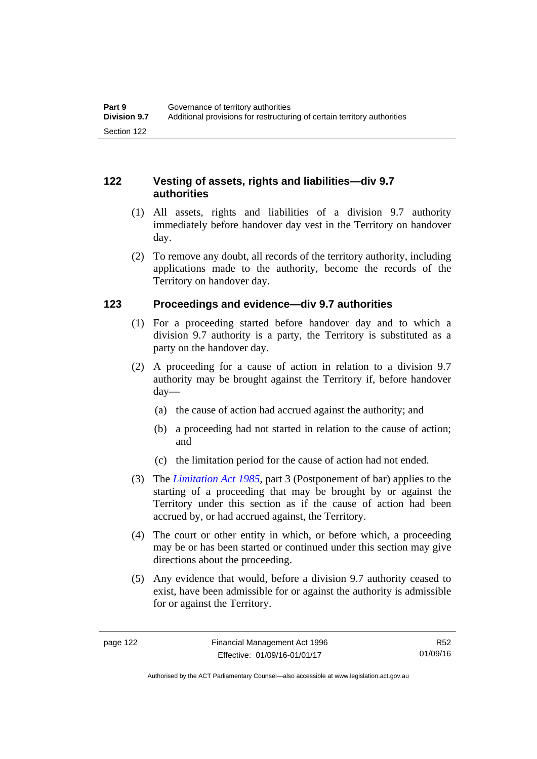## 122 Vesting of assets, rights and liabilities—div 9.7 authorities

(1) All assets, rights and liabilities of a division 9.7 authority immediately before handover day vest in the Territory on handover day.

(2) To remove any doubt, all records of the territory authority, including applications made to the authority, become the records of the Territory on handover day.

## 123 Proceedings and evidence—div 9.7 authorities

(1) For a proceeding started before handover day and to which a division 9.7 authority is a party, the Territory is substituted as a party on the handover day.

(2) A proceeding for a cause of action in relation to a division 9.7 authority may be brought against the Territory if, before handover day—

(a) the cause of action had accrued against the authority; and

(b) a proceeding had not started in relation to the cause of action; and

(c) the limitation period for the cause of action had not ended.

(3) The *Limitation Act 1985*, part 3 (Postponement of bar) applies to the starting of a proceeding that may be brought by or against the Territory under this section as if the cause of action had been accrued by, or had accrued against, the Territory.

(4) The court or other entity in which, or before which, a proceeding may be or has been started or continued under this section may give directions about the proceeding.

(5) Any evidence that would, before a division 9.7 authority ceased to exist, have been admissible for or against the authority is admissible for or against the Territory.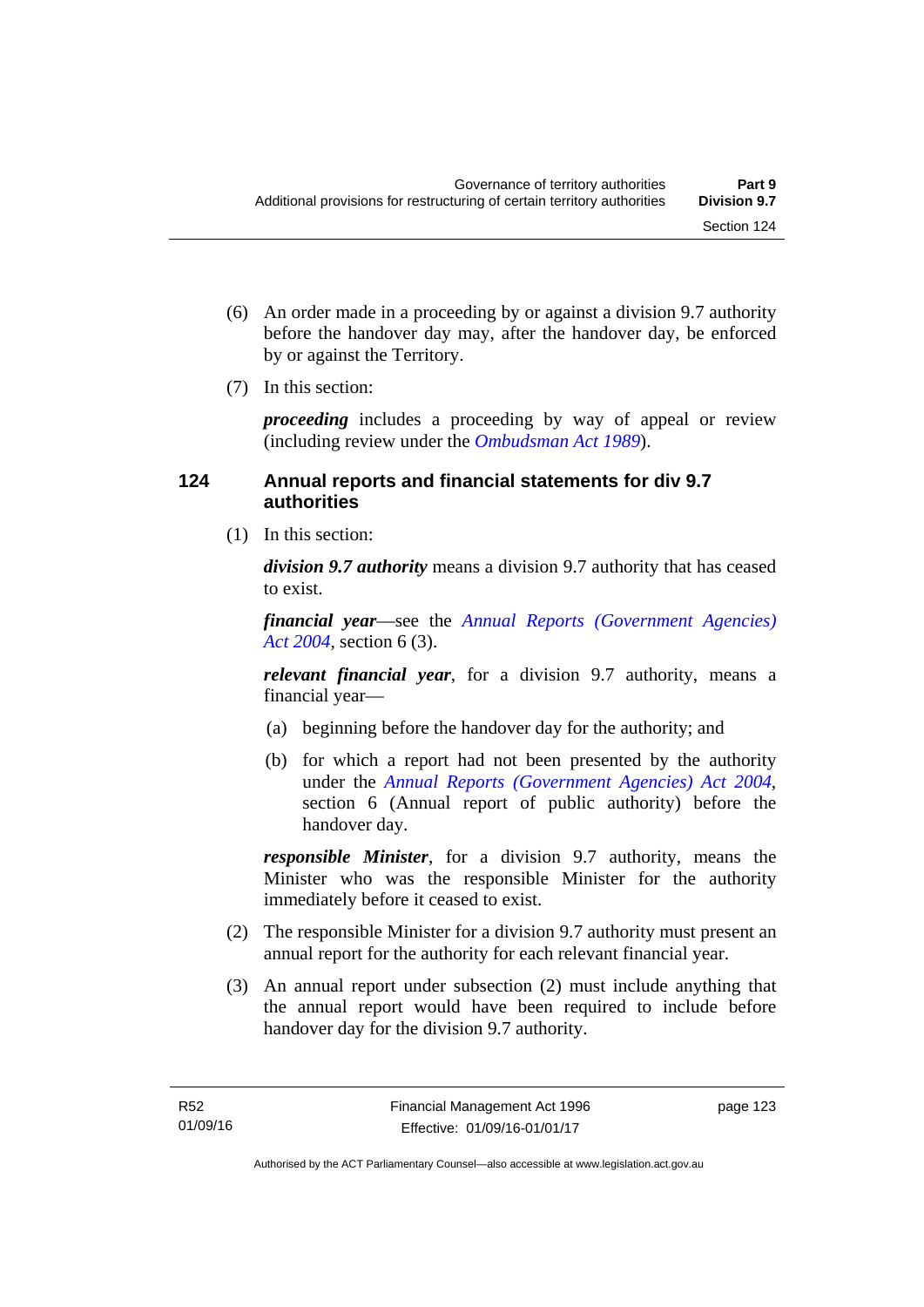(6) An order made in a proceeding by or against a division 9.7 authority before the handover day may, after the handover day, be enforced by or against the Territory.

(7) In this section:

***proceeding*** includes a proceeding by way of appeal or review (including review under the *Ombudsman Act 1989*).

### 124 Annual reports and financial statements for div 9.7 authorities

(1) In this section:

***division 9.7 authority*** means a division 9.7 authority that has ceased to exist.

***financial year***—see the *Annual Reports (Government Agencies) Act 2004*, section 6 (3).

***relevant financial year***, for a division 9.7 authority, means a financial year—

(a) beginning before the handover day for the authority; and

(b) for which a report had not been presented by the authority under the *Annual Reports (Government Agencies) Act 2004*, section 6 (Annual report of public authority) before the handover day.

***responsible Minister***, for a division 9.7 authority, means the Minister who was the responsible Minister for the authority immediately before it ceased to exist.

(2) The responsible Minister for a division 9.7 authority must present an annual report for the authority for each relevant financial year.

(3) An annual report under subsection (2) must include anything that the annual report would have been required to include before handover day for the division 9.7 authority.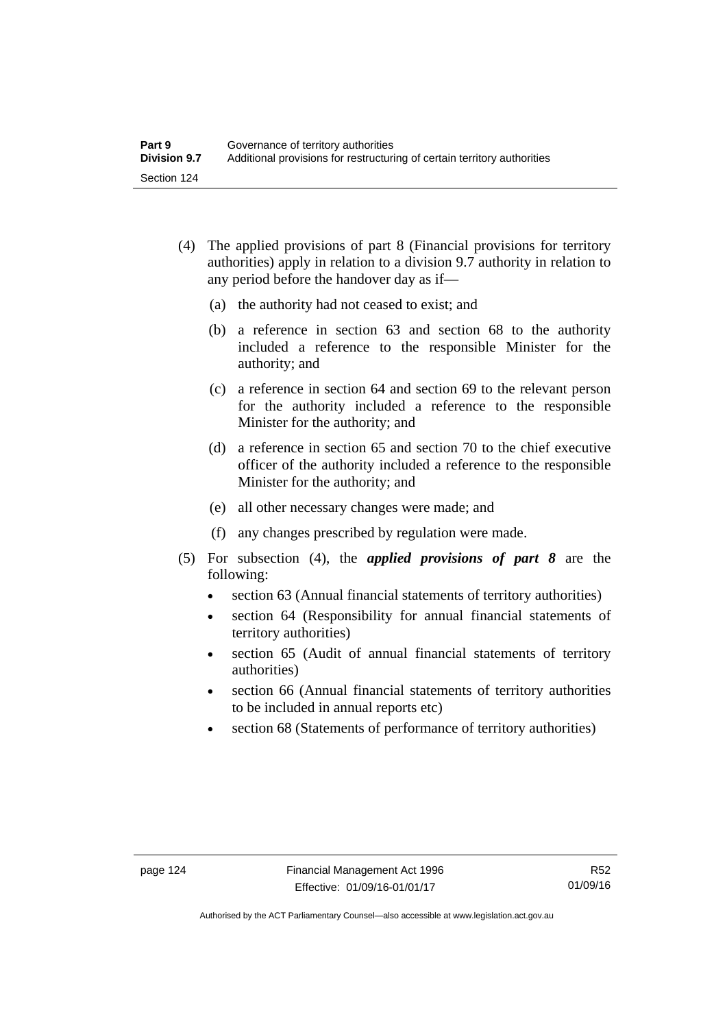(4) The applied provisions of part 8 (Financial provisions for territory authorities) apply in relation to a division 9.7 authority in relation to any period before the handover day as if—

(a) the authority had not ceased to exist; and

(b) a reference in section 63 and section 68 to the authority included a reference to the responsible Minister for the authority; and

(c) a reference in section 64 and section 69 to the relevant person for the authority included a reference to the responsible Minister for the authority; and

(d) a reference in section 65 and section 70 to the chief executive officer of the authority included a reference to the responsible Minister for the authority; and

(e) all other necessary changes were made; and

(f) any changes prescribed by regulation were made.

(5) For subsection (4), the ***applied provisions of part 8*** are the following:

- section 63 (Annual financial statements of territory authorities)
- section 64 (Responsibility for annual financial statements of territory authorities)
- section 65 (Audit of annual financial statements of territory authorities)
- section 66 (Annual financial statements of territory authorities to be included in annual reports etc)
- section 68 (Statements of performance of territory authorities)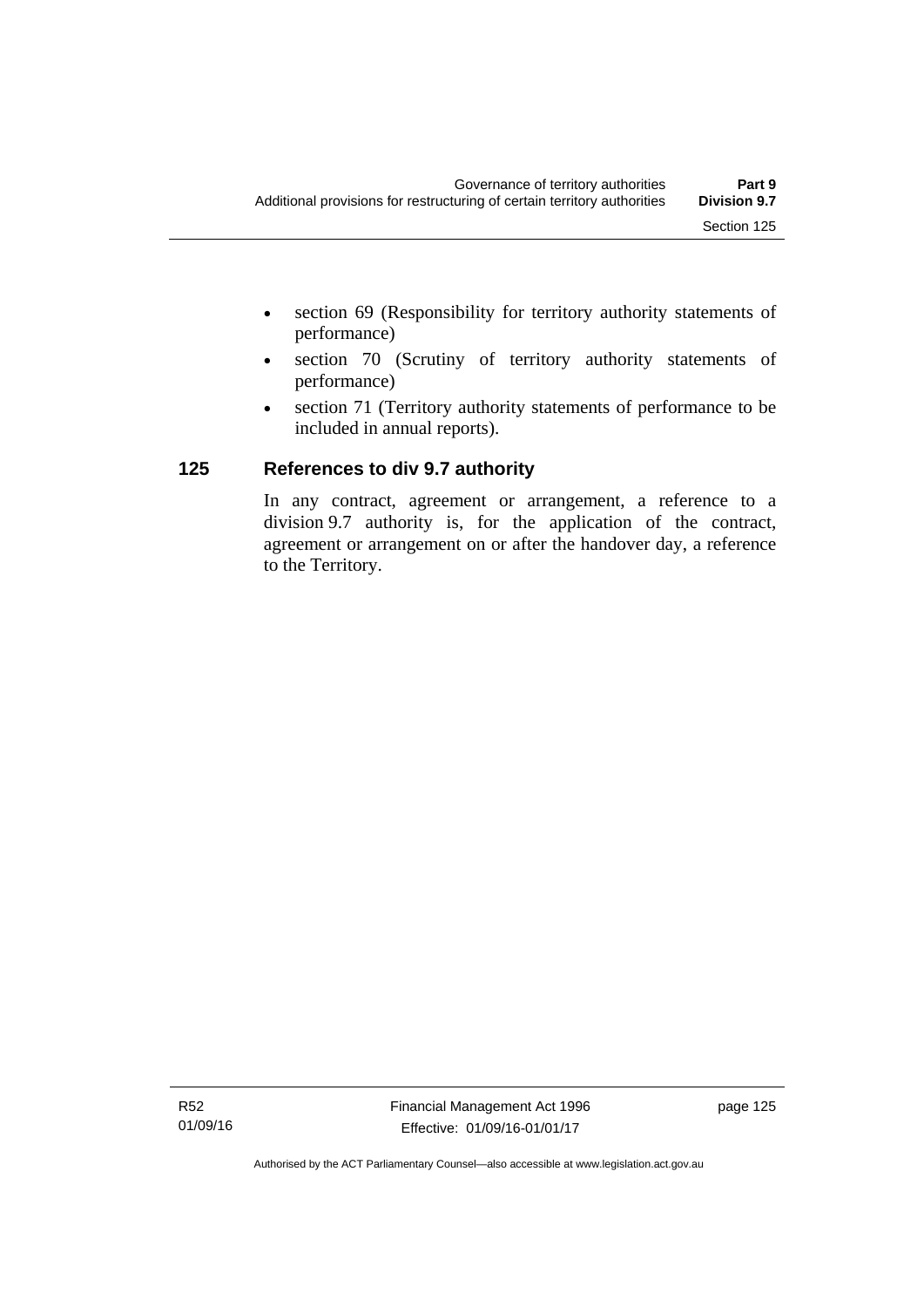- section 69 (Responsibility for territory authority statements of performance)
- section 70 (Scrutiny of territory authority statements of performance)
- section 71 (Territory authority statements of performance to be included in annual reports).

## 125 References to div 9.7 authority

In any contract, agreement or arrangement, a reference to a division 9.7 authority is, for the application of the contract, agreement or arrangement on or after the handover day, a reference to the Territory.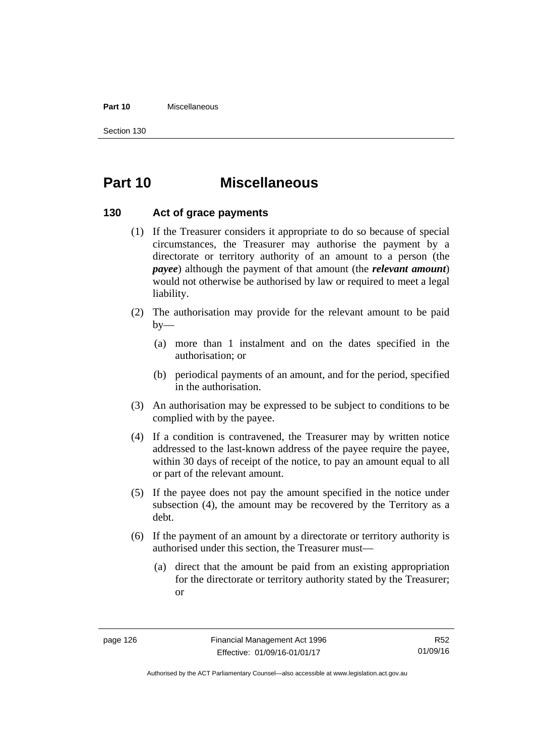# Part 10 Miscellaneous

## 130 Act of grace payments

(1) If the Treasurer considers it appropriate to do so because of special circumstances, the Treasurer may authorise the payment by a directorate or territory authority of an amount to a person (the ***payee***) although the payment of that amount (the ***relevant amount***) would not otherwise be authorised by law or required to meet a legal liability.

(2) The authorisation may provide for the relevant amount to be paid by—

(a) more than 1 instalment and on the dates specified in the authorisation; or

(b) periodical payments of an amount, and for the period, specified in the authorisation.

(3) An authorisation may be expressed to be subject to conditions to be complied with by the payee.

(4) If a condition is contravened, the Treasurer may by written notice addressed to the last-known address of the payee require the payee, within 30 days of receipt of the notice, to pay an amount equal to all or part of the relevant amount.

(5) If the payee does not pay the amount specified in the notice under subsection (4), the amount may be recovered by the Territory as a debt.

(6) If the payment of an amount by a directorate or territory authority is authorised under this section, the Treasurer must—

(a) direct that the amount be paid from an existing appropriation for the directorate or territory authority stated by the Treasurer; or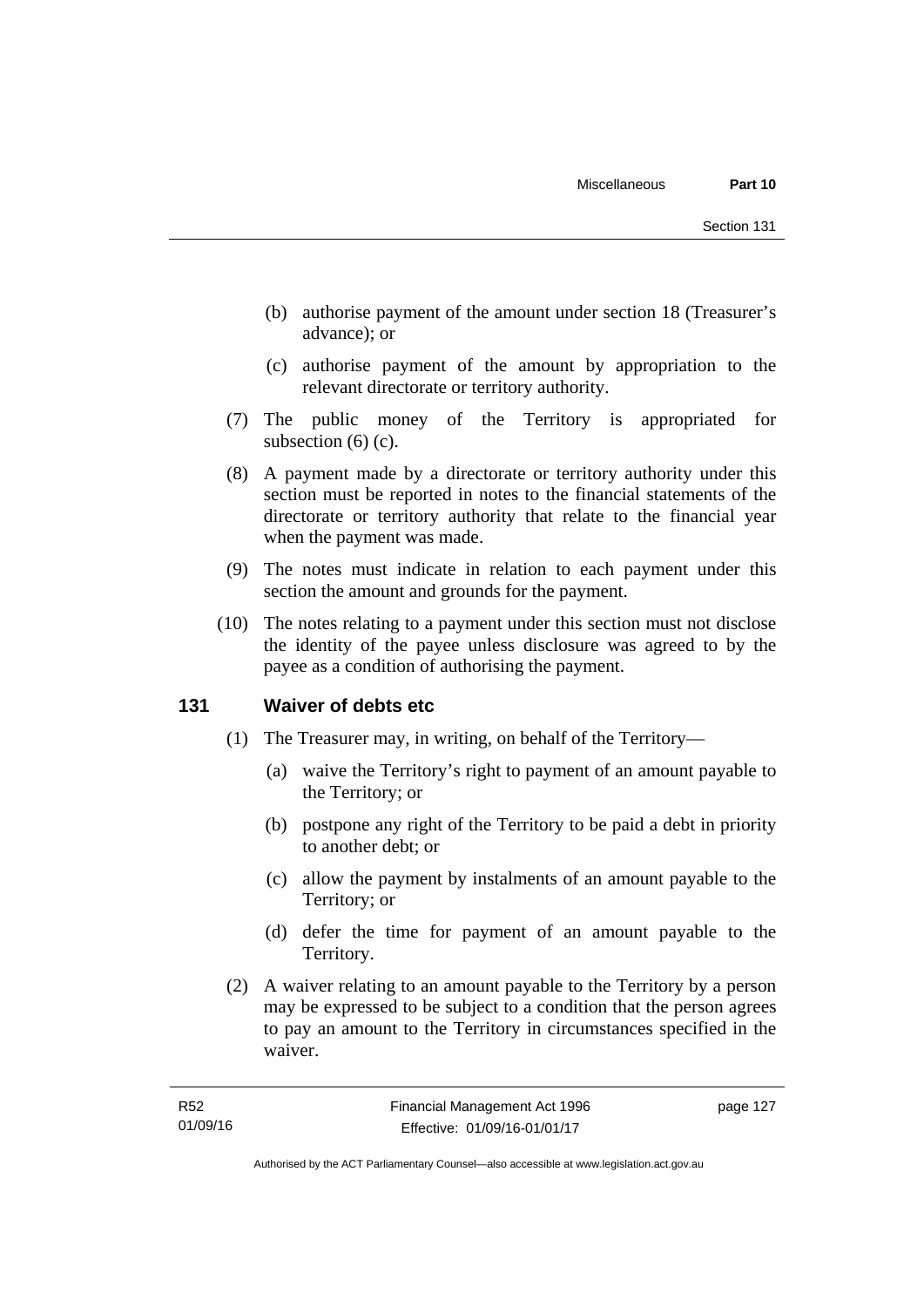(b) authorise payment of the amount under section 18 (Treasurer's advance); or

(c) authorise payment of the amount by appropriation to the relevant directorate or territory authority.

(7) The public money of the Territory is appropriated for subsection (6) (c).

(8) A payment made by a directorate or territory authority under this section must be reported in notes to the financial statements of the directorate or territory authority that relate to the financial year when the payment was made.

(9) The notes must indicate in relation to each payment under this section the amount and grounds for the payment.

(10) The notes relating to a payment under this section must not disclose the identity of the payee unless disclosure was agreed to by the payee as a condition of authorising the payment.

### 131 Waiver of debts etc

(1) The Treasurer may, in writing, on behalf of the Territory—

(a) waive the Territory's right to payment of an amount payable to the Territory; or

(b) postpone any right of the Territory to be paid a debt in priority to another debt; or

(c) allow the payment by instalments of an amount payable to the Territory; or

(d) defer the time for payment of an amount payable to the Territory.

(2) A waiver relating to an amount payable to the Territory by a person may be expressed to be subject to a condition that the person agrees to pay an amount to the Territory in circumstances specified in the waiver.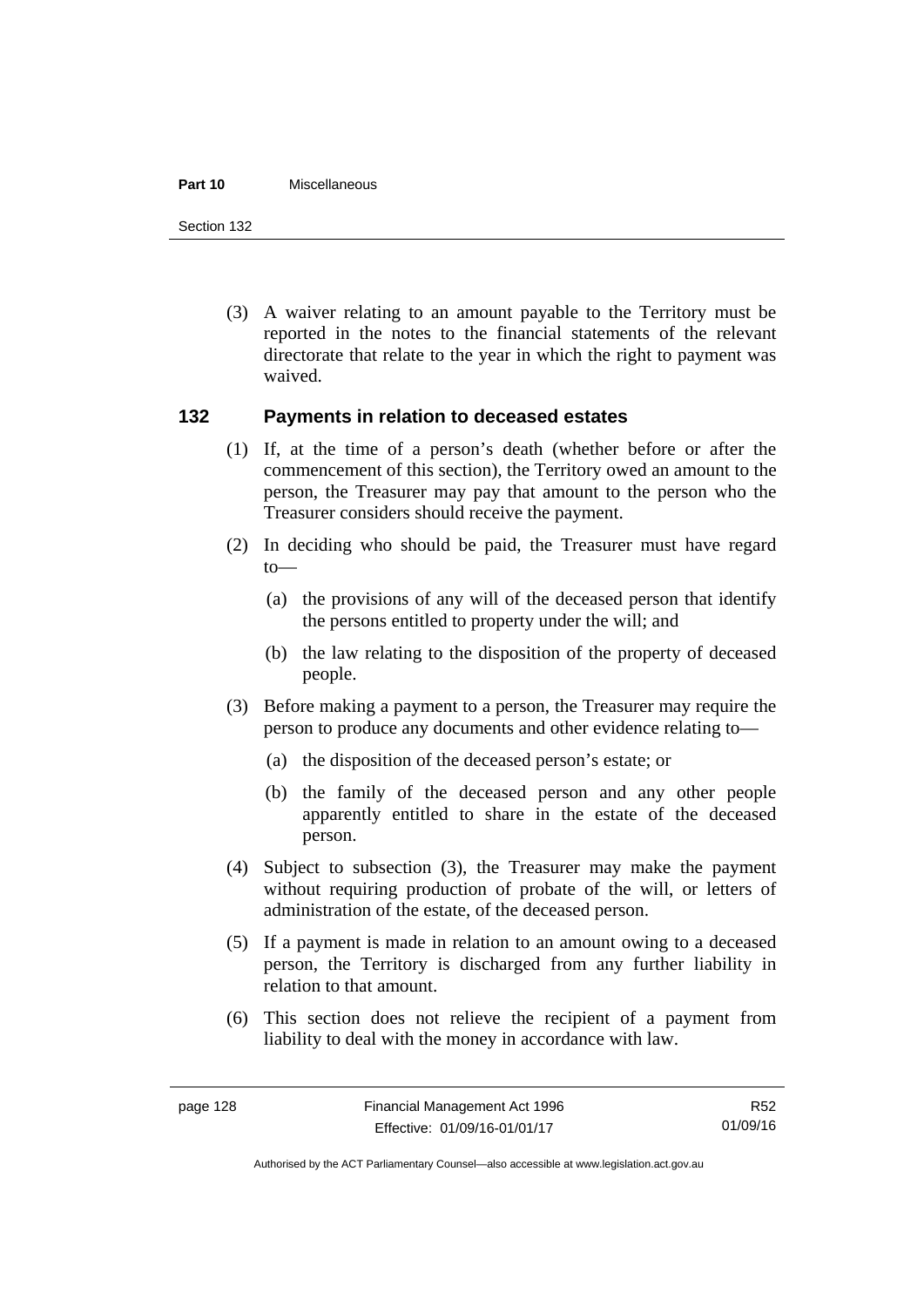(3) A waiver relating to an amount payable to the Territory must be reported in the notes to the financial statements of the relevant directorate that relate to the year in which the right to payment was waived.

## 132 Payments in relation to deceased estates

(1) If, at the time of a person's death (whether before or after the commencement of this section), the Territory owed an amount to the person, the Treasurer may pay that amount to the person who the Treasurer considers should receive the payment.

(2) In deciding who should be paid, the Treasurer must have regard to—

(a) the provisions of any will of the deceased person that identify the persons entitled to property under the will; and

(b) the law relating to the disposition of the property of deceased people.

(3) Before making a payment to a person, the Treasurer may require the person to produce any documents and other evidence relating to—

(a) the disposition of the deceased person's estate; or

(b) the family of the deceased person and any other people apparently entitled to share in the estate of the deceased person.

(4) Subject to subsection (3), the Treasurer may make the payment without requiring production of probate of the will, or letters of administration of the estate, of the deceased person.

(5) If a payment is made in relation to an amount owing to a deceased person, the Territory is discharged from any further liability in relation to that amount.

(6) This section does not relieve the recipient of a payment from liability to deal with the money in accordance with law.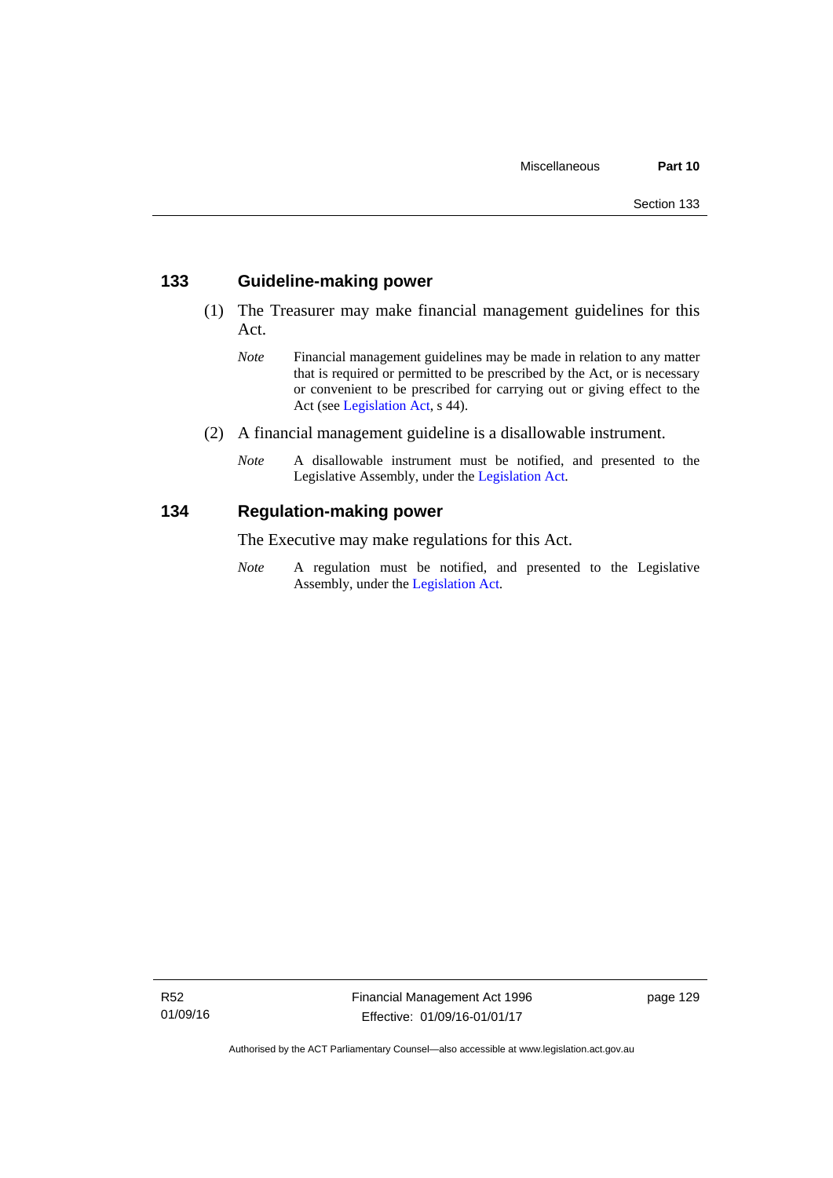## 133 Guideline-making power

(1) The Treasurer may make financial management guidelines for this Act.

*Note* Financial management guidelines may be made in relation to any matter that is required or permitted to be prescribed by the Act, or is necessary or convenient to be prescribed for carrying out or giving effect to the Act (see Legislation Act, s 44).

(2) A financial management guideline is a disallowable instrument.

*Note* A disallowable instrument must be notified, and presented to the Legislative Assembly, under the Legislation Act.

## 134 Regulation-making power

The Executive may make regulations for this Act.

*Note* A regulation must be notified, and presented to the Legislative Assembly, under the Legislation Act.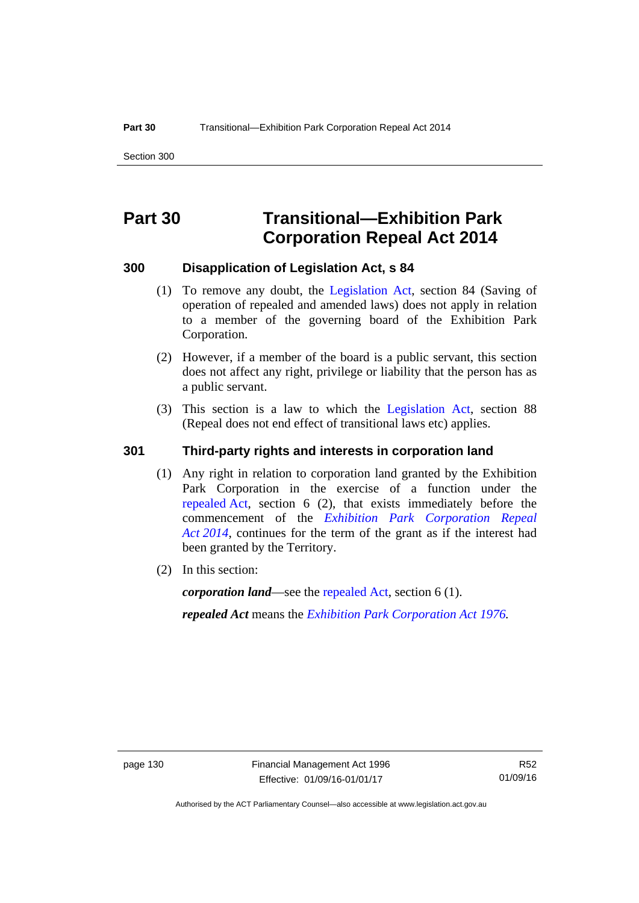# Part 30 Transitional—Exhibition Park Corporation Repeal Act 2014

## 300 Disapplication of Legislation Act, s 84

(1) To remove any doubt, the Legislation Act, section 84 (Saving of operation of repealed and amended laws) does not apply in relation to a member of the governing board of the Exhibition Park Corporation.

(2) However, if a member of the board is a public servant, this section does not affect any right, privilege or liability that the person has as a public servant.

(3) This section is a law to which the Legislation Act, section 88 (Repeal does not end effect of transitional laws etc) applies.

## 301 Third-party rights and interests in corporation land

(1) Any right in relation to corporation land granted by the Exhibition Park Corporation in the exercise of a function under the repealed Act, section 6 (2), that exists immediately before the commencement of the *Exhibition Park Corporation Repeal Act 2014*, continues for the term of the grant as if the interest had been granted by the Territory.

(2) In this section:

***corporation land***—see the repealed Act, section 6 (1).

***repealed Act*** means the *Exhibition Park Corporation Act 1976*.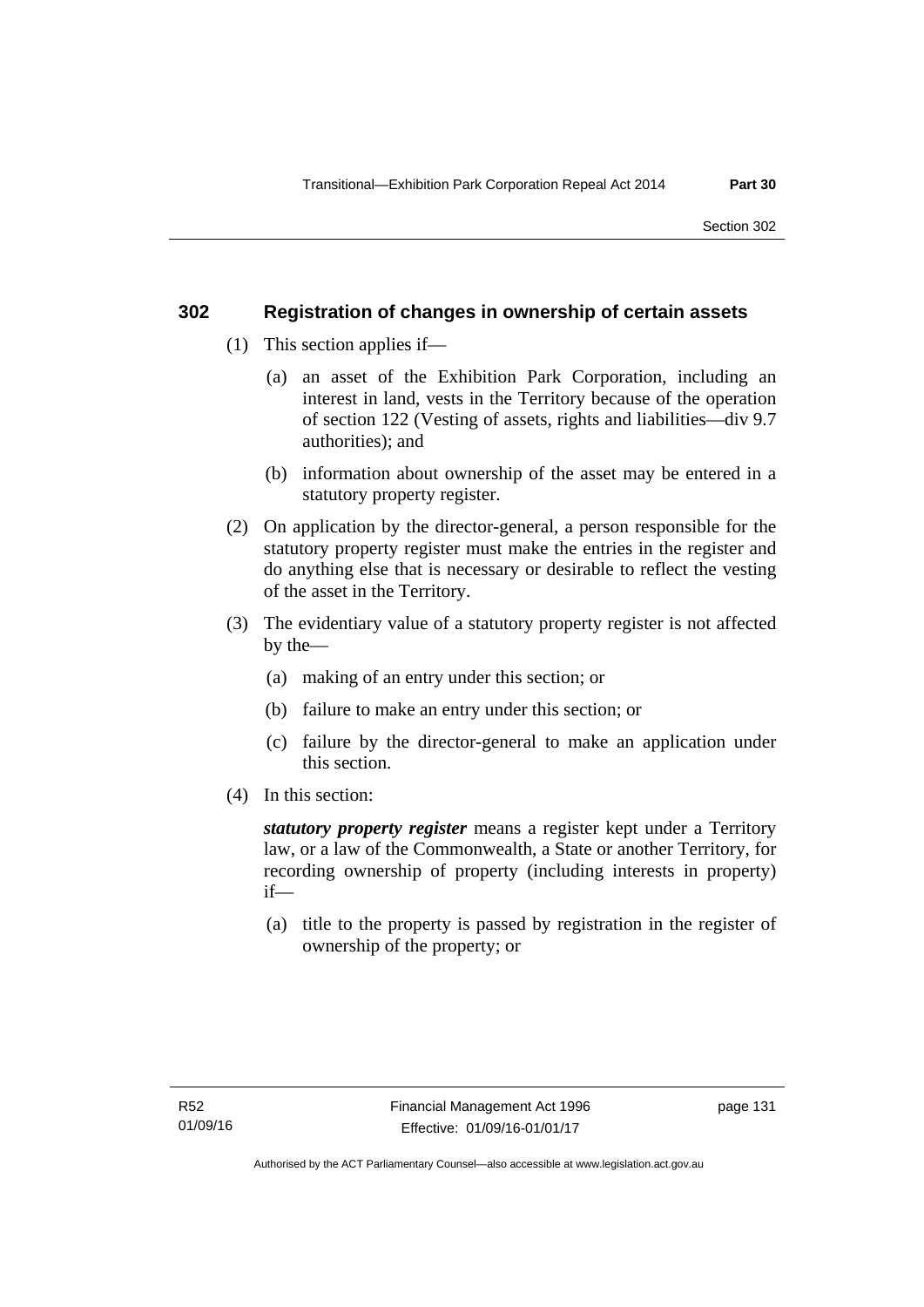## 302 Registration of changes in ownership of certain assets

(1) This section applies if—

(a) an asset of the Exhibition Park Corporation, including an interest in land, vests in the Territory because of the operation of section 122 (Vesting of assets, rights and liabilities—div 9.7 authorities); and

(b) information about ownership of the asset may be entered in a statutory property register.

(2) On application by the director-general, a person responsible for the statutory property register must make the entries in the register and do anything else that is necessary or desirable to reflect the vesting of the asset in the Territory.

(3) The evidentiary value of a statutory property register is not affected by the—

(a) making of an entry under this section; or

(b) failure to make an entry under this section; or

(c) failure by the director-general to make an application under this section.

(4) In this section:

***statutory property register*** means a register kept under a Territory law, or a law of the Commonwealth, a State or another Territory, for recording ownership of property (including interests in property) if—

(a) title to the property is passed by registration in the register of ownership of the property; or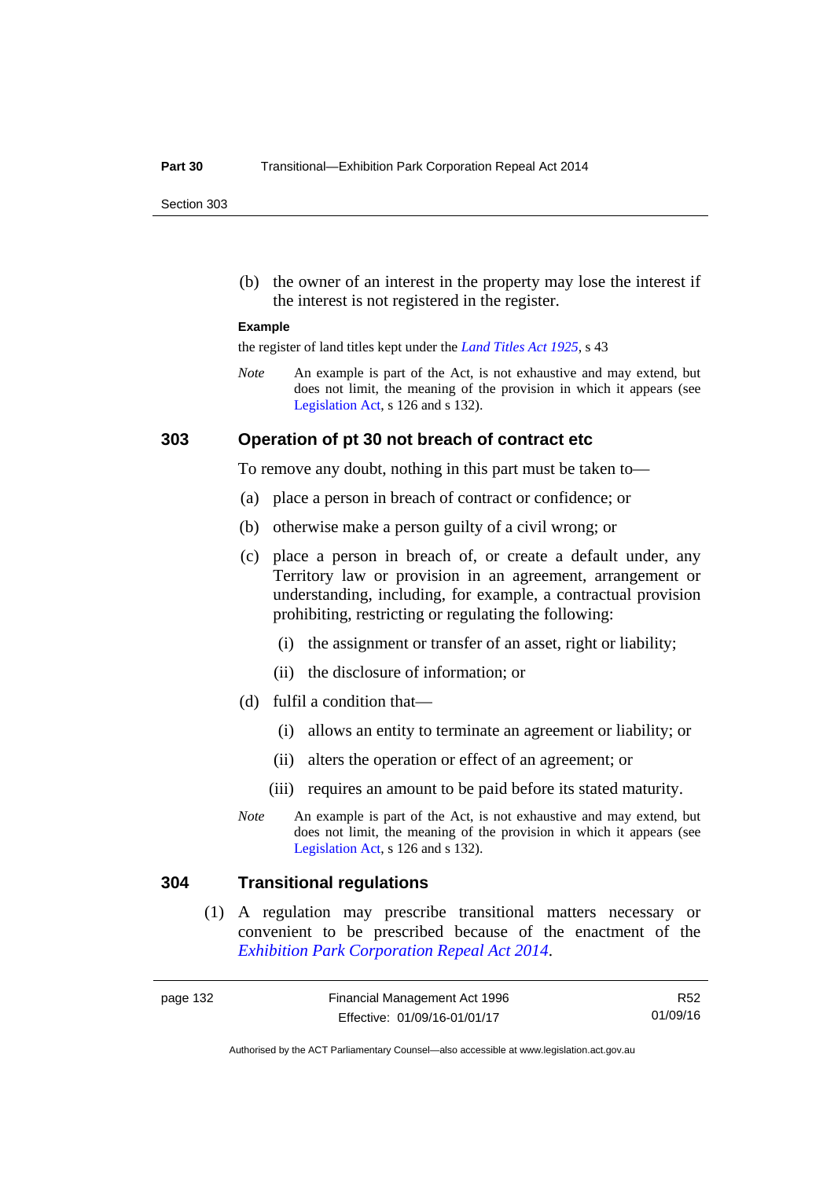(b) the owner of an interest in the property may lose the interest if the interest is not registered in the register.

**Example**

the register of land titles kept under the *Land Titles Act 1925*, s 43

*Note* An example is part of the Act, is not exhaustive and may extend, but does not limit, the meaning of the provision in which it appears (see Legislation Act, s 126 and s 132).

### 303 Operation of pt 30 not breach of contract etc

To remove any doubt, nothing in this part must be taken to—

(a) place a person in breach of contract or confidence; or

(b) otherwise make a person guilty of a civil wrong; or

(c) place a person in breach of, or create a default under, any Territory law or provision in an agreement, arrangement or understanding, including, for example, a contractual provision prohibiting, restricting or regulating the following:

  (i) the assignment or transfer of an asset, right or liability;

  (ii) the disclosure of information; or

(d) fulfil a condition that—

  (i) allows an entity to terminate an agreement or liability; or

  (ii) alters the operation or effect of an agreement; or

  (iii) requires an amount to be paid before its stated maturity.

*Note* An example is part of the Act, is not exhaustive and may extend, but does not limit, the meaning of the provision in which it appears (see Legislation Act, s 126 and s 132).

### 304 Transitional regulations

(1) A regulation may prescribe transitional matters necessary or convenient to be prescribed because of the enactment of the *Exhibition Park Corporation Repeal Act 2014*.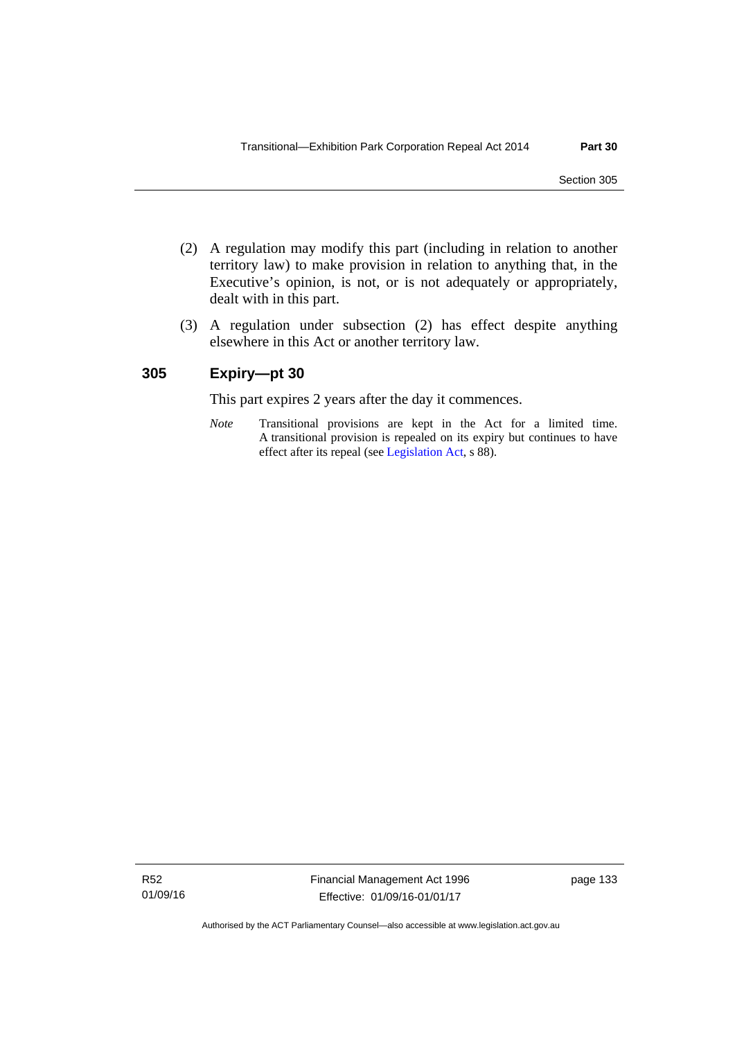(2) A regulation may modify this part (including in relation to another territory law) to make provision in relation to anything that, in the Executive's opinion, is not, or is not adequately or appropriately, dealt with in this part.

(3) A regulation under subsection (2) has effect despite anything elsewhere in this Act or another territory law.

## 305 Expiry—pt 30

This part expires 2 years after the day it commences.

*Note* Transitional provisions are kept in the Act for a limited time. A transitional provision is repealed on its expiry but continues to have effect after its repeal (see Legislation Act, s 88).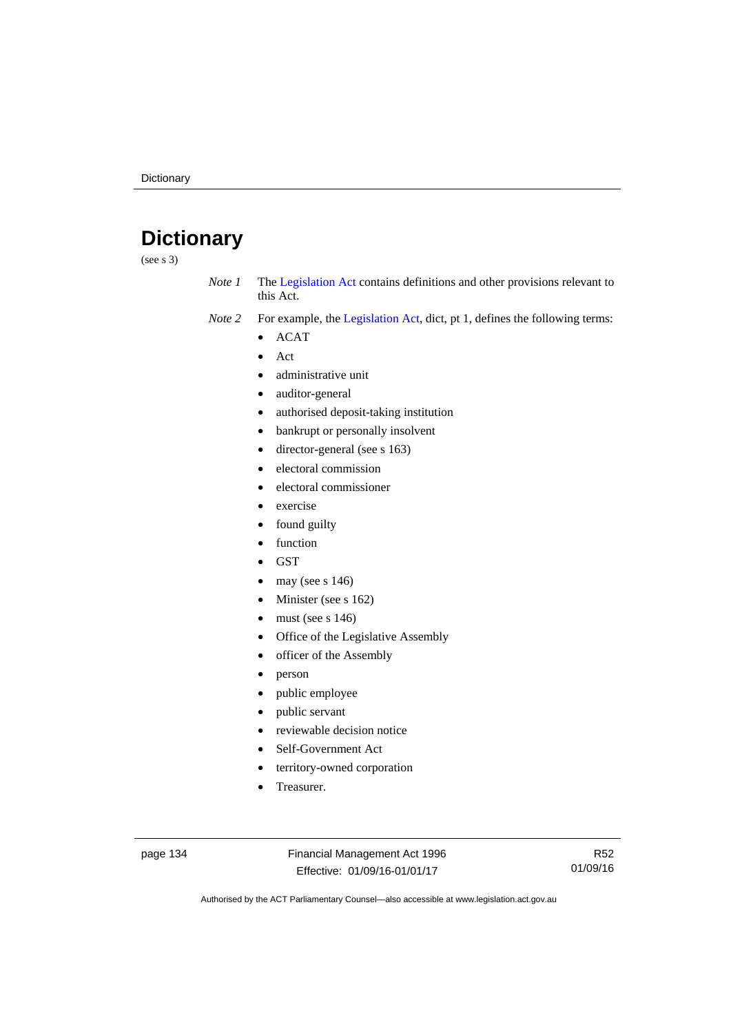# Dictionary

(see s 3)

*Note 1* The Legislation Act contains definitions and other provisions relevant to this Act.

*Note 2* For example, the Legislation Act, dict, pt 1, defines the following terms:

- ACAT
- Act
- administrative unit
- auditor-general
- authorised deposit-taking institution
- bankrupt or personally insolvent
- director-general (see s 163)
- electoral commission
- electoral commissioner
- exercise
- found guilty
- function
- GST
- may (see s 146)
- Minister (see s 162)
- must (see s 146)
- Office of the Legislative Assembly
- officer of the Assembly
- person
- public employee
- public servant
- reviewable decision notice
- Self-Government Act
- territory-owned corporation
- Treasurer.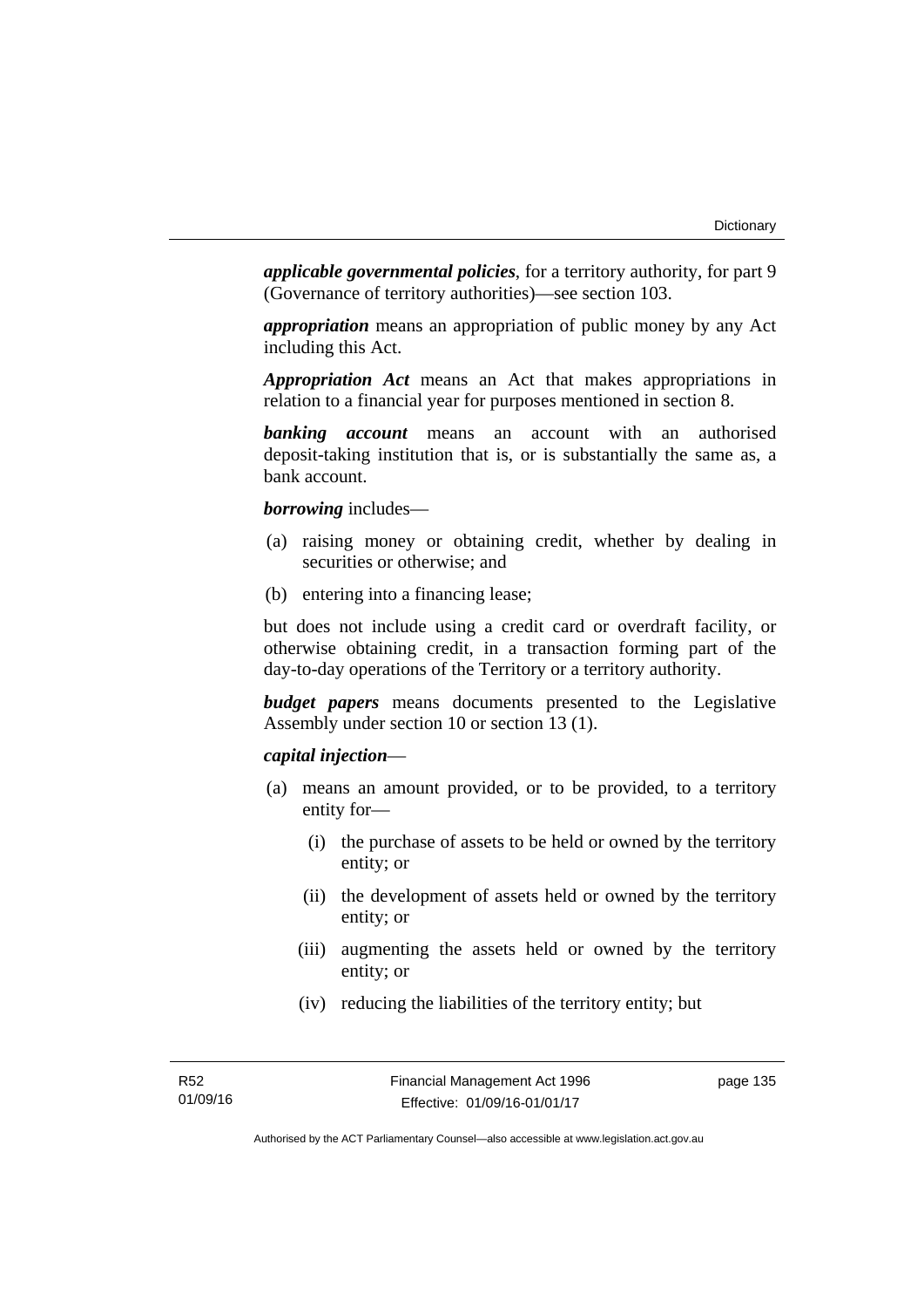***applicable governmental policies***, for a territory authority, for part 9 (Governance of territory authorities)—see section 103.

***appropriation*** means an appropriation of public money by any Act including this Act.

***Appropriation Act*** means an Act that makes appropriations in relation to a financial year for purposes mentioned in section 8.

***banking account*** means an account with an authorised deposit-taking institution that is, or is substantially the same as, a bank account.

***borrowing*** includes—

(a) raising money or obtaining credit, whether by dealing in securities or otherwise; and

(b) entering into a financing lease;

but does not include using a credit card or overdraft facility, or otherwise obtaining credit, in a transaction forming part of the day-to-day operations of the Territory or a territory authority.

***budget papers*** means documents presented to the Legislative Assembly under section 10 or section 13 (1).

***capital injection***—

(a) means an amount provided, or to be provided, to a territory entity for—

   (i) the purchase of assets to be held or owned by the territory entity; or

   (ii) the development of assets held or owned by the territory entity; or

   (iii) augmenting the assets held or owned by the territory entity; or

   (iv) reducing the liabilities of the territory entity; but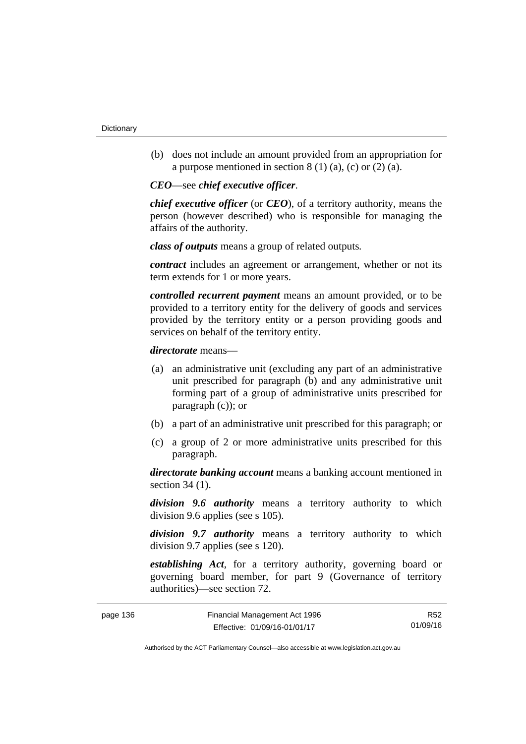(b) does not include an amount provided from an appropriation for a purpose mentioned in section 8 (1) (a), (c) or (2) (a).

***CEO***—see ***chief executive officer***.

***chief executive officer*** (or ***CEO***), of a territory authority, means the person (however described) who is responsible for managing the affairs of the authority.

***class of outputs*** means a group of related outputs.

***contract*** includes an agreement or arrangement, whether or not its term extends for 1 or more years.

***controlled recurrent payment*** means an amount provided, or to be provided to a territory entity for the delivery of goods and services provided by the territory entity or a person providing goods and services on behalf of the territory entity.

***directorate*** means—

(a) an administrative unit (excluding any part of an administrative unit prescribed for paragraph (b) and any administrative unit forming part of a group of administrative units prescribed for paragraph (c)); or

(b) a part of an administrative unit prescribed for this paragraph; or

(c) a group of 2 or more administrative units prescribed for this paragraph.

***directorate banking account*** means a banking account mentioned in section 34 (1).

***division 9.6 authority*** means a territory authority to which division 9.6 applies (see s 105).

***division 9.7 authority*** means a territory authority to which division 9.7 applies (see s 120).

***establishing Act***, for a territory authority, governing board or governing board member, for part 9 (Governance of territory authorities)—see section 72.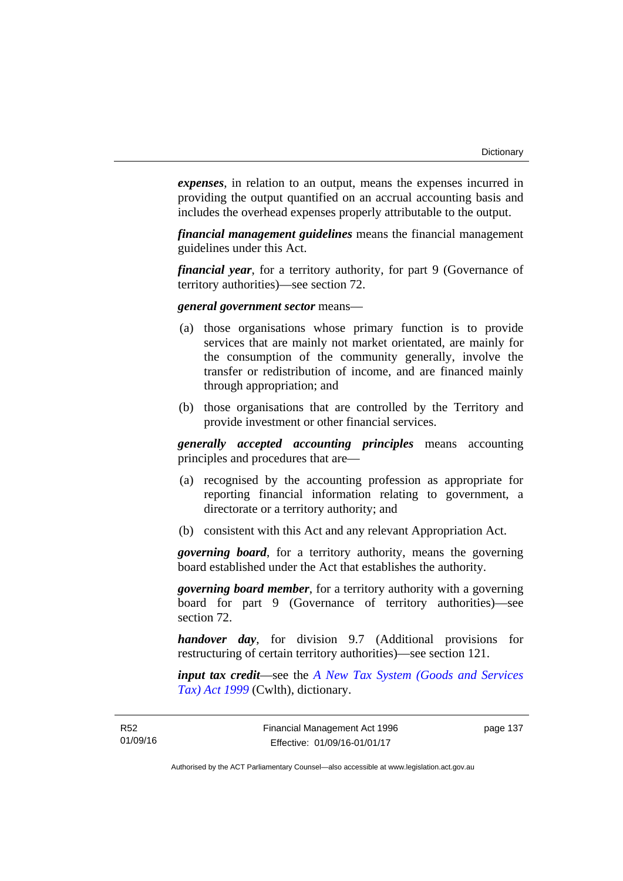***expenses***, in relation to an output, means the expenses incurred in providing the output quantified on an accrual accounting basis and includes the overhead expenses properly attributable to the output.

***financial management guidelines*** means the financial management guidelines under this Act.

***financial year***, for a territory authority, for part 9 (Governance of territory authorities)—see section 72.

***general government sector*** means—

(a) those organisations whose primary function is to provide services that are mainly not market orientated, are mainly for the consumption of the community generally, involve the transfer or redistribution of income, and are financed mainly through appropriation; and

(b) those organisations that are controlled by the Territory and provide investment or other financial services.

***generally accepted accounting principles*** means accounting principles and procedures that are—

(a) recognised by the accounting profession as appropriate for reporting financial information relating to government, a directorate or a territory authority; and

(b) consistent with this Act and any relevant Appropriation Act.

***governing board***, for a territory authority, means the governing board established under the Act that establishes the authority.

***governing board member***, for a territory authority with a governing board for part 9 (Governance of territory authorities)—see section 72.

***handover day***, for division 9.7 (Additional provisions for restructuring of certain territory authorities)—see section 121.

***input tax credit***—see the *A New Tax System (Goods and Services Tax) Act 1999* (Cwlth), dictionary.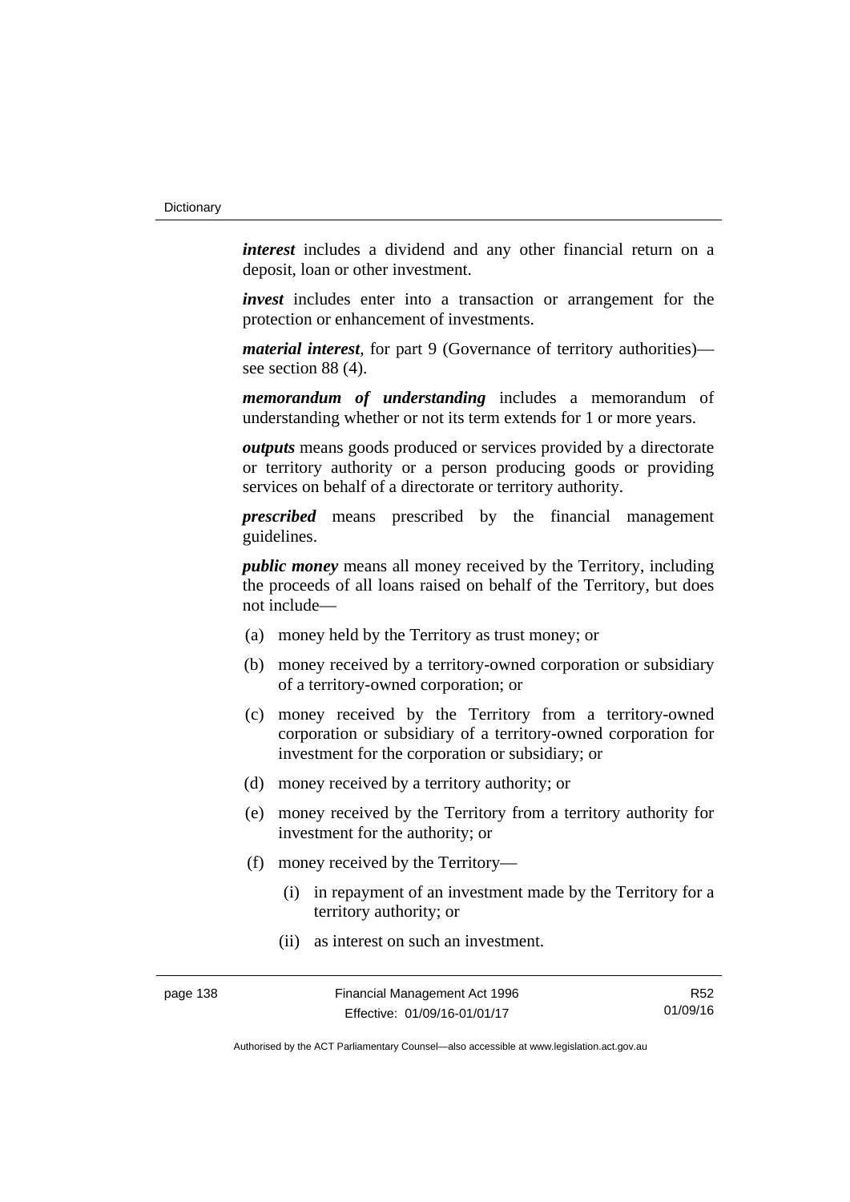***interest*** includes a dividend and any other financial return on a deposit, loan or other investment.

***invest*** includes enter into a transaction or arrangement for the protection or enhancement of investments.

***material interest***, for part 9 (Governance of territory authorities)—see section 88 (4).

***memorandum of understanding*** includes a memorandum of understanding whether or not its term extends for 1 or more years.

***outputs*** means goods produced or services provided by a directorate or territory authority or a person producing goods or providing services on behalf of a directorate or territory authority.

***prescribed*** means prescribed by the financial management guidelines.

***public money*** means all money received by the Territory, including the proceeds of all loans raised on behalf of the Territory, but does not include—

(a) money held by the Territory as trust money; or

(b) money received by a territory-owned corporation or subsidiary of a territory-owned corporation; or

(c) money received by the Territory from a territory-owned corporation or subsidiary of a territory-owned corporation for investment for the corporation or subsidiary; or

(d) money received by a territory authority; or

(e) money received by the Territory from a territory authority for investment for the authority; or

(f) money received by the Territory—

   (i) in repayment of an investment made by the Territory for a territory authority; or

   (ii) as interest on such an investment.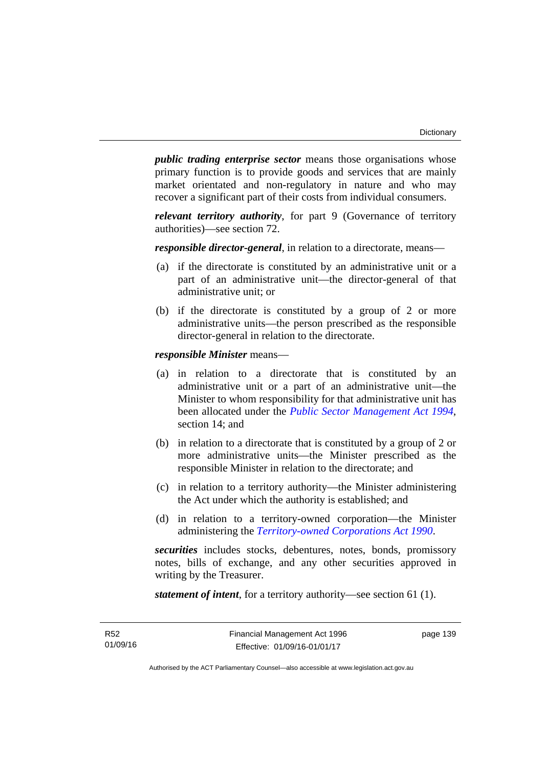***public trading enterprise sector*** means those organisations whose primary function is to provide goods and services that are mainly market orientated and non-regulatory in nature and who may recover a significant part of their costs from individual consumers.

***relevant territory authority***, for part 9 (Governance of territory authorities)—see section 72.

***responsible director-general***, in relation to a directorate, means—

(a) if the directorate is constituted by an administrative unit or a part of an administrative unit—the director-general of that administrative unit; or

(b) if the directorate is constituted by a group of 2 or more administrative units—the person prescribed as the responsible director-general in relation to the directorate.

***responsible Minister*** means—

(a) in relation to a directorate that is constituted by an administrative unit or a part of an administrative unit—the Minister to whom responsibility for that administrative unit has been allocated under the *Public Sector Management Act 1994*, section 14; and

(b) in relation to a directorate that is constituted by a group of 2 or more administrative units—the Minister prescribed as the responsible Minister in relation to the directorate; and

(c) in relation to a territory authority—the Minister administering the Act under which the authority is established; and

(d) in relation to a territory-owned corporation—the Minister administering the *Territory-owned Corporations Act 1990*.

***securities*** includes stocks, debentures, notes, bonds, promissory notes, bills of exchange, and any other securities approved in writing by the Treasurer.

***statement of intent***, for a territory authority—see section 61 (1).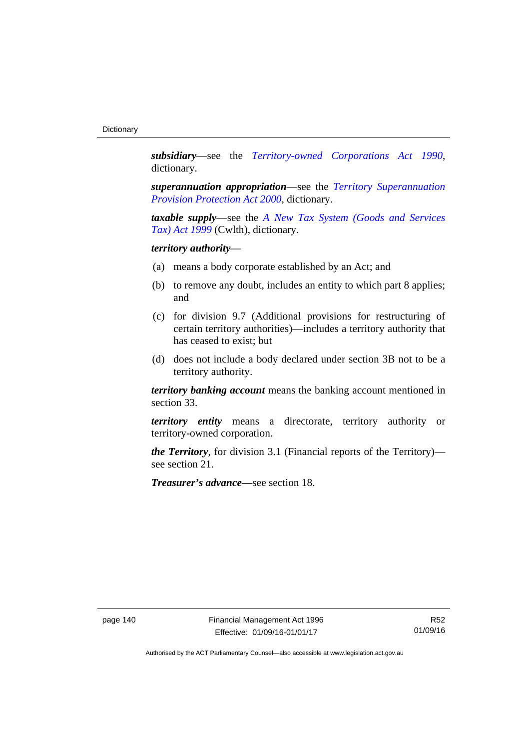***subsidiary***—see the *Territory-owned Corporations Act 1990*, dictionary.

***superannuation appropriation***—see the *Territory Superannuation Provision Protection Act 2000*, dictionary.

***taxable supply***—see the *A New Tax System (Goods and Services Tax) Act 1999* (Cwlth), dictionary.

***territory authority***—

(a) means a body corporate established by an Act; and

(b) to remove any doubt, includes an entity to which part 8 applies; and

(c) for division 9.7 (Additional provisions for restructuring of certain territory authorities)—includes a territory authority that has ceased to exist; but

(d) does not include a body declared under section 3B not to be a territory authority.

***territory banking account*** means the banking account mentioned in section 33.

***territory entity*** means a directorate, territory authority or territory-owned corporation.

***the Territory***, for division 3.1 (Financial reports of the Territory)—see section 21.

***Treasurer's advance***—see section 18.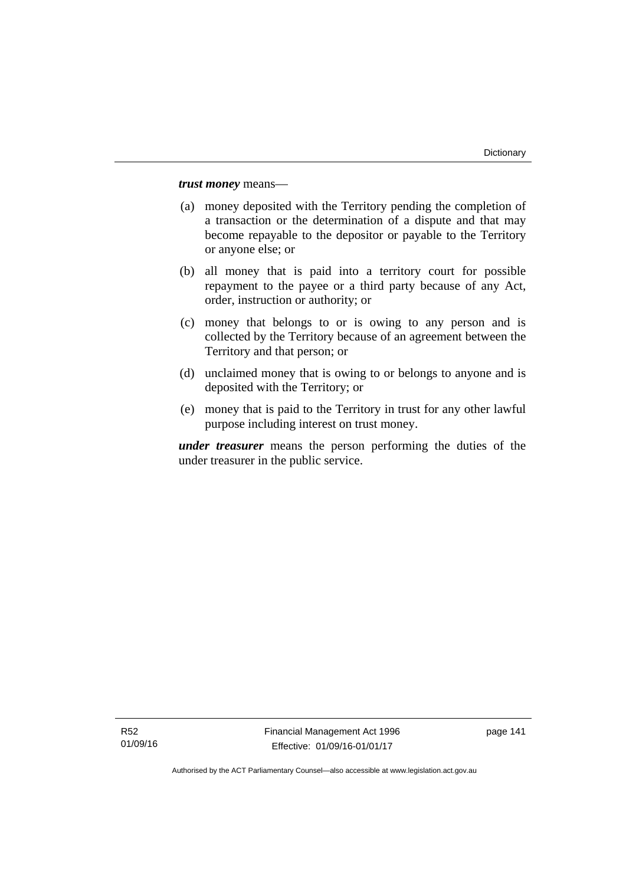***trust money*** means—

(a) money deposited with the Territory pending the completion of a transaction or the determination of a dispute and that may become repayable to the depositor or payable to the Territory or anyone else; or

(b) all money that is paid into a territory court for possible repayment to the payee or a third party because of any Act, order, instruction or authority; or

(c) money that belongs to or is owing to any person and is collected by the Territory because of an agreement between the Territory and that person; or

(d) unclaimed money that is owing to or belongs to anyone and is deposited with the Territory; or

(e) money that is paid to the Territory in trust for any other lawful purpose including interest on trust money.

***under treasurer*** means the person performing the duties of the under treasurer in the public service.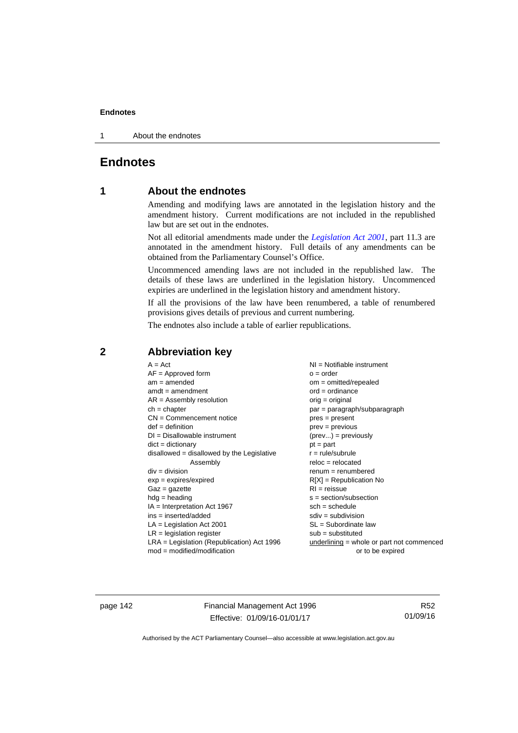# Endnotes

## 1 About the endnotes

Amending and modifying laws are annotated in the legislation history and the amendment history. Current modifications are not included in the republished law but are set out in the endnotes.

Not all editorial amendments made under the *Legislation Act 2001*, part 11.3 are annotated in the amendment history. Full details of any amendments can be obtained from the Parliamentary Counsel's Office.

Uncommenced amending laws are not included in the republished law. The details of these laws are underlined in the legislation history. Uncommenced expiries are underlined in the legislation history and amendment history.

If all the provisions of the law have been renumbered, a table of renumbered provisions gives details of previous and current numbering.

The endnotes also include a table of earlier republications.

## 2 Abbreviation key

A = Act
AF = Approved form
am = amended
amdt = amendment
AR = Assembly resolution
ch = chapter
CN = Commencement notice
def = definition
DI = Disallowable instrument
dict = dictionary
disallowed = disallowed by the Legislative Assembly
div = division
exp = expires/expired
Gaz = gazette
hdg = heading
IA = Interpretation Act 1967
ins = inserted/added
LA = Legislation Act 2001
LR = legislation register
LRA = Legislation (Republication) Act 1996
mod = modified/modification
NI = Notifiable instrument
o = order
om = omitted/repealed
ord = ordinance
orig = original
par = paragraph/subparagraph
pres = present
prev = previous
(prev...) = previously
pt = part
r = rule/subrule
reloc = relocated
renum = renumbered
R[X] = Republication No
RI = reissue
s = section/subsection
sch = schedule
sdiv = subdivision
SL = Subordinate law
sub = substituted
underlining = whole or part not commenced or to be expired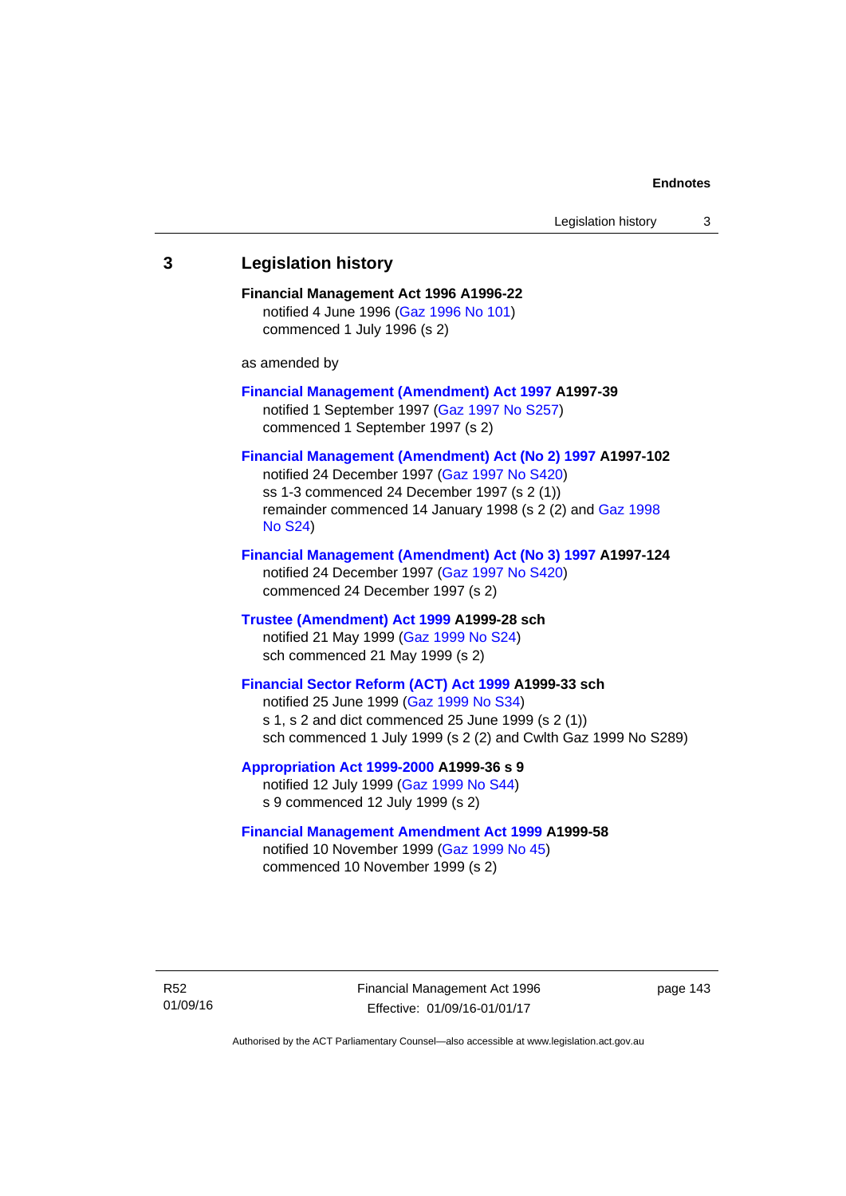## 3 Legislation history

**Financial Management Act 1996 A1996-22**
notified 4 June 1996 (Gaz 1996 No 101)
commenced 1 July 1996 (s 2)

as amended by

**Financial Management (Amendment) Act 1997 A1997-39**
notified 1 September 1997 (Gaz 1997 No S257)
commenced 1 September 1997 (s 2)

**Financial Management (Amendment) Act (No 2) 1997 A1997-102**
notified 24 December 1997 (Gaz 1997 No S420)
ss 1-3 commenced 24 December 1997 (s 2 (1))
remainder commenced 14 January 1998 (s 2 (2) and Gaz 1998 No S24)

**Financial Management (Amendment) Act (No 3) 1997 A1997-124**
notified 24 December 1997 (Gaz 1997 No S420)
commenced 24 December 1997 (s 2)

**Trustee (Amendment) Act 1999 A1999-28 sch**
notified 21 May 1999 (Gaz 1999 No S24)
sch commenced 21 May 1999 (s 2)

**Financial Sector Reform (ACT) Act 1999 A1999-33 sch**
notified 25 June 1999 (Gaz 1999 No S34)
s 1, s 2 and dict commenced 25 June 1999 (s 2 (1))
sch commenced 1 July 1999 (s 2 (2) and Cwlth Gaz 1999 No S289)

**Appropriation Act 1999-2000 A1999-36 s 9**
notified 12 July 1999 (Gaz 1999 No S44)
s 9 commenced 12 July 1999 (s 2)

**Financial Management Amendment Act 1999 A1999-58**
notified 10 November 1999 (Gaz 1999 No 45)
commenced 10 November 1999 (s 2)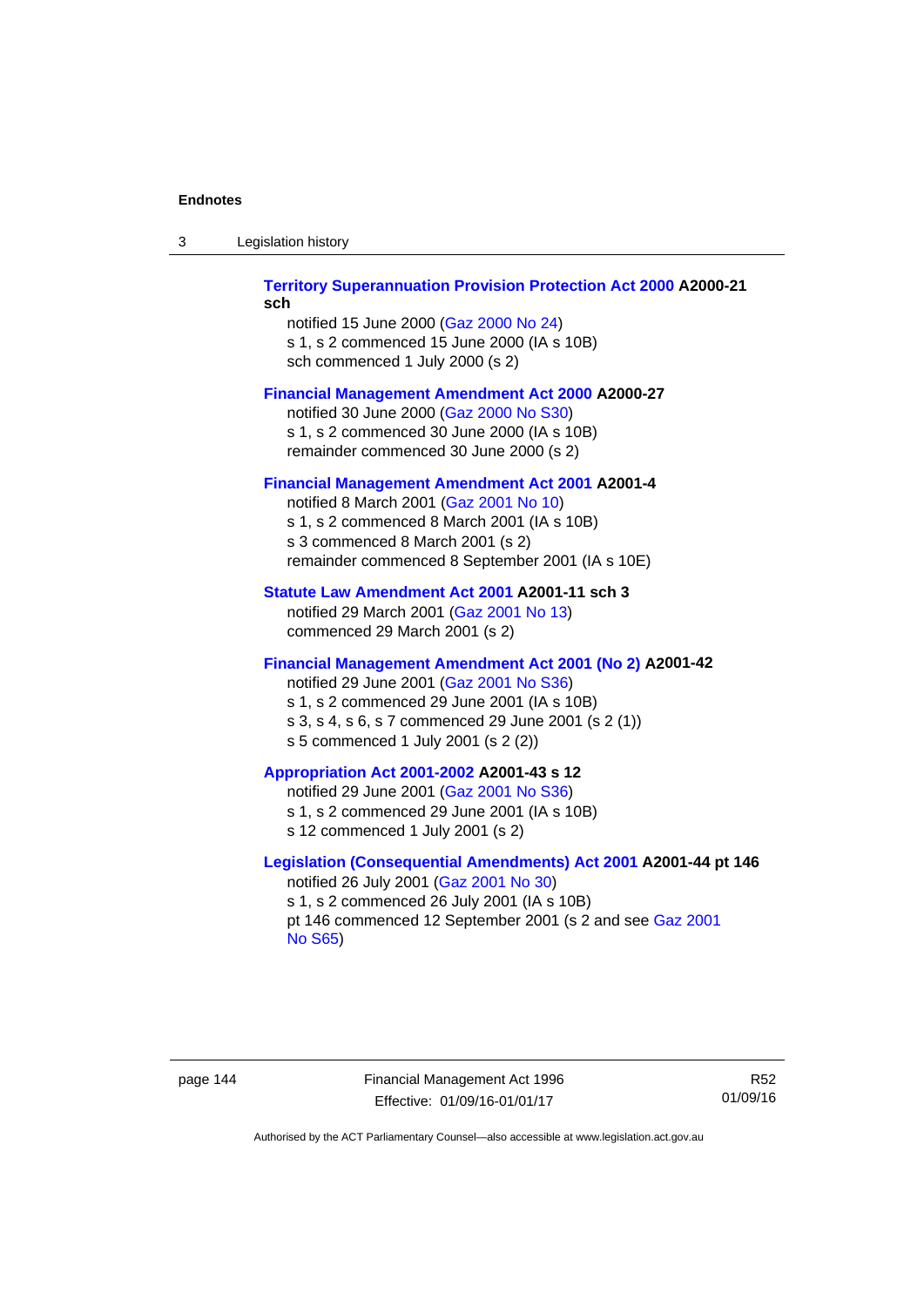**Territory Superannuation Provision Protection Act 2000 A2000-21 sch**

notified 15 June 2000 (Gaz 2000 No 24)
s 1, s 2 commenced 15 June 2000 (IA s 10B)
sch commenced 1 July 2000 (s 2)

**Financial Management Amendment Act 2000 A2000-27**

notified 30 June 2000 (Gaz 2000 No S30)
s 1, s 2 commenced 30 June 2000 (IA s 10B)
remainder commenced 30 June 2000 (s 2)

**Financial Management Amendment Act 2001 A2001-4**

notified 8 March 2001 (Gaz 2001 No 10)
s 1, s 2 commenced 8 March 2001 (IA s 10B)
s 3 commenced 8 March 2001 (s 2)
remainder commenced 8 September 2001 (IA s 10E)

**Statute Law Amendment Act 2001 A2001-11 sch 3**

notified 29 March 2001 (Gaz 2001 No 13)
commenced 29 March 2001 (s 2)

**Financial Management Amendment Act 2001 (No 2) A2001-42**

notified 29 June 2001 (Gaz 2001 No S36)
s 1, s 2 commenced 29 June 2001 (IA s 10B)
s 3, s 4, s 6, s 7 commenced 29 June 2001 (s 2 (1))
s 5 commenced 1 July 2001 (s 2 (2))

**Appropriation Act 2001-2002 A2001-43 s 12**

notified 29 June 2001 (Gaz 2001 No S36)
s 1, s 2 commenced 29 June 2001 (IA s 10B)
s 12 commenced 1 July 2001 (s 2)

**Legislation (Consequential Amendments) Act 2001 A2001-44 pt 146**

notified 26 July 2001 (Gaz 2001 No 30)
s 1, s 2 commenced 26 July 2001 (IA s 10B)
pt 146 commenced 12 September 2001 (s 2 and see Gaz 2001 No S65)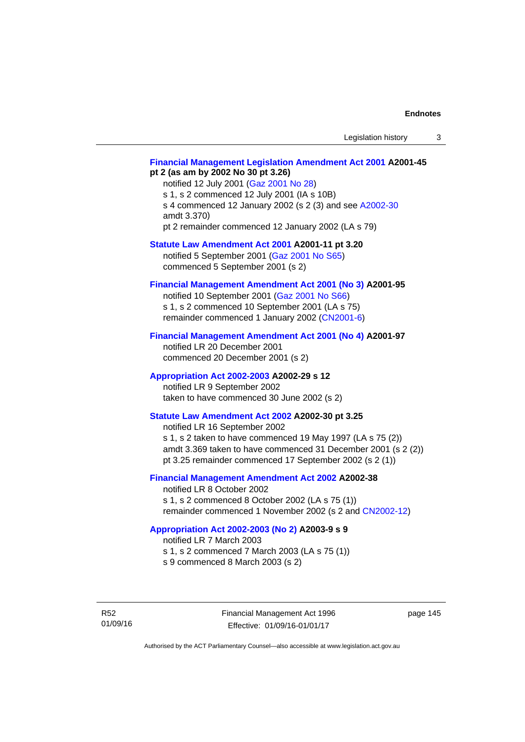**Financial Management Legislation Amendment Act 2001 A2001-45 pt 2 (as am by 2002 No 30 pt 3.26)**

notified 12 July 2001 (Gaz 2001 No 28)
s 1, s 2 commenced 12 July 2001 (IA s 10B)
s 4 commenced 12 January 2002 (s 2 (3) and see A2002-30 amdt 3.370)
pt 2 remainder commenced 12 January 2002 (LA s 79)

**Statute Law Amendment Act 2001 A2001-11 pt 3.20**

notified 5 September 2001 (Gaz 2001 No S65)
commenced 5 September 2001 (s 2)

**Financial Management Amendment Act 2001 (No 3) A2001-95**

notified 10 September 2001 (Gaz 2001 No S66)
s 1, s 2 commenced 10 September 2001 (LA s 75)
remainder commenced 1 January 2002 (CN2001-6)

**Financial Management Amendment Act 2001 (No 4) A2001-97**

notified LR 20 December 2001
commenced 20 December 2001 (s 2)

**Appropriation Act 2002-2003 A2002-29 s 12**

notified LR 9 September 2002
taken to have commenced 30 June 2002 (s 2)

**Statute Law Amendment Act 2002 A2002-30 pt 3.25**

notified LR 16 September 2002
s 1, s 2 taken to have commenced 19 May 1997 (LA s 75 (2))
amdt 3.369 taken to have commenced 31 December 2001 (s 2 (2))
pt 3.25 remainder commenced 17 September 2002 (s 2 (1))

**Financial Management Amendment Act 2002 A2002-38**

notified LR 8 October 2002
s 1, s 2 commenced 8 October 2002 (LA s 75 (1))
remainder commenced 1 November 2002 (s 2 and CN2002-12)

**Appropriation Act 2002-2003 (No 2) A2003-9 s 9**

notified LR 7 March 2003
s 1, s 2 commenced 7 March 2003 (LA s 75 (1))
s 9 commenced 8 March 2003 (s 2)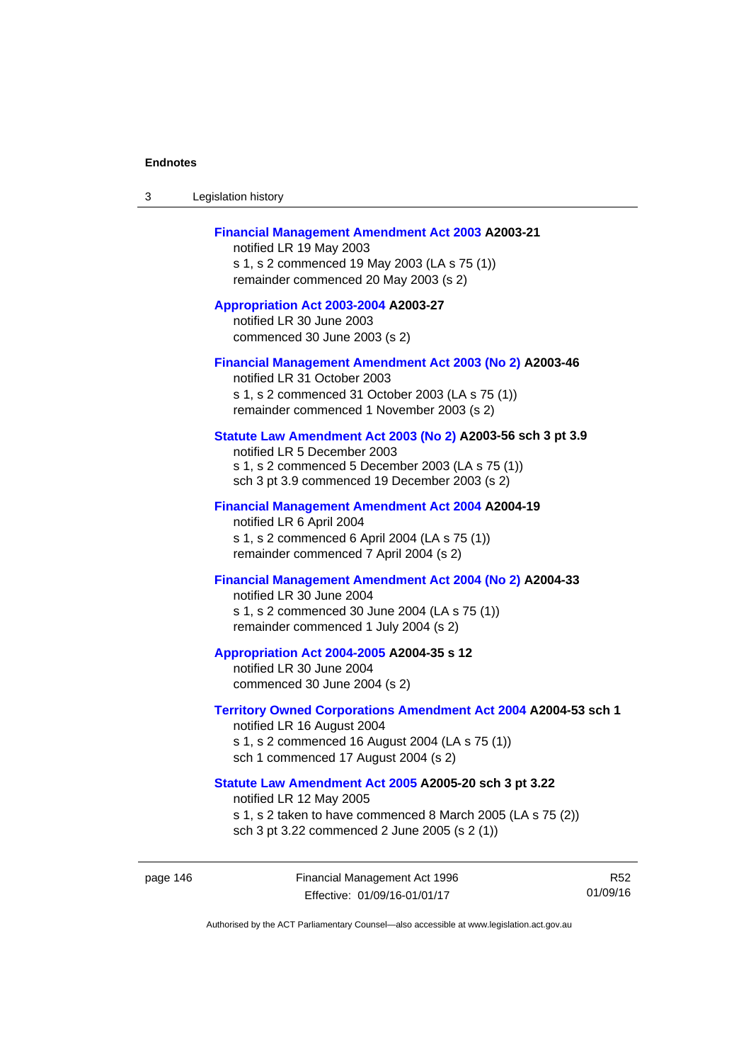**Financial Management Amendment Act 2003 A2003-21**

notified LR 19 May 2003

s 1, s 2 commenced 19 May 2003 (LA s 75 (1))

remainder commenced 20 May 2003 (s 2)

**Appropriation Act 2003-2004 A2003-27**

notified LR 30 June 2003

commenced 30 June 2003 (s 2)

**Financial Management Amendment Act 2003 (No 2) A2003-46**

notified LR 31 October 2003

s 1, s 2 commenced 31 October 2003 (LA s 75 (1))

remainder commenced 1 November 2003 (s 2)

**Statute Law Amendment Act 2003 (No 2) A2003-56 sch 3 pt 3.9**

notified LR 5 December 2003

s 1, s 2 commenced 5 December 2003 (LA s 75 (1))

sch 3 pt 3.9 commenced 19 December 2003 (s 2)

**Financial Management Amendment Act 2004 A2004-19**

notified LR 6 April 2004

s 1, s 2 commenced 6 April 2004 (LA s 75 (1))

remainder commenced 7 April 2004 (s 2)

**Financial Management Amendment Act 2004 (No 2) A2004-33**

notified LR 30 June 2004

s 1, s 2 commenced 30 June 2004 (LA s 75 (1))

remainder commenced 1 July 2004 (s 2)

**Appropriation Act 2004-2005 A2004-35 s 12**

notified LR 30 June 2004

commenced 30 June 2004 (s 2)

**Territory Owned Corporations Amendment Act 2004 A2004-53 sch 1**

notified LR 16 August 2004

s 1, s 2 commenced 16 August 2004 (LA s 75 (1))

sch 1 commenced 17 August 2004 (s 2)

**Statute Law Amendment Act 2005 A2005-20 sch 3 pt 3.22**

notified LR 12 May 2005

s 1, s 2 taken to have commenced 8 March 2005 (LA s 75 (2))

sch 3 pt 3.22 commenced 2 June 2005 (s 2 (1))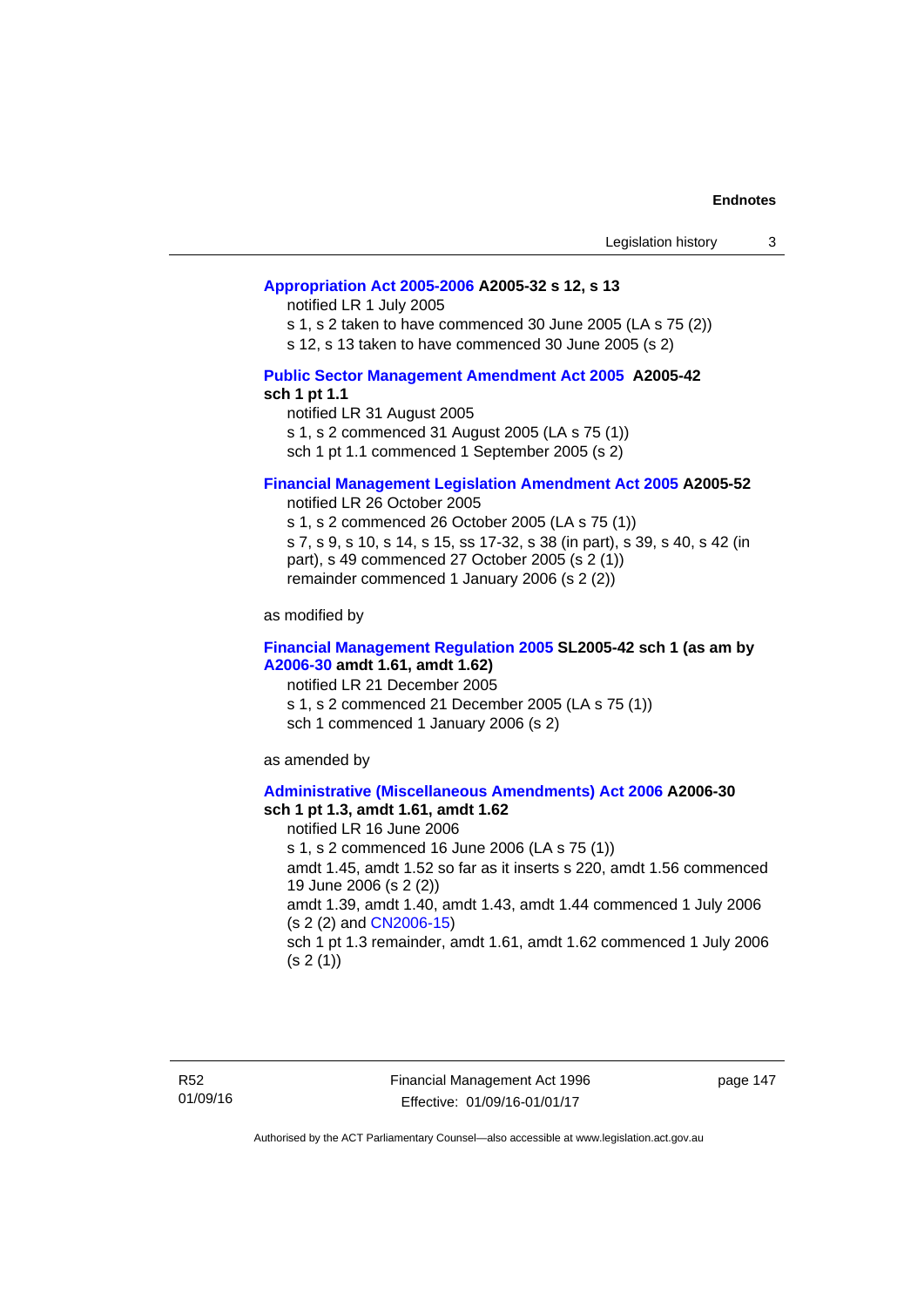**Appropriation Act 2005-2006 A2005-32 s 12, s 13**

notified LR 1 July 2005

s 1, s 2 taken to have commenced 30 June 2005 (LA s 75 (2))

s 12, s 13 taken to have commenced 30 June 2005 (s 2)

**Public Sector Management Amendment Act 2005 A2005-42 sch 1 pt 1.1**

notified LR 31 August 2005

s 1, s 2 commenced 31 August 2005 (LA s 75 (1))

sch 1 pt 1.1 commenced 1 September 2005 (s 2)

**Financial Management Legislation Amendment Act 2005 A2005-52**

notified LR 26 October 2005

s 1, s 2 commenced 26 October 2005 (LA s 75 (1))

s 7, s 9, s 10, s 14, s 15, ss 17-32, s 38 (in part), s 39, s 40, s 42 (in part), s 49 commenced 27 October 2005 (s 2 (1))

remainder commenced 1 January 2006 (s 2 (2))

as modified by

**Financial Management Regulation 2005 SL2005-42 sch 1 (as am by A2006-30 amdt 1.61, amdt 1.62)**

notified LR 21 December 2005

s 1, s 2 commenced 21 December 2005 (LA s 75 (1))

sch 1 commenced 1 January 2006 (s 2)

as amended by

**Administrative (Miscellaneous Amendments) Act 2006 A2006-30 sch 1 pt 1.3, amdt 1.61, amdt 1.62**

notified LR 16 June 2006

s 1, s 2 commenced 16 June 2006 (LA s 75 (1))

amdt 1.45, amdt 1.52 so far as it inserts s 220, amdt 1.56 commenced 19 June 2006 (s 2 (2))

amdt 1.39, amdt 1.40, amdt 1.43, amdt 1.44 commenced 1 July 2006 (s 2 (2) and CN2006-15)

sch 1 pt 1.3 remainder, amdt 1.61, amdt 1.62 commenced 1 July 2006 (s 2 (1))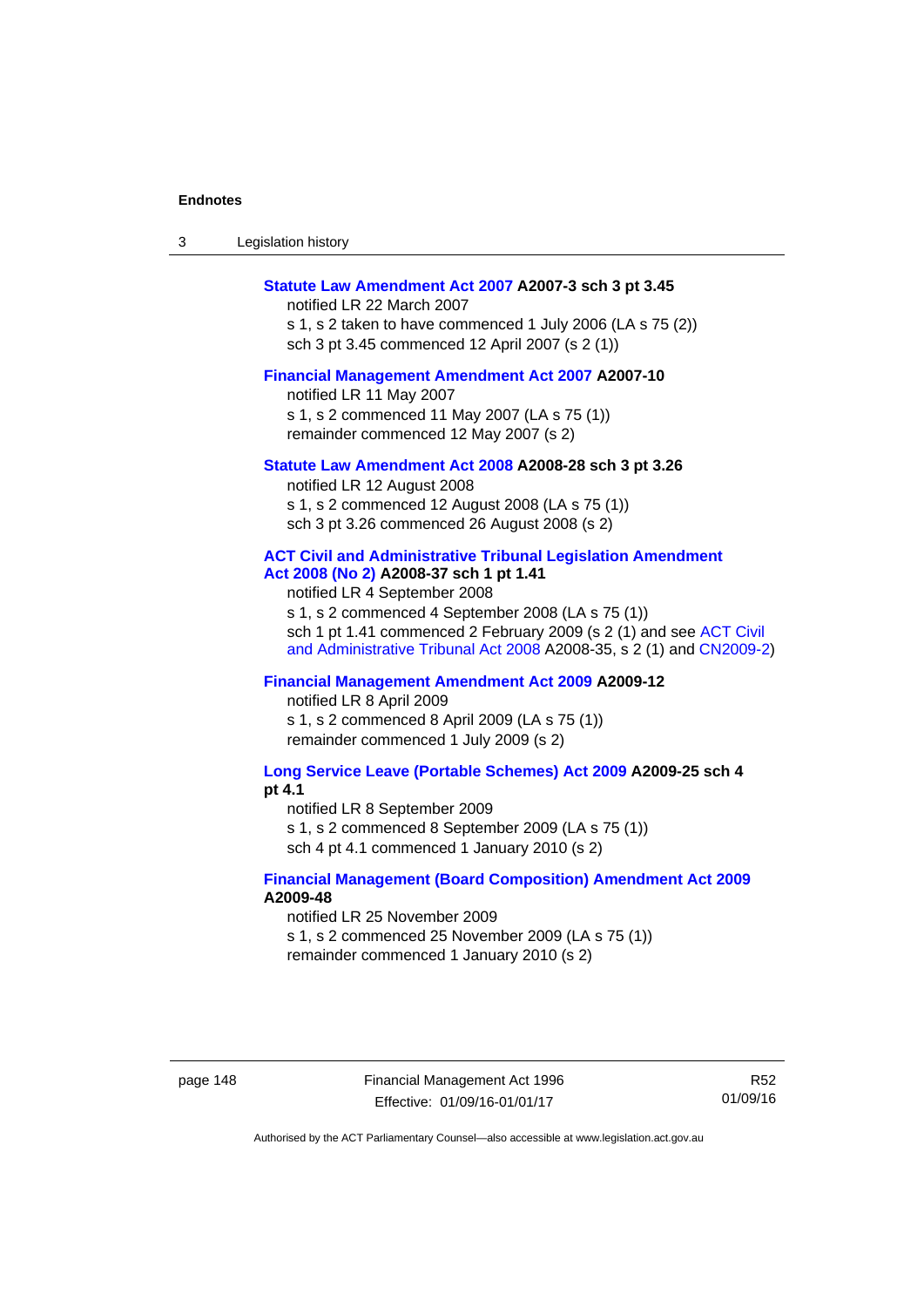**Statute Law Amendment Act 2007 A2007-3 sch 3 pt 3.45**

notified LR 22 March 2007

s 1, s 2 taken to have commenced 1 July 2006 (LA s 75 (2))

sch 3 pt 3.45 commenced 12 April 2007 (s 2 (1))

**Financial Management Amendment Act 2007 A2007-10**

notified LR 11 May 2007

s 1, s 2 commenced 11 May 2007 (LA s 75 (1))

remainder commenced 12 May 2007 (s 2)

**Statute Law Amendment Act 2008 A2008-28 sch 3 pt 3.26**

notified LR 12 August 2008

s 1, s 2 commenced 12 August 2008 (LA s 75 (1))

sch 3 pt 3.26 commenced 26 August 2008 (s 2)

**ACT Civil and Administrative Tribunal Legislation Amendment Act 2008 (No 2) A2008-37 sch 1 pt 1.41**

notified LR 4 September 2008

s 1, s 2 commenced 4 September 2008 (LA s 75 (1))

sch 1 pt 1.41 commenced 2 February 2009 (s 2 (1) and see ACT Civil and Administrative Tribunal Act 2008 A2008-35, s 2 (1) and CN2009-2)

**Financial Management Amendment Act 2009 A2009-12**

notified LR 8 April 2009

s 1, s 2 commenced 8 April 2009 (LA s 75 (1))

remainder commenced 1 July 2009 (s 2)

**Long Service Leave (Portable Schemes) Act 2009 A2009-25 sch 4 pt 4.1**

notified LR 8 September 2009

s 1, s 2 commenced 8 September 2009 (LA s 75 (1))

sch 4 pt 4.1 commenced 1 January 2010 (s 2)

**Financial Management (Board Composition) Amendment Act 2009 A2009-48**

notified LR 25 November 2009

s 1, s 2 commenced 25 November 2009 (LA s 75 (1))

remainder commenced 1 January 2010 (s 2)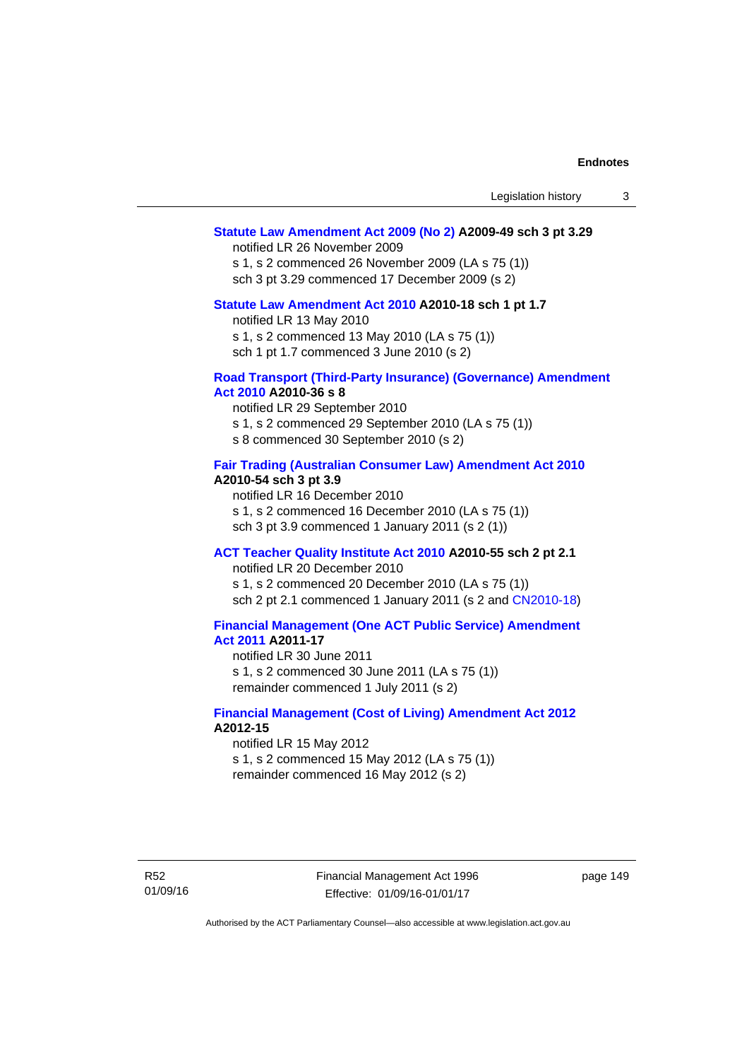**Statute Law Amendment Act 2009 (No 2) A2009-49 sch 3 pt 3.29**

notified LR 26 November 2009

s 1, s 2 commenced 26 November 2009 (LA s 75 (1))

sch 3 pt 3.29 commenced 17 December 2009 (s 2)

**Statute Law Amendment Act 2010 A2010-18 sch 1 pt 1.7**

notified LR 13 May 2010

s 1, s 2 commenced 13 May 2010 (LA s 75 (1))

sch 1 pt 1.7 commenced 3 June 2010 (s 2)

**Road Transport (Third-Party Insurance) (Governance) Amendment Act 2010 A2010-36 s 8**

notified LR 29 September 2010

s 1, s 2 commenced 29 September 2010 (LA s 75 (1))

s 8 commenced 30 September 2010 (s 2)

**Fair Trading (Australian Consumer Law) Amendment Act 2010 A2010-54 sch 3 pt 3.9**

notified LR 16 December 2010

s 1, s 2 commenced 16 December 2010 (LA s 75 (1))

sch 3 pt 3.9 commenced 1 January 2011 (s 2 (1))

**ACT Teacher Quality Institute Act 2010 A2010-55 sch 2 pt 2.1**

notified LR 20 December 2010

s 1, s 2 commenced 20 December 2010 (LA s 75 (1))

sch 2 pt 2.1 commenced 1 January 2011 (s 2 and CN2010-18)

**Financial Management (One ACT Public Service) Amendment Act 2011 A2011-17**

notified LR 30 June 2011

s 1, s 2 commenced 30 June 2011 (LA s 75 (1))

remainder commenced 1 July 2011 (s 2)

**Financial Management (Cost of Living) Amendment Act 2012 A2012-15**

notified LR 15 May 2012

s 1, s 2 commenced 15 May 2012 (LA s 75 (1))

remainder commenced 16 May 2012 (s 2)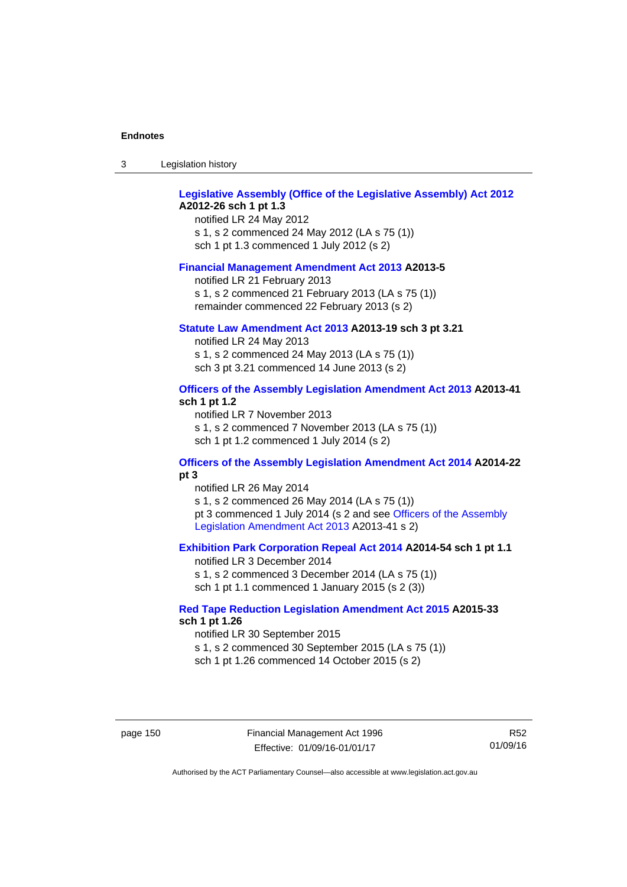**Legislative Assembly (Office of the Legislative Assembly) Act 2012 A2012-26 sch 1 pt 1.3**

notified LR 24 May 2012
s 1, s 2 commenced 24 May 2012 (LA s 75 (1))
sch 1 pt 1.3 commenced 1 July 2012 (s 2)

**Financial Management Amendment Act 2013 A2013-5**

notified LR 21 February 2013
s 1, s 2 commenced 21 February 2013 (LA s 75 (1))
remainder commenced 22 February 2013 (s 2)

**Statute Law Amendment Act 2013 A2013-19 sch 3 pt 3.21**

notified LR 24 May 2013
s 1, s 2 commenced 24 May 2013 (LA s 75 (1))
sch 3 pt 3.21 commenced 14 June 2013 (s 2)

**Officers of the Assembly Legislation Amendment Act 2013 A2013-41 sch 1 pt 1.2**

notified LR 7 November 2013
s 1, s 2 commenced 7 November 2013 (LA s 75 (1))
sch 1 pt 1.2 commenced 1 July 2014 (s 2)

**Officers of the Assembly Legislation Amendment Act 2014 A2014-22 pt 3**

notified LR 26 May 2014
s 1, s 2 commenced 26 May 2014 (LA s 75 (1))
pt 3 commenced 1 July 2014 (s 2 and see Officers of the Assembly Legislation Amendment Act 2013 A2013-41 s 2)

**Exhibition Park Corporation Repeal Act 2014 A2014-54 sch 1 pt 1.1**

notified LR 3 December 2014
s 1, s 2 commenced 3 December 2014 (LA s 75 (1))
sch 1 pt 1.1 commenced 1 January 2015 (s 2 (3))

**Red Tape Reduction Legislation Amendment Act 2015 A2015-33 sch 1 pt 1.26**

notified LR 30 September 2015
s 1, s 2 commenced 30 September 2015 (LA s 75 (1))
sch 1 pt 1.26 commenced 14 October 2015 (s 2)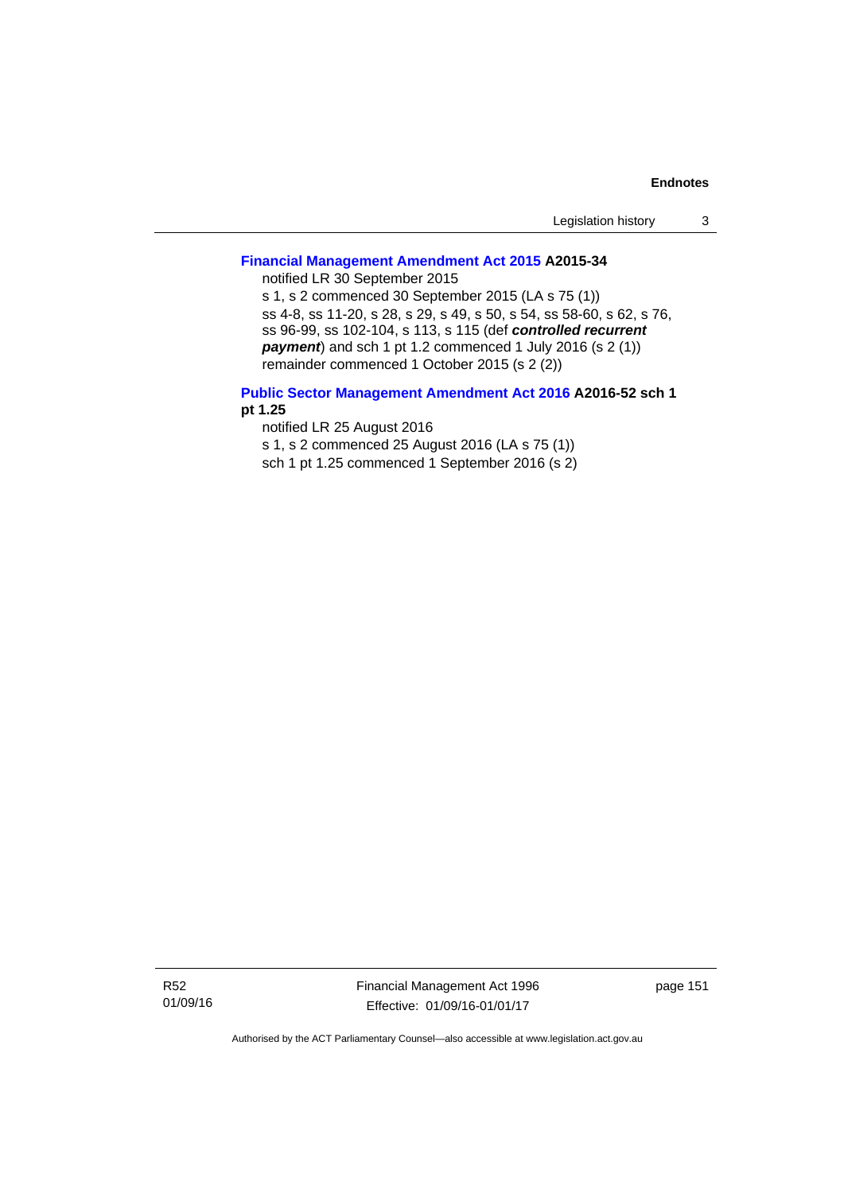**Financial Management Amendment Act 2015 A2015-34**

notified LR 30 September 2015

s 1, s 2 commenced 30 September 2015 (LA s 75 (1))

ss 4-8, ss 11-20, s 28, s 29, s 49, s 50, s 54, ss 58-60, s 62, s 76, ss 96-99, ss 102-104, s 113, s 115 (def ***controlled recurrent payment***) and sch 1 pt 1.2 commenced 1 July 2016 (s 2 (1))

remainder commenced 1 October 2015 (s 2 (2))

**Public Sector Management Amendment Act 2016 A2016-52 sch 1 pt 1.25**

notified LR 25 August 2016

s 1, s 2 commenced 25 August 2016 (LA s 75 (1))

sch 1 pt 1.25 commenced 1 September 2016 (s 2)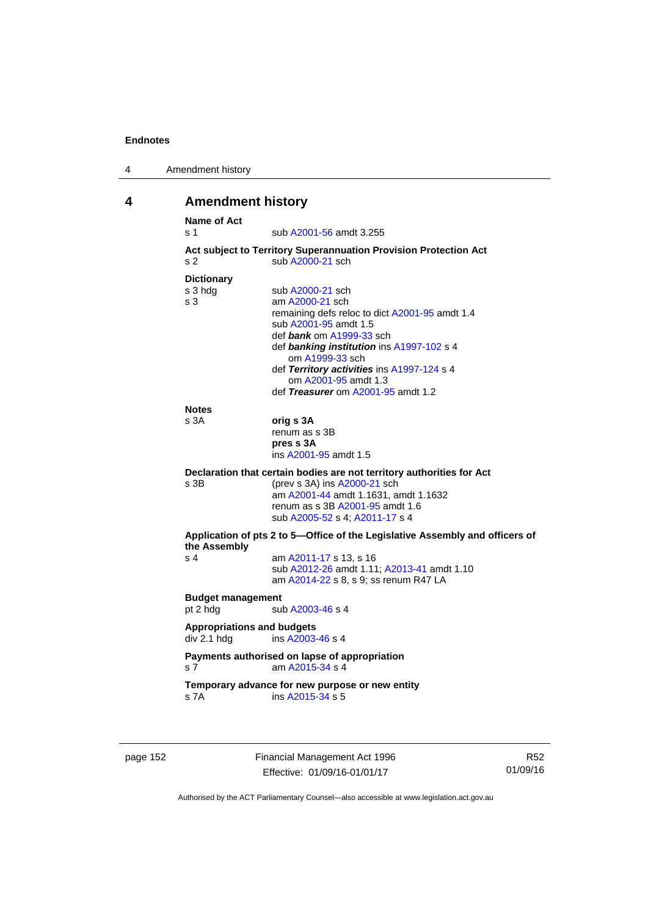# 4 Amendment history

**Name of Act**

s 1 sub A2001-56 amdt 3.255

**Act subject to Territory Superannuation Provision Protection Act**

s 2 sub A2000-21 sch

**Dictionary**

s 3 hdg sub A2000-21 sch

s 3 am A2000-21 sch
remaining defs reloc to dict A2001-95 amdt 1.4
sub A2001-95 amdt 1.5
def ***bank*** om A1999-33 sch
def ***banking institution*** ins A1997-102 s 4
om A1999-33 sch
def ***Territory activities*** ins A1997-124 s 4
om A2001-95 amdt 1.3
def ***Treasurer*** om A2001-95 amdt 1.2

**Notes**

s 3A **orig s 3A**
renum as s 3B
**pres s 3A**
ins A2001-95 amdt 1.5

**Declaration that certain bodies are not territory authorities for Act**

s 3B (prev s 3A) ins A2000-21 sch
am A2001-44 amdt 1.1631, amdt 1.1632
renum as s 3B A2001-95 amdt 1.6
sub A2005-52 s 4; A2011-17 s 4

**Application of pts 2 to 5—Office of the Legislative Assembly and officers of the Assembly**

s 4 am A2011-17 s 13, s 16
sub A2012-26 amdt 1.11; A2013-41 amdt 1.10
am A2014-22 s 8, s 9; ss renum R47 LA

**Budget management**

pt 2 hdg sub A2003-46 s 4

**Appropriations and budgets**

div 2.1 hdg ins A2003-46 s 4

**Payments authorised on lapse of appropriation**

s 7 am A2015-34 s 4

**Temporary advance for new purpose or new entity**

s 7A ins A2015-34 s 5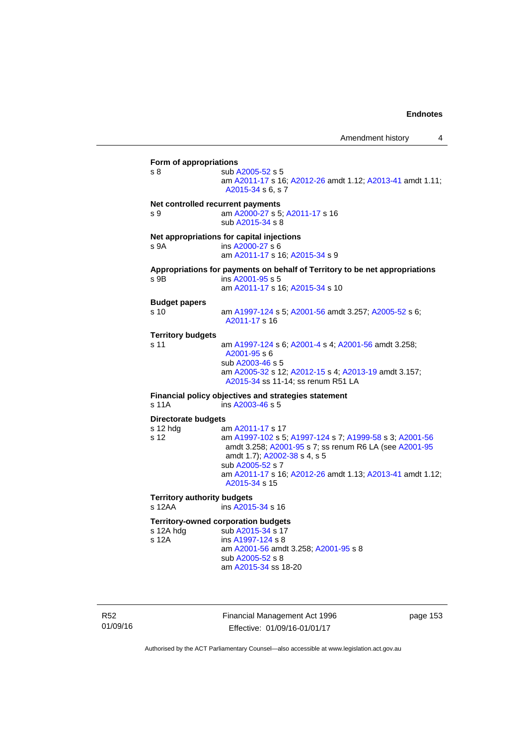**Form of appropriations**

s 8 — sub A2005-52 s 5
am A2011-17 s 16; A2012-26 amdt 1.12; A2013-41 amdt 1.11; A2015-34 s 6, s 7

**Net controlled recurrent payments**

s 9 — am A2000-27 s 5; A2011-17 s 16
sub A2015-34 s 8

**Net appropriations for capital injections**

s 9A — ins A2000-27 s 6
am A2011-17 s 16; A2015-34 s 9

**Appropriations for payments on behalf of Territory to be net appropriations**

s 9B — ins A2001-95 s 5
am A2011-17 s 16; A2015-34 s 10

**Budget papers**

s 10 — am A1997-124 s 5; A2001-56 amdt 3.257; A2005-52 s 6; A2011-17 s 16

**Territory budgets**

s 11 — am A1997-124 s 6; A2001-4 s 4; A2001-56 amdt 3.258; A2001-95 s 6
sub A2003-46 s 5
am A2005-32 s 12; A2012-15 s 4; A2013-19 amdt 3.157; A2015-34 ss 11-14; ss renum R51 LA

**Financial policy objectives and strategies statement**

s 11A — ins A2003-46 s 5

**Directorate budgets**

s 12 hdg — am A2011-17 s 17
s 12 — am A1997-102 s 5; A1997-124 s 7; A1999-58 s 3; A2001-56 amdt 3.258; A2001-95 s 7; ss renum R6 LA (see A2001-95 amdt 1.7); A2002-38 s 4, s 5
sub A2005-52 s 7
am A2011-17 s 16; A2012-26 amdt 1.13; A2013-41 amdt 1.12; A2015-34 s 15

**Territory authority budgets**

s 12AA — ins A2015-34 s 16

**Territory-owned corporation budgets**

s 12A hdg — sub A2015-34 s 17
s 12A — ins A1997-124 s 8
am A2001-56 amdt 3.258; A2001-95 s 8
sub A2005-52 s 8
am A2015-34 ss 18-20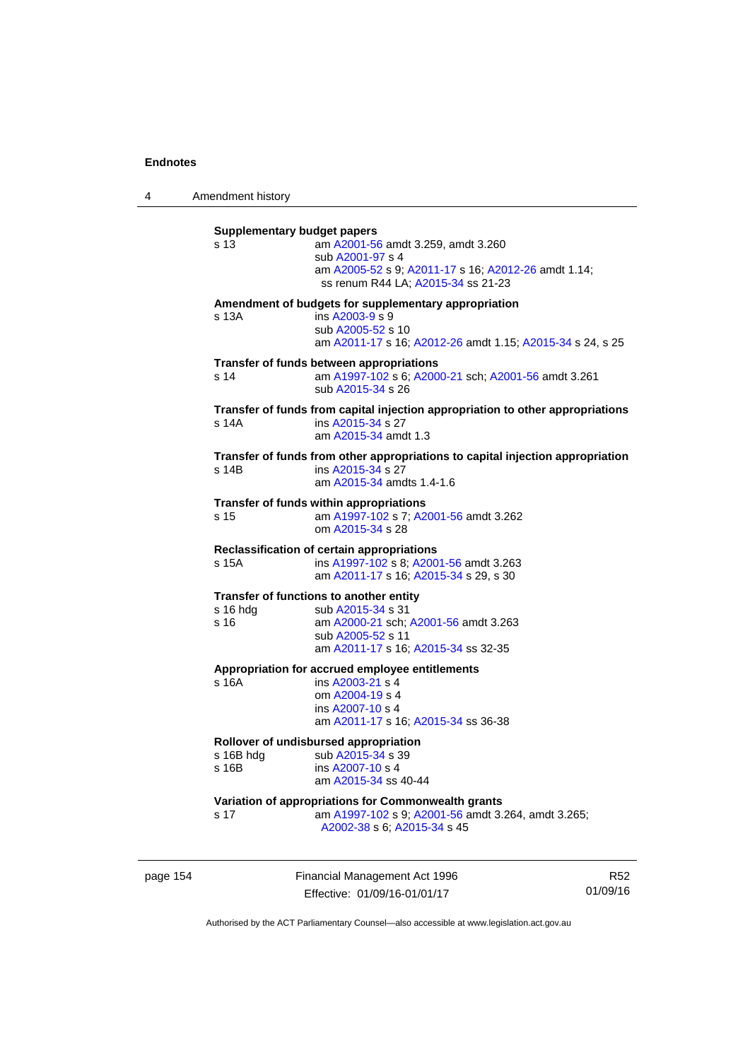**Supplementary budget papers**

s 13 am A2001-56 amdt 3.259, amdt 3.260
sub A2001-97 s 4
am A2005-52 s 9; A2011-17 s 16; A2012-26 amdt 1.14; ss renum R44 LA; A2015-34 ss 21-23

**Amendment of budgets for supplementary appropriation**

s 13A ins A2003-9 s 9
sub A2005-52 s 10
am A2011-17 s 16; A2012-26 amdt 1.15; A2015-34 s 24, s 25

**Transfer of funds between appropriations**

s 14 am A1997-102 s 6; A2000-21 sch; A2001-56 amdt 3.261
sub A2015-34 s 26

**Transfer of funds from capital injection appropriation to other appropriations**

s 14A ins A2015-34 s 27
am A2015-34 amdt 1.3

**Transfer of funds from other appropriations to capital injection appropriation**

s 14B ins A2015-34 s 27
am A2015-34 amdts 1.4-1.6

**Transfer of funds within appropriations**

s 15 am A1997-102 s 7; A2001-56 amdt 3.262
om A2015-34 s 28

**Reclassification of certain appropriations**

s 15A ins A1997-102 s 8; A2001-56 amdt 3.263
am A2011-17 s 16; A2015-34 s 29, s 30

**Transfer of functions to another entity**

s 16 hdg sub A2015-34 s 31

s 16 am A2000-21 sch; A2001-56 amdt 3.263
sub A2005-52 s 11
am A2011-17 s 16; A2015-34 ss 32-35

**Appropriation for accrued employee entitlements**

s 16A ins A2003-21 s 4
om A2004-19 s 4
ins A2007-10 s 4
am A2011-17 s 16; A2015-34 ss 36-38

**Rollover of undisbursed appropriation**

s 16B hdg sub A2015-34 s 39

s 16B ins A2007-10 s 4
am A2015-34 ss 40-44

**Variation of appropriations for Commonwealth grants**

s 17 am A1997-102 s 9; A2001-56 amdt 3.264, amdt 3.265; A2002-38 s 6; A2015-34 s 45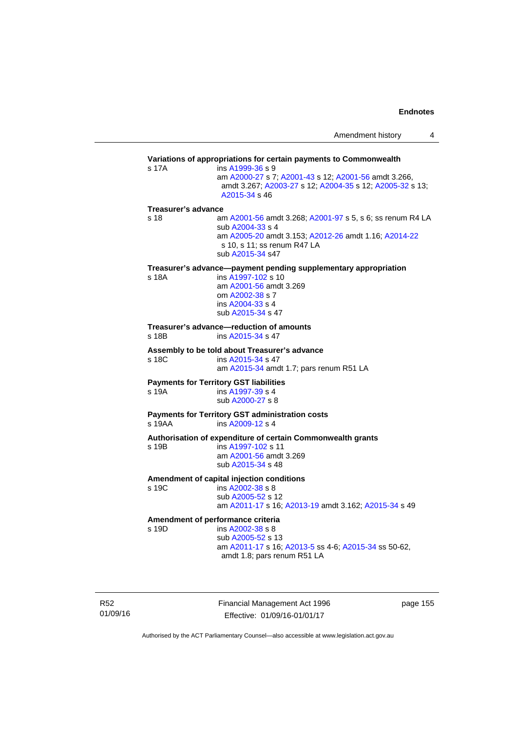**Variations of appropriations for certain payments to Commonwealth**

s 17A ins A1999-36 s 9
am A2000-27 s 7; A2001-43 s 12; A2001-56 amdt 3.266, amdt 3.267; A2003-27 s 12; A2004-35 s 12; A2005-32 s 13; A2015-34 s 46

**Treasurer's advance**

s 18 am A2001-56 amdt 3.268; A2001-97 s 5, s 6; ss renum R4 LA
sub A2004-33 s 4
am A2005-20 amdt 3.153; A2012-26 amdt 1.16; A2014-22 s 10, s 11; ss renum R47 LA
sub A2015-34 s47

**Treasurer's advance—payment pending supplementary appropriation**

s 18A ins A1997-102 s 10
am A2001-56 amdt 3.269
om A2002-38 s 7
ins A2004-33 s 4
sub A2015-34 s 47

**Treasurer's advance—reduction of amounts**

s 18B ins A2015-34 s 47

**Assembly to be told about Treasurer's advance**

s 18C ins A2015-34 s 47
am A2015-34 amdt 1.7; pars renum R51 LA

**Payments for Territory GST liabilities**

s 19A ins A1997-39 s 4
sub A2000-27 s 8

**Payments for Territory GST administration costs**

s 19AA ins A2009-12 s 4

**Authorisation of expenditure of certain Commonwealth grants**

s 19B ins A1997-102 s 11
am A2001-56 amdt 3.269
sub A2015-34 s 48

**Amendment of capital injection conditions**

s 19C ins A2002-38 s 8
sub A2005-52 s 12
am A2011-17 s 16; A2013-19 amdt 3.162; A2015-34 s 49

**Amendment of performance criteria**

s 19D ins A2002-38 s 8
sub A2005-52 s 13
am A2011-17 s 16; A2013-5 ss 4-6; A2015-34 ss 50-62, amdt 1.8; pars renum R51 LA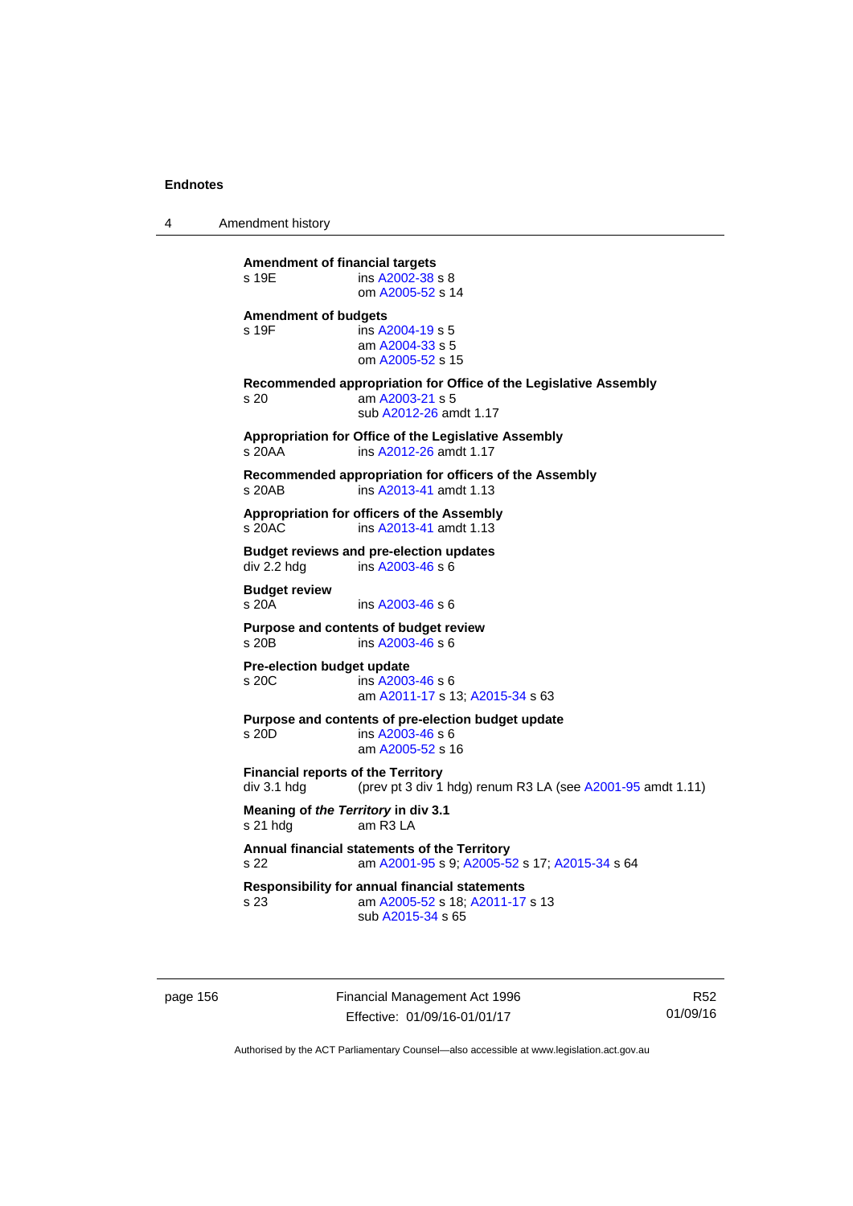**Amendment of financial targets**
s 19E ins A2002-38 s 8
om A2005-52 s 14

**Amendment of budgets**
s 19F ins A2004-19 s 5
am A2004-33 s 5
om A2005-52 s 15

**Recommended appropriation for Office of the Legislative Assembly**
s 20 am A2003-21 s 5
sub A2012-26 amdt 1.17

**Appropriation for Office of the Legislative Assembly**
s 20AA ins A2012-26 amdt 1.17

**Recommended appropriation for officers of the Assembly**
s 20AB ins A2013-41 amdt 1.13

**Appropriation for officers of the Assembly**
s 20AC ins A2013-41 amdt 1.13

**Budget reviews and pre-election updates**
div 2.2 hdg ins A2003-46 s 6

**Budget review**
s 20A ins A2003-46 s 6

**Purpose and contents of budget review**
s 20B ins A2003-46 s 6

**Pre-election budget update**
s 20C ins A2003-46 s 6
am A2011-17 s 13; A2015-34 s 63

**Purpose and contents of pre-election budget update**
s 20D ins A2003-46 s 6
am A2005-52 s 16

**Financial reports of the Territory**
div 3.1 hdg (prev pt 3 div 1 hdg) renum R3 LA (see A2001-95 amdt 1.11)

**Meaning of *the Territory* in div 3.1**
s 21 hdg am R3 LA

**Annual financial statements of the Territory**
s 22 am A2001-95 s 9; A2005-52 s 17; A2015-34 s 64

**Responsibility for annual financial statements**
s 23 am A2005-52 s 18; A2011-17 s 13
sub A2015-34 s 65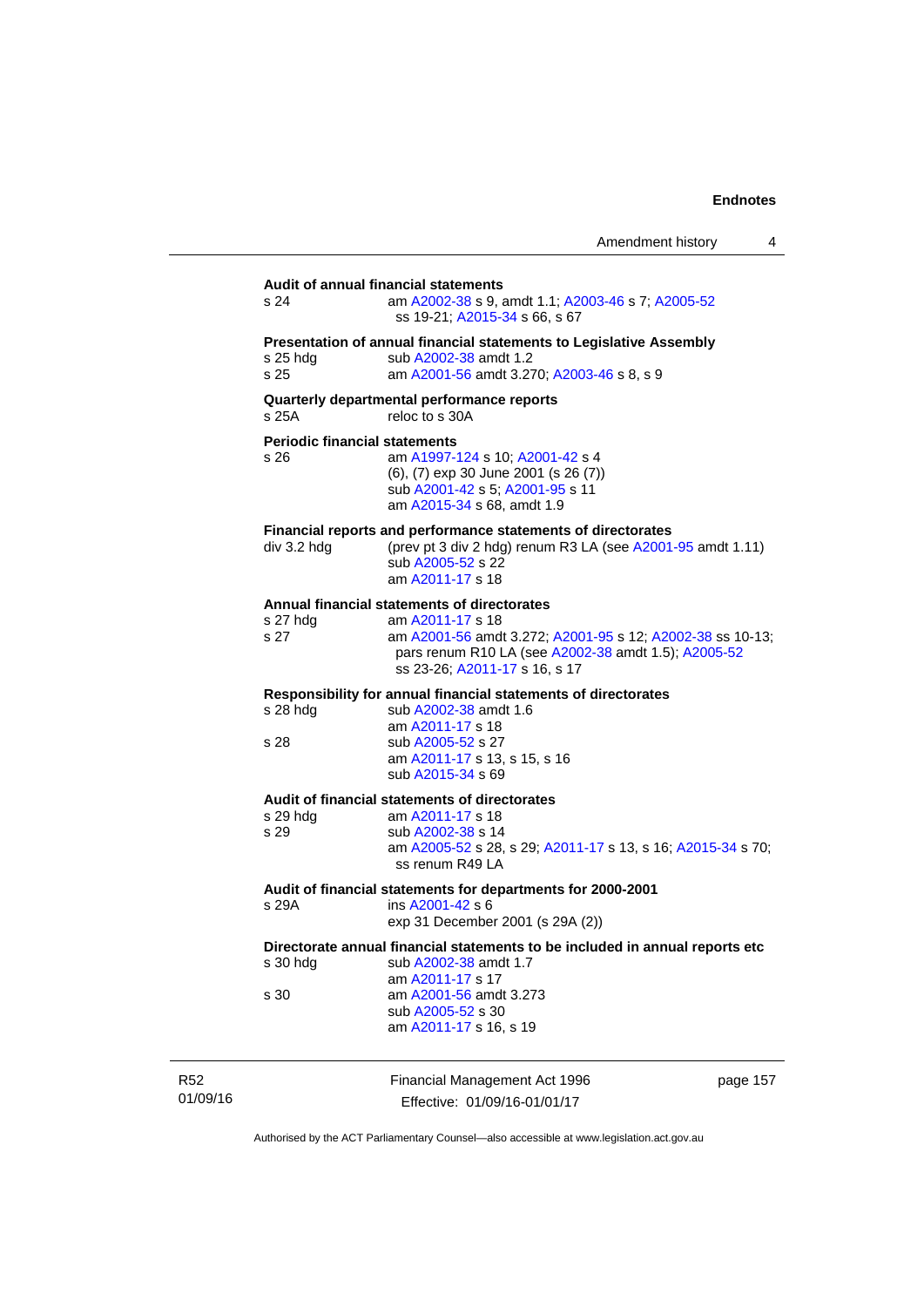**Audit of annual financial statements**

s 24 am A2002-38 s 9, amdt 1.1; A2003-46 s 7; A2005-52 ss 19-21; A2015-34 s 66, s 67

**Presentation of annual financial statements to Legislative Assembly**

s 25 hdg sub A2002-38 amdt 1.2

s 25 am A2001-56 amdt 3.270; A2003-46 s 8, s 9

**Quarterly departmental performance reports**

s 25A reloc to s 30A

**Periodic financial statements**

s 26 am A1997-124 s 10; A2001-42 s 4
(6), (7) exp 30 June 2001 (s 26 (7))
sub A2001-42 s 5; A2001-95 s 11
am A2015-34 s 68, amdt 1.9

**Financial reports and performance statements of directorates**

div 3.2 hdg (prev pt 3 div 2 hdg) renum R3 LA (see A2001-95 amdt 1.11)
sub A2005-52 s 22
am A2011-17 s 18

**Annual financial statements of directorates**

s 27 hdg am A2011-17 s 18

s 27 am A2001-56 amdt 3.272; A2001-95 s 12; A2002-38 ss 10-13; pars renum R10 LA (see A2002-38 amdt 1.5); A2005-52 ss 23-26; A2011-17 s 16, s 17

**Responsibility for annual financial statements of directorates**

s 28 hdg sub A2002-38 amdt 1.6
am A2011-17 s 18

s 28 sub A2005-52 s 27
am A2011-17 s 13, s 15, s 16
sub A2015-34 s 69

**Audit of financial statements of directorates**

s 29 hdg am A2011-17 s 18

s 29 sub A2002-38 s 14
am A2005-52 s 28, s 29; A2011-17 s 13, s 16; A2015-34 s 70; ss renum R49 LA

**Audit of financial statements for departments for 2000-2001**

s 29A ins A2001-42 s 6
exp 31 December 2001 (s 29A (2))

**Directorate annual financial statements to be included in annual reports etc**

s 30 hdg sub A2002-38 amdt 1.7
am A2011-17 s 17

s 30 am A2001-56 amdt 3.273
sub A2005-52 s 30
am A2011-17 s 16, s 19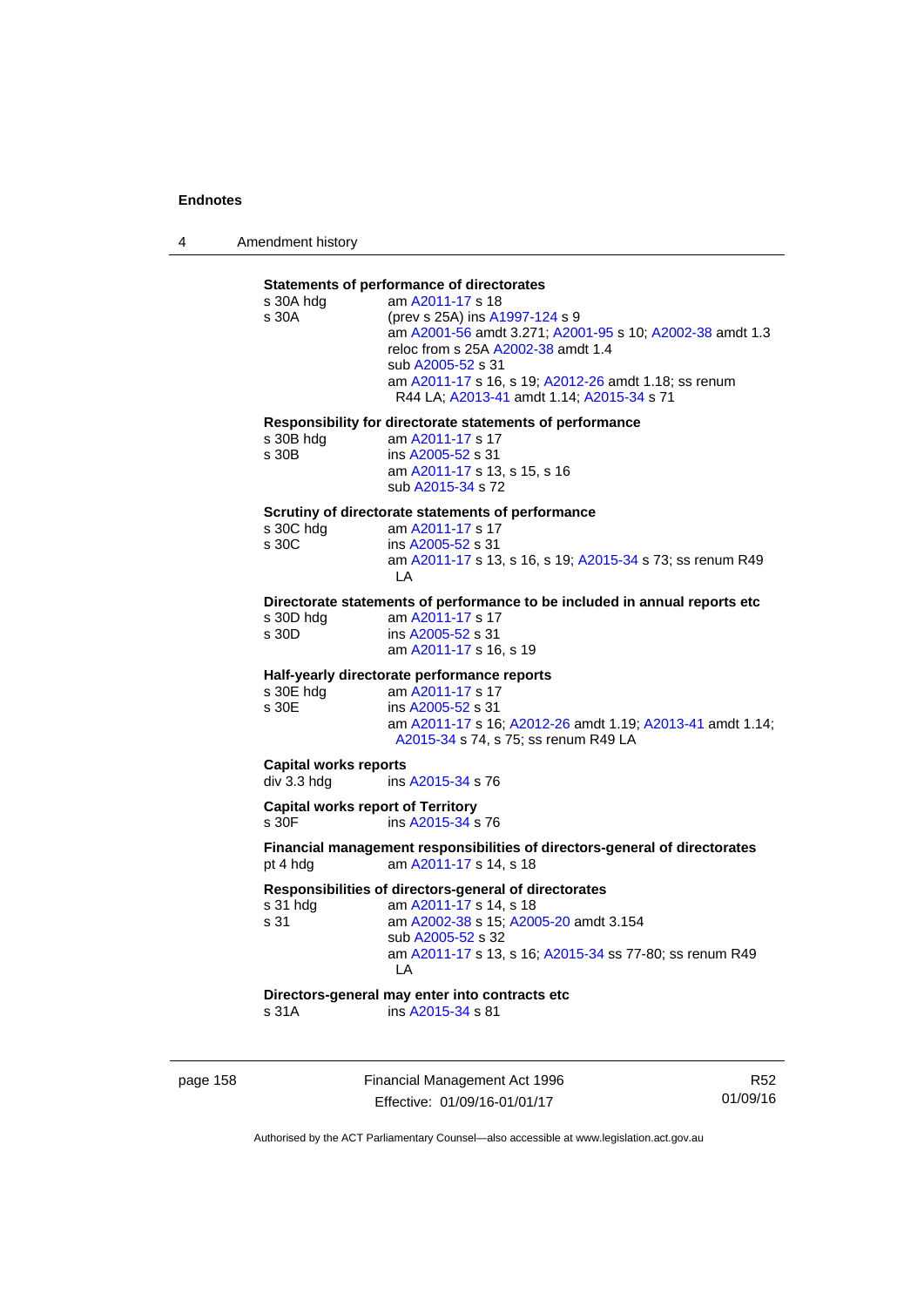**Statements of performance of directorates**

s 30A hdg am A2011-17 s 18

s 30A (prev s 25A) ins A1997-124 s 9
am A2001-56 amdt 3.271; A2001-95 s 10; A2002-38 amdt 1.3
reloc from s 25A A2002-38 amdt 1.4
sub A2005-52 s 31
am A2011-17 s 16, s 19; A2012-26 amdt 1.18; ss renum R44 LA; A2013-41 amdt 1.14; A2015-34 s 71

**Responsibility for directorate statements of performance**

s 30B hdg am A2011-17 s 17

s 30B ins A2005-52 s 31
am A2011-17 s 13, s 15, s 16
sub A2015-34 s 72

**Scrutiny of directorate statements of performance**

s 30C hdg am A2011-17 s 17

s 30C ins A2005-52 s 31
am A2011-17 s 13, s 16, s 19; A2015-34 s 73; ss renum R49 LA

**Directorate statements of performance to be included in annual reports etc**

s 30D hdg am A2011-17 s 17

s 30D ins A2005-52 s 31
am A2011-17 s 16, s 19

**Half-yearly directorate performance reports**

s 30E hdg am A2011-17 s 17

s 30E ins A2005-52 s 31
am A2011-17 s 16; A2012-26 amdt 1.19; A2013-41 amdt 1.14; A2015-34 s 74, s 75; ss renum R49 LA

**Capital works reports**

div 3.3 hdg ins A2015-34 s 76

**Capital works report of Territory**

s 30F ins A2015-34 s 76

**Financial management responsibilities of directors-general of directorates**

pt 4 hdg am A2011-17 s 14, s 18

**Responsibilities of directors-general of directorates**

s 31 hdg am A2011-17 s 14, s 18

s 31 am A2002-38 s 15; A2005-20 amdt 3.154
sub A2005-52 s 32
am A2011-17 s 13, s 16; A2015-34 ss 77-80; ss renum R49 LA

**Directors-general may enter into contracts etc**

s 31A ins A2015-34 s 81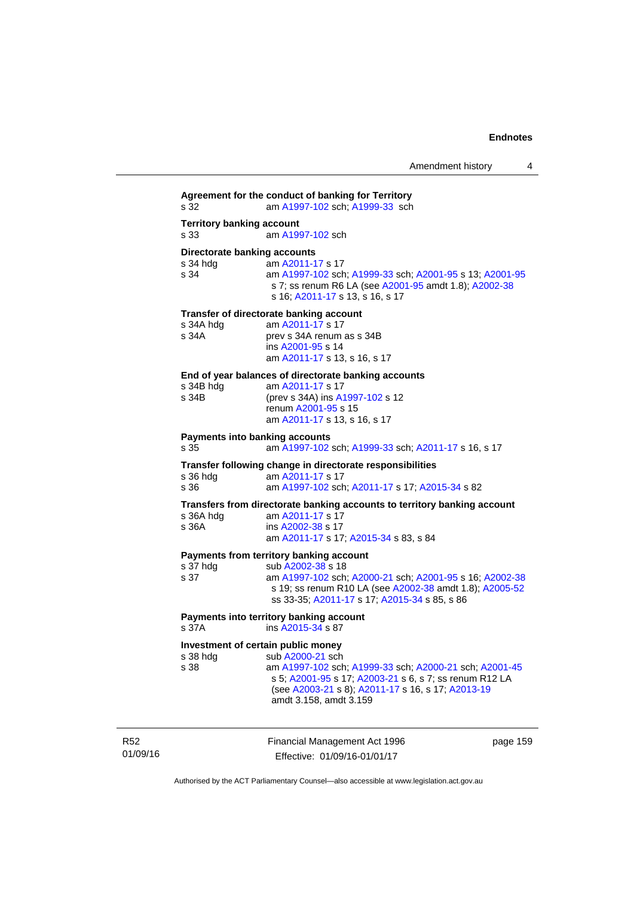**Agreement for the conduct of banking for Territory**
s 32 am A1997-102 sch; A1999-33 sch

**Territory banking account**
s 33 am A1997-102 sch

**Directorate banking accounts**
s 34 hdg am A2011-17 s 17
s 34 am A1997-102 sch; A1999-33 sch; A2001-95 s 13; A2001-95 s 7; ss renum R6 LA (see A2001-95 amdt 1.8); A2002-38 s 16; A2011-17 s 13, s 16, s 17

**Transfer of directorate banking account**
s 34A hdg am A2011-17 s 17
s 34A prev s 34A renum as s 34B
ins A2001-95 s 14
am A2011-17 s 13, s 16, s 17

**End of year balances of directorate banking accounts**
s 34B hdg am A2011-17 s 17
s 34B (prev s 34A) ins A1997-102 s 12
renum A2001-95 s 15
am A2011-17 s 13, s 16, s 17

**Payments into banking accounts**
s 35 am A1997-102 sch; A1999-33 sch; A2011-17 s 16, s 17

**Transfer following change in directorate responsibilities**
s 36 hdg am A2011-17 s 17
s 36 am A1997-102 sch; A2011-17 s 17; A2015-34 s 82

**Transfers from directorate banking accounts to territory banking account**
s 36A hdg am A2011-17 s 17
s 36A ins A2002-38 s 17
am A2011-17 s 17; A2015-34 s 83, s 84

**Payments from territory banking account**
s 37 hdg sub A2002-38 s 18
s 37 am A1997-102 sch; A2000-21 sch; A2001-95 s 16; A2002-38 s 19; ss renum R10 LA (see A2002-38 amdt 1.8); A2005-52 ss 33-35; A2011-17 s 17; A2015-34 s 85, s 86

**Payments into territory banking account**
s 37A ins A2015-34 s 87

**Investment of certain public money**
s 38 hdg sub A2000-21 sch
s 38 am A1997-102 sch; A1999-33 sch; A2000-21 sch; A2001-45 s 5; A2001-95 s 17; A2003-21 s 6, s 7; ss renum R12 LA (see A2003-21 s 8); A2011-17 s 16, s 17; A2013-19 amdt 3.158, amdt 3.159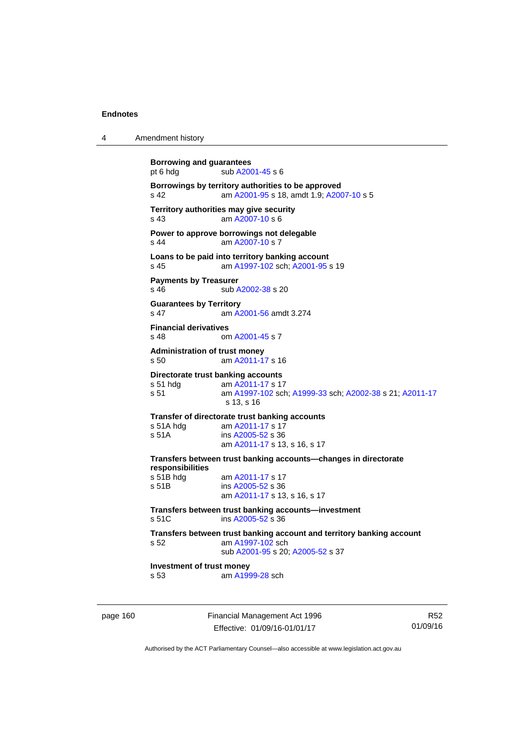**Borrowing and guarantees**
pt 6 hdg sub A2001-45 s 6

**Borrowings by territory authorities to be approved**
s 42 am A2001-95 s 18, amdt 1.9; A2007-10 s 5

**Territory authorities may give security**
s 43 am A2007-10 s 6

**Power to approve borrowings not delegable**
s 44 am A2007-10 s 7

**Loans to be paid into territory banking account**
s 45 am A1997-102 sch; A2001-95 s 19

**Payments by Treasurer**
s 46 sub A2002-38 s 20

**Guarantees by Territory**
s 47 am A2001-56 amdt 3.274

**Financial derivatives**
s 48 om A2001-45 s 7

**Administration of trust money**
s 50 am A2011-17 s 16

**Directorate trust banking accounts**
s 51 hdg am A2011-17 s 17
s 51 am A1997-102 sch; A1999-33 sch; A2002-38 s 21; A2011-17 s 13, s 16

**Transfer of directorate trust banking accounts**
s 51A hdg am A2011-17 s 17
s 51A ins A2005-52 s 36
am A2011-17 s 13, s 16, s 17

**Transfers between trust banking accounts—changes in directorate responsibilities**
s 51B hdg am A2011-17 s 17
s 51B ins A2005-52 s 36
am A2011-17 s 13, s 16, s 17

**Transfers between trust banking accounts—investment**
s 51C ins A2005-52 s 36

**Transfers between trust banking account and territory banking account**
s 52 am A1997-102 sch
sub A2001-95 s 20; A2005-52 s 37

**Investment of trust money**
s 53 am A1999-28 sch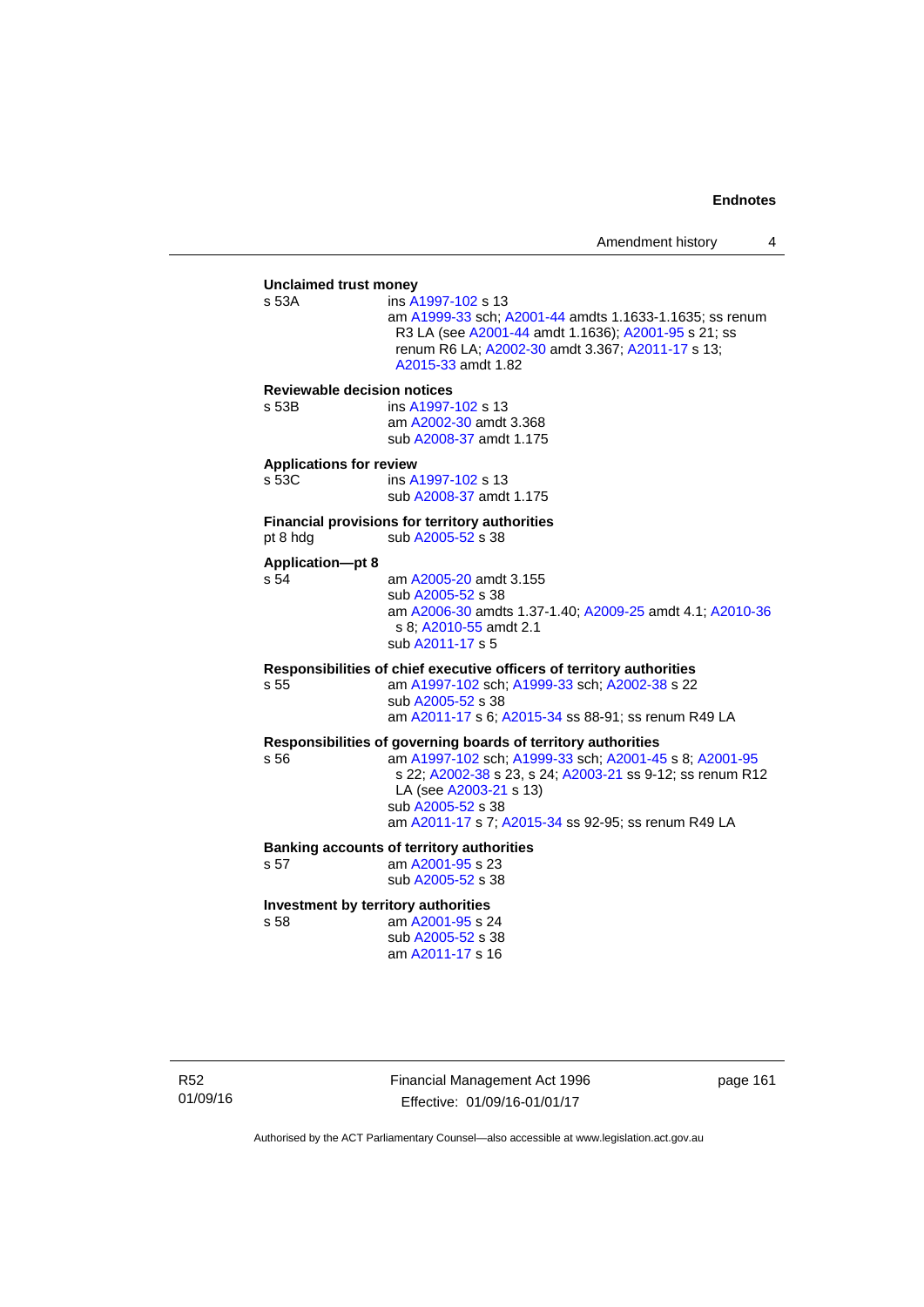**Unclaimed trust money**

s 53A — ins A1997-102 s 13
am A1999-33 sch; A2001-44 amdts 1.1633-1.1635; ss renum R3 LA (see A2001-44 amdt 1.1636); A2001-95 s 21; ss renum R6 LA; A2002-30 amdt 3.367; A2011-17 s 13; A2015-33 amdt 1.82

**Reviewable decision notices**

s 53B — ins A1997-102 s 13
am A2002-30 amdt 3.368
sub A2008-37 amdt 1.175

**Applications for review**

s 53C — ins A1997-102 s 13
sub A2008-37 amdt 1.175

**Financial provisions for territory authorities**

pt 8 hdg — sub A2005-52 s 38

**Application—pt 8**

s 54 — am A2005-20 amdt 3.155
sub A2005-52 s 38
am A2006-30 amdts 1.37-1.40; A2009-25 amdt 4.1; A2010-36 s 8; A2010-55 amdt 2.1
sub A2011-17 s 5

**Responsibilities of chief executive officers of territory authorities**

s 55 — am A1997-102 sch; A1999-33 sch; A2002-38 s 22
sub A2005-52 s 38
am A2011-17 s 6; A2015-34 ss 88-91; ss renum R49 LA

**Responsibilities of governing boards of territory authorities**

s 56 — am A1997-102 sch; A1999-33 sch; A2001-45 s 8; A2001-95 s 22; A2002-38 s 23, s 24; A2003-21 ss 9-12; ss renum R12 LA (see A2003-21 s 13)
sub A2005-52 s 38
am A2011-17 s 7; A2015-34 ss 92-95; ss renum R49 LA

**Banking accounts of territory authorities**

s 57 — am A2001-95 s 23
sub A2005-52 s 38

**Investment by territory authorities**

s 58 — am A2001-95 s 24
sub A2005-52 s 38
am A2011-17 s 16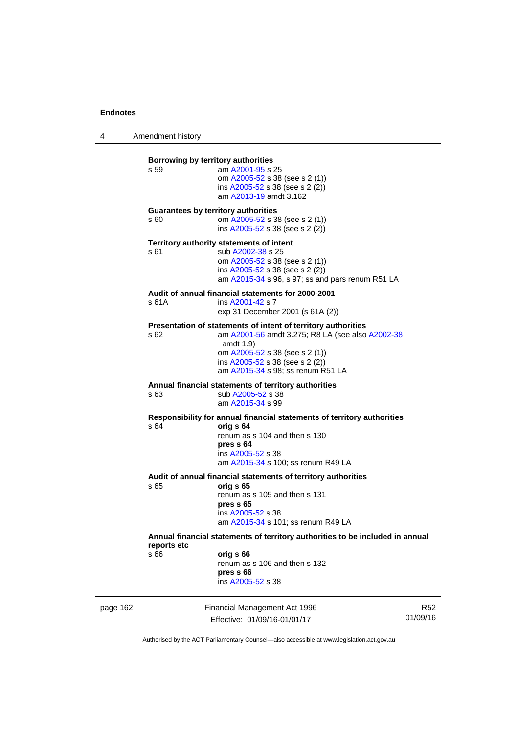**Borrowing by territory authorities**

s 59 am A2001-95 s 25
om A2005-52 s 38 (see s 2 (1))
ins A2005-52 s 38 (see s 2 (2))
am A2013-19 amdt 3.162

**Guarantees by territory authorities**

s 60 om A2005-52 s 38 (see s 2 (1))
ins A2005-52 s 38 (see s 2 (2))

**Territory authority statements of intent**

s 61 sub A2002-38 s 25
om A2005-52 s 38 (see s 2 (1))
ins A2005-52 s 38 (see s 2 (2))
am A2015-34 s 96, s 97; ss and pars renum R51 LA

**Audit of annual financial statements for 2000-2001**

s 61A ins A2001-42 s 7
exp 31 December 2001 (s 61A (2))

**Presentation of statements of intent of territory authorities**

s 62 am A2001-56 amdt 3.275; R8 LA (see also A2002-38 amdt 1.9)
om A2005-52 s 38 (see s 2 (1))
ins A2005-52 s 38 (see s 2 (2))
am A2015-34 s 98; ss renum R51 LA

**Annual financial statements of territory authorities**

s 63 sub A2005-52 s 38
am A2015-34 s 99

**Responsibility for annual financial statements of territory authorities**

s 64 **orig s 64**
renum as s 104 and then s 130
**pres s 64**
ins A2005-52 s 38
am A2015-34 s 100; ss renum R49 LA

**Audit of annual financial statements of territory authorities**

s 65 **orig s 65**
renum as s 105 and then s 131
**pres s 65**
ins A2005-52 s 38
am A2015-34 s 101; ss renum R49 LA

**Annual financial statements of territory authorities to be included in annual reports etc**

s 66 **orig s 66**
renum as s 106 and then s 132
**pres s 66**
ins A2005-52 s 38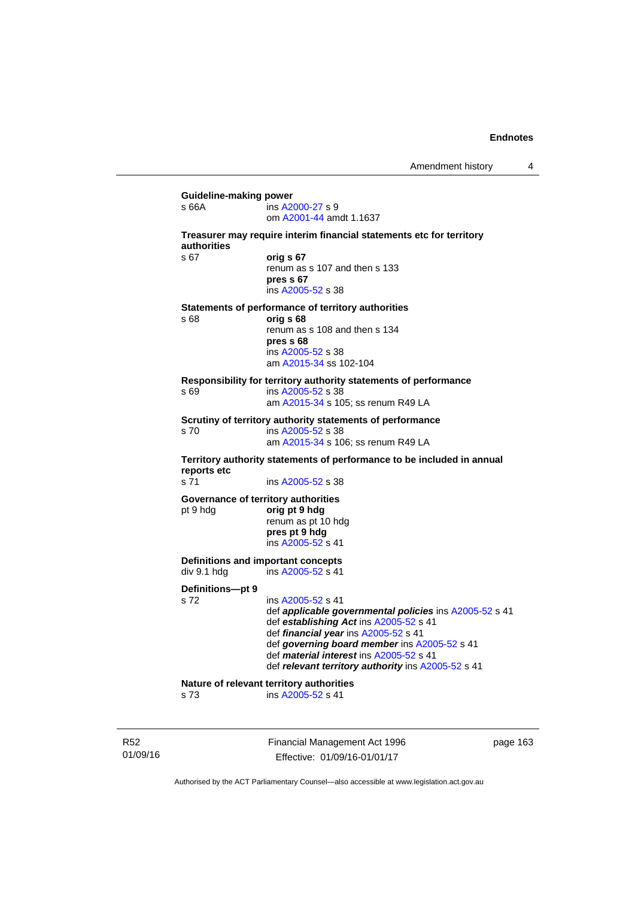**Guideline-making power**
s 66A ins A2000-27 s 9
om A2001-44 amdt 1.1637

**Treasurer may require interim financial statements etc for territory authorities**
s 67 **orig s 67**
renum as s 107 and then s 133
**pres s 67**
ins A2005-52 s 38

**Statements of performance of territory authorities**
s 68 **orig s 68**
renum as s 108 and then s 134
**pres s 68**
ins A2005-52 s 38
am A2015-34 ss 102-104

**Responsibility for territory authority statements of performance**
s 69 ins A2005-52 s 38
am A2015-34 s 105; ss renum R49 LA

**Scrutiny of territory authority statements of performance**
s 70 ins A2005-52 s 38
am A2015-34 s 106; ss renum R49 LA

**Territory authority statements of performance to be included in annual reports etc**
s 71 ins A2005-52 s 38

**Governance of territory authorities**
pt 9 hdg **orig pt 9 hdg**
renum as pt 10 hdg
**pres pt 9 hdg**
ins A2005-52 s 41

**Definitions and important concepts**
div 9.1 hdg ins A2005-52 s 41

**Definitions—pt 9**
s 72 ins A2005-52 s 41
def ***applicable governmental policies*** ins A2005-52 s 41
def ***establishing Act*** ins A2005-52 s 41
def ***financial year*** ins A2005-52 s 41
def ***governing board member*** ins A2005-52 s 41
def ***material interest*** ins A2005-52 s 41
def ***relevant territory authority*** ins A2005-52 s 41

**Nature of relevant territory authorities**
s 73 ins A2005-52 s 41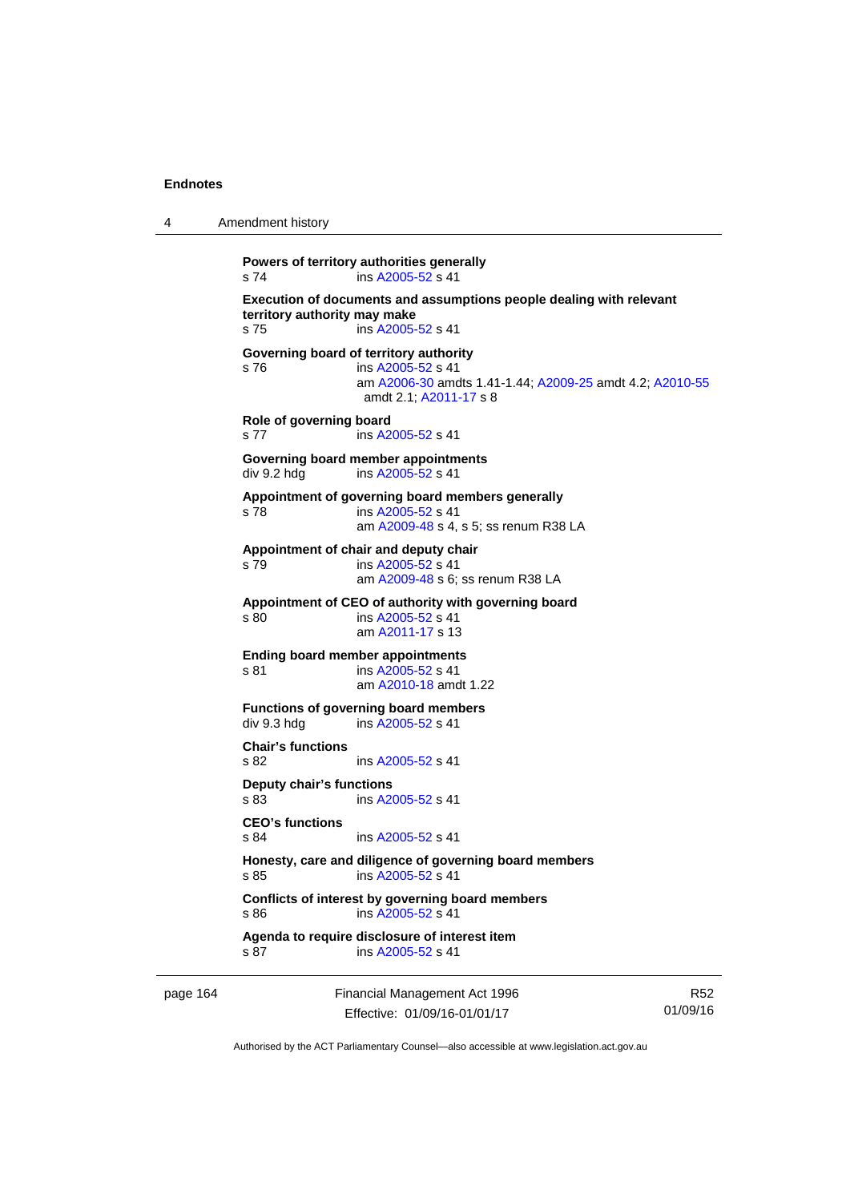**Powers of territory authorities generally**
s 74 ins A2005-52 s 41

**Execution of documents and assumptions people dealing with relevant territory authority may make**
s 75 ins A2005-52 s 41

**Governing board of territory authority**
s 76 ins A2005-52 s 41
am A2006-30 amdts 1.41-1.44; A2009-25 amdt 4.2; A2010-55 amdt 2.1; A2011-17 s 8

**Role of governing board**
s 77 ins A2005-52 s 41

**Governing board member appointments**
div 9.2 hdg ins A2005-52 s 41

**Appointment of governing board members generally**
s 78 ins A2005-52 s 41
am A2009-48 s 4, s 5; ss renum R38 LA

**Appointment of chair and deputy chair**
s 79 ins A2005-52 s 41
am A2009-48 s 6; ss renum R38 LA

**Appointment of CEO of authority with governing board**
s 80 ins A2005-52 s 41
am A2011-17 s 13

**Ending board member appointments**
s 81 ins A2005-52 s 41
am A2010-18 amdt 1.22

**Functions of governing board members**
div 9.3 hdg ins A2005-52 s 41

**Chair's functions**
s 82 ins A2005-52 s 41

**Deputy chair's functions**
s 83 ins A2005-52 s 41

**CEO's functions**
s 84 ins A2005-52 s 41

**Honesty, care and diligence of governing board members**
s 85 ins A2005-52 s 41

**Conflicts of interest by governing board members**
s 86 ins A2005-52 s 41

**Agenda to require disclosure of interest item**
s 87 ins A2005-52 s 41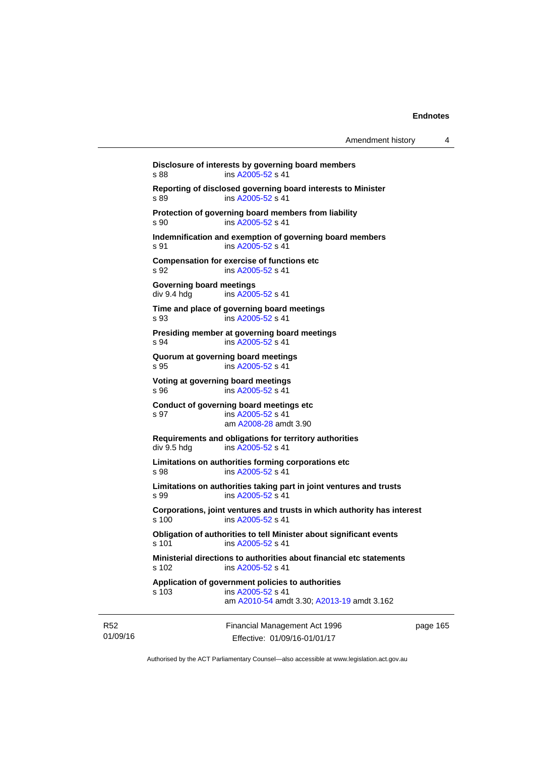**Disclosure of interests by governing board members**
s 88 ins A2005-52 s 41

**Reporting of disclosed governing board interests to Minister**
s 89 ins A2005-52 s 41

**Protection of governing board members from liability**
s 90 ins A2005-52 s 41

**Indemnification and exemption of governing board members**
s 91 ins A2005-52 s 41

**Compensation for exercise of functions etc**
s 92 ins A2005-52 s 41

**Governing board meetings**
div 9.4 hdg ins A2005-52 s 41

**Time and place of governing board meetings**
s 93 ins A2005-52 s 41

**Presiding member at governing board meetings**
s 94 ins A2005-52 s 41

**Quorum at governing board meetings**
s 95 ins A2005-52 s 41

**Voting at governing board meetings**
s 96 ins A2005-52 s 41

**Conduct of governing board meetings etc**
s 97 ins A2005-52 s 41
am A2008-28 amdt 3.90

**Requirements and obligations for territory authorities**
div 9.5 hdg ins A2005-52 s 41

**Limitations on authorities forming corporations etc**
s 98 ins A2005-52 s 41

**Limitations on authorities taking part in joint ventures and trusts**
s 99 ins A2005-52 s 41

**Corporations, joint ventures and trusts in which authority has interest**
s 100 ins A2005-52 s 41

**Obligation of authorities to tell Minister about significant events**
s 101 ins A2005-52 s 41

**Ministerial directions to authorities about financial etc statements**
s 102 ins A2005-52 s 41

**Application of government policies to authorities**
s 103 ins A2005-52 s 41
am A2010-54 amdt 3.30; A2013-19 amdt 3.162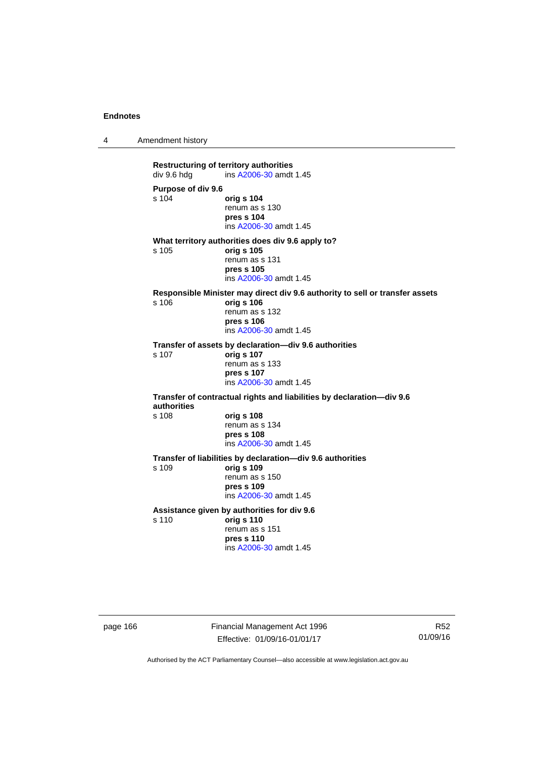**Restructuring of territory authorities**
div 9.6 hdg ins A2006-30 amdt 1.45

**Purpose of div 9.6**
s 104 **orig s 104**
renum as s 130
**pres s 104**
ins A2006-30 amdt 1.45

**What territory authorities does div 9.6 apply to?**
s 105 **orig s 105**
renum as s 131
**pres s 105**
ins A2006-30 amdt 1.45

**Responsible Minister may direct div 9.6 authority to sell or transfer assets**
s 106 **orig s 106**
renum as s 132
**pres s 106**
ins A2006-30 amdt 1.45

**Transfer of assets by declaration—div 9.6 authorities**
s 107 **orig s 107**
renum as s 133
**pres s 107**
ins A2006-30 amdt 1.45

**Transfer of contractual rights and liabilities by declaration—div 9.6 authorities**
s 108 **orig s 108**
renum as s 134
**pres s 108**
ins A2006-30 amdt 1.45

**Transfer of liabilities by declaration—div 9.6 authorities**
s 109 **orig s 109**
renum as s 150
**pres s 109**
ins A2006-30 amdt 1.45

**Assistance given by authorities for div 9.6**
s 110 **orig s 110**
renum as s 151
**pres s 110**
ins A2006-30 amdt 1.45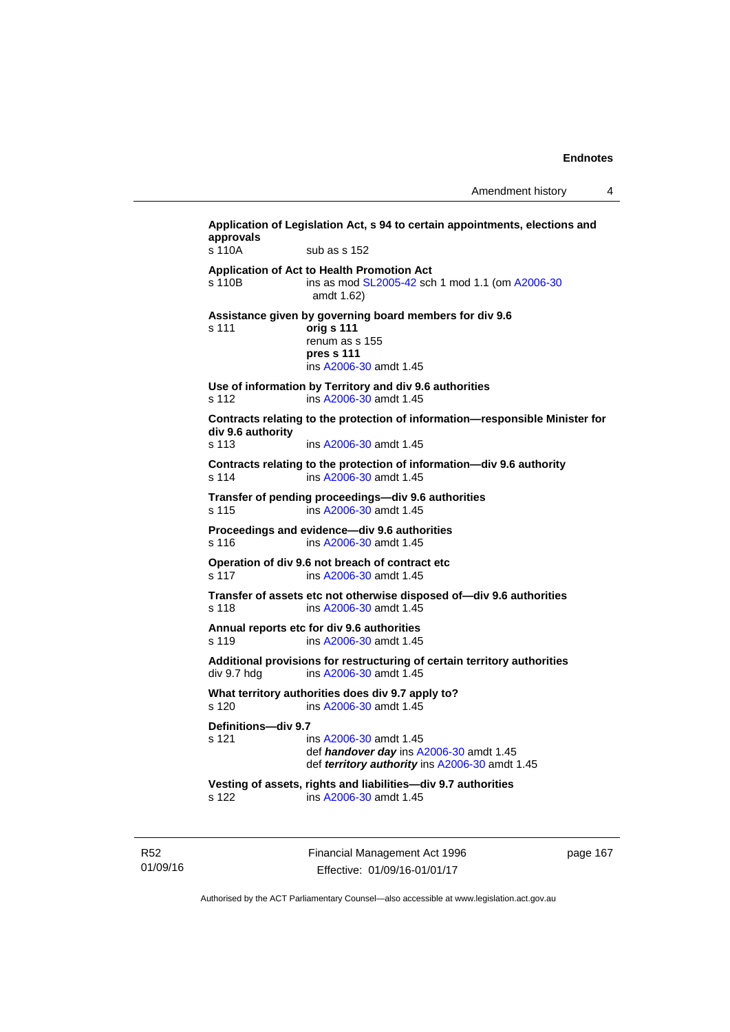**Application of Legislation Act, s 94 to certain appointments, elections and approvals**

s 110A sub as s 152

**Application of Act to Health Promotion Act**

s 110B ins as mod SL2005-42 sch 1 mod 1.1 (om A2006-30 amdt 1.62)

**Assistance given by governing board members for div 9.6**

s 111 **orig s 111**
renum as s 155
**pres s 111**
ins A2006-30 amdt 1.45

**Use of information by Territory and div 9.6 authorities**

s 112 ins A2006-30 amdt 1.45

**Contracts relating to the protection of information—responsible Minister for div 9.6 authority**

s 113 ins A2006-30 amdt 1.45

**Contracts relating to the protection of information—div 9.6 authority**

s 114 ins A2006-30 amdt 1.45

**Transfer of pending proceedings—div 9.6 authorities**

s 115 ins A2006-30 amdt 1.45

**Proceedings and evidence—div 9.6 authorities**

s 116 ins A2006-30 amdt 1.45

**Operation of div 9.6 not breach of contract etc**

s 117 ins A2006-30 amdt 1.45

**Transfer of assets etc not otherwise disposed of—div 9.6 authorities**

s 118 ins A2006-30 amdt 1.45

**Annual reports etc for div 9.6 authorities**

s 119 ins A2006-30 amdt 1.45

**Additional provisions for restructuring of certain territory authorities**

div 9.7 hdg ins A2006-30 amdt 1.45

**What territory authorities does div 9.7 apply to?**

s 120 ins A2006-30 amdt 1.45

**Definitions—div 9.7**

s 121 ins A2006-30 amdt 1.45
def ***handover day*** ins A2006-30 amdt 1.45
def ***territory authority*** ins A2006-30 amdt 1.45

**Vesting of assets, rights and liabilities—div 9.7 authorities**

s 122 ins A2006-30 amdt 1.45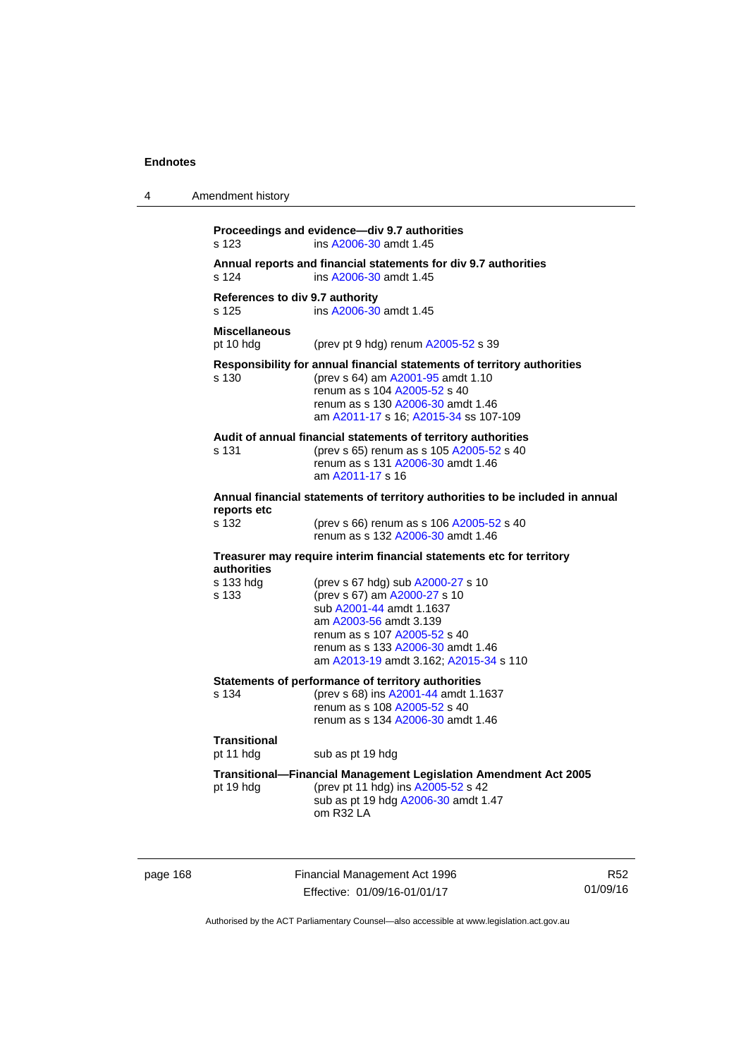**Proceedings and evidence—div 9.7 authorities**
s 123 ins A2006-30 amdt 1.45

**Annual reports and financial statements for div 9.7 authorities**
s 124 ins A2006-30 amdt 1.45

**References to div 9.7 authority**
s 125 ins A2006-30 amdt 1.45

**Miscellaneous**
pt 10 hdg (prev pt 9 hdg) renum A2005-52 s 39

**Responsibility for annual financial statements of territory authorities**
s 130 (prev s 64) am A2001-95 amdt 1.10
renum as s 104 A2005-52 s 40
renum as s 130 A2006-30 amdt 1.46
am A2011-17 s 16; A2015-34 ss 107-109

**Audit of annual financial statements of territory authorities**
s 131 (prev s 65) renum as s 105 A2005-52 s 40
renum as s 131 A2006-30 amdt 1.46
am A2011-17 s 16

**Annual financial statements of territory authorities to be included in annual reports etc**
s 132 (prev s 66) renum as s 106 A2005-52 s 40
renum as s 132 A2006-30 amdt 1.46

**Treasurer may require interim financial statements etc for territory authorities**
s 133 hdg (prev s 67 hdg) sub A2000-27 s 10
s 133 (prev s 67) am A2000-27 s 10
sub A2001-44 amdt 1.1637
am A2003-56 amdt 3.139
renum as s 107 A2005-52 s 40
renum as s 133 A2006-30 amdt 1.46
am A2013-19 amdt 3.162; A2015-34 s 110

**Statements of performance of territory authorities**
s 134 (prev s 68) ins A2001-44 amdt 1.1637
renum as s 108 A2005-52 s 40
renum as s 134 A2006-30 amdt 1.46

**Transitional**
pt 11 hdg sub as pt 19 hdg

**Transitional—Financial Management Legislation Amendment Act 2005**
pt 19 hdg (prev pt 11 hdg) ins A2005-52 s 42
sub as pt 19 hdg A2006-30 amdt 1.47
om R32 LA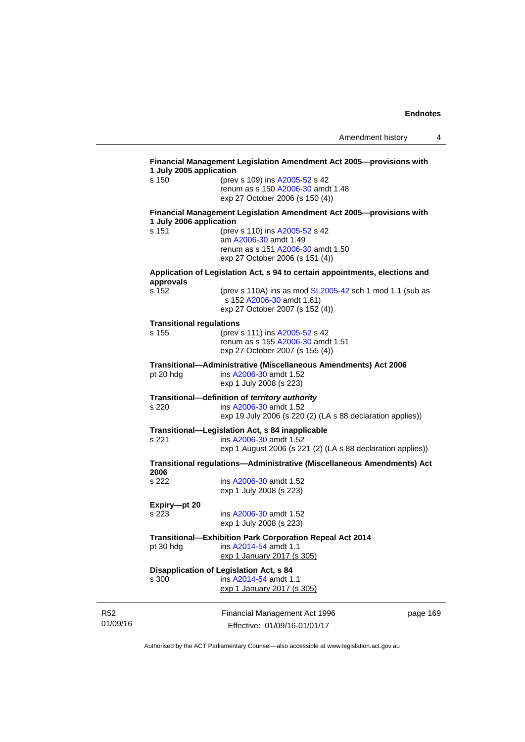**Financial Management Legislation Amendment Act 2005—provisions with 1 July 2005 application**

s 150 (prev s 109) ins A2005-52 s 42
renum as s 150 A2006-30 amdt 1.48
exp 27 October 2006 (s 150 (4))

**Financial Management Legislation Amendment Act 2005—provisions with 1 July 2006 application**

s 151 (prev s 110) ins A2005-52 s 42
am A2006-30 amdt 1.49
renum as s 151 A2006-30 amdt 1.50
exp 27 October 2006 (s 151 (4))

**Application of Legislation Act, s 94 to certain appointments, elections and approvals**

s 152 (prev s 110A) ins as mod SL2005-42 sch 1 mod 1.1 (sub as s 152 A2006-30 amdt 1.61)
exp 27 October 2007 (s 152 (4))

**Transitional regulations**

s 155 (prev s 111) ins A2005-52 s 42
renum as s 155 A2006-30 amdt 1.51
exp 27 October 2007 (s 155 (4))

**Transitional—Administrative (Miscellaneous Amendments) Act 2006**

pt 20 hdg ins A2006-30 amdt 1.52
exp 1 July 2008 (s 223)

**Transitional—definition of *territory authority***

s 220 ins A2006-30 amdt 1.52
exp 19 July 2006 (s 220 (2) (LA s 88 declaration applies))

**Transitional—Legislation Act, s 84 inapplicable**

s 221 ins A2006-30 amdt 1.52
exp 1 August 2006 (s 221 (2) (LA s 88 declaration applies))

**Transitional regulations—Administrative (Miscellaneous Amendments) Act 2006**

s 222 ins A2006-30 amdt 1.52
exp 1 July 2008 (s 223)

**Expiry—pt 20**

s 223 ins A2006-30 amdt 1.52
exp 1 July 2008 (s 223)

**Transitional—Exhibition Park Corporation Repeal Act 2014**

pt 30 hdg ins A2014-54 amdt 1.1
exp 1 January 2017 (s 305)

**Disapplication of Legislation Act, s 84**

s 300 ins A2014-54 amdt 1.1
exp 1 January 2017 (s 305)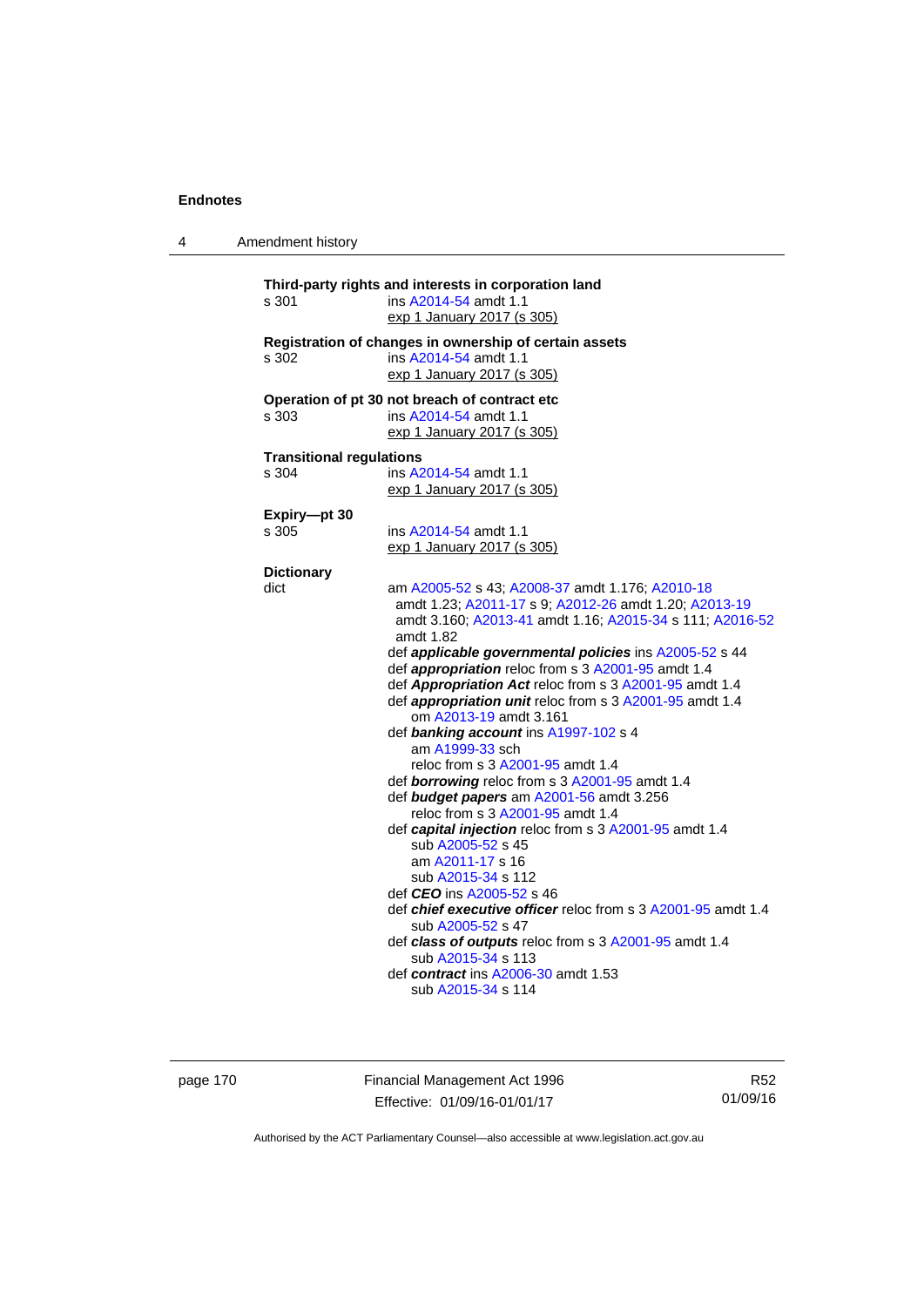**Third-party rights and interests in corporation land**

s 301 ins A2014-54 amdt 1.1
exp 1 January 2017 (s 305)

**Registration of changes in ownership of certain assets**

s 302 ins A2014-54 amdt 1.1
exp 1 January 2017 (s 305)

**Operation of pt 30 not breach of contract etc**

s 303 ins A2014-54 amdt 1.1
exp 1 January 2017 (s 305)

**Transitional regulations**

s 304 ins A2014-54 amdt 1.1
exp 1 January 2017 (s 305)

**Expiry—pt 30**

s 305 ins A2014-54 amdt 1.1
exp 1 January 2017 (s 305)

**Dictionary**

dict am A2005-52 s 43; A2008-37 amdt 1.176; A2010-18 amdt 1.23; A2011-17 s 9; A2012-26 amdt 1.20; A2013-19 amdt 3.160; A2013-41 amdt 1.16; A2015-34 s 111; A2016-52 amdt 1.82

def ***applicable governmental policies*** ins A2005-52 s 44

def ***appropriation*** reloc from s 3 A2001-95 amdt 1.4

def ***Appropriation Act*** reloc from s 3 A2001-95 amdt 1.4

def ***appropriation unit*** reloc from s 3 A2001-95 amdt 1.4
om A2013-19 amdt 3.161

def ***banking account*** ins A1997-102 s 4
am A1999-33 sch
reloc from s 3 A2001-95 amdt 1.4

def ***borrowing*** reloc from s 3 A2001-95 amdt 1.4

def ***budget papers*** am A2001-56 amdt 3.256
reloc from s 3 A2001-95 amdt 1.4

def ***capital injection*** reloc from s 3 A2001-95 amdt 1.4
sub A2005-52 s 45
am A2011-17 s 16
sub A2015-34 s 112

def ***CEO*** ins A2005-52 s 46

def ***chief executive officer*** reloc from s 3 A2001-95 amdt 1.4
sub A2005-52 s 47

def ***class of outputs*** reloc from s 3 A2001-95 amdt 1.4
sub A2015-34 s 113

def ***contract*** ins A2006-30 amdt 1.53
sub A2015-34 s 114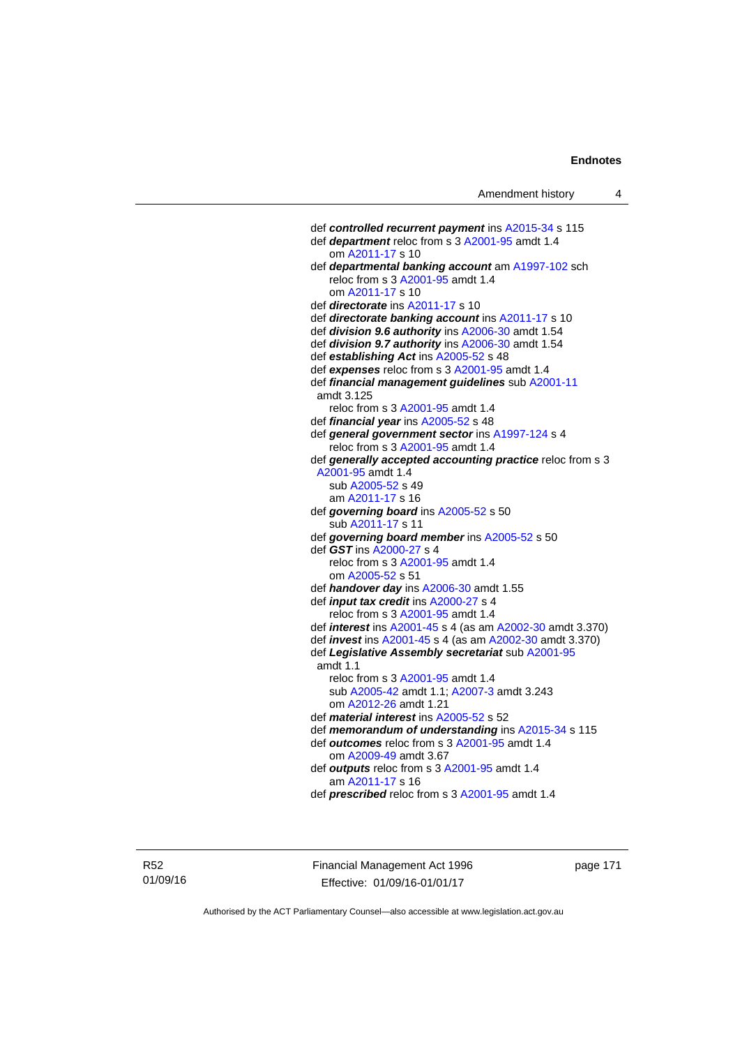def ***controlled recurrent payment*** ins A2015-34 s 115

def ***department*** reloc from s 3 A2001-95 amdt 1.4
  om A2011-17 s 10

def ***departmental banking account*** am A1997-102 sch
  reloc from s 3 A2001-95 amdt 1.4
  om A2011-17 s 10

def ***directorate*** ins A2011-17 s 10

def ***directorate banking account*** ins A2011-17 s 10

def ***division 9.6 authority*** ins A2006-30 amdt 1.54

def ***division 9.7 authority*** ins A2006-30 amdt 1.54

def ***establishing Act*** ins A2005-52 s 48

def ***expenses*** reloc from s 3 A2001-95 amdt 1.4

def ***financial management guidelines*** sub A2001-11 amdt 3.125
  reloc from s 3 A2001-95 amdt 1.4

def ***financial year*** ins A2005-52 s 48

def ***general government sector*** ins A1997-124 s 4
  reloc from s 3 A2001-95 amdt 1.4

def ***generally accepted accounting practice*** reloc from s 3 A2001-95 amdt 1.4
  sub A2005-52 s 49
  am A2011-17 s 16

def ***governing board*** ins A2005-52 s 50
  sub A2011-17 s 11

def ***governing board member*** ins A2005-52 s 50

def ***GST*** ins A2000-27 s 4
  reloc from s 3 A2001-95 amdt 1.4
  om A2005-52 s 51

def ***handover day*** ins A2006-30 amdt 1.55

def ***input tax credit*** ins A2000-27 s 4
  reloc from s 3 A2001-95 amdt 1.4

def ***interest*** ins A2001-45 s 4 (as am A2002-30 amdt 3.370)

def ***invest*** ins A2001-45 s 4 (as am A2002-30 amdt 3.370)

def ***Legislative Assembly secretariat*** sub A2001-95 amdt 1.1
  reloc from s 3 A2001-95 amdt 1.4
  sub A2005-42 amdt 1.1; A2007-3 amdt 3.243
  om A2012-26 amdt 1.21

def ***material interest*** ins A2005-52 s 52

def ***memorandum of understanding*** ins A2015-34 s 115

def ***outcomes*** reloc from s 3 A2001-95 amdt 1.4
  om A2009-49 amdt 3.67

def ***outputs*** reloc from s 3 A2001-95 amdt 1.4
  am A2011-17 s 16

def ***prescribed*** reloc from s 3 A2001-95 amdt 1.4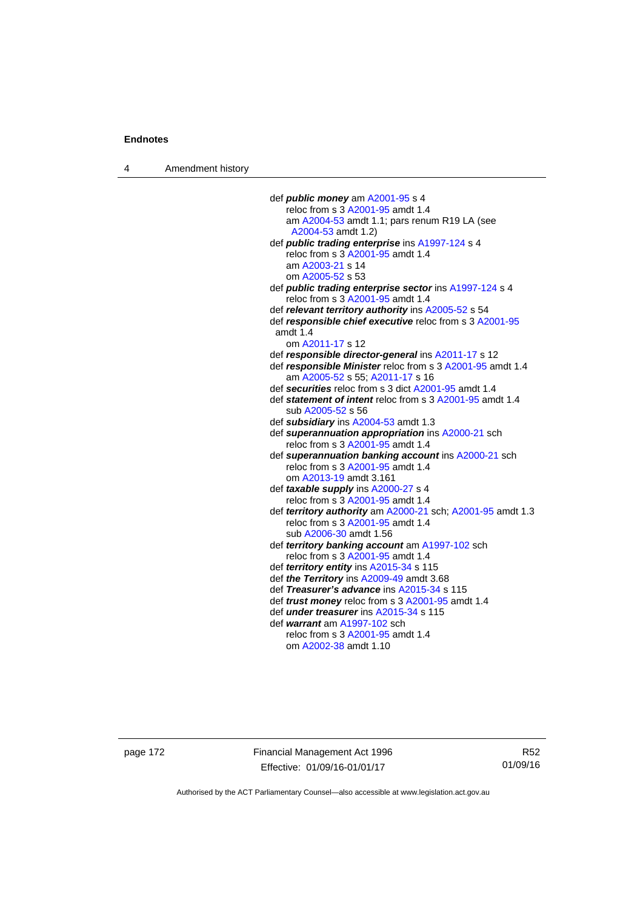def ***public money*** am A2001-95 s 4
reloc from s 3 A2001-95 amdt 1.4
am A2004-53 amdt 1.1; pars renum R19 LA (see A2004-53 amdt 1.2)

def ***public trading enterprise*** ins A1997-124 s 4
reloc from s 3 A2001-95 amdt 1.4
am A2003-21 s 14
om A2005-52 s 53

def ***public trading enterprise sector*** ins A1997-124 s 4
reloc from s 3 A2001-95 amdt 1.4

def ***relevant territory authority*** ins A2005-52 s 54

def ***responsible chief executive*** reloc from s 3 A2001-95 amdt 1.4
om A2011-17 s 12

def ***responsible director-general*** ins A2011-17 s 12

def ***responsible Minister*** reloc from s 3 A2001-95 amdt 1.4
am A2005-52 s 55; A2011-17 s 16

def ***securities*** reloc from s 3 dict A2001-95 amdt 1.4

def ***statement of intent*** reloc from s 3 A2001-95 amdt 1.4
sub A2005-52 s 56

def ***subsidiary*** ins A2004-53 amdt 1.3

def ***superannuation appropriation*** ins A2000-21 sch
reloc from s 3 A2001-95 amdt 1.4

def ***superannuation banking account*** ins A2000-21 sch
reloc from s 3 A2001-95 amdt 1.4
om A2013-19 amdt 3.161

def ***taxable supply*** ins A2000-27 s 4
reloc from s 3 A2001-95 amdt 1.4

def ***territory authority*** am A2000-21 sch; A2001-95 amdt 1.3
reloc from s 3 A2001-95 amdt 1.4
sub A2006-30 amdt 1.56

def ***territory banking account*** am A1997-102 sch
reloc from s 3 A2001-95 amdt 1.4

def ***territory entity*** ins A2015-34 s 115

def ***the Territory*** ins A2009-49 amdt 3.68

def ***Treasurer's advance*** ins A2015-34 s 115

def ***trust money*** reloc from s 3 A2001-95 amdt 1.4

def ***under treasurer*** ins A2015-34 s 115

def ***warrant*** am A1997-102 sch
reloc from s 3 A2001-95 amdt 1.4
om A2002-38 amdt 1.10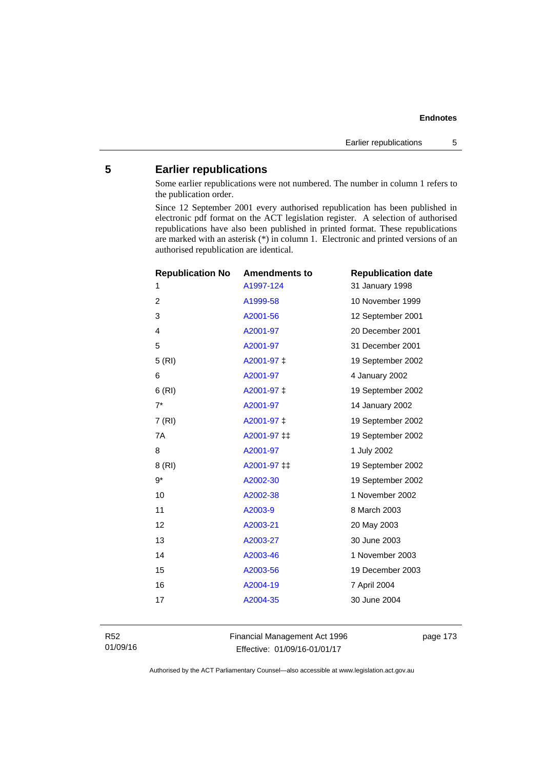## 5 Earlier republications

Some earlier republications were not numbered. The number in column 1 refers to the publication order.

Since 12 September 2001 every authorised republication has been published in electronic pdf format on the ACT legislation register. A selection of authorised republications have also been published in printed format. These republications are marked with an asterisk (*) in column 1. Electronic and printed versions of an authorised republication are identical.

| Republication No | Amendments to | Republication date |
|---|---|---|
| 1 | A1997-124 | 31 January 1998 |
| 2 | A1999-58 | 10 November 1999 |
| 3 | A2001-56 | 12 September 2001 |
| 4 | A2001-97 | 20 December 2001 |
| 5 | A2001-97 | 31 December 2001 |
| 5 (RI) | A2001-97 ‡ | 19 September 2002 |
| 6 | A2001-97 | 4 January 2002 |
| 6 (RI) | A2001-97 ‡ | 19 September 2002 |
| 7* | A2001-97 | 14 January 2002 |
| 7 (RI) | A2001-97 ‡ | 19 September 2002 |
| 7A | A2001-97 ‡‡ | 19 September 2002 |
| 8 | A2001-97 | 1 July 2002 |
| 8 (RI) | A2001-97 ‡‡ | 19 September 2002 |
| 9* | A2002-30 | 19 September 2002 |
| 10 | A2002-38 | 1 November 2002 |
| 11 | A2003-9 | 8 March 2003 |
| 12 | A2003-21 | 20 May 2003 |
| 13 | A2003-27 | 30 June 2003 |
| 14 | A2003-46 | 1 November 2003 |
| 15 | A2003-56 | 19 December 2003 |
| 16 | A2004-19 | 7 April 2004 |
| 17 | A2004-35 | 30 June 2004 |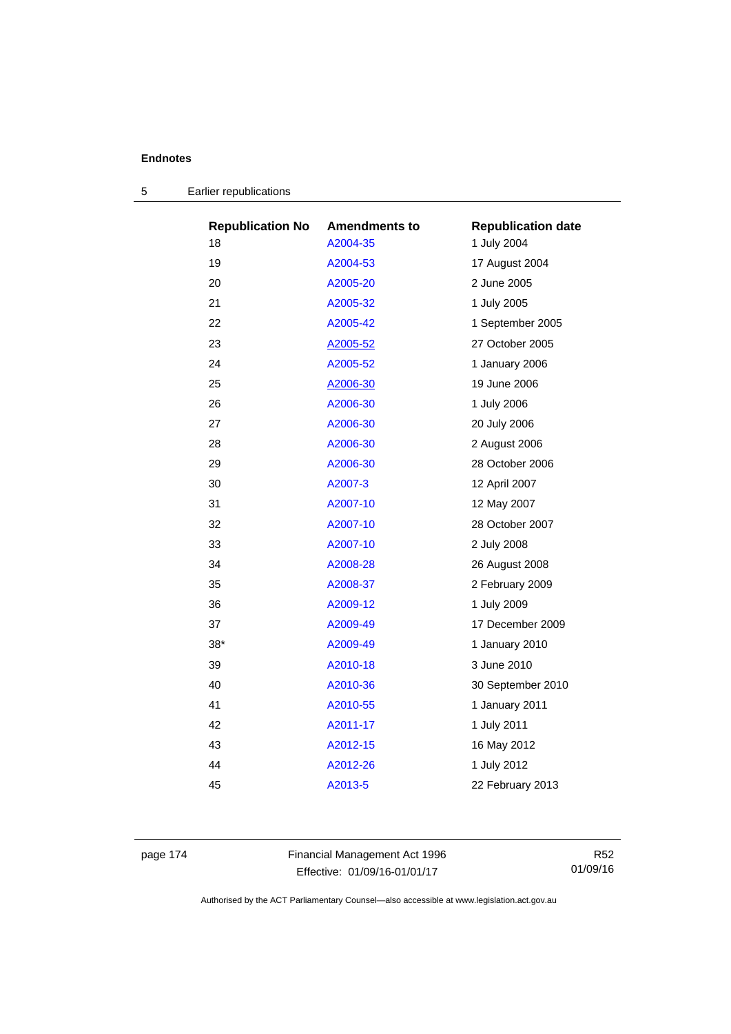## 5 Earlier republications

| Republication No | Amendments to | Republication date |
|---|---|---|
| 18 | A2004-35 | 1 July 2004 |
| 19 | A2004-53 | 17 August 2004 |
| 20 | A2005-20 | 2 June 2005 |
| 21 | A2005-32 | 1 July 2005 |
| 22 | A2005-42 | 1 September 2005 |
| 23 | A2005-52 | 27 October 2005 |
| 24 | A2005-52 | 1 January 2006 |
| 25 | A2006-30 | 19 June 2006 |
| 26 | A2006-30 | 1 July 2006 |
| 27 | A2006-30 | 20 July 2006 |
| 28 | A2006-30 | 2 August 2006 |
| 29 | A2006-30 | 28 October 2006 |
| 30 | A2007-3 | 12 April 2007 |
| 31 | A2007-10 | 12 May 2007 |
| 32 | A2007-10 | 28 October 2007 |
| 33 | A2007-10 | 2 July 2008 |
| 34 | A2008-28 | 26 August 2008 |
| 35 | A2008-37 | 2 February 2009 |
| 36 | A2009-12 | 1 July 2009 |
| 37 | A2009-49 | 17 December 2009 |
| 38* | A2009-49 | 1 January 2010 |
| 39 | A2010-18 | 3 June 2010 |
| 40 | A2010-36 | 30 September 2010 |
| 41 | A2010-55 | 1 January 2011 |
| 42 | A2011-17 | 1 July 2011 |
| 43 | A2012-15 | 16 May 2012 |
| 44 | A2012-26 | 1 July 2012 |
| 45 | A2013-5 | 22 February 2013 |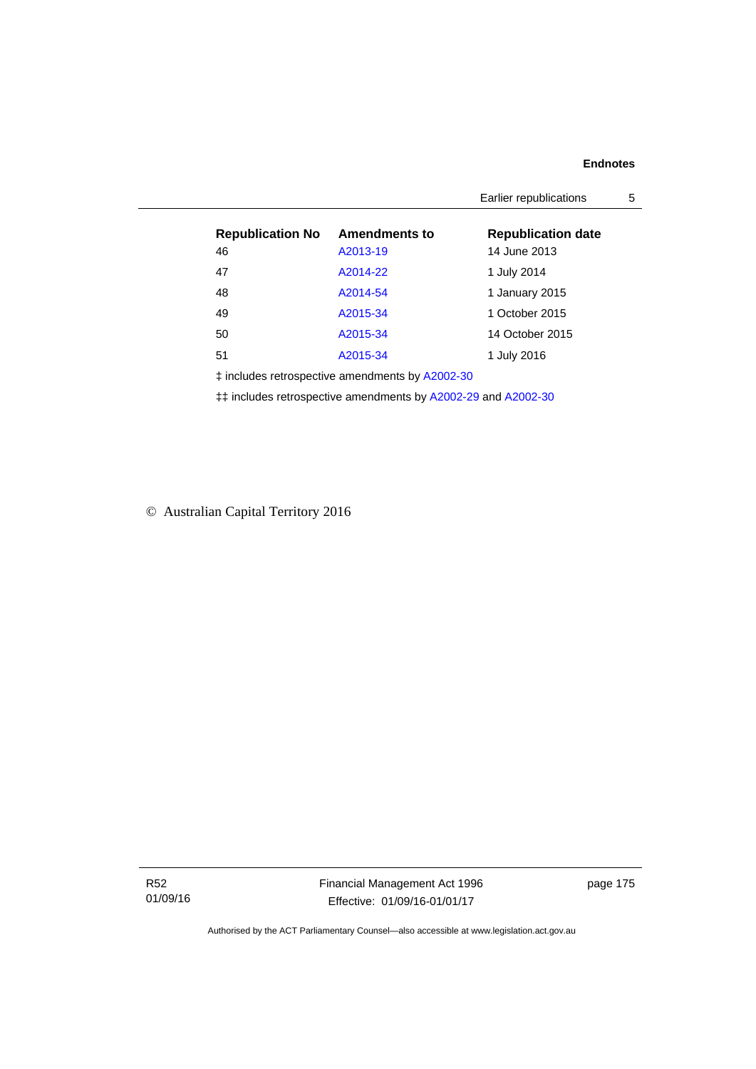| Republication No | Amendments to | Republication date |
|---|---|---|
| 46 | A2013-19 | 14 June 2013 |
| 47 | A2014-22 | 1 July 2014 |
| 48 | A2014-54 | 1 January 2015 |
| 49 | A2015-34 | 1 October 2015 |
| 50 | A2015-34 | 14 October 2015 |
| 51 | A2015-34 | 1 July 2016 |

‡ includes retrospective amendments by A2002-30

‡‡ includes retrospective amendments by A2002-29 and A2002-30

© Australian Capital Territory 2016